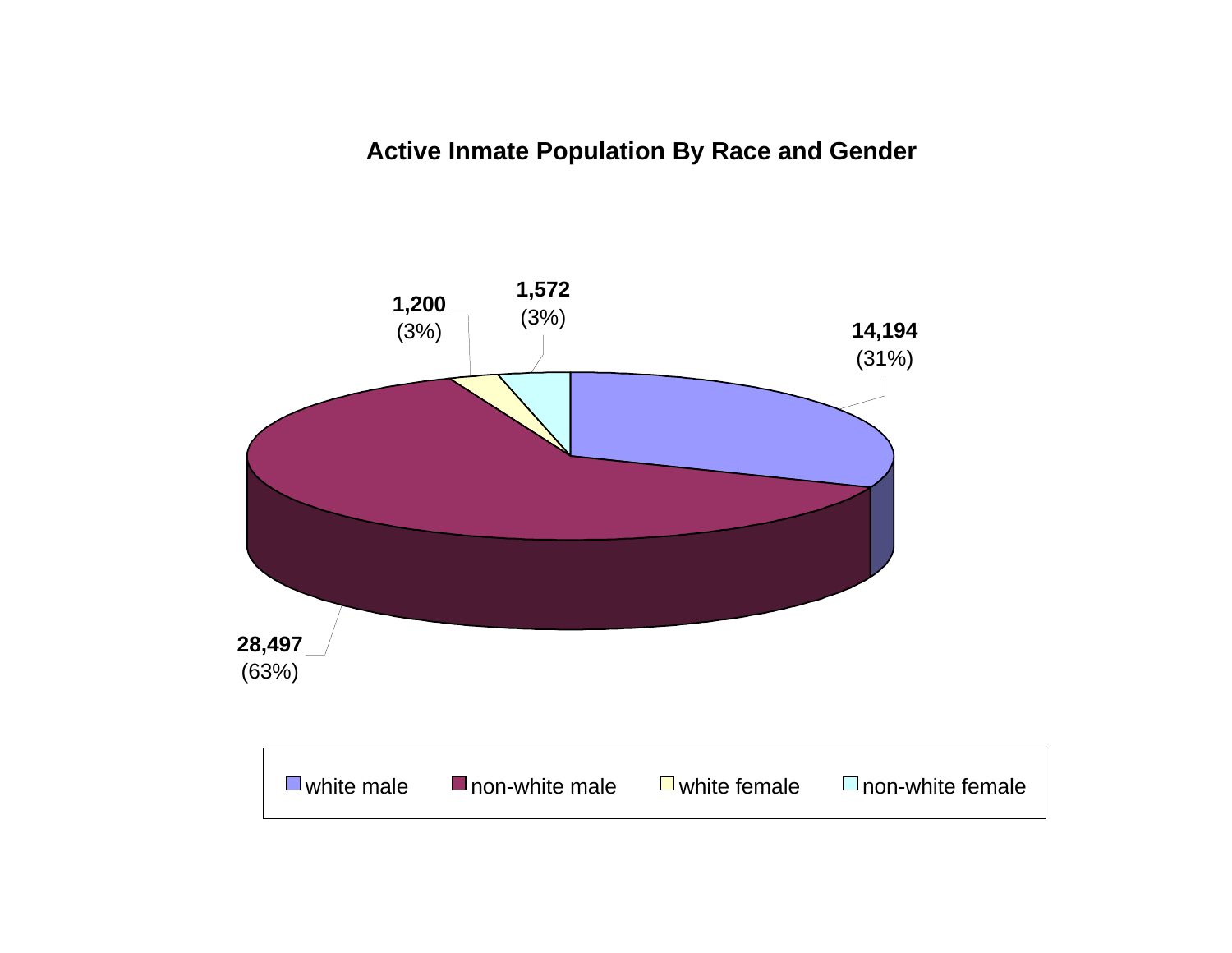# Active Inmate Population By Race and Gender

| Category | Count | Percent |
| --- | --- | --- |
| white male | 14,194 | (31%) |
| non-white male | 28,497 | (63%) |
| white female | 1,200 | (3%) |
| non-white female | 1,572 | (3%) |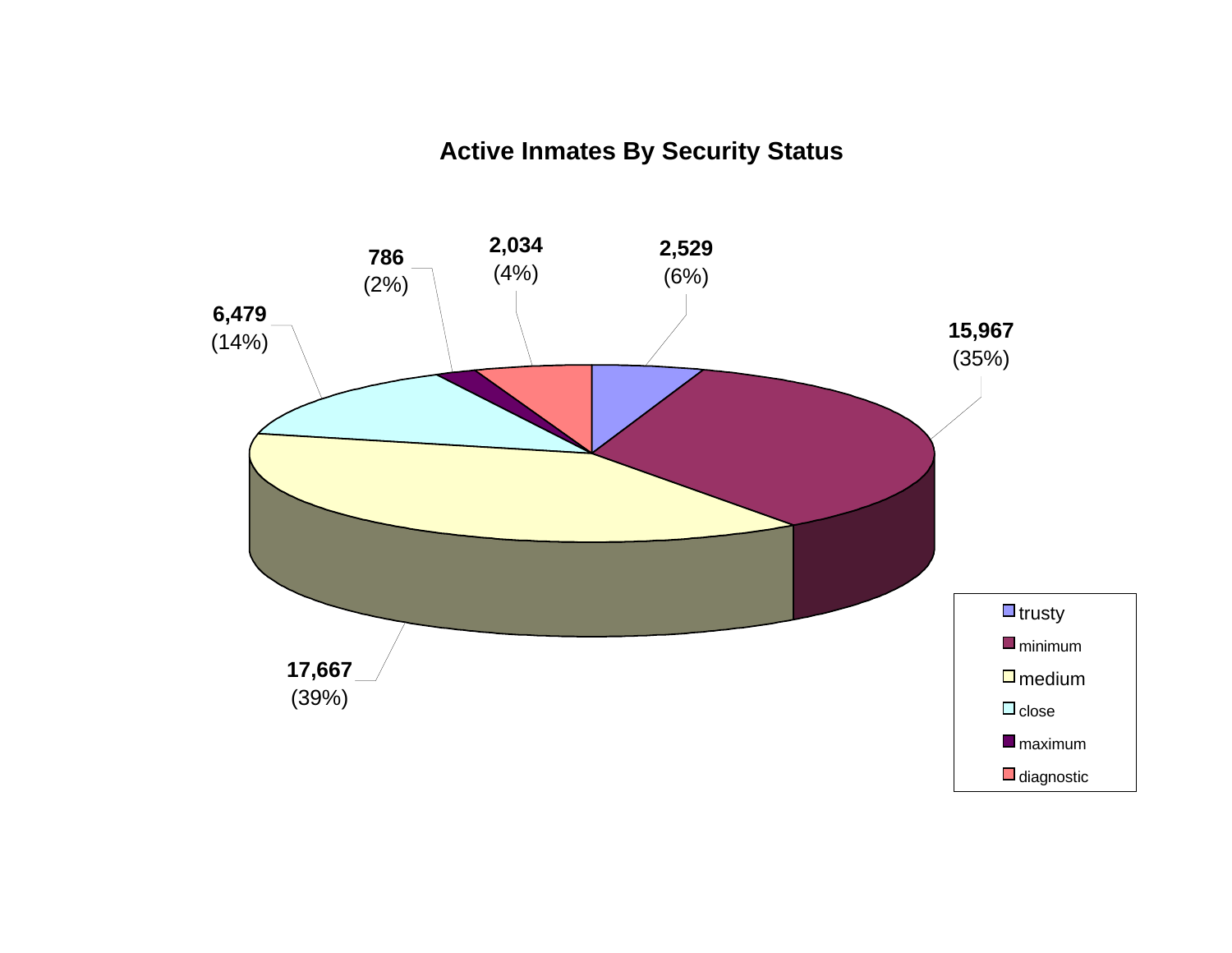## Active Inmates By Security Status

| Security Status | Count | Percent |
|---|---|---|
| trusty | 2,529 | (6%) |
| minimum | 15,967 | (35%) |
| medium | 17,667 | (39%) |
| close | 6,479 | (14%) |
| maximum | 786 | (2%) |
| diagnostic | 2,034 | (4%) |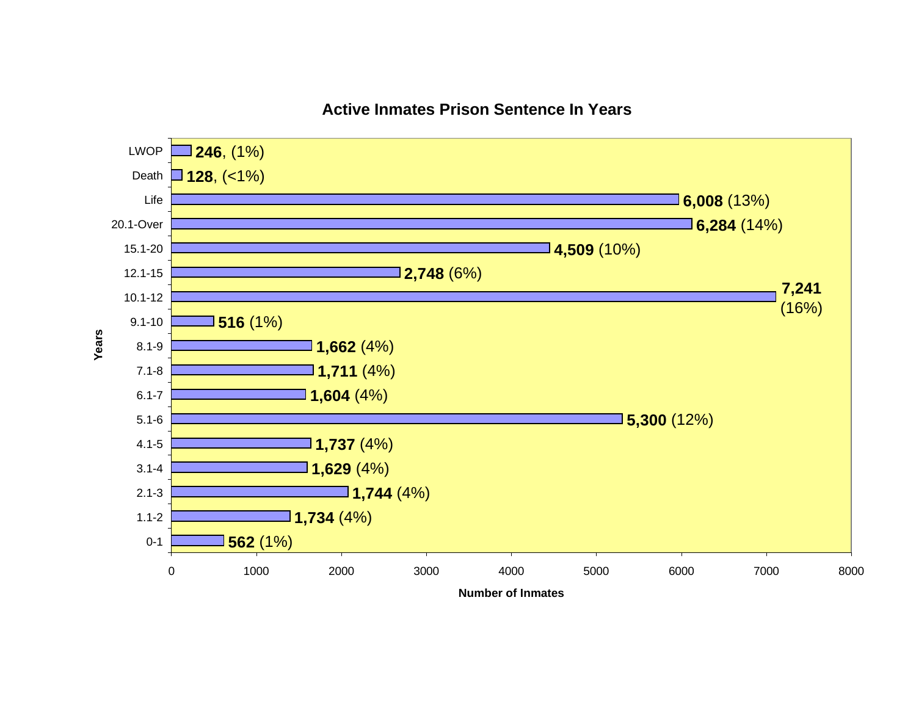# Active Inmates Prison Sentence In Years

| Years | Number of Inmates | Percent |
|---|---|---|
| LWOP | 246 | 1% |
| Death | 128 | <1% |
| Life | 6,008 | 13% |
| 20.1-Over | 6,284 | 14% |
| 15.1-20 | 4,509 | 10% |
| 12.1-15 | 2,748 | 6% |
| 10.1-12 | 7,241 | 16% |
| 9.1-10 | 516 | 1% |
| 8.1-9 | 1,662 | 4% |
| 7.1-8 | 1,711 | 4% |
| 6.1-7 | 1,604 | 4% |
| 5.1-6 | 5,300 | 12% |
| 4.1-5 | 1,737 | 4% |
| 3.1-4 | 1,629 | 4% |
| 2.1-3 | 1,744 | 4% |
| 1.1-2 | 1,734 | 4% |
| 0-1 | 562 | 1% |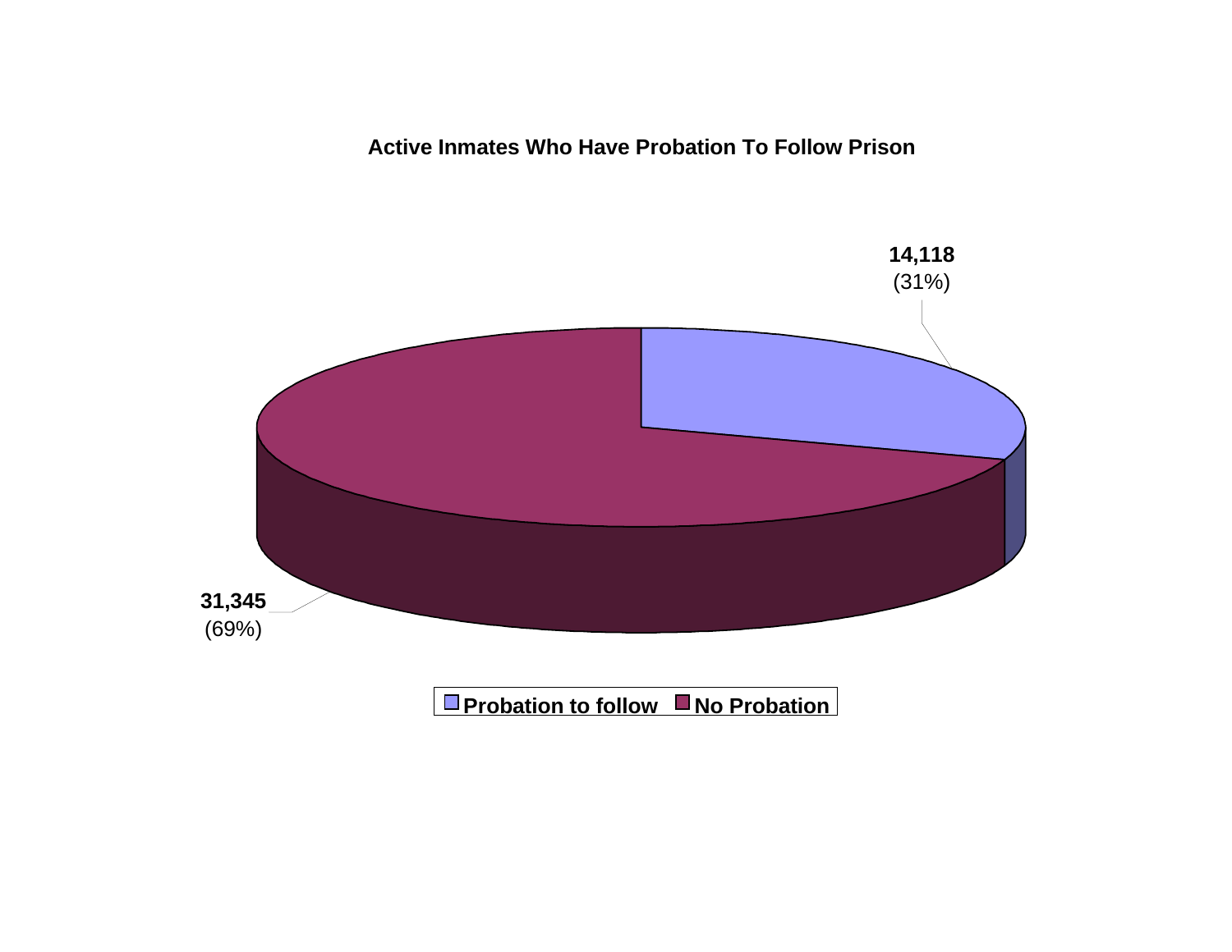**Active Inmates Who Have Probation To Follow Prison**

**14,118**
(31%)

**31,345**
(69%)

**Probation to follow** **No Probation**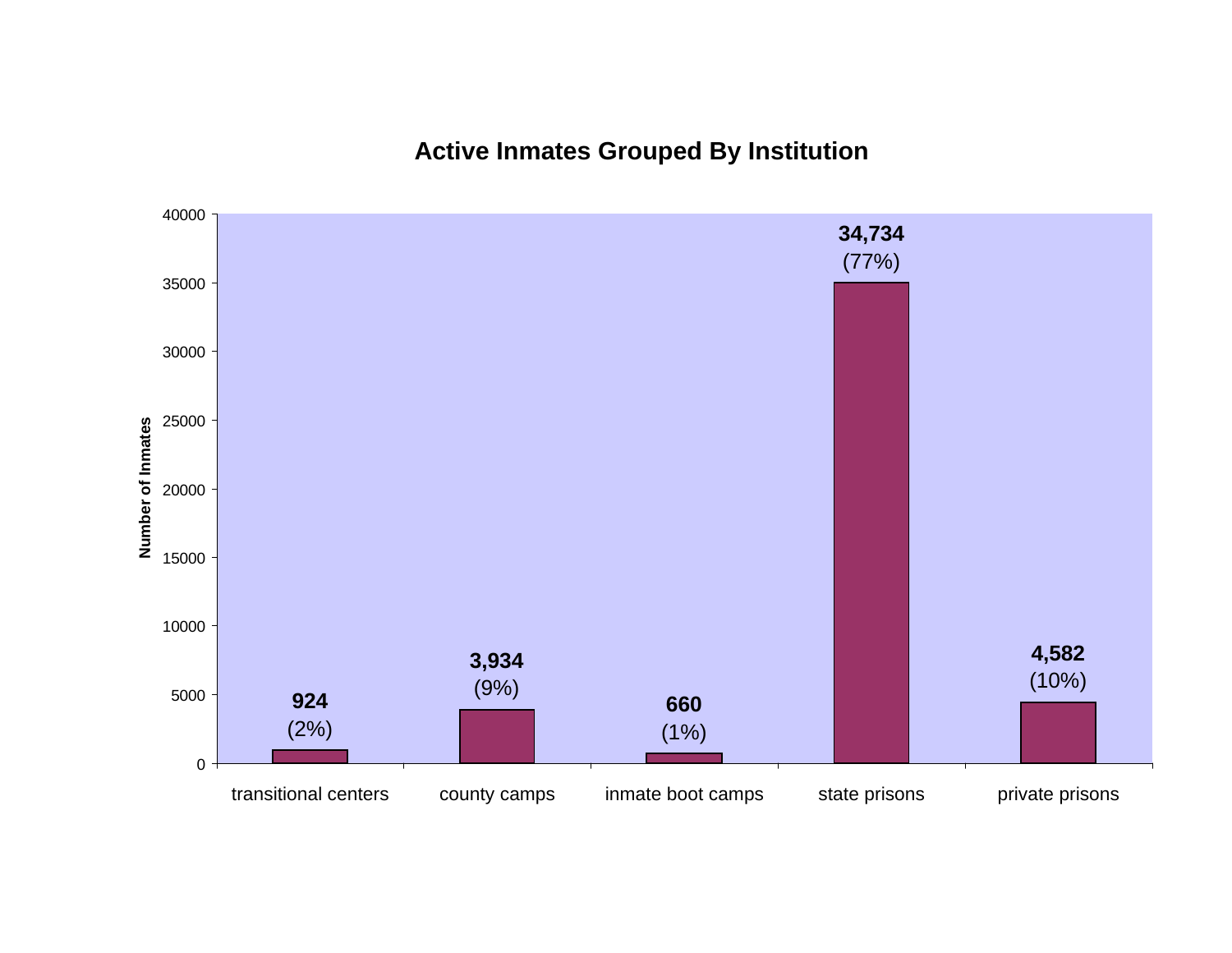## Active Inmates Grouped By Institution

| Institution | Number of Inmates | Percent |
|---|---|---|
| transitional centers | 924 | (2%) |
| county camps | 3,934 | (9%) |
| inmate boot camps | 660 | (1%) |
| state prisons | 34,734 | (77%) |
| private prisons | 4,582 | (10%) |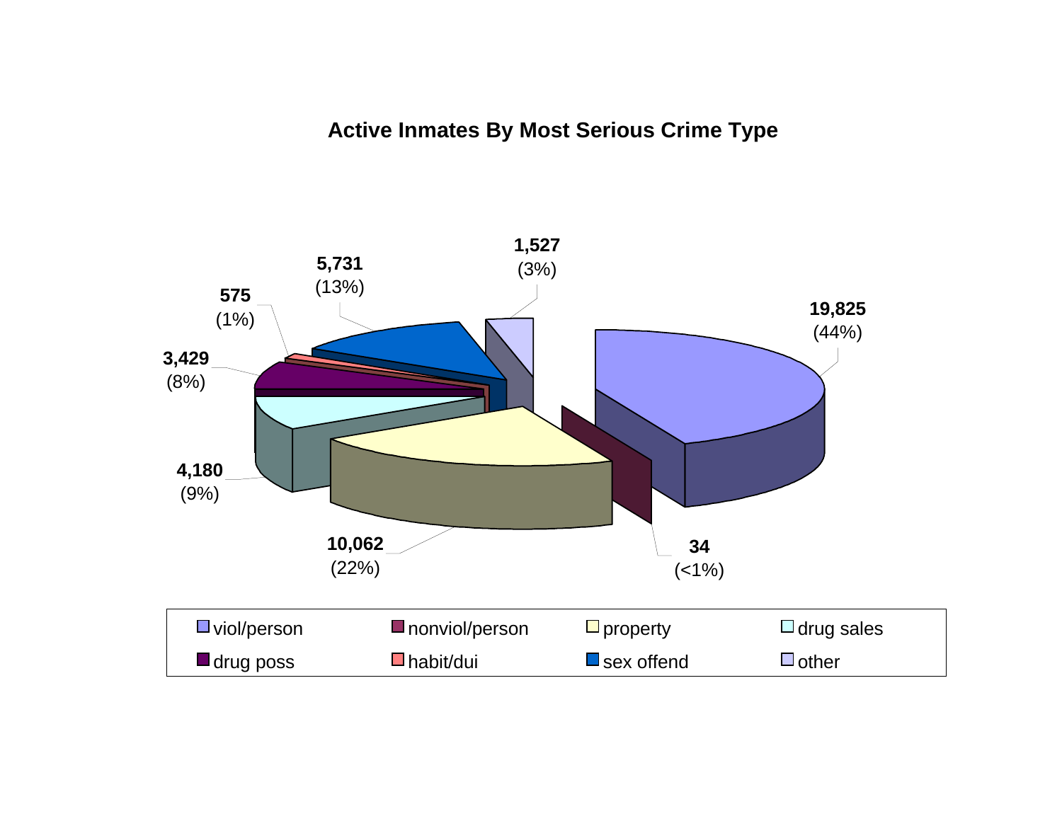## Active Inmates By Most Serious Crime Type

| Crime Type | Count | Percent |
|---|---|---|
| viol/person | 19,825 | (44%) |
| nonviol/person | 34 | (<1%) |
| property | 10,062 | (22%) |
| drug sales | 4,180 | (9%) |
| drug poss | 3,429 | (8%) |
| habit/dui | 575 | (1%) |
| sex offend | 5,731 | (13%) |
| other | 1,527 | (3%) |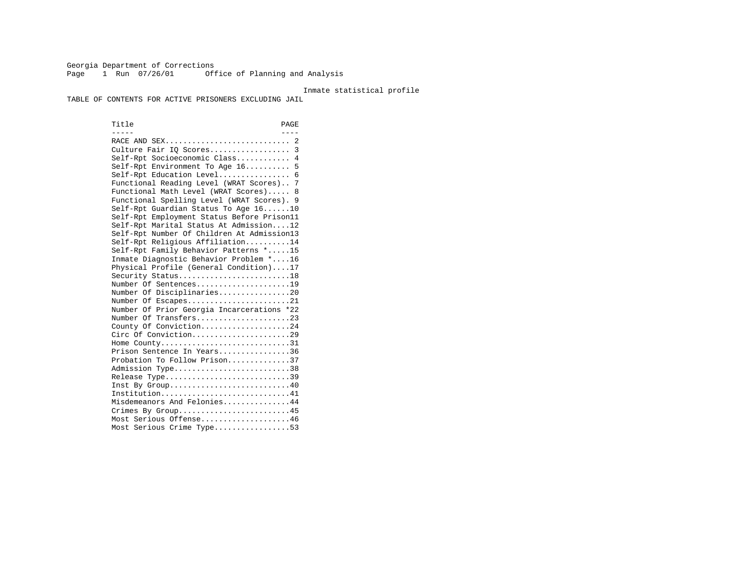Georgia Department of Corrections
Page 1 Run 07/26/01 Office of Planning and Analysis

Inmate statistical profile

TABLE OF CONTENTS FOR ACTIVE PRISONERS EXCLUDING JAIL

| Title | PAGE |
|---|---|
| RACE AND SEX | 2 |
| Culture Fair IQ Scores | 3 |
| Self-Rpt Socioeconomic Class | 4 |
| Self-Rpt Environment To Age 16 | 5 |
| Self-Rpt Education Level | 6 |
| Functional Reading Level (WRAT Scores) | 7 |
| Functional Math Level (WRAT Scores) | 8 |
| Functional Spelling Level (WRAT Scores) | 9 |
| Self-Rpt Guardian Status To Age 16 | 10 |
| Self-Rpt Employment Status Before Prison | 11 |
| Self-Rpt Marital Status At Admission | 12 |
| Self-Rpt Number Of Children At Admission | 13 |
| Self-Rpt Religious Affiliation | 14 |
| Self-Rpt Family Behavior Patterns * | 15 |
| Inmate Diagnostic Behavior Problem * | 16 |
| Physical Profile (General Condition) | 17 |
| Security Status | 18 |
| Number Of Sentences | 19 |
| Number Of Disciplinaries | 20 |
| Number Of Escapes | 21 |
| Number Of Prior Georgia Incarcerations * | 22 |
| Number Of Transfers | 23 |
| County Of Conviction | 24 |
| Circ Of Conviction | 29 |
| Home County | 31 |
| Prison Sentence In Years | 36 |
| Probation To Follow Prison | 37 |
| Admission Type | 38 |
| Release Type | 39 |
| Inst By Group | 40 |
| Institution | 41 |
| Misdemeanors And Felonies | 44 |
| Crimes By Group | 45 |
| Most Serious Offense | 46 |
| Most Serious Crime Type | 53 |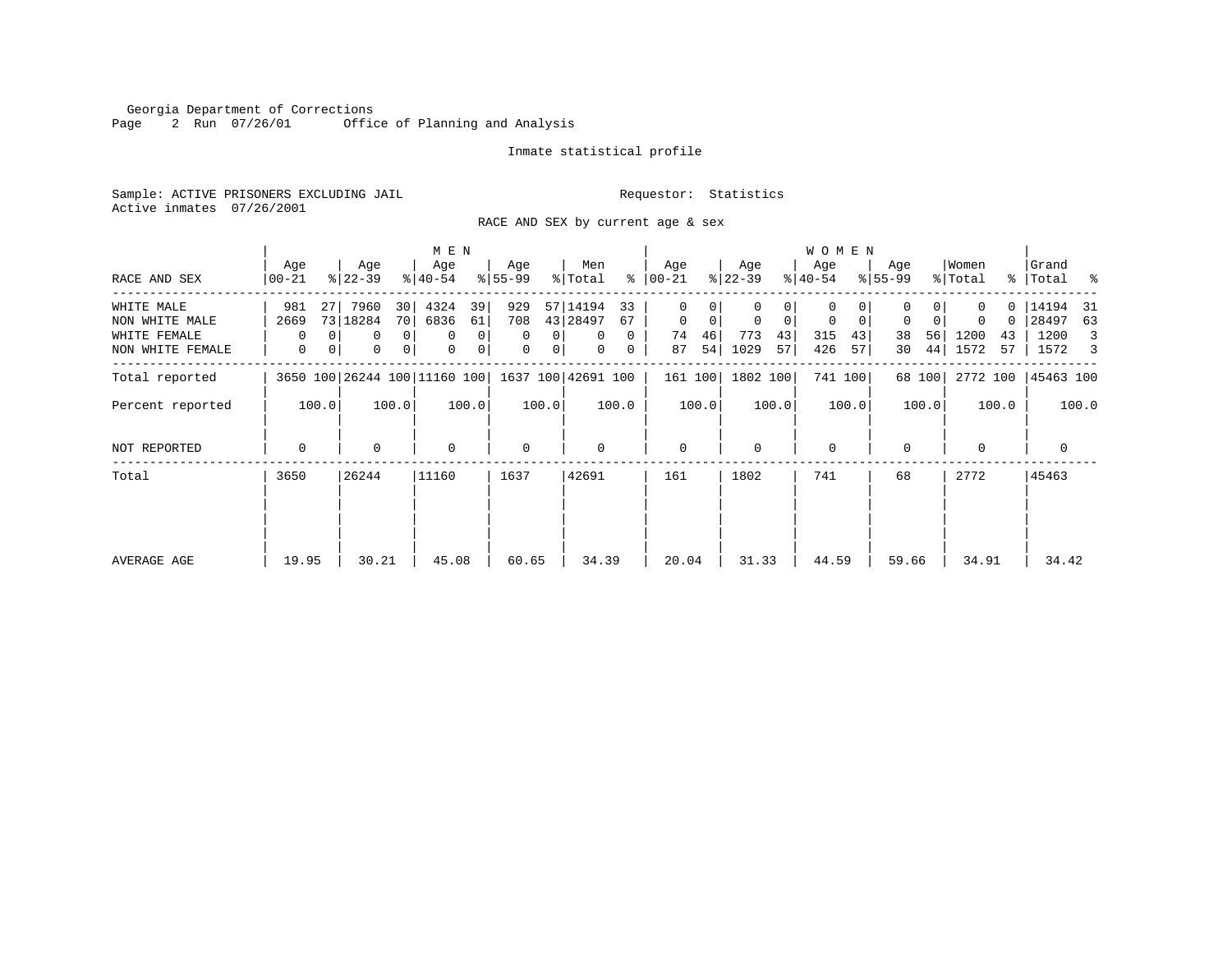Georgia Department of Corrections
Office of Planning and Analysis

Inmate statistical profile

Sample: ACTIVE PRISONERS EXCLUDING JAIL    Requestor: Statistics
Active inmates 07/26/2001

RACE AND SEX by current age & sex

| RACE AND SEX | MEN Age 00-21 | % | MEN Age 22-39 | % | MEN Age 40-54 | % | MEN Age 55-99 | % | Men Total | % | WOMEN Age 00-21 | % | WOMEN Age 22-39 | % | WOMEN Age 40-54 | % | WOMEN Age 55-99 | % | Women Total | % | Grand Total | % |
|---|---|---|---|---|---|---|---|---|---|---|---|---|---|---|---|---|---|---|---|---|---|---|
| WHITE MALE | 981 | 27 | 7960 | 30 | 4324 | 39 | 929 | 57 | 14194 | 33 | 0 | 0 | 0 | 0 | 0 | 0 | 0 | 0 | 0 | 0 | 14194 | 31 |
| NON WHITE MALE | 2669 | 73 | 18284 | 70 | 6836 | 61 | 708 | 43 | 28497 | 67 | 0 | 0 | 0 | 0 | 0 | 0 | 0 | 0 | 0 | 0 | 28497 | 63 |
| WHITE FEMALE | 0 | 0 | 0 | 0 | 0 | 0 | 0 | 0 | 0 | 0 | 74 | 46 | 773 | 43 | 315 | 43 | 38 | 56 | 1200 | 43 | 1200 | 3 |
| NON WHITE FEMALE | 0 | 0 | 0 | 0 | 0 | 0 | 0 | 0 | 0 | 0 | 87 | 54 | 1029 | 57 | 426 | 57 | 30 | 44 | 1572 | 57 | 1572 | 3 |
| Total reported | 3650 | 100 | 26244 | 100 | 11160 | 100 | 1637 | 100 | 42691 | 100 | 161 | 100 | 1802 | 100 | 741 | 100 | 68 | 100 | 2772 | 100 | 45463 | 100 |
| Percent reported | | 100.0 | | 100.0 | | 100.0 | | 100.0 | | 100.0 | | 100.0 | | 100.0 | | 100.0 | | 100.0 | | 100.0 | | 100.0 |
| NOT REPORTED | 0 | | 0 | | 0 | | 0 | | 0 | | 0 | | 0 | | 0 | | 0 | | 0 | | 0 | |
| Total | 3650 | | 26244 | | 11160 | | 1637 | | 42691 | | 161 | | 1802 | | 741 | | 68 | | 2772 | | 45463 | |
| AVERAGE AGE | 19.95 | | 30.21 | | 45.08 | | 60.65 | | 34.39 | | 20.04 | | 31.33 | | 44.59 | | 59.66 | | 34.91 | | 34.42 | |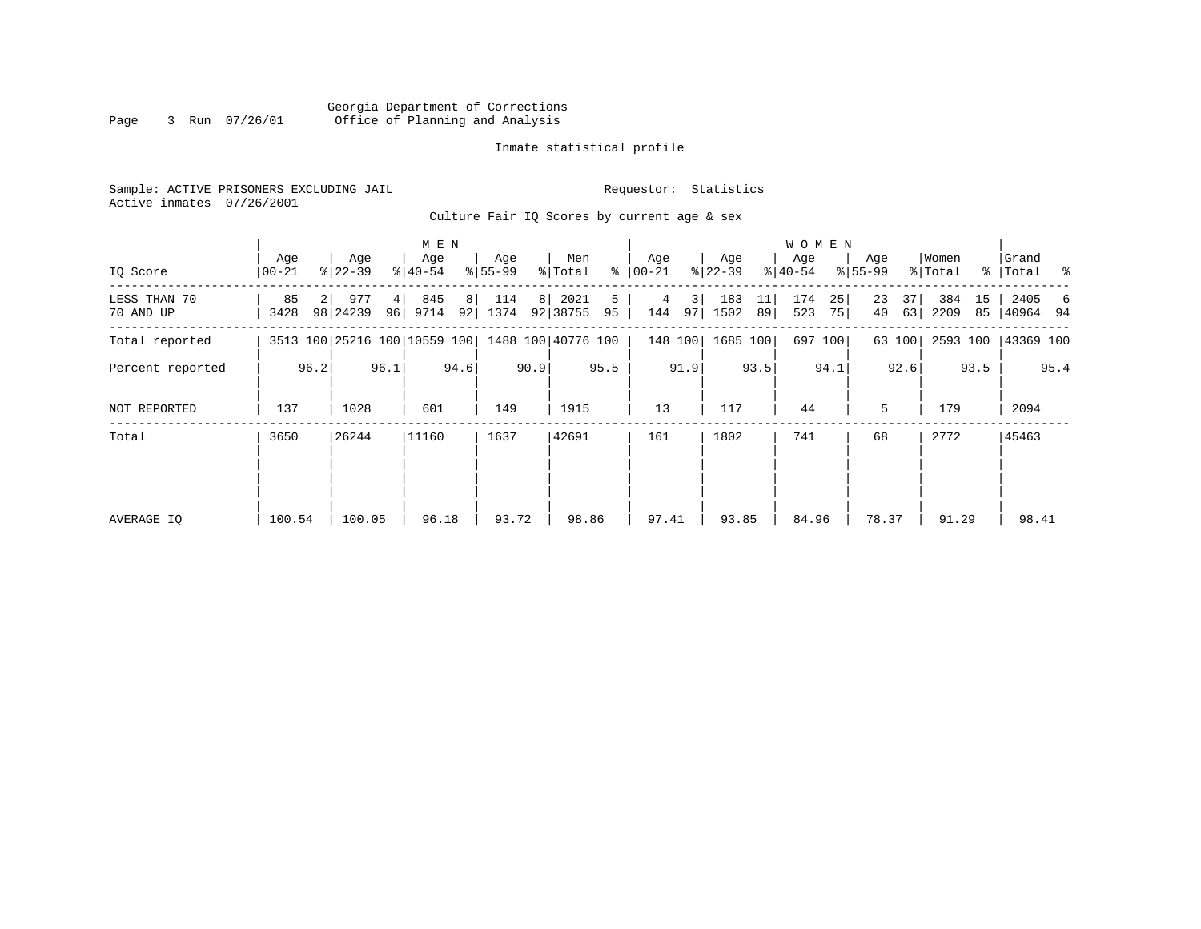Georgia Department of Corrections
Office of Planning and Analysis

Inmate statistical profile

Sample: ACTIVE PRISONERS EXCLUDING JAIL    Requestor: Statistics
Active inmates 07/26/2001

Culture Fair IQ Scores by current age & sex

| IQ Score | MEN Age 00-21 | % | Age 22-39 | % | Age 40-54 | % | Age 55-99 | % | Men Total | % | WOMEN Age 00-21 | % | Age 22-39 | % | Age 40-54 | % | Age 55-99 | % | Women Total | % | Grand Total | % |
|---|---|---|---|---|---|---|---|---|---|---|---|---|---|---|---|---|---|---|---|---|---|---|
| LESS THAN 70 | 85 | 2 | 977 | 4 | 845 | 8 | 114 | 8 | 2021 | 5 | 4 | 3 | 183 | 11 | 174 | 25 | 23 | 37 | 384 | 15 | 2405 | 6 |
| 70 AND UP | 3428 | 98 | 24239 | 96 | 9714 | 92 | 1374 | 92 | 38755 | 95 | 144 | 97 | 1502 | 89 | 523 | 75 | 40 | 63 | 2209 | 85 | 40964 | 94 |
| Total reported | 3513 | 100 | 25216 | 100 | 10559 | 100 | 1488 | 100 | 40776 | 100 | 148 | 100 | 1685 | 100 | 697 | 100 | 63 | 100 | 2593 | 100 | 43369 | 100 |
| Percent reported | | 96.2 | | 96.1 | | 94.6 | | 90.9 | | 95.5 | | 91.9 | | 93.5 | | 94.1 | | 92.6 | | 93.5 | | 95.4 |
| NOT REPORTED | 137 | | 1028 | | 601 | | 149 | | 1915 | | 13 | | 117 | | 44 | | 5 | | 179 | | 2094 | |
| Total | 3650 | | 26244 | | 11160 | | 1637 | | 42691 | | 161 | | 1802 | | 741 | | 68 | | 2772 | | 45463 | |
| AVERAGE IQ | 100.54 | | 100.05 | | 96.18 | | 93.72 | | 98.86 | | 97.41 | | 93.85 | | 84.96 | | 78.37 | | 91.29 | | 98.41 | |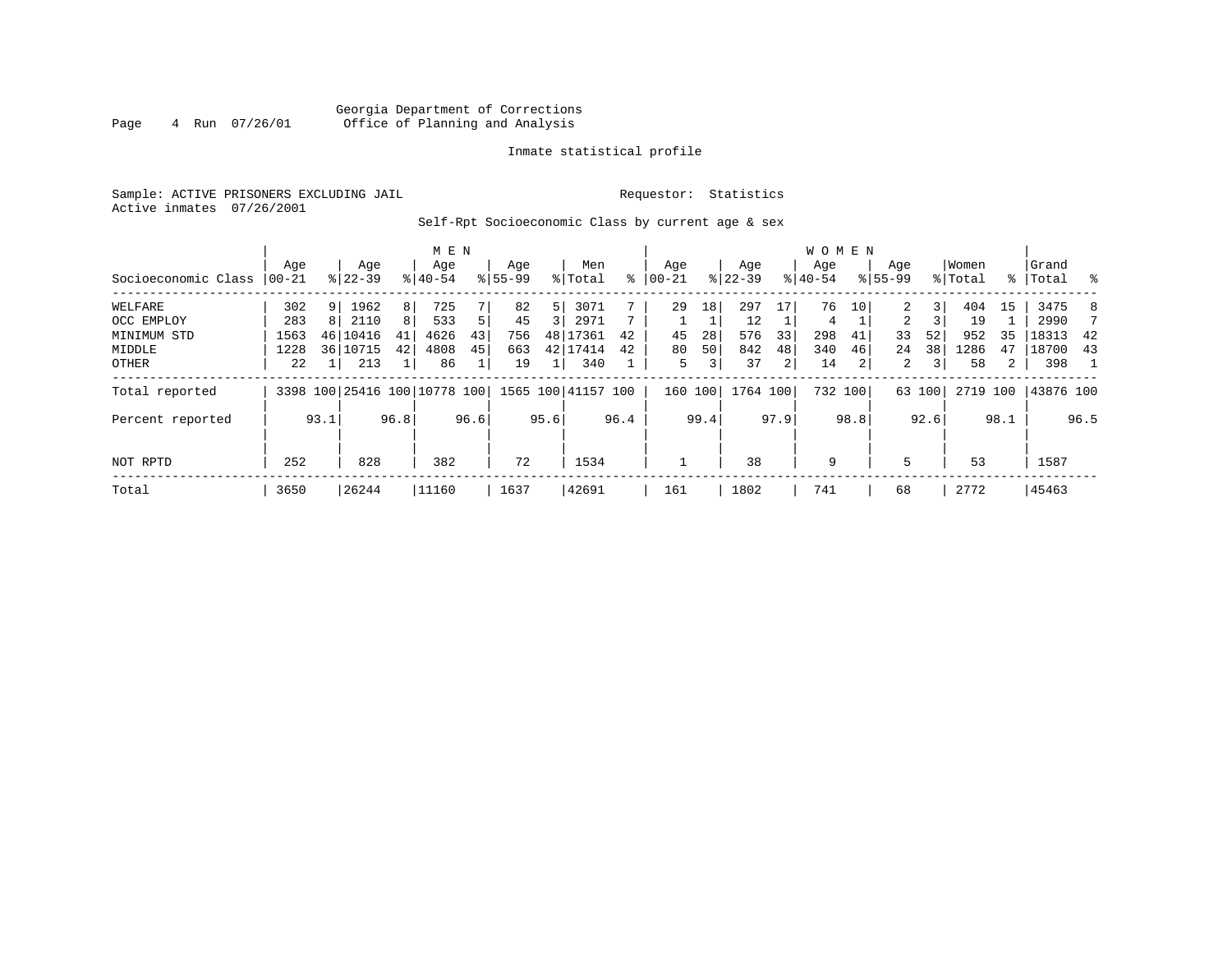Georgia Department of Corrections
Office of Planning and Analysis

Inmate statistical profile

Sample: ACTIVE PRISONERS EXCLUDING JAIL    Requestor: Statistics
Active inmates 07/26/2001

Self-Rpt Socioeconomic Class by current age & sex

| | MEN | | | | | | | | | | WOMEN | | | | | | | | | | | |
|---|---|---|---|---|---|---|---|---|---|---|---|---|---|---|---|---|---|---|---|---|---|---|
| Socioeconomic Class | Age 00-21 | % | Age 22-39 | % | Age 40-54 | % | Age 55-99 | % | Men Total | % | Age 00-21 | % | Age 22-39 | % | Age 40-54 | % | Age 55-99 | % | Women Total | % | Grand Total | % |
| WELFARE | 302 | 9 | 1962 | 8 | 725 | 7 | 82 | 5 | 3071 | 7 | 29 | 18 | 297 | 17 | 76 | 10 | 2 | 3 | 404 | 15 | 3475 | 8 |
| OCC EMPLOY | 283 | 8 | 2110 | 8 | 533 | 5 | 45 | 3 | 2971 | 7 | 1 | 1 | 12 | 1 | 4 | 1 | 2 | 3 | 19 | 1 | 2990 | 7 |
| MINIMUM STD | 1563 | 46 | 10416 | 41 | 4626 | 43 | 756 | 48 | 17361 | 42 | 45 | 28 | 576 | 33 | 298 | 41 | 33 | 52 | 952 | 35 | 18313 | 42 |
| MIDDLE | 1228 | 36 | 10715 | 42 | 4808 | 45 | 663 | 42 | 17414 | 42 | 80 | 50 | 842 | 48 | 340 | 46 | 24 | 38 | 1286 | 47 | 18700 | 43 |
| OTHER | 22 | 1 | 213 | 1 | 86 | 1 | 19 | 1 | 340 | 1 | 5 | 3 | 37 | 2 | 14 | 2 | 2 | 3 | 58 | 2 | 398 | 1 |
| Total reported | 3398 | 100 | 25416 | 100 | 10778 | 100 | 1565 | 100 | 41157 | 100 | 160 | 100 | 1764 | 100 | 732 | 100 | 63 | 100 | 2719 | 100 | 43876 | 100 |
| Percent reported | | 93.1 | | 96.8 | | 96.6 | | 95.6 | | 96.4 | | 99.4 | | 97.9 | | 98.8 | | 92.6 | | 98.1 | | 96.5 |
| NOT RPTD | 252 | | 828 | | 382 | | 72 | | 1534 | | 1 | | 38 | | 9 | | 5 | | 53 | | 1587 | |
| Total | 3650 | | 26244 | | 11160 | | 1637 | | 42691 | | 161 | | 1802 | | 741 | | 68 | | 2772 | | 45463 | |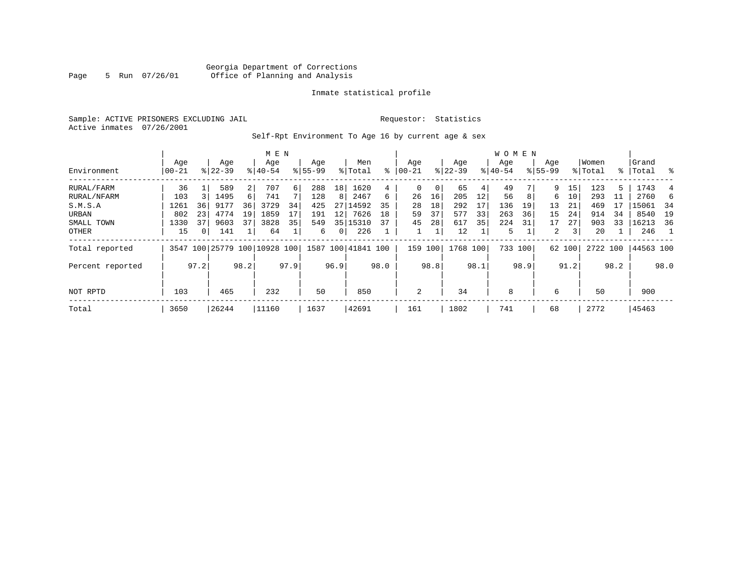Georgia Department of Corrections
Office of Planning and Analysis

Inmate statistical profile

Sample: ACTIVE PRISONERS EXCLUDING JAIL  Requestor: Statistics
Active inmates 07/26/2001

Self-Rpt Environment To Age 16 by current age & sex

| Environment | MEN Age 00-21 | % | Age 22-39 | % | Age 40-54 | % | Age 55-99 | % | Men Total | % | WOMEN Age 00-21 | % | Age 22-39 | % | Age 40-54 | % | Age 55-99 | % | Women Total | % | Grand Total | % |
|---|---|---|---|---|---|---|---|---|---|---|---|---|---|---|---|---|---|---|---|---|---|---|
| RURAL/FARM | 36 | 1 | 589 | 2 | 707 | 6 | 288 | 18 | 1620 | 4 | 0 | 0 | 65 | 4 | 49 | 7 | 9 | 15 | 123 | 5 | 1743 | 4 |
| RURAL/NFARM | 103 | 3 | 1495 | 6 | 741 | 7 | 128 | 8 | 2467 | 6 | 26 | 16 | 205 | 12 | 56 | 8 | 6 | 10 | 293 | 11 | 2760 | 6 |
| S.M.S.A | 1261 | 36 | 9177 | 36 | 3729 | 34 | 425 | 27 | 14592 | 35 | 28 | 18 | 292 | 17 | 136 | 19 | 13 | 21 | 469 | 17 | 15061 | 34 |
| URBAN | 802 | 23 | 4774 | 19 | 1859 | 17 | 191 | 12 | 7626 | 18 | 59 | 37 | 577 | 33 | 263 | 36 | 15 | 24 | 914 | 34 | 8540 | 19 |
| SMALL TOWN | 1330 | 37 | 9603 | 37 | 3828 | 35 | 549 | 35 | 15310 | 37 | 45 | 28 | 617 | 35 | 224 | 31 | 17 | 27 | 903 | 33 | 16213 | 36 |
| OTHER | 15 | 0 | 141 | 1 | 64 | 1 | 6 | 0 | 226 | 1 | 1 | 1 | 12 | 1 | 5 | 1 | 2 | 3 | 20 | 1 | 246 | 1 |
| Total reported | 3547 | 100 | 25779 | 100 | 10928 | 100 | 1587 | 100 | 41841 | 100 | 159 | 100 | 1768 | 100 | 733 | 100 | 62 | 100 | 2722 | 100 | 44563 | 100 |
| Percent reported | | 97.2 | | 98.2 | | 97.9 | | 96.9 | | 98.0 | | 98.8 | | 98.1 | | 98.9 | | 91.2 | | 98.2 | | 98.0 |
| NOT RPTD | 103 | | 465 | | 232 | | 50 | | 850 | | 2 | | 34 | | 8 | | 6 | | 50 | | 900 | |
| Total | 3650 | | 26244 | | 11160 | | 1637 | | 42691 | | 161 | | 1802 | | 741 | | 68 | | 2772 | | 45463 | |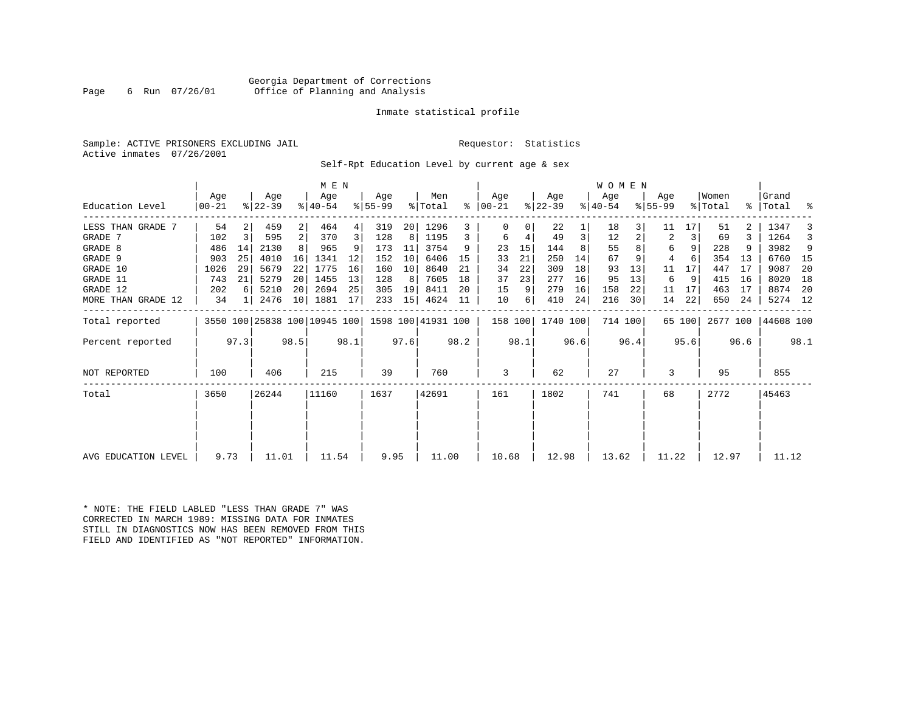Georgia Department of Corrections
Office of Planning and Analysis

Inmate statistical profile

Sample: ACTIVE PRISONERS EXCLUDING JAIL

Requestor: Statistics

Active inmates 07/26/2001

Self-Rpt Education Level by current age & sex

| Education Level | MEN Age 00-21 | % | Age 22-39 | % | Age 40-54 | % | Age 55-99 | % | Men Total | % | WOMEN Age 00-21 | % | Age 22-39 | % | Age 40-54 | % | Age 55-99 | % | Women Total | % | Grand Total | % |
|---|---|---|---|---|---|---|---|---|---|---|---|---|---|---|---|---|---|---|---|---|---|---|
| LESS THAN GRADE 7 | 54 | 2 | 459 | 2 | 464 | 4 | 319 | 20 | 1296 | 3 | 0 | 0 | 22 | 1 | 18 | 3 | 11 | 17 | 51 | 2 | 1347 | 3 |
| GRADE 7 | 102 | 3 | 595 | 2 | 370 | 3 | 128 | 8 | 1195 | 3 | 6 | 4 | 49 | 3 | 12 | 2 | 2 | 3 | 69 | 3 | 1264 | 3 |
| GRADE 8 | 486 | 14 | 2130 | 8 | 965 | 9 | 173 | 11 | 3754 | 9 | 23 | 15 | 144 | 8 | 55 | 8 | 6 | 9 | 228 | 9 | 3982 | 9 |
| GRADE 9 | 903 | 25 | 4010 | 16 | 1341 | 12 | 152 | 10 | 6406 | 15 | 33 | 21 | 250 | 14 | 67 | 9 | 4 | 6 | 354 | 13 | 6760 | 15 |
| GRADE 10 | 1026 | 29 | 5679 | 22 | 1775 | 16 | 160 | 10 | 8640 | 21 | 34 | 22 | 309 | 18 | 93 | 13 | 11 | 17 | 447 | 17 | 9087 | 20 |
| GRADE 11 | 743 | 21 | 5279 | 20 | 1455 | 13 | 128 | 8 | 7605 | 18 | 37 | 23 | 277 | 16 | 95 | 13 | 6 | 9 | 415 | 16 | 8020 | 18 |
| GRADE 12 | 202 | 6 | 5210 | 20 | 2694 | 25 | 305 | 19 | 8411 | 20 | 15 | 9 | 279 | 16 | 158 | 22 | 11 | 17 | 463 | 17 | 8874 | 20 |
| MORE THAN GRADE 12 | 34 | 1 | 2476 | 10 | 1881 | 17 | 233 | 15 | 4624 | 11 | 10 | 6 | 410 | 24 | 216 | 30 | 14 | 22 | 650 | 24 | 5274 | 12 |
| Total reported | 3550 | 100 | 25838 | 100 | 10945 | 100 | 1598 | 100 | 41931 | 100 | 158 | 100 | 1740 | 100 | 714 | 100 | 65 | 100 | 2677 | 100 | 44608 | 100 |
| Percent reported | | 97.3 | | 98.5 | | 98.1 | | 97.6 | | 98.2 | | 98.1 | | 96.6 | | 96.4 | | 95.6 | | 96.6 | | 98.1 |
| NOT REPORTED | 100 | | 406 | | 215 | | 39 | | 760 | | 3 | | 62 | | 27 | | 3 | | 95 | | 855 | |
| Total | 3650 | | 26244 | | 11160 | | 1637 | | 42691 | | 161 | | 1802 | | 741 | | 68 | | 2772 | | 45463 | |
| AVG EDUCATION LEVEL | 9.73 | | 11.01 | | 11.54 | | 9.95 | | 11.00 | | 10.68 | | 12.98 | | 13.62 | | 11.22 | | 12.97 | | 11.12 | |

* NOTE: THE FIELD LABLED "LESS THAN GRADE 7" WAS CORRECTED IN MARCH 1989: MISSING DATA FOR INMATES STILL IN DIAGNOSTICS NOW HAS BEEN REMOVED FROM THIS FIELD AND IDENTIFIED AS "NOT REPORTED" INFORMATION.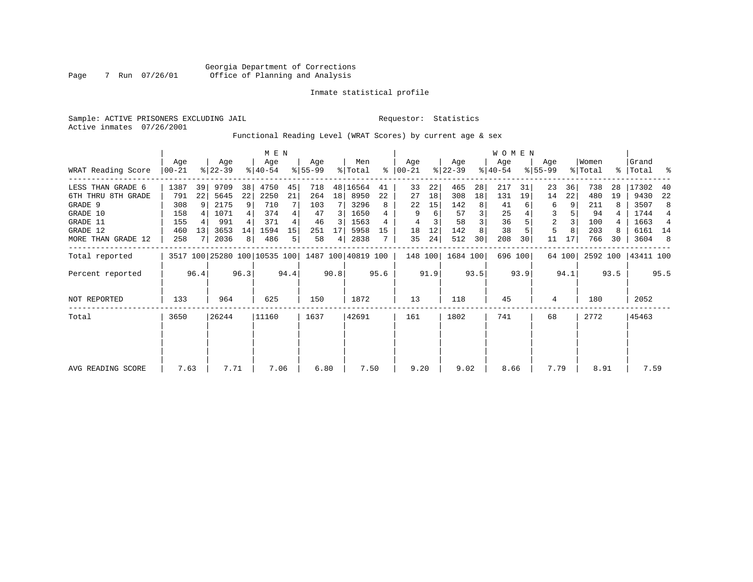Georgia Department of Corrections
Office of Planning and Analysis

Inmate statistical profile

Sample: ACTIVE PRISONERS EXCLUDING JAIL

Requestor: Statistics

Active inmates 07/26/2001

Functional Reading Level (WRAT Scores) by current age & sex

| WRAT Reading Score | MEN Age 00-21 | % | Age 22-39 | % | Age 40-54 | % | Age 55-99 | % | Men Total | % | WOMEN Age 00-21 | % | Age 22-39 | % | Age 40-54 | % | Age 55-99 | % | Women Total | % | Grand Total | % |
|---|---|---|---|---|---|---|---|---|---|---|---|---|---|---|---|---|---|---|---|---|---|---|
| LESS THAN GRADE 6 | 1387 | 39 | 9709 | 38 | 4750 | 45 | 718 | 48 | 16564 | 41 | 33 | 22 | 465 | 28 | 217 | 31 | 23 | 36 | 738 | 28 | 17302 | 40 |
| 6TH THRU 8TH GRADE | 791 | 22 | 5645 | 22 | 2250 | 21 | 264 | 18 | 8950 | 22 | 27 | 18 | 308 | 18 | 131 | 19 | 14 | 22 | 480 | 19 | 9430 | 22 |
| GRADE 9 | 308 | 9 | 2175 | 9 | 710 | 7 | 103 | 7 | 3296 | 8 | 22 | 15 | 142 | 8 | 41 | 6 | 6 | 9 | 211 | 8 | 3507 | 8 |
| GRADE 10 | 158 | 4 | 1071 | 4 | 374 | 4 | 47 | 3 | 1650 | 4 | 9 | 6 | 57 | 3 | 25 | 4 | 3 | 5 | 94 | 4 | 1744 | 4 |
| GRADE 11 | 155 | 4 | 991 | 4 | 371 | 4 | 46 | 3 | 1563 | 4 | 4 | 3 | 58 | 3 | 36 | 5 | 2 | 3 | 100 | 4 | 1663 | 4 |
| GRADE 12 | 460 | 13 | 3653 | 14 | 1594 | 15 | 251 | 17 | 5958 | 15 | 18 | 12 | 142 | 8 | 38 | 5 | 5 | 8 | 203 | 8 | 6161 | 14 |
| MORE THAN GRADE 12 | 258 | 7 | 2036 | 8 | 486 | 5 | 58 | 4 | 2838 | 7 | 35 | 24 | 512 | 30 | 208 | 30 | 11 | 17 | 766 | 30 | 3604 | 8 |
| Total reported | 3517 | 100 | 25280 | 100 | 10535 | 100 | 1487 | 100 | 40819 | 100 | 148 | 100 | 1684 | 100 | 696 | 100 | 64 | 100 | 2592 | 100 | 43411 | 100 |
| Percent reported | | 96.4 | | 96.3 | | 94.4 | | 90.8 | | 95.6 | | 91.9 | | 93.5 | | 93.9 | | 94.1 | | 93.5 | | 95.5 |
| NOT REPORTED | 133 | | 964 | | 625 | | 150 | | 1872 | | 13 | | 118 | | 45 | | 4 | | 180 | | 2052 | |
| Total | 3650 | | 26244 | | 11160 | | 1637 | | 42691 | | 161 | | 1802 | | 741 | | 68 | | 2772 | | 45463 | |
| AVG READING SCORE | 7.63 | | 7.71 | | 7.06 | | 6.80 | | 7.50 | | 9.20 | | 9.02 | | 8.66 | | 7.79 | | 8.91 | | 7.59 | |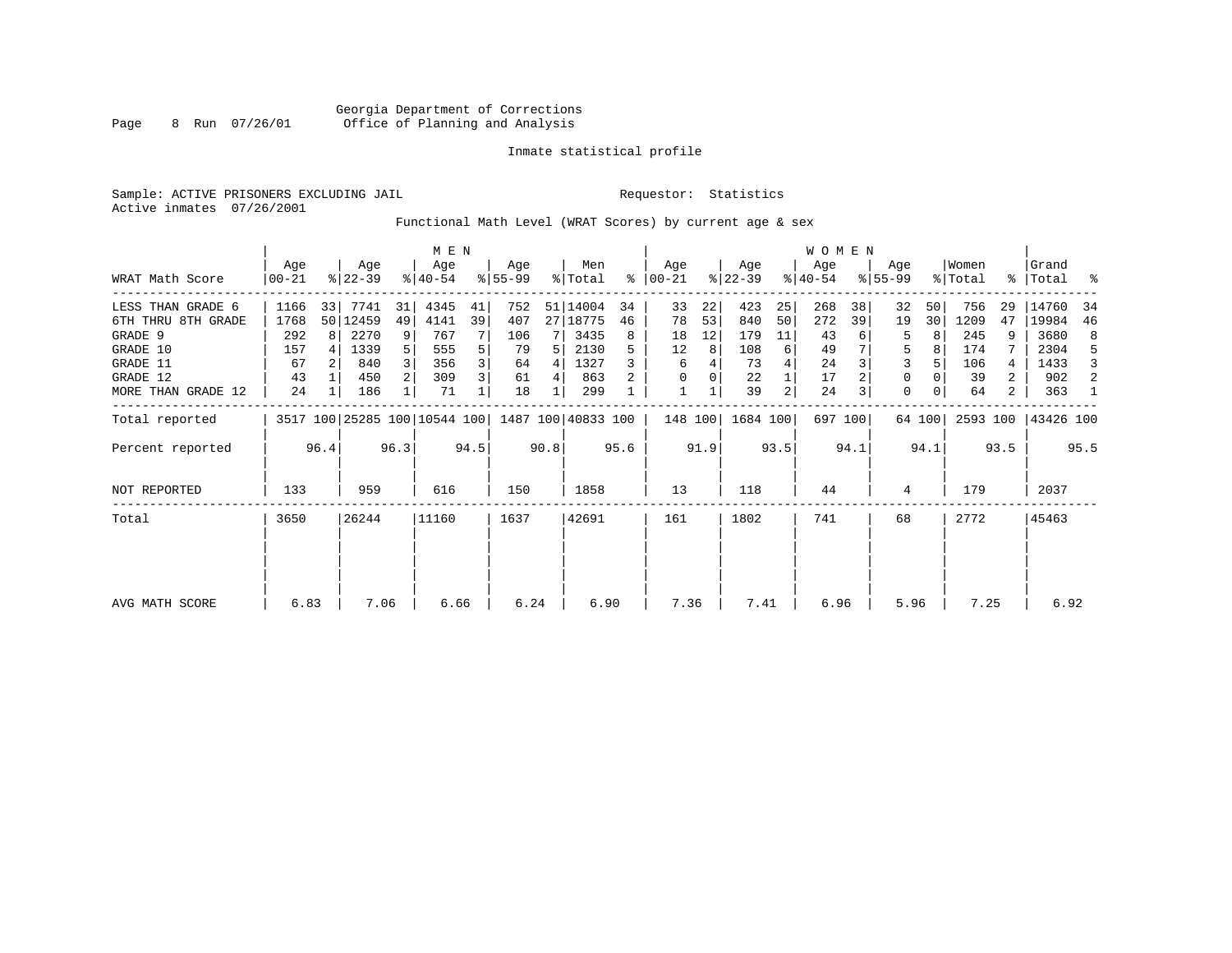Georgia Department of Corrections
Office of Planning and Analysis

Inmate statistical profile

Sample: ACTIVE PRISONERS EXCLUDING JAIL
Active inmates 07/26/2001

Requestor: Statistics

Functional Math Level (WRAT Scores) by current age & sex

| WRAT Math Score | MEN Age 00-21 | % | Age 22-39 | % | Age 40-54 | % | Age 55-99 | % | Men Total | % | WOMEN Age 00-21 | % | Age 22-39 | % | Age 40-54 | % | Age 55-99 | % | Women Total | % | Grand Total | % |
|---|---|---|---|---|---|---|---|---|---|---|---|---|---|---|---|---|---|---|---|---|---|---|
| LESS THAN GRADE 6 | 1166 | 33 | 7741 | 31 | 4345 | 41 | 752 | 51 | 14004 | 34 | 33 | 22 | 423 | 25 | 268 | 38 | 32 | 50 | 756 | 29 | 14760 | 34 |
| 6TH THRU 8TH GRADE | 1768 | 50 | 12459 | 49 | 4141 | 39 | 407 | 27 | 18775 | 46 | 78 | 53 | 840 | 50 | 272 | 39 | 19 | 30 | 1209 | 47 | 19984 | 46 |
| GRADE 9 | 292 | 8 | 2270 | 9 | 767 | 7 | 106 | 7 | 3435 | 8 | 18 | 12 | 179 | 11 | 43 | 6 | 5 | 8 | 245 | 9 | 3680 | 8 |
| GRADE 10 | 157 | 4 | 1339 | 5 | 555 | 5 | 79 | 5 | 2130 | 5 | 12 | 8 | 108 | 6 | 49 | 7 | 5 | 8 | 174 | 7 | 2304 | 5 |
| GRADE 11 | 67 | 2 | 840 | 3 | 356 | 3 | 64 | 4 | 1327 | 3 | 6 | 4 | 73 | 4 | 24 | 3 | 3 | 5 | 106 | 4 | 1433 | 3 |
| GRADE 12 | 43 | 1 | 450 | 2 | 309 | 3 | 61 | 4 | 863 | 2 | 0 | 0 | 22 | 1 | 17 | 2 | 0 | 0 | 39 | 2 | 902 | 2 |
| MORE THAN GRADE 12 | 24 | 1 | 186 | 1 | 71 | 1 | 18 | 1 | 299 | 1 | 1 | 1 | 39 | 2 | 24 | 3 | 0 | 0 | 64 | 2 | 363 | 1 |
| Total reported | 3517 | 100 | 25285 | 100 | 10544 | 100 | 1487 | 100 | 40833 | 100 | 148 | 100 | 1684 | 100 | 697 | 100 | 64 | 100 | 2593 | 100 | 43426 | 100 |
| Percent reported | | 96.4 | | 96.3 | | 94.5 | | 90.8 | | 95.6 | | 91.9 | | 93.5 | | 94.1 | | 94.1 | | 93.5 | | 95.5 |
| NOT REPORTED | 133 | | 959 | | 616 | | 150 | | 1858 | | 13 | | 118 | | 44 | | 4 | | 179 | | 2037 | |
| Total | 3650 | | 26244 | | 11160 | | 1637 | | 42691 | | 161 | | 1802 | | 741 | | 68 | | 2772 | | 45463 | |
| AVG MATH SCORE | 6.83 | | 7.06 | | 6.66 | | 6.24 | | 6.90 | | 7.36 | | 7.41 | | 6.96 | | 5.96 | | 7.25 | | 6.92 | |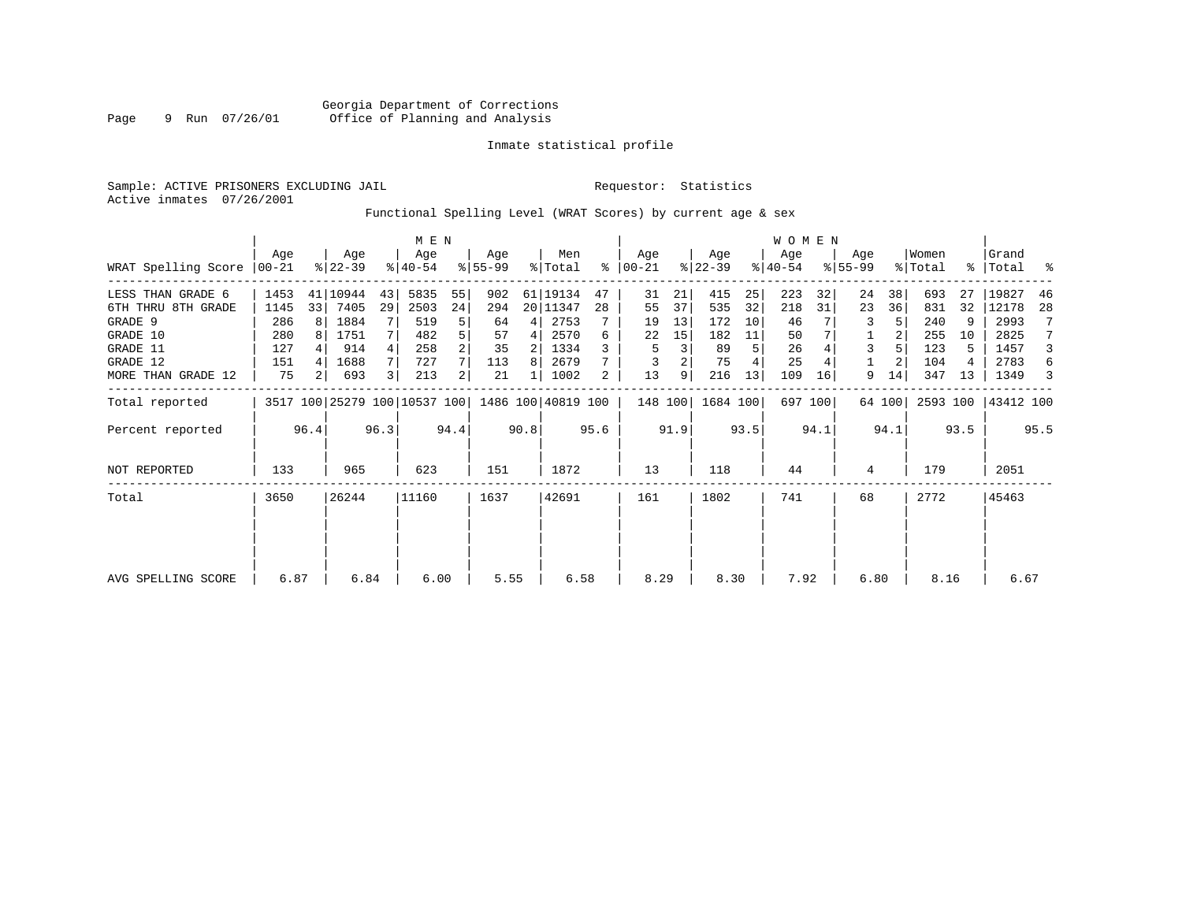Georgia Department of Corrections
Office of Planning and Analysis

Inmate statistical profile

Sample: ACTIVE PRISONERS EXCLUDING JAIL

Requestor: Statistics

Active inmates 07/26/2001

Functional Spelling Level (WRAT Scores) by current age & sex

| WRAT Spelling Score | MEN Age 00-21 | % | Age 22-39 | % | Age 40-54 | % | Age 55-99 | % | Men Total | % | WOMEN Age 00-21 | % | Age 22-39 | % | Age 40-54 | % | Age 55-99 | % | Women Total | % | Grand Total | % |
|---|---|---|---|---|---|---|---|---|---|---|---|---|---|---|---|---|---|---|---|---|---|---|
| LESS THAN GRADE 6 | 1453 | 41 | 10944 | 43 | 5835 | 55 | 902 | 61 | 19134 | 47 | 31 | 21 | 415 | 25 | 223 | 32 | 24 | 38 | 693 | 27 | 19827 | 46 |
| 6TH THRU 8TH GRADE | 1145 | 33 | 7405 | 29 | 2503 | 24 | 294 | 20 | 11347 | 28 | 55 | 37 | 535 | 32 | 218 | 31 | 23 | 36 | 831 | 32 | 12178 | 28 |
| GRADE 9 | 286 | 8 | 1884 | 7 | 519 | 5 | 64 | 4 | 2753 | 7 | 19 | 13 | 172 | 10 | 46 | 7 | 3 | 5 | 240 | 9 | 2993 | 7 |
| GRADE 10 | 280 | 8 | 1751 | 7 | 482 | 5 | 57 | 4 | 2570 | 6 | 22 | 15 | 182 | 11 | 50 | 7 | 1 | 2 | 255 | 10 | 2825 | 7 |
| GRADE 11 | 127 | 4 | 914 | 4 | 258 | 2 | 35 | 2 | 1334 | 3 | 5 | 3 | 89 | 5 | 26 | 4 | 3 | 5 | 123 | 5 | 1457 | 3 |
| GRADE 12 | 151 | 4 | 1688 | 7 | 727 | 7 | 113 | 8 | 2679 | 7 | 3 | 2 | 75 | 4 | 25 | 4 | 1 | 2 | 104 | 4 | 2783 | 6 |
| MORE THAN GRADE 12 | 75 | 2 | 693 | 3 | 213 | 2 | 21 | 1 | 1002 | 2 | 13 | 9 | 216 | 13 | 109 | 16 | 9 | 14 | 347 | 13 | 1349 | 3 |
| Total reported | 3517 | 100 | 25279 | 100 | 10537 | 100 | 1486 | 100 | 40819 | 100 | 148 | 100 | 1684 | 100 | 697 | 100 | 64 | 100 | 2593 | 100 | 43412 | 100 |
| Percent reported | | 96.4 | | 96.3 | | 94.4 | | 90.8 | | 95.6 | | 91.9 | | 93.5 | | 94.1 | | 94.1 | | 93.5 | | 95.5 |
| NOT REPORTED | 133 | | 965 | | 623 | | 151 | | 1872 | | 13 | | 118 | | 44 | | 4 | | 179 | | 2051 | |
| Total | 3650 | | 26244 | | 11160 | | 1637 | | 42691 | | 161 | | 1802 | | 741 | | 68 | | 2772 | | 45463 | |
| AVG SPELLING SCORE | 6.87 | | 6.84 | | 6.00 | | 5.55 | | 6.58 | | 8.29 | | 8.30 | | 7.92 | | 6.80 | | 8.16 | | 6.67 | |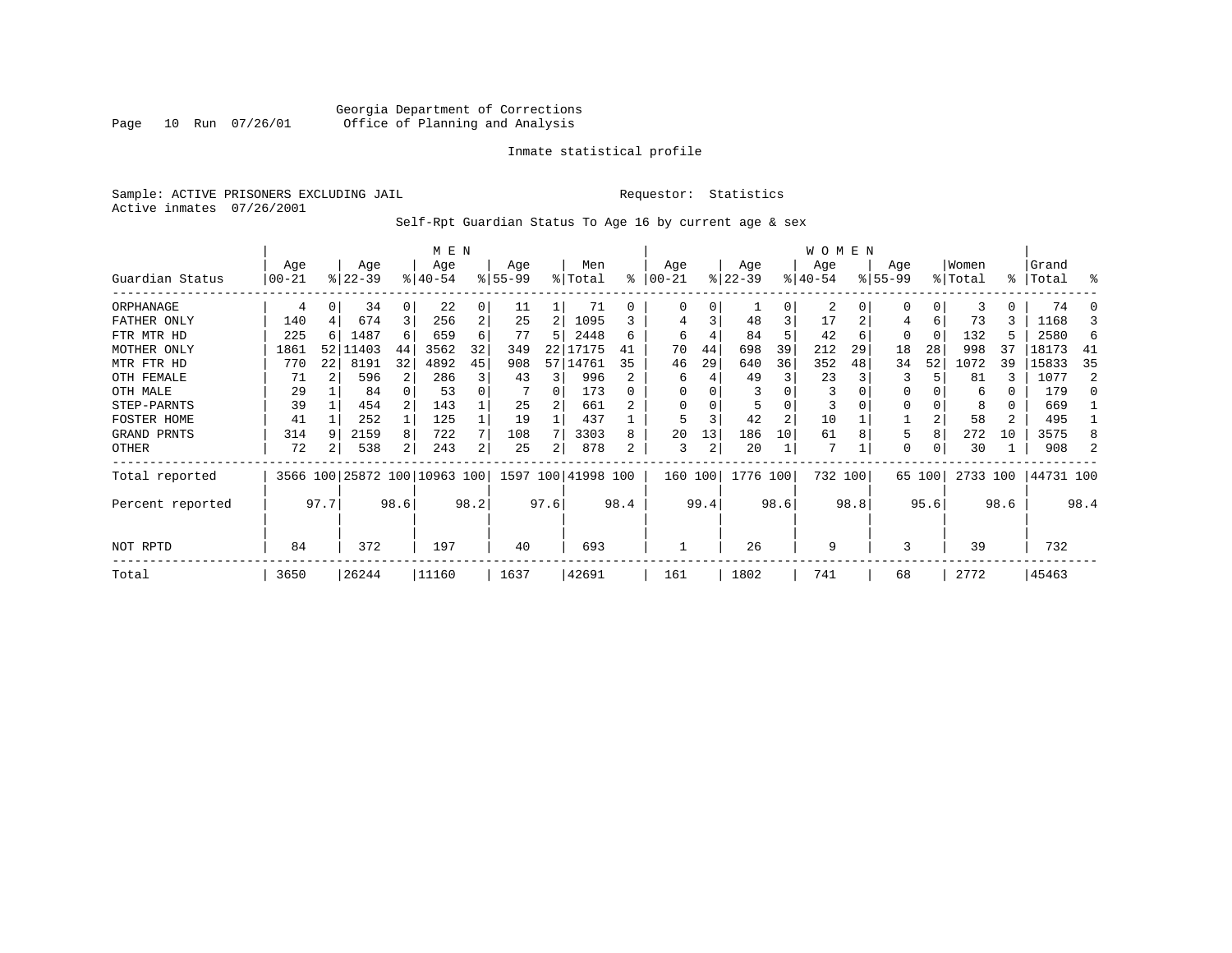Georgia Department of Corrections
Office of Planning and Analysis

Inmate statistical profile

Sample: ACTIVE PRISONERS EXCLUDING JAIL                    Requestor: Statistics
Active inmates 07/26/2001

Self-Rpt Guardian Status To Age 16 by current age & sex

| Guardian Status | MEN Age 00-21 | % | Age 22-39 | % | Age 40-54 | % | Age 55-99 | % | Men Total | % | WOMEN Age 00-21 | % | Age 22-39 | % | Age 40-54 | % | Age 55-99 | % | Women Total | % | Grand Total | % |
|---|---|---|---|---|---|---|---|---|---|---|---|---|---|---|---|---|---|---|---|---|---|---|
| ORPHANAGE | 4 | 0 | 34 | 0 | 22 | 0 | 11 | 1 | 71 | 0 | 0 | 0 | 1 | 0 | 2 | 0 | 0 | 0 | 3 | 0 | 74 | 0 |
| FATHER ONLY | 140 | 4 | 674 | 3 | 256 | 2 | 25 | 2 | 1095 | 3 | 4 | 3 | 48 | 3 | 17 | 2 | 4 | 6 | 73 | 3 | 1168 | 3 |
| FTR MTR HD | 225 | 6 | 1487 | 6 | 659 | 6 | 77 | 5 | 2448 | 6 | 6 | 4 | 84 | 5 | 42 | 6 | 0 | 0 | 132 | 5 | 2580 | 6 |
| MOTHER ONLY | 1861 | 52 | 11403 | 44 | 3562 | 32 | 349 | 22 | 17175 | 41 | 70 | 44 | 698 | 39 | 212 | 29 | 18 | 28 | 998 | 37 | 18173 | 41 |
| MTR FTR HD | 770 | 22 | 8191 | 32 | 4892 | 45 | 908 | 57 | 14761 | 35 | 46 | 29 | 640 | 36 | 352 | 48 | 34 | 52 | 1072 | 39 | 15833 | 35 |
| OTH FEMALE | 71 | 2 | 596 | 2 | 286 | 3 | 43 | 3 | 996 | 2 | 6 | 4 | 49 | 3 | 23 | 3 | 3 | 5 | 81 | 3 | 1077 | 2 |
| OTH MALE | 29 | 1 | 84 | 0 | 53 | 0 | 7 | 0 | 173 | 0 | 0 | 0 | 3 | 0 | 3 | 0 | 0 | 0 | 6 | 0 | 179 | 0 |
| STEP-PARNTS | 39 | 1 | 454 | 2 | 143 | 1 | 25 | 2 | 661 | 2 | 0 | 0 | 5 | 0 | 3 | 0 | 0 | 0 | 8 | 0 | 669 | 1 |
| FOSTER HOME | 41 | 1 | 252 | 1 | 125 | 1 | 19 | 1 | 437 | 1 | 5 | 3 | 42 | 2 | 10 | 1 | 1 | 2 | 58 | 2 | 495 | 1 |
| GRAND PRNTS | 314 | 9 | 2159 | 8 | 722 | 7 | 108 | 7 | 3303 | 8 | 20 | 13 | 186 | 10 | 61 | 8 | 5 | 8 | 272 | 10 | 3575 | 8 |
| OTHER | 72 | 2 | 538 | 2 | 243 | 2 | 25 | 2 | 878 | 2 | 3 | 2 | 20 | 1 | 7 | 1 | 0 | 0 | 30 | 1 | 908 | 2 |
| Total reported | 3566 | 100 | 25872 | 100 | 10963 | 100 | 1597 | 100 | 41998 | 100 | 160 | 100 | 1776 | 100 | 732 | 100 | 65 | 100 | 2733 | 100 | 44731 | 100 |
| Percent reported | | 97.7 | | 98.6 | | 98.2 | | 97.6 | | 98.4 | | 99.4 | | 98.6 | | 98.8 | | 95.6 | | 98.6 | | 98.4 |
| NOT RPTD | 84 | | 372 | | 197 | | 40 | | 693 | | 1 | | 26 | | 9 | | 3 | | 39 | | 732 | |
| Total | 3650 | | 26244 | | 11160 | | 1637 | | 42691 | | 161 | | 1802 | | 741 | | 68 | | 2772 | | 45463 | |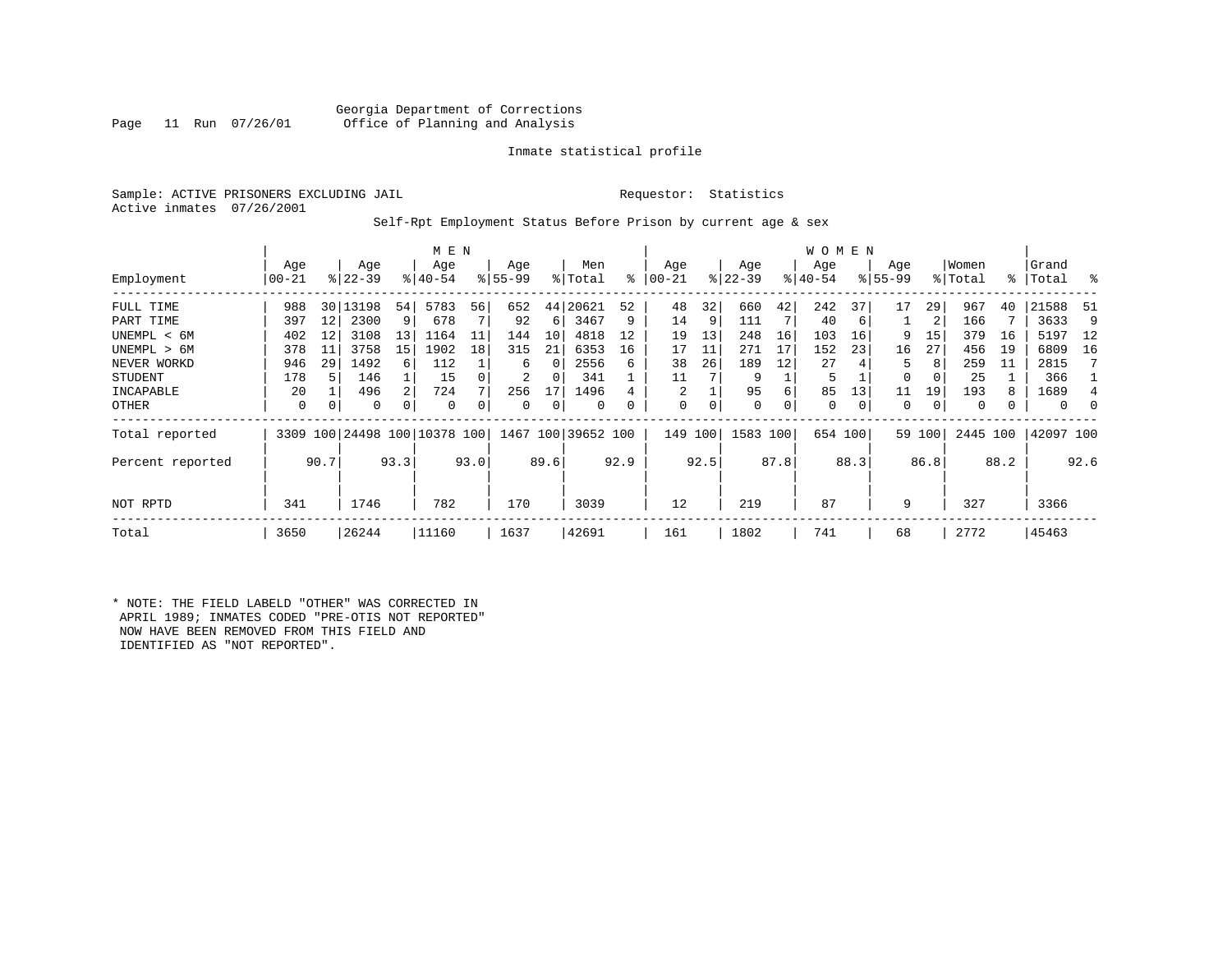Georgia Department of Corrections
Office of Planning and Analysis

Inmate statistical profile

Sample: ACTIVE PRISONERS EXCLUDING JAIL

Requestor: Statistics

Active inmates 07/26/2001

Self-Rpt Employment Status Before Prison by current age & sex

| Employment | MEN Age 00-21 | % | Age 22-39 | % | Age 40-54 | % | Age 55-99 | % | Men Total | % | WOMEN Age 00-21 | % | Age 22-39 | % | Age 40-54 | % | Age 55-99 | % | Women Total | % | Grand Total | % |
|---|---|---|---|---|---|---|---|---|---|---|---|---|---|---|---|---|---|---|---|---|---|---|
| FULL TIME | 988 | 30 | 13198 | 54 | 5783 | 56 | 652 | 44 | 20621 | 52 | 48 | 32 | 660 | 42 | 242 | 37 | 17 | 29 | 967 | 40 | 21588 | 51 |
| PART TIME | 397 | 12 | 2300 | 9 | 678 | 7 | 92 | 6 | 3467 | 9 | 14 | 9 | 111 | 7 | 40 | 6 | 1 | 2 | 166 | 7 | 3633 | 9 |
| UNEMPL < 6M | 402 | 12 | 3108 | 13 | 1164 | 11 | 144 | 10 | 4818 | 12 | 19 | 13 | 248 | 16 | 103 | 16 | 9 | 15 | 379 | 16 | 5197 | 12 |
| UNEMPL > 6M | 378 | 11 | 3758 | 15 | 1902 | 18 | 315 | 21 | 6353 | 16 | 17 | 11 | 271 | 17 | 152 | 23 | 16 | 27 | 456 | 19 | 6809 | 16 |
| NEVER WORKD | 946 | 29 | 1492 | 6 | 112 | 1 | 6 | 0 | 2556 | 6 | 38 | 26 | 189 | 12 | 27 | 4 | 5 | 8 | 259 | 11 | 2815 | 7 |
| STUDENT | 178 | 5 | 146 | 1 | 15 | 0 | 2 | 0 | 341 | 1 | 11 | 7 | 9 | 1 | 5 | 1 | 0 | 0 | 25 | 1 | 366 | 1 |
| INCAPABLE | 20 | 1 | 496 | 2 | 724 | 7 | 256 | 17 | 1496 | 4 | 2 | 1 | 95 | 6 | 85 | 13 | 11 | 19 | 193 | 8 | 1689 | 4 |
| OTHER | 0 | 0 | 0 | 0 | 0 | 0 | 0 | 0 | 0 | 0 | 0 | 0 | 0 | 0 | 0 | 0 | 0 | 0 | 0 | 0 | 0 | 0 |
| Total reported | 3309 | 100 | 24498 | 100 | 10378 | 100 | 1467 | 100 | 39652 | 100 | 149 | 100 | 1583 | 100 | 654 | 100 | 59 | 100 | 2445 | 100 | 42097 | 100 |
| Percent reported | | 90.7 | | 93.3 | | 93.0 | | 89.6 | | 92.9 | | 92.5 | | 87.8 | | 88.3 | | 86.8 | | 88.2 | | 92.6 |
| NOT RPTD | 341 | | 1746 | | 782 | | 170 | | 3039 | | 12 | | 219 | | 87 | | 9 | | 327 | | 3366 | |
| Total | 3650 | | 26244 | | 11160 | | 1637 | | 42691 | | 161 | | 1802 | | 741 | | 68 | | 2772 | | 45463 | |

* NOTE: THE FIELD LABELD "OTHER" WAS CORRECTED IN APRIL 1989; INMATES CODED "PRE-OTIS NOT REPORTED" NOW HAVE BEEN REMOVED FROM THIS FIELD AND IDENTIFIED AS "NOT REPORTED".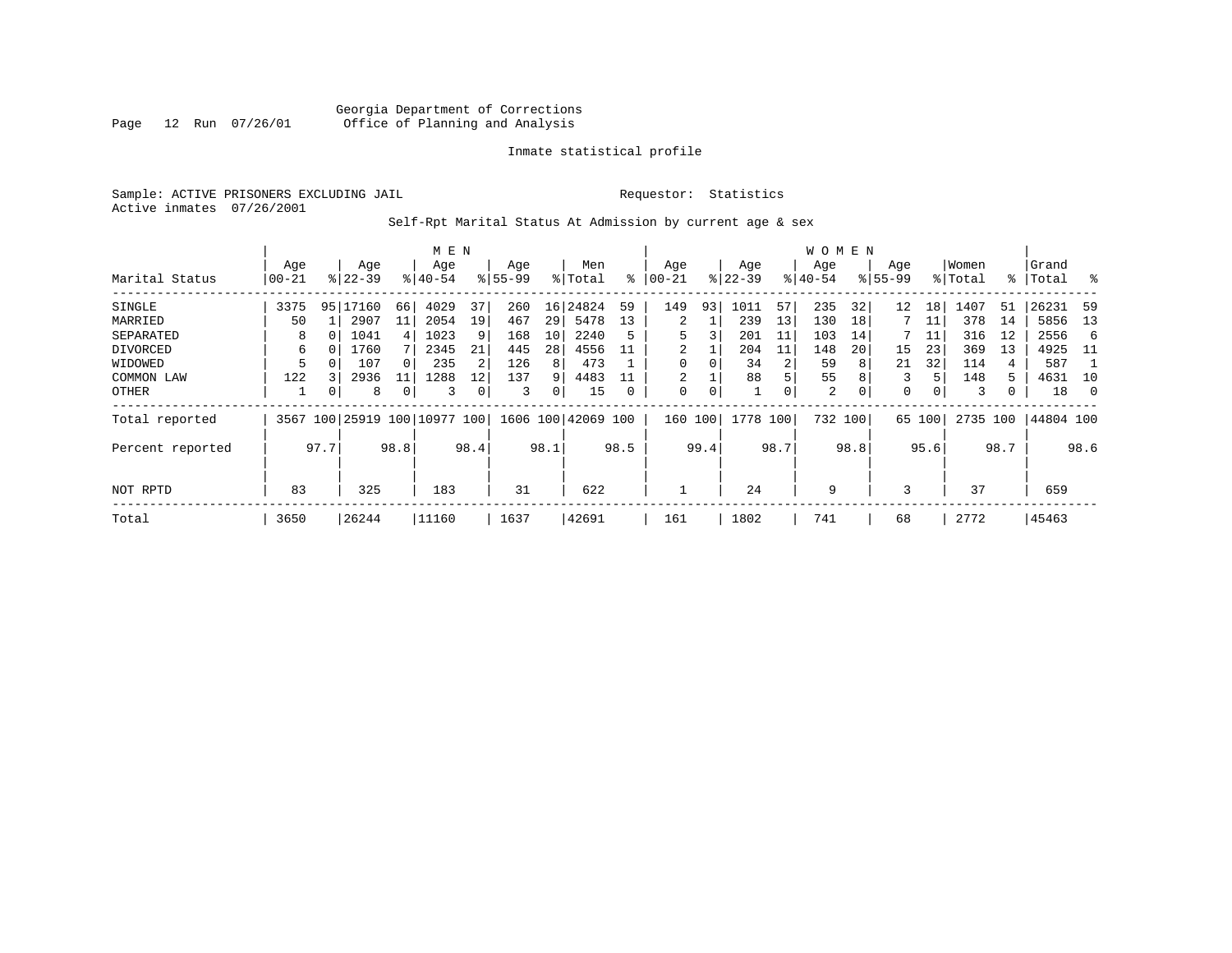Georgia Department of Corrections
Office of Planning and Analysis

Inmate statistical profile

Sample: ACTIVE PRISONERS EXCLUDING JAIL
Active inmates 07/26/2001

Requestor: Statistics

Self-Rpt Marital Status At Admission by current age & sex

| Marital Status | MEN Age 00-21 | % | Age 22-39 | % | Age 40-54 | % | Age 55-99 | % | Men Total | % | WOMEN Age 00-21 | % | Age 22-39 | % | Age 40-54 | % | Age 55-99 | % | Women Total | % | Grand Total | % |
|---|---|---|---|---|---|---|---|---|---|---|---|---|---|---|---|---|---|---|---|---|---|---|
| SINGLE | 3375 | 95 | 17160 | 66 | 4029 | 37 | 260 | 16 | 24824 | 59 | 149 | 93 | 1011 | 57 | 235 | 32 | 12 | 18 | 1407 | 51 | 26231 | 59 |
| MARRIED | 50 | 1 | 2907 | 11 | 2054 | 19 | 467 | 29 | 5478 | 13 | 2 | 1 | 239 | 13 | 130 | 18 | 7 | 11 | 378 | 14 | 5856 | 13 |
| SEPARATED | 8 | 0 | 1041 | 4 | 1023 | 9 | 168 | 10 | 2240 | 5 | 5 | 3 | 201 | 11 | 103 | 14 | 7 | 11 | 316 | 12 | 2556 | 6 |
| DIVORCED | 6 | 0 | 1760 | 7 | 2345 | 21 | 445 | 28 | 4556 | 11 | 2 | 1 | 204 | 11 | 148 | 20 | 15 | 23 | 369 | 13 | 4925 | 11 |
| WIDOWED | 5 | 0 | 107 | 0 | 235 | 2 | 126 | 8 | 473 | 1 | 0 | 0 | 34 | 2 | 59 | 8 | 21 | 32 | 114 | 4 | 587 | 1 |
| COMMON LAW | 122 | 3 | 2936 | 11 | 1288 | 12 | 137 | 9 | 4483 | 11 | 2 | 1 | 88 | 5 | 55 | 8 | 3 | 5 | 148 | 5 | 4631 | 10 |
| OTHER | 1 | 0 | 8 | 0 | 3 | 0 | 3 | 0 | 15 | 0 | 0 | 0 | 1 | 0 | 2 | 0 | 0 | 0 | 3 | 0 | 18 | 0 |
| Total reported | 3567 | 100 | 25919 | 100 | 10977 | 100 | 1606 | 100 | 42069 | 100 | 160 | 100 | 1778 | 100 | 732 | 100 | 65 | 100 | 2735 | 100 | 44804 | 100 |
| Percent reported | | 97.7 | | 98.8 | | 98.4 | | 98.1 | | 98.5 | | 99.4 | | 98.7 | | 98.8 | | 95.6 | | 98.7 | | 98.6 |
| NOT RPTD | 83 | | 325 | | 183 | | 31 | | 622 | | 1 | | 24 | | 9 | | 3 | | 37 | | 659 | |
| Total | 3650 | | 26244 | | 11160 | | 1637 | | 42691 | | 161 | | 1802 | | 741 | | 68 | | 2772 | | 45463 | |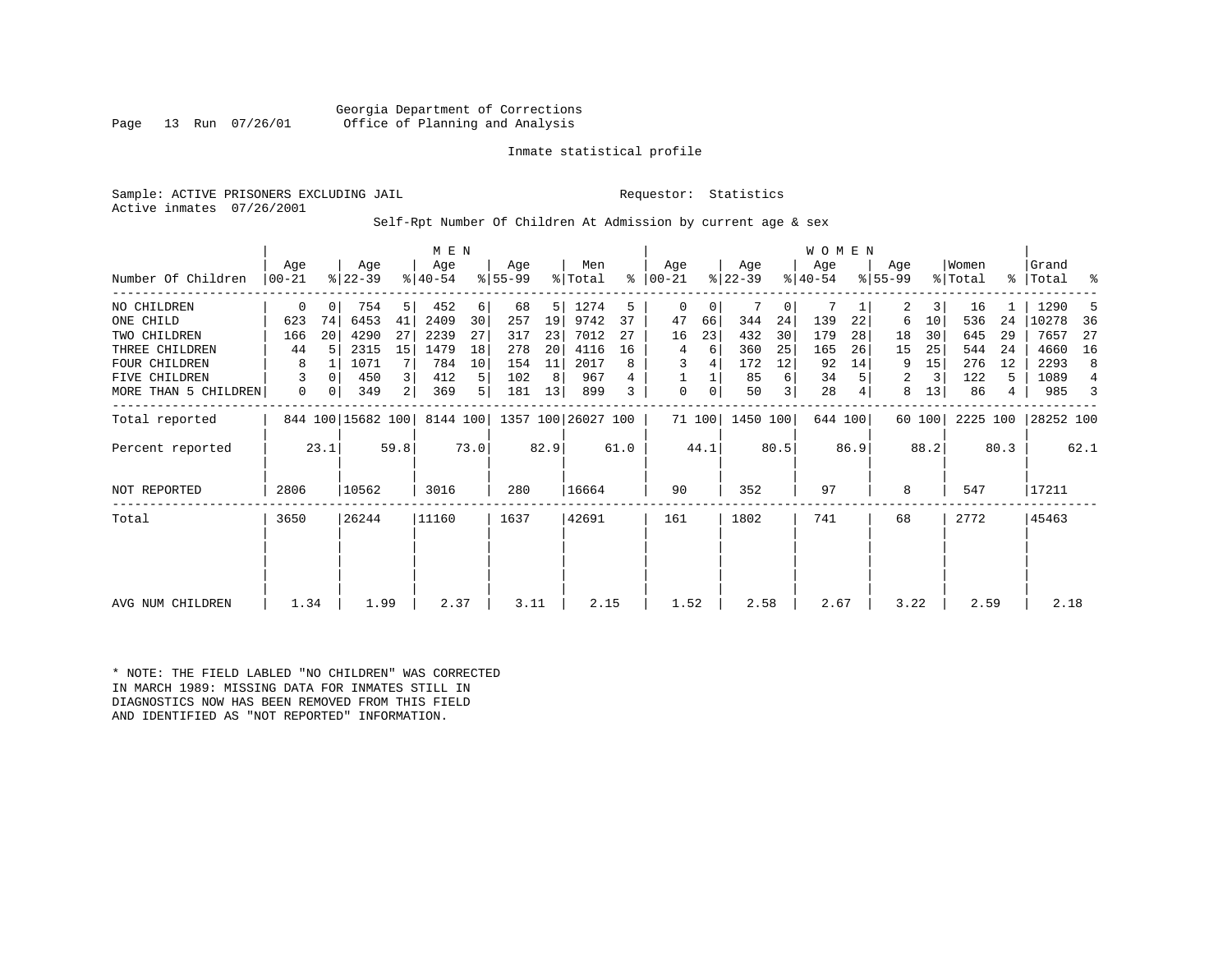Georgia Department of Corrections
Office of Planning and Analysis

Inmate statistical profile

Sample: ACTIVE PRISONERS EXCLUDING JAIL

Requestor: Statistics

Active inmates 07/26/2001

Self-Rpt Number Of Children At Admission by current age & sex

| | MEN | | | | | | | | | | WOMEN | | | | | | | | | | | |
|---|---|---|---|---|---|---|---|---|---|---|---|---|---|---|---|---|---|---|---|---|---|---|
| Number Of Children | Age 00-21 | % | Age 22-39 | % | Age 40-54 | % | Age 55-99 | % | Men Total | % | Age 00-21 | % | Age 22-39 | % | Age 40-54 | % | Age 55-99 | % | Women Total | % | Grand Total | % |
| NO CHILDREN | 0 | 0 | 754 | 5 | 452 | 6 | 68 | 5 | 1274 | 5 | 0 | 0 | 7 | 0 | 7 | 1 | 2 | 3 | 16 | 1 | 1290 | 5 |
| ONE CHILD | 623 | 74 | 6453 | 41 | 2409 | 30 | 257 | 19 | 9742 | 37 | 47 | 66 | 344 | 24 | 139 | 22 | 6 | 10 | 536 | 24 | 10278 | 36 |
| TWO CHILDREN | 166 | 20 | 4290 | 27 | 2239 | 27 | 317 | 23 | 7012 | 27 | 16 | 23 | 432 | 30 | 179 | 28 | 18 | 30 | 645 | 29 | 7657 | 27 |
| THREE CHILDREN | 44 | 5 | 2315 | 15 | 1479 | 18 | 278 | 20 | 4116 | 16 | 4 | 6 | 360 | 25 | 165 | 26 | 15 | 25 | 544 | 24 | 4660 | 16 |
| FOUR CHILDREN | 8 | 1 | 1071 | 7 | 784 | 10 | 154 | 11 | 2017 | 8 | 3 | 4 | 172 | 12 | 92 | 14 | 9 | 15 | 276 | 12 | 2293 | 8 |
| FIVE CHILDREN | 3 | 0 | 450 | 3 | 412 | 5 | 102 | 8 | 967 | 4 | 1 | 1 | 85 | 6 | 34 | 5 | 2 | 3 | 122 | 5 | 1089 | 4 |
| MORE THAN 5 CHILDREN | 0 | 0 | 349 | 2 | 369 | 5 | 181 | 13 | 899 | 3 | 0 | 0 | 50 | 3 | 28 | 4 | 8 | 13 | 86 | 4 | 985 | 3 |
| Total reported | 844 | 100 | 15682 | 100 | 8144 | 100 | 1357 | 100 | 26027 | 100 | 71 | 100 | 1450 | 100 | 644 | 100 | 60 | 100 | 2225 | 100 | 28252 | 100 |
| Percent reported | | 23.1 | | 59.8 | | 73.0 | | 82.9 | | 61.0 | | 44.1 | | 80.5 | | 86.9 | | 88.2 | | 80.3 | | 62.1 |
| NOT REPORTED | 2806 | | 10562 | | 3016 | | 280 | | 16664 | | 90 | | 352 | | 97 | | 8 | | 547 | | 17211 | |
| Total | 3650 | | 26244 | | 11160 | | 1637 | | 42691 | | 161 | | 1802 | | 741 | | 68 | | 2772 | | 45463 | |
| AVG NUM CHILDREN | 1.34 | | 1.99 | | 2.37 | | 3.11 | | 2.15 | | 1.52 | | 2.58 | | 2.67 | | 3.22 | | 2.59 | | 2.18 | |

* NOTE: THE FIELD LABLED "NO CHILDREN" WAS CORRECTED IN MARCH 1989: MISSING DATA FOR INMATES STILL IN DIAGNOSTICS NOW HAS BEEN REMOVED FROM THIS FIELD AND IDENTIFIED AS "NOT REPORTED" INFORMATION.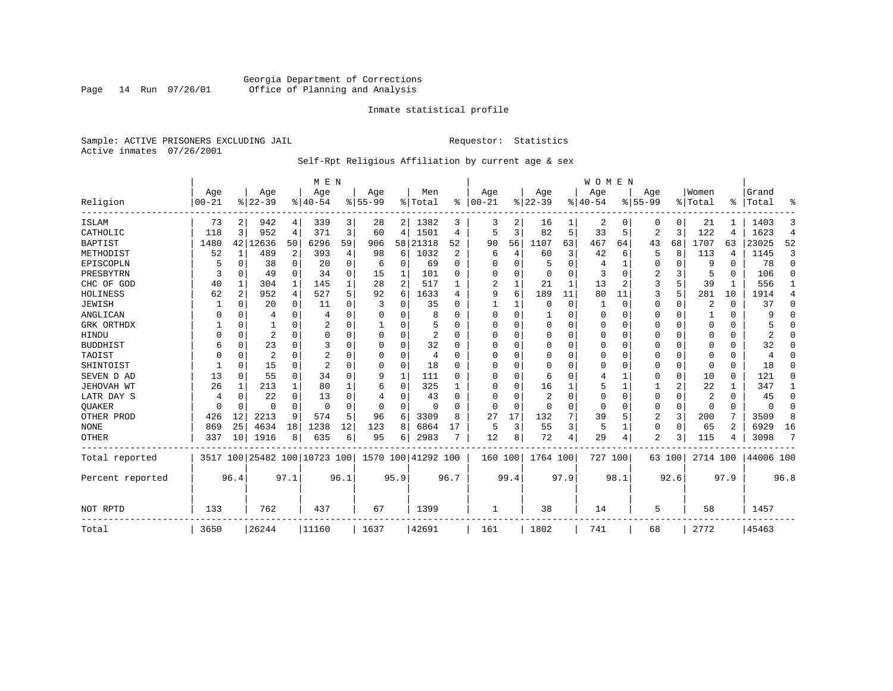Georgia Department of Corrections
Office of Planning and Analysis

Inmate statistical profile

Sample: ACTIVE PRISONERS EXCLUDING JAIL
Active inmates 07/26/2001

Requestor: Statistics

Self-Rpt Religious Affiliation by current age & sex

| Religion | MEN Age 00-21 | % | Age 22-39 | % | Age 40-54 | % | Age 55-99 | % | Men Total | % | WOMEN Age 00-21 | % | Age 22-39 | % | Age 40-54 | % | Age 55-99 | % | Women Total | % | Grand Total | % |
|---|---|---|---|---|---|---|---|---|---|---|---|---|---|---|---|---|---|---|---|---|---|---|
| ISLAM | 73 | 2 | 942 | 4 | 339 | 3 | 28 | 2 | 1382 | 3 | 3 | 2 | 16 | 1 | 2 | 0 | 0 | 0 | 21 | 1 | 1403 | 3 |
| CATHOLIC | 118 | 3 | 952 | 4 | 371 | 3 | 60 | 4 | 1501 | 4 | 5 | 3 | 82 | 5 | 33 | 5 | 2 | 3 | 122 | 4 | 1623 | 4 |
| BAPTIST | 1480 | 42 | 12636 | 50 | 6296 | 59 | 906 | 58 | 21318 | 52 | 90 | 56 | 1107 | 63 | 467 | 64 | 43 | 68 | 1707 | 63 | 23025 | 52 |
| METHODIST | 52 | 1 | 489 | 2 | 393 | 4 | 98 | 6 | 1032 | 2 | 6 | 4 | 60 | 3 | 42 | 6 | 5 | 8 | 113 | 4 | 1145 | 3 |
| EPISCOPLN | 5 | 0 | 38 | 0 | 20 | 0 | 6 | 0 | 69 | 0 | 0 | 0 | 5 | 0 | 4 | 1 | 0 | 0 | 9 | 0 | 78 | 0 |
| PRESBYTRN | 3 | 0 | 49 | 0 | 34 | 0 | 15 | 1 | 101 | 0 | 0 | 0 | 0 | 0 | 3 | 0 | 2 | 3 | 5 | 0 | 106 | 0 |
| CHC OF GOD | 40 | 1 | 304 | 1 | 145 | 1 | 28 | 2 | 517 | 1 | 2 | 1 | 21 | 1 | 13 | 2 | 3 | 5 | 39 | 1 | 556 | 1 |
| HOLINESS | 62 | 2 | 952 | 4 | 527 | 5 | 92 | 6 | 1633 | 4 | 9 | 6 | 189 | 11 | 80 | 11 | 3 | 5 | 281 | 10 | 1914 | 4 |
| JEWISH | 1 | 0 | 20 | 0 | 11 | 0 | 3 | 0 | 35 | 0 | 1 | 1 | 0 | 0 | 1 | 0 | 0 | 0 | 2 | 0 | 37 | 0 |
| ANGLICAN | 0 | 0 | 4 | 0 | 4 | 0 | 0 | 0 | 8 | 0 | 0 | 0 | 1 | 0 | 0 | 0 | 0 | 0 | 1 | 0 | 9 | 0 |
| GRK ORTHDX | 1 | 0 | 1 | 0 | 2 | 0 | 1 | 0 | 5 | 0 | 0 | 0 | 0 | 0 | 0 | 0 | 0 | 0 | 0 | 0 | 5 | 0 |
| HINDU | 0 | 0 | 2 | 0 | 0 | 0 | 0 | 0 | 2 | 0 | 0 | 0 | 0 | 0 | 0 | 0 | 0 | 0 | 0 | 0 | 2 | 0 |
| BUDDHIST | 6 | 0 | 23 | 0 | 3 | 0 | 0 | 0 | 32 | 0 | 0 | 0 | 0 | 0 | 0 | 0 | 0 | 0 | 0 | 0 | 32 | 0 |
| TAOIST | 0 | 0 | 2 | 0 | 2 | 0 | 0 | 0 | 4 | 0 | 0 | 0 | 0 | 0 | 0 | 0 | 0 | 0 | 0 | 0 | 4 | 0 |
| SHINTOIST | 1 | 0 | 15 | 0 | 2 | 0 | 0 | 0 | 18 | 0 | 0 | 0 | 0 | 0 | 0 | 0 | 0 | 0 | 0 | 0 | 18 | 0 |
| SEVEN D AD | 13 | 0 | 55 | 0 | 34 | 0 | 9 | 1 | 111 | 0 | 0 | 0 | 6 | 0 | 4 | 1 | 0 | 0 | 10 | 0 | 121 | 0 |
| JEHOVAH WT | 26 | 1 | 213 | 1 | 80 | 1 | 6 | 0 | 325 | 1 | 0 | 0 | 16 | 1 | 5 | 1 | 1 | 2 | 22 | 1 | 347 | 1 |
| LATR DAY S | 4 | 0 | 22 | 0 | 13 | 0 | 4 | 0 | 43 | 0 | 0 | 0 | 2 | 0 | 0 | 0 | 0 | 0 | 2 | 0 | 45 | 0 |
| QUAKER | 0 | 0 | 0 | 0 | 0 | 0 | 0 | 0 | 0 | 0 | 0 | 0 | 0 | 0 | 0 | 0 | 0 | 0 | 0 | 0 | 0 | 0 |
| OTHER PROD | 426 | 12 | 2213 | 9 | 574 | 5 | 96 | 6 | 3309 | 8 | 27 | 17 | 132 | 7 | 39 | 5 | 2 | 3 | 200 | 7 | 3509 | 8 |
| NONE | 869 | 25 | 4634 | 18 | 1238 | 12 | 123 | 8 | 6864 | 17 | 5 | 3 | 55 | 3 | 5 | 1 | 0 | 0 | 65 | 2 | 6929 | 16 |
| OTHER | 337 | 10 | 1916 | 8 | 635 | 6 | 95 | 6 | 2983 | 7 | 12 | 8 | 72 | 4 | 29 | 4 | 2 | 3 | 115 | 4 | 3098 | 7 |
| Total reported | 3517 | 100 | 25482 | 100 | 10723 | 100 | 1570 | 100 | 41292 | 100 | 160 | 100 | 1764 | 100 | 727 | 100 | 63 | 100 | 2714 | 100 | 44006 | 100 |
| Percent reported | | 96.4 | | 97.1 | | 96.1 | | 95.9 | | 96.7 | | 99.4 | | 97.9 | | 98.1 | | 92.6 | | 97.9 | | 96.8 |
| NOT RPTD | 133 | | 762 | | 437 | | 67 | | 1399 | | 1 | | 38 | | 14 | | 5 | | 58 | | 1457 | |
| Total | 3650 | | 26244 | | 11160 | | 1637 | | 42691 | | 161 | | 1802 | | 741 | | 68 | | 2772 | | 45463 | |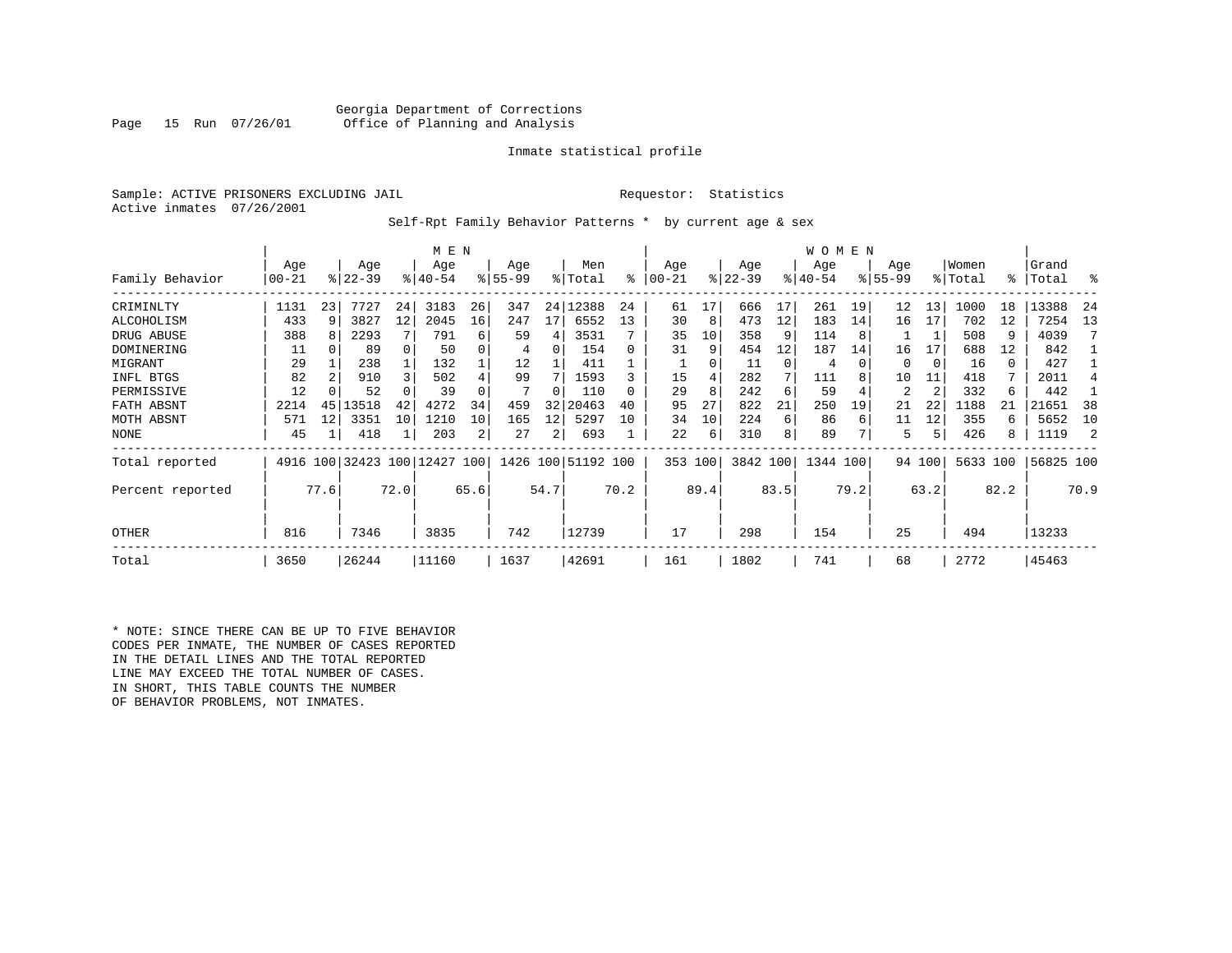Georgia Department of Corrections
Office of Planning and Analysis

Inmate statistical profile

Sample: ACTIVE PRISONERS EXCLUDING JAIL     Requestor: Statistics
Active inmates 07/26/2001

Self-Rpt Family Behavior Patterns * by current age & sex

| | MEN | | | | | | | | | | WOMEN | | | | | | | | | | | |
|---|---|---|---|---|---|---|---|---|---|---|---|---|---|---|---|---|---|---|---|---|---|---|
| Family Behavior | Age 00-21 | % | Age 22-39 | % | Age 40-54 | % | Age 55-99 | % | Men Total | % | Age 00-21 | % | Age 22-39 | % | Age 40-54 | % | Age 55-99 | % | Women Total | % | Grand Total | % |
| CRIMINLTY | 1131 | 23 | 7727 | 24 | 3183 | 26 | 347 | 24 | 12388 | 24 | 61 | 17 | 666 | 17 | 261 | 19 | 12 | 13 | 1000 | 18 | 13388 | 24 |
| ALCOHOLISM | 433 | 9 | 3827 | 12 | 2045 | 16 | 247 | 17 | 6552 | 13 | 30 | 8 | 473 | 12 | 183 | 14 | 16 | 17 | 702 | 12 | 7254 | 13 |
| DRUG ABUSE | 388 | 8 | 2293 | 7 | 791 | 6 | 59 | 4 | 3531 | 7 | 35 | 10 | 358 | 9 | 114 | 8 | 1 | 1 | 508 | 9 | 4039 | 7 |
| DOMINERING | 11 | 0 | 89 | 0 | 50 | 0 | 4 | 0 | 154 | 0 | 31 | 9 | 454 | 12 | 187 | 14 | 16 | 17 | 688 | 12 | 842 | 1 |
| MIGRANT | 29 | 1 | 238 | 1 | 132 | 1 | 12 | 1 | 411 | 1 | 1 | 0 | 11 | 0 | 4 | 0 | 0 | 0 | 16 | 0 | 427 | 1 |
| INFL BTGS | 82 | 2 | 910 | 3 | 502 | 4 | 99 | 7 | 1593 | 3 | 15 | 4 | 282 | 7 | 111 | 8 | 10 | 11 | 418 | 7 | 2011 | 4 |
| PERMISSIVE | 12 | 0 | 52 | 0 | 39 | 0 | 7 | 0 | 110 | 0 | 29 | 8 | 242 | 6 | 59 | 4 | 2 | 2 | 332 | 6 | 442 | 1 |
| FATH ABSNT | 2214 | 45 | 13518 | 42 | 4272 | 34 | 459 | 32 | 20463 | 40 | 95 | 27 | 822 | 21 | 250 | 19 | 21 | 22 | 1188 | 21 | 21651 | 38 |
| MOTH ABSNT | 571 | 12 | 3351 | 10 | 1210 | 10 | 165 | 12 | 5297 | 10 | 34 | 10 | 224 | 6 | 86 | 6 | 11 | 12 | 355 | 6 | 5652 | 10 |
| NONE | 45 | 1 | 418 | 1 | 203 | 2 | 27 | 2 | 693 | 1 | 22 | 6 | 310 | 8 | 89 | 7 | 5 | 5 | 426 | 8 | 1119 | 2 |
| Total reported | 4916 | 100 | 32423 | 100 | 12427 | 100 | 1426 | 100 | 51192 | 100 | 353 | 100 | 3842 | 100 | 1344 | 100 | 94 | 100 | 5633 | 100 | 56825 | 100 |
| Percent reported | | 77.6 | | 72.0 | | 65.6 | | 54.7 | | 70.2 | | 89.4 | | 83.5 | | 79.2 | | 63.2 | | 82.2 | | 70.9 |
| OTHER | 816 | | 7346 | | 3835 | | 742 | | 12739 | | 17 | | 298 | | 154 | | 25 | | 494 | | 13233 | |
| Total | 3650 | | 26244 | | 11160 | | 1637 | | 42691 | | 161 | | 1802 | | 741 | | 68 | | 2772 | | 45463 | |

* NOTE: SINCE THERE CAN BE UP TO FIVE BEHAVIOR CODES PER INMATE, THE NUMBER OF CASES REPORTED IN THE DETAIL LINES AND THE TOTAL REPORTED LINE MAY EXCEED THE TOTAL NUMBER OF CASES. IN SHORT, THIS TABLE COUNTS THE NUMBER OF BEHAVIOR PROBLEMS, NOT INMATES.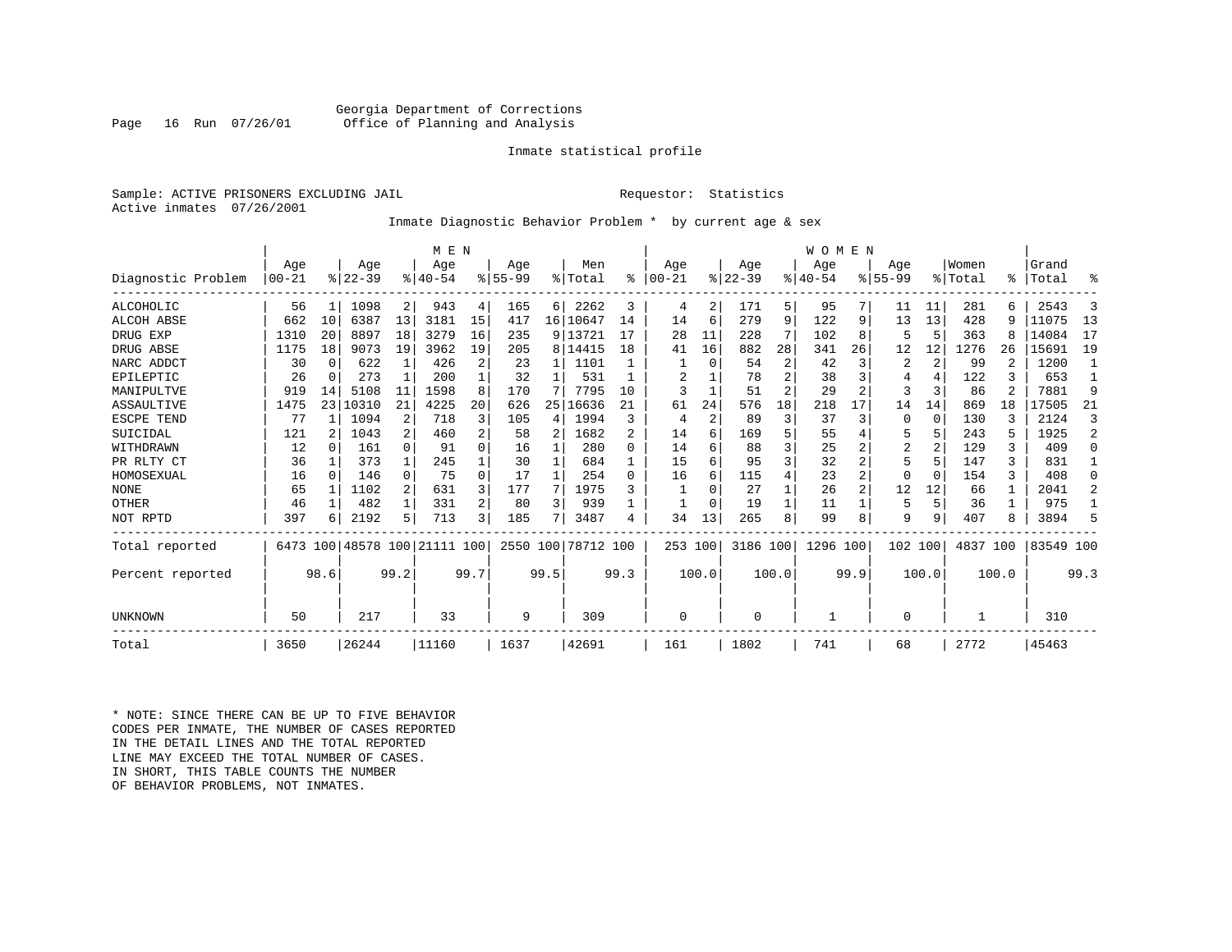Georgia Department of Corrections
Office of Planning and Analysis

Inmate statistical profile

Sample: ACTIVE PRISONERS EXCLUDING JAIL
Active inmates 07/26/2001

Requestor: Statistics

Inmate Diagnostic Behavior Problem * by current age & sex

| Diagnostic Problem | MEN Age 00-21 | % | Age 22-39 | % | Age 40-54 | % | Age 55-99 | % | Men Total | % | WOMEN Age 00-21 | % | Age 22-39 | % | Age 40-54 | % | Age 55-99 | % | Women Total | % | Grand Total | % |
|---|---|---|---|---|---|---|---|---|---|---|---|---|---|---|---|---|---|---|---|---|---|---|
| ALCOHOLIC | 56 | 1 | 1098 | 2 | 943 | 4 | 165 | 6 | 2262 | 3 | 4 | 2 | 171 | 5 | 95 | 7 | 11 | 11 | 281 | 6 | 2543 | 3 |
| ALCOH ABSE | 662 | 10 | 6387 | 13 | 3181 | 15 | 417 | 16 | 10647 | 14 | 14 | 6 | 279 | 9 | 122 | 9 | 13 | 13 | 428 | 9 | 11075 | 13 |
| DRUG EXP | 1310 | 20 | 8897 | 18 | 3279 | 16 | 235 | 9 | 13721 | 17 | 28 | 11 | 228 | 7 | 102 | 8 | 5 | 5 | 363 | 8 | 14084 | 17 |
| DRUG ABSE | 1175 | 18 | 9073 | 19 | 3962 | 19 | 205 | 8 | 14415 | 18 | 41 | 16 | 882 | 28 | 341 | 26 | 12 | 12 | 1276 | 26 | 15691 | 19 |
| NARC ADDCT | 30 | 0 | 622 | 1 | 426 | 2 | 23 | 1 | 1101 | 1 | 1 | 0 | 54 | 2 | 42 | 3 | 2 | 2 | 99 | 2 | 1200 | 1 |
| EPILEPTIC | 26 | 0 | 273 | 1 | 200 | 1 | 32 | 1 | 531 | 1 | 2 | 1 | 78 | 2 | 38 | 3 | 4 | 4 | 122 | 3 | 653 | 1 |
| MANIPULTVE | 919 | 14 | 5108 | 11 | 1598 | 8 | 170 | 7 | 7795 | 10 | 3 | 1 | 51 | 2 | 29 | 2 | 3 | 3 | 86 | 2 | 7881 | 9 |
| ASSAULTIVE | 1475 | 23 | 10310 | 21 | 4225 | 20 | 626 | 25 | 16636 | 21 | 61 | 24 | 576 | 18 | 218 | 17 | 14 | 14 | 869 | 18 | 17505 | 21 |
| ESCPE TEND | 77 | 1 | 1094 | 2 | 718 | 3 | 105 | 4 | 1994 | 3 | 4 | 2 | 89 | 3 | 37 | 3 | 0 | 0 | 130 | 3 | 2124 | 3 |
| SUICIDAL | 121 | 2 | 1043 | 2 | 460 | 2 | 58 | 2 | 1682 | 2 | 14 | 6 | 169 | 5 | 55 | 4 | 5 | 5 | 243 | 5 | 1925 | 2 |
| WITHDRAWN | 12 | 0 | 161 | 0 | 91 | 0 | 16 | 1 | 280 | 0 | 14 | 6 | 88 | 3 | 25 | 2 | 2 | 2 | 129 | 3 | 409 | 0 |
| PR RLTY CT | 36 | 1 | 373 | 1 | 245 | 1 | 30 | 1 | 684 | 1 | 15 | 6 | 95 | 3 | 32 | 2 | 5 | 5 | 147 | 3 | 831 | 1 |
| HOMOSEXUAL | 16 | 0 | 146 | 0 | 75 | 0 | 17 | 1 | 254 | 0 | 16 | 6 | 115 | 4 | 23 | 2 | 0 | 0 | 154 | 3 | 408 | 0 |
| NONE | 65 | 1 | 1102 | 2 | 631 | 3 | 177 | 7 | 1975 | 3 | 1 | 0 | 27 | 1 | 26 | 2 | 12 | 12 | 66 | 1 | 2041 | 2 |
| OTHER | 46 | 1 | 482 | 1 | 331 | 2 | 80 | 3 | 939 | 1 | 1 | 0 | 19 | 1 | 11 | 1 | 5 | 5 | 36 | 1 | 975 | 1 |
| NOT RPTD | 397 | 6 | 2192 | 5 | 713 | 3 | 185 | 7 | 3487 | 4 | 34 | 13 | 265 | 8 | 99 | 8 | 9 | 9 | 407 | 8 | 3894 | 5 |
| Total reported | 6473 | 100 | 48578 | 100 | 21111 | 100 | 2550 | 100 | 78712 | 100 | 253 | 100 | 3186 | 100 | 1296 | 100 | 102 | 100 | 4837 | 100 | 83549 | 100 |
| Percent reported | | 98.6 | | 99.2 | | 99.7 | | 99.5 | | 99.3 | | 100.0 | | 100.0 | | 99.9 | | 100.0 | | 100.0 | | 99.3 |
| UNKNOWN | 50 | | 217 | | 33 | | 9 | | 309 | | 0 | | 0 | | 1 | | 0 | | 1 | | 310 | |
| Total | 3650 | | 26244 | | 11160 | | 1637 | | 42691 | | 161 | | 1802 | | 741 | | 68 | | 2772 | | 45463 | |

* NOTE: SINCE THERE CAN BE UP TO FIVE BEHAVIOR CODES PER INMATE, THE NUMBER OF CASES REPORTED IN THE DETAIL LINES AND THE TOTAL REPORTED LINE MAY EXCEED THE TOTAL NUMBER OF CASES. IN SHORT, THIS TABLE COUNTS THE NUMBER OF BEHAVIOR PROBLEMS, NOT INMATES.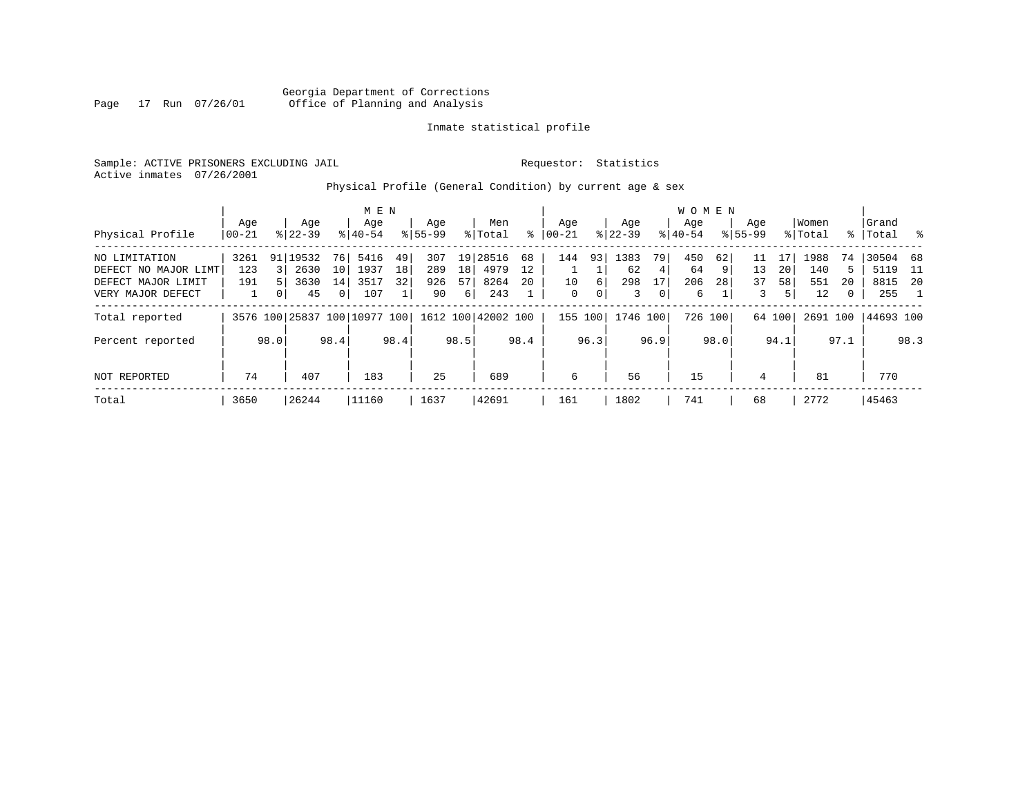Georgia Department of Corrections
Office of Planning and Analysis

Inmate statistical profile

Sample: ACTIVE PRISONERS EXCLUDING JAIL          Requestor: Statistics
Active inmates 07/26/2001

Physical Profile (General Condition) by current age & sex

| | MEN | | | | | | | | | | WOMEN | | | | | | | | | | | |
|---|---|---|---|---|---|---|---|---|---|---|---|---|---|---|---|---|---|---|---|---|---|---|
| Physical Profile | Age 00-21 | % | Age 22-39 | % | Age 40-54 | % | Age 55-99 | % | Men Total | % | Age 00-21 | % | Age 22-39 | % | Age 40-54 | % | Age 55-99 | % | Women Total | % | Grand Total | % |
| NO LIMITATION | 3261 | 91 | 19532 | 76 | 5416 | 49 | 307 | 19 | 28516 | 68 | 144 | 93 | 1383 | 79 | 450 | 62 | 11 | 17 | 1988 | 74 | 30504 | 68 |
| DEFECT NO MAJOR LIMT | 123 | 3 | 2630 | 10 | 1937 | 18 | 289 | 18 | 4979 | 12 | 1 | 1 | 62 | 4 | 64 | 9 | 13 | 20 | 140 | 5 | 5119 | 11 |
| DEFECT MAJOR LIMIT | 191 | 5 | 3630 | 14 | 3517 | 32 | 926 | 57 | 8264 | 20 | 10 | 6 | 298 | 17 | 206 | 28 | 37 | 58 | 551 | 20 | 8815 | 20 |
| VERY MAJOR DEFECT | 1 | 0 | 45 | 0 | 107 | 1 | 90 | 6 | 243 | 1 | 0 | 0 | 3 | 0 | 6 | 1 | 3 | 5 | 12 | 0 | 255 | 1 |
| Total reported | 3576 | 100 | 25837 | 100 | 10977 | 100 | 1612 | 100 | 42002 | 100 | 155 | 100 | 1746 | 100 | 726 | 100 | 64 | 100 | 2691 | 100 | 44693 | 100 |
| Percent reported | | 98.0 | | 98.4 | | 98.4 | | 98.5 | | 98.4 | | 96.3 | | 96.9 | | 98.0 | | 94.1 | | 97.1 | | 98.3 |
| NOT REPORTED | 74 | | 407 | | 183 | | 25 | | 689 | | 6 | | 56 | | 15 | | 4 | | 81 | | 770 | |
| Total | 3650 | | 26244 | | 11160 | | 1637 | | 42691 | | 161 | | 1802 | | 741 | | 68 | | 2772 | | 45463 | |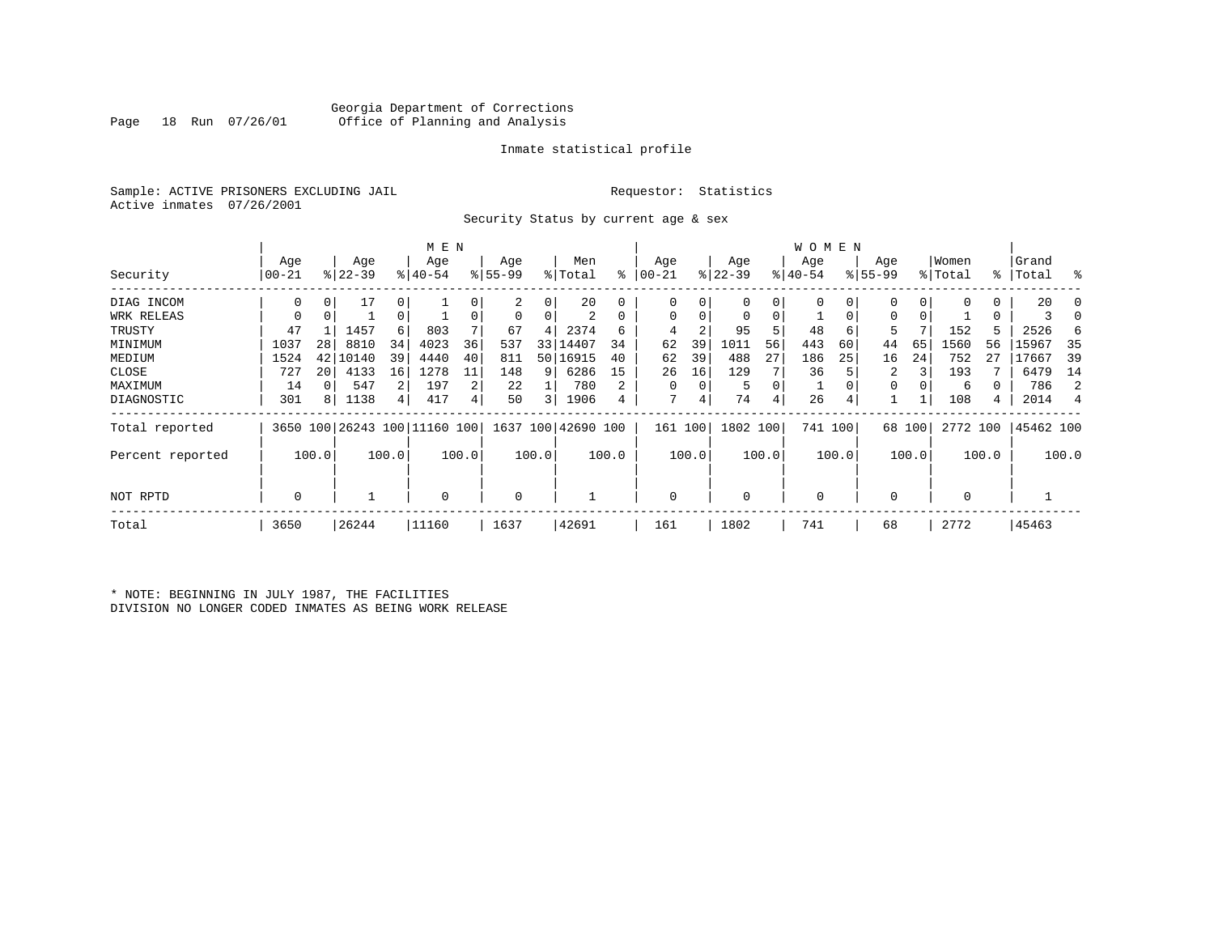Georgia Department of Corrections
Office of Planning and Analysis

Inmate statistical profile

Sample: ACTIVE PRISONERS EXCLUDING JAIL        Requestor: Statistics
Active inmates 07/26/2001

Security Status by current age & sex

| | MEN | | | | | | | | | | WOMEN | | | | | | | | | | | |
|---|---|---|---|---|---|---|---|---|---|---|---|---|---|---|---|---|---|---|---|---|---|---|
| Security | Age 00-21 | % | Age 22-39 | % | Age 40-54 | % | Age 55-99 | % | Men Total | % | Age 00-21 | % | Age 22-39 | % | Age 40-54 | % | Age 55-99 | % | Women Total | % | Grand Total | % |
| DIAG INCOM | 0 | 0 | 17 | 0 | 1 | 0 | 2 | 0 | 20 | 0 | 0 | 0 | 0 | 0 | 0 | 0 | 0 | 0 | 0 | 0 | 20 | 0 |
| WRK RELEAS | 0 | 0 | 1 | 0 | 1 | 0 | 0 | 0 | 2 | 0 | 0 | 0 | 0 | 0 | 1 | 0 | 0 | 0 | 1 | 0 | 3 | 0 |
| TRUSTY | 47 | 1 | 1457 | 6 | 803 | 7 | 67 | 4 | 2374 | 6 | 4 | 2 | 95 | 5 | 48 | 6 | 5 | 7 | 152 | 5 | 2526 | 6 |
| MINIMUM | 1037 | 28 | 8810 | 34 | 4023 | 36 | 537 | 33 | 14407 | 34 | 62 | 39 | 1011 | 56 | 443 | 60 | 44 | 65 | 1560 | 56 | 15967 | 35 |
| MEDIUM | 1524 | 42 | 10140 | 39 | 4440 | 40 | 811 | 50 | 16915 | 40 | 62 | 39 | 488 | 27 | 186 | 25 | 16 | 24 | 752 | 27 | 17667 | 39 |
| CLOSE | 727 | 20 | 4133 | 16 | 1278 | 11 | 148 | 9 | 6286 | 15 | 26 | 16 | 129 | 7 | 36 | 5 | 2 | 3 | 193 | 7 | 6479 | 14 |
| MAXIMUM | 14 | 0 | 547 | 2 | 197 | 2 | 22 | 1 | 780 | 2 | 0 | 0 | 5 | 0 | 1 | 0 | 0 | 0 | 6 | 0 | 786 | 2 |
| DIAGNOSTIC | 301 | 8 | 1138 | 4 | 417 | 4 | 50 | 3 | 1906 | 4 | 7 | 4 | 74 | 4 | 26 | 4 | 1 | 1 | 108 | 4 | 2014 | 4 |
| Total reported | 3650 | 100 | 26243 | 100 | 11160 | 100 | 1637 | 100 | 42690 | 100 | 161 | 100 | 1802 | 100 | 741 | 100 | 68 | 100 | 2772 | 100 | 45462 | 100 |
| Percent reported | | 100.0 | | 100.0 | | 100.0 | | 100.0 | | 100.0 | | 100.0 | | 100.0 | | 100.0 | | 100.0 | | 100.0 | | 100.0 |
| NOT RPTD | 0 | | 1 | | 0 | | 0 | | 1 | | 0 | | 0 | | 0 | | 0 | | 0 | | 1 | |
| Total | 3650 | | 26244 | | 11160 | | 1637 | | 42691 | | 161 | | 1802 | | 741 | | 68 | | 2772 | | 45463 | |

* NOTE: BEGINNING IN JULY 1987, THE FACILITIES
DIVISION NO LONGER CODED INMATES AS BEING WORK RELEASE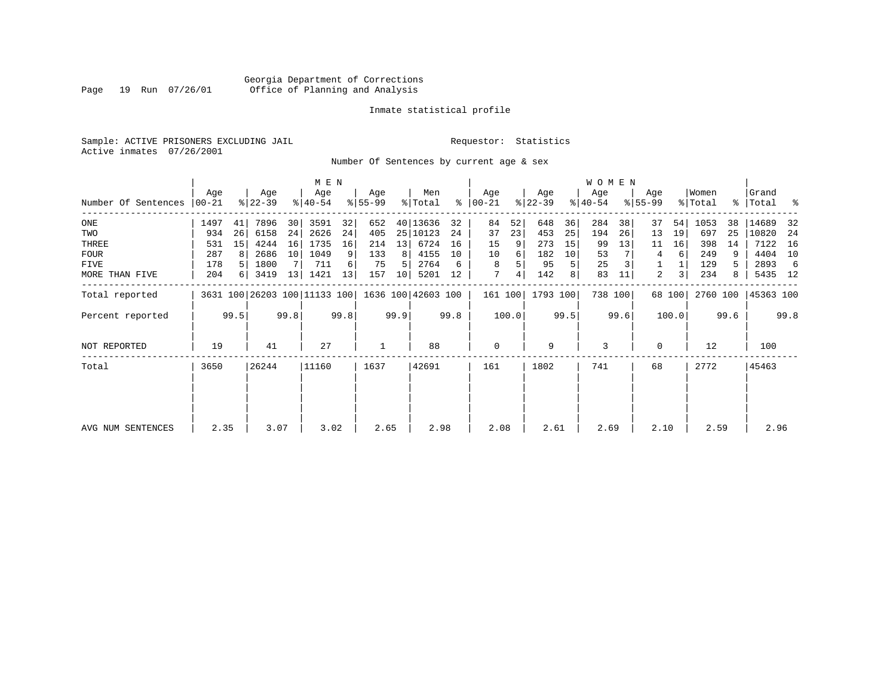Georgia Department of Corrections
Office of Planning and Analysis

Inmate statistical profile

Sample: ACTIVE PRISONERS EXCLUDING JAIL                Requestor: Statistics
Active inmates 07/26/2001

Number Of Sentences by current age & sex

| Number Of Sentences | MEN Age 00-21 | % | Age 22-39 | % | Age 40-54 | % | Age 55-99 | % | Men Total | % | WOMEN Age 00-21 | % | Age 22-39 | % | Age 40-54 | % | Age 55-99 | % | Women Total | % | Grand Total | % |
|---|---|---|---|---|---|---|---|---|---|---|---|---|---|---|---|---|---|---|---|---|---|---|
| ONE | 1497 | 41 | 7896 | 30 | 3591 | 32 | 652 | 40 | 13636 | 32 | 84 | 52 | 648 | 36 | 284 | 38 | 37 | 54 | 1053 | 38 | 14689 | 32 |
| TWO | 934 | 26 | 6158 | 24 | 2626 | 24 | 405 | 25 | 10123 | 24 | 37 | 23 | 453 | 25 | 194 | 26 | 13 | 19 | 697 | 25 | 10820 | 24 |
| THREE | 531 | 15 | 4244 | 16 | 1735 | 16 | 214 | 13 | 6724 | 16 | 15 | 9 | 273 | 15 | 99 | 13 | 11 | 16 | 398 | 14 | 7122 | 16 |
| FOUR | 287 | 8 | 2686 | 10 | 1049 | 9 | 133 | 8 | 4155 | 10 | 10 | 6 | 182 | 10 | 53 | 7 | 4 | 6 | 249 | 9 | 4404 | 10 |
| FIVE | 178 | 5 | 1800 | 7 | 711 | 6 | 75 | 5 | 2764 | 6 | 8 | 5 | 95 | 5 | 25 | 3 | 1 | 1 | 129 | 5 | 2893 | 6 |
| MORE THAN FIVE | 204 | 6 | 3419 | 13 | 1421 | 13 | 157 | 10 | 5201 | 12 | 7 | 4 | 142 | 8 | 83 | 11 | 2 | 3 | 234 | 8 | 5435 | 12 |
| Total reported | 3631 | 100 | 26203 | 100 | 11133 | 100 | 1636 | 100 | 42603 | 100 | 161 | 100 | 1793 | 100 | 738 | 100 | 68 | 100 | 2760 | 100 | 45363 | 100 |
| Percent reported | | 99.5 | | 99.8 | | 99.8 | | 99.9 | | 99.8 | | 100.0 | | 99.5 | | 99.6 | | 100.0 | | 99.6 | | 99.8 |
| NOT REPORTED | 19 | | 41 | | 27 | | 1 | | 88 | | 0 | | 9 | | 3 | | 0 | | 12 | | 100 | |
| Total | 3650 | | 26244 | | 11160 | | 1637 | | 42691 | | 161 | | 1802 | | 741 | | 68 | | 2772 | | 45463 | |
| AVG NUM SENTENCES | 2.35 | | 3.07 | | 3.02 | | 2.65 | | 2.98 | | 2.08 | | 2.61 | | 2.69 | | 2.10 | | 2.59 | | 2.96 | |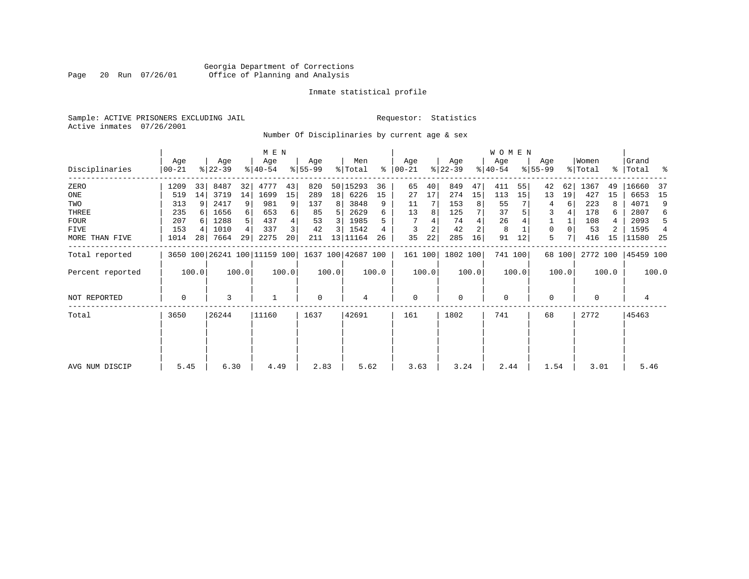Georgia Department of Corrections
Office of Planning and Analysis

Inmate statistical profile

Sample: ACTIVE PRISONERS EXCLUDING JAIL

Requestor: Statistics

Active inmates 07/26/2001

Number Of Disciplinaries by current age & sex

| Disciplinaries | MEN Age 00-21 | % | Age 22-39 | % | Age 40-54 | % | Age 55-99 | % | Men Total | % | WOMEN Age 00-21 | % | Age 22-39 | % | Age 40-54 | % | Age 55-99 | % | Women Total | % | Grand Total | % |
|---|---|---|---|---|---|---|---|---|---|---|---|---|---|---|---|---|---|---|---|---|---|---|
| ZERO | 1209 | 33 | 8487 | 32 | 4777 | 43 | 820 | 50 | 15293 | 36 | 65 | 40 | 849 | 47 | 411 | 55 | 42 | 62 | 1367 | 49 | 16660 | 37 |
| ONE | 519 | 14 | 3719 | 14 | 1699 | 15 | 289 | 18 | 6226 | 15 | 27 | 17 | 274 | 15 | 113 | 15 | 13 | 19 | 427 | 15 | 6653 | 15 |
| TWO | 313 | 9 | 2417 | 9 | 981 | 9 | 137 | 8 | 3848 | 9 | 11 | 7 | 153 | 8 | 55 | 7 | 4 | 6 | 223 | 8 | 4071 | 9 |
| THREE | 235 | 6 | 1656 | 6 | 653 | 6 | 85 | 5 | 2629 | 6 | 13 | 8 | 125 | 7 | 37 | 5 | 3 | 4 | 178 | 6 | 2807 | 6 |
| FOUR | 207 | 6 | 1288 | 5 | 437 | 4 | 53 | 3 | 1985 | 5 | 7 | 4 | 74 | 4 | 26 | 4 | 1 | 1 | 108 | 4 | 2093 | 5 |
| FIVE | 153 | 4 | 1010 | 4 | 337 | 3 | 42 | 3 | 1542 | 4 | 3 | 2 | 42 | 2 | 8 | 1 | 0 | 0 | 53 | 2 | 1595 | 4 |
| MORE THAN FIVE | 1014 | 28 | 7664 | 29 | 2275 | 20 | 211 | 13 | 11164 | 26 | 35 | 22 | 285 | 16 | 91 | 12 | 5 | 7 | 416 | 15 | 11580 | 25 |
| Total reported | 3650 | 100 | 26241 | 100 | 11159 | 100 | 1637 | 100 | 42687 | 100 | 161 | 100 | 1802 | 100 | 741 | 100 | 68 | 100 | 2772 | 100 | 45459 | 100 |
| Percent reported | | 100.0 | | 100.0 | | 100.0 | | 100.0 | | 100.0 | | 100.0 | | 100.0 | | 100.0 | | 100.0 | | 100.0 | | 100.0 |
| NOT REPORTED | 0 | | 3 | | 1 | | 0 | | 4 | | 0 | | 0 | | 0 | | 0 | | 0 | | 4 | |
| Total | 3650 | | 26244 | | 11160 | | 1637 | | 42691 | | 161 | | 1802 | | 741 | | 68 | | 2772 | | 45463 | |
| AVG NUM DISCIP | 5.45 | | 6.30 | | 4.49 | | 2.83 | | 5.62 | | 3.63 | | 3.24 | | 2.44 | | 1.54 | | 3.01 | | 5.46 | |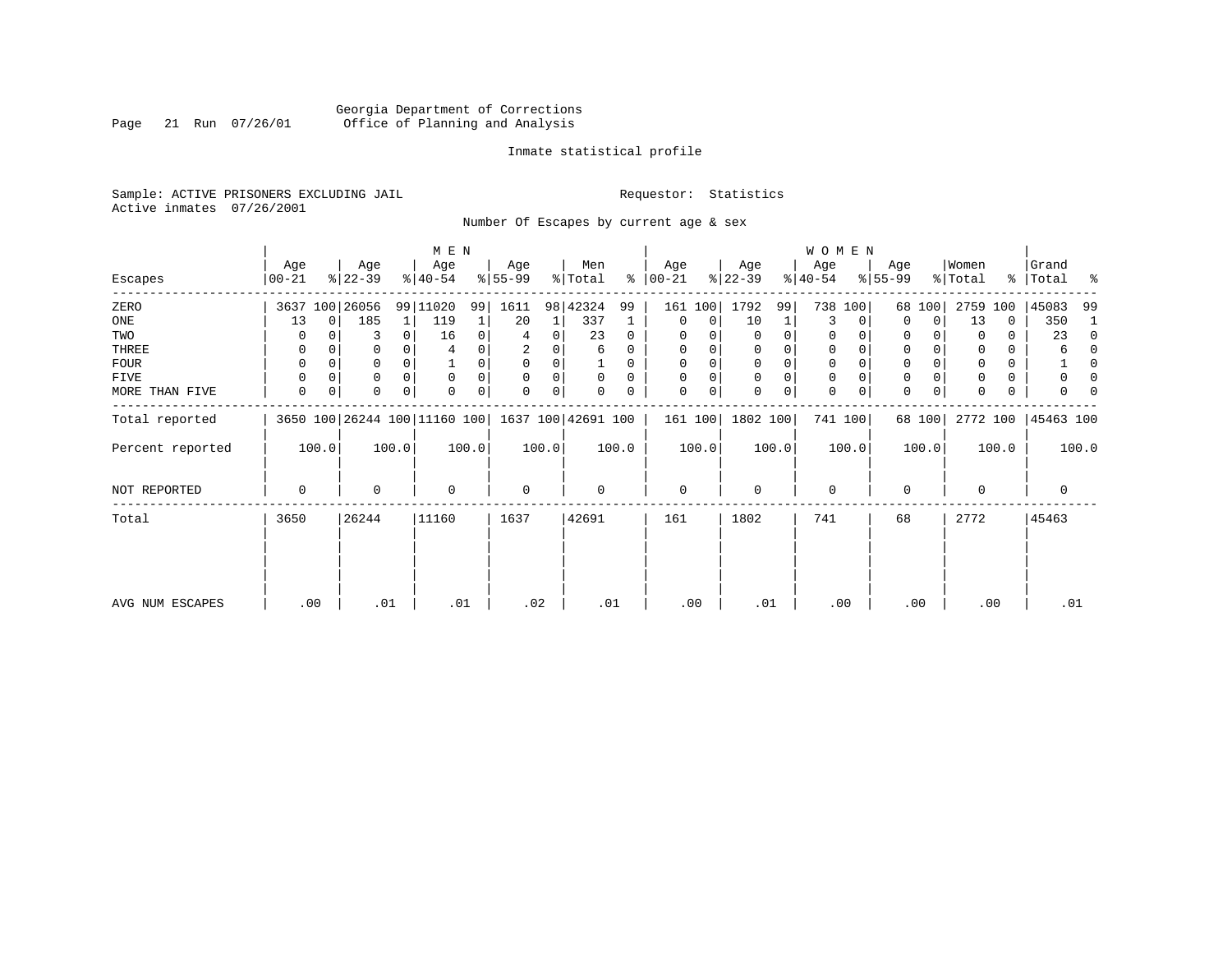Georgia Department of Corrections
Office of Planning and Analysis

Inmate statistical profile

Sample: ACTIVE PRISONERS EXCLUDING JAIL

Active inmates 07/26/2001

Requestor: Statistics

Number Of Escapes by current age & sex

| Escapes | MEN Age 00-21 | % | Age 22-39 | % | Age 40-54 | % | Age 55-99 | % | Men Total | % | WOMEN Age 00-21 | % | Age 22-39 | % | Age 40-54 | % | Age 55-99 | % | Women Total | % | Grand Total | % |
|---|---|---|---|---|---|---|---|---|---|---|---|---|---|---|---|---|---|---|---|---|---|---|
| ZERO | 3637 | 100 | 26056 | 99 | 11020 | 99 | 1611 | 98 | 42324 | 99 | 161 | 100 | 1792 | 99 | 738 | 100 | 68 | 100 | 2759 | 100 | 45083 | 99 |
| ONE | 13 | 0 | 185 | 1 | 119 | 1 | 20 | 1 | 337 | 1 | 0 | 0 | 10 | 1 | 3 | 0 | 0 | 0 | 13 | 0 | 350 | 1 |
| TWO | 0 | 0 | 3 | 0 | 16 | 0 | 4 | 0 | 23 | 0 | 0 | 0 | 0 | 0 | 0 | 0 | 0 | 0 | 0 | 0 | 23 | 0 |
| THREE | 0 | 0 | 0 | 0 | 4 | 0 | 2 | 0 | 6 | 0 | 0 | 0 | 0 | 0 | 0 | 0 | 0 | 0 | 0 | 0 | 6 | 0 |
| FOUR | 0 | 0 | 0 | 0 | 1 | 0 | 0 | 0 | 1 | 0 | 0 | 0 | 0 | 0 | 0 | 0 | 0 | 0 | 0 | 0 | 1 | 0 |
| FIVE | 0 | 0 | 0 | 0 | 0 | 0 | 0 | 0 | 0 | 0 | 0 | 0 | 0 | 0 | 0 | 0 | 0 | 0 | 0 | 0 | 0 | 0 |
| MORE THAN FIVE | 0 | 0 | 0 | 0 | 0 | 0 | 0 | 0 | 0 | 0 | 0 | 0 | 0 | 0 | 0 | 0 | 0 | 0 | 0 | 0 | 0 | 0 |
| Total reported | 3650 | 100 | 26244 | 100 | 11160 | 100 | 1637 | 100 | 42691 | 100 | 161 | 100 | 1802 | 100 | 741 | 100 | 68 | 100 | 2772 | 100 | 45463 | 100 |
| Percent reported | 100.0 | | 100.0 | | 100.0 | | 100.0 | | 100.0 | | 100.0 | | 100.0 | | 100.0 | | 100.0 | | 100.0 | | 100.0 | |
| NOT REPORTED | 0 | | 0 | | 0 | | 0 | | 0 | | 0 | | 0 | | 0 | | 0 | | 0 | | 0 | |
| Total | 3650 | | 26244 | | 11160 | | 1637 | | 42691 | | 161 | | 1802 | | 741 | | 68 | | 2772 | | 45463 | |
| AVG NUM ESCAPES | .00 | | .01 | | .01 | | .02 | | .01 | | .00 | | .01 | | .00 | | .00 | | .00 | | .01 | |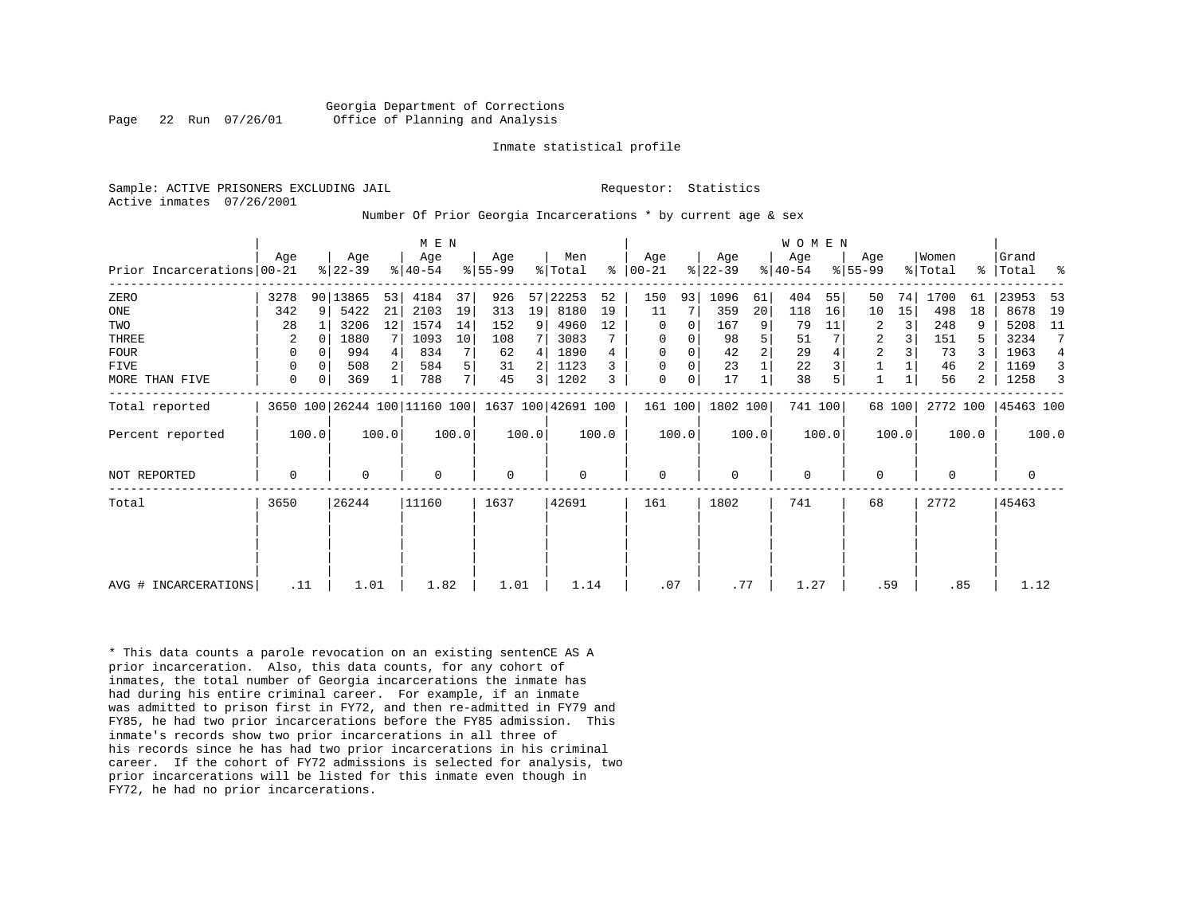Georgia Department of Corrections
Office of Planning and Analysis

Inmate statistical profile

Sample: ACTIVE PRISONERS EXCLUDING JAIL                    Requestor: Statistics
Active inmates 07/26/2001

Number Of Prior Georgia Incarcerations * by current age & sex

| Prior Incarcerations | MEN Age 00-21 | % | Age 22-39 | % | Age 40-54 | % | Age 55-99 | % | Men Total | % | WOMEN Age 00-21 | % | Age 22-39 | % | Age 40-54 | % | Age 55-99 | % | Women Total | % | Grand Total | % |
|---|---|---|---|---|---|---|---|---|---|---|---|---|---|---|---|---|---|---|---|---|---|---|
| ZERO | 3278 | 90 | 13865 | 53 | 4184 | 37 | 926 | 57 | 22253 | 52 | 150 | 93 | 1096 | 61 | 404 | 55 | 50 | 74 | 1700 | 61 | 23953 | 53 |
| ONE | 342 | 9 | 5422 | 21 | 2103 | 19 | 313 | 19 | 8180 | 19 | 11 | 7 | 359 | 20 | 118 | 16 | 10 | 15 | 498 | 18 | 8678 | 19 |
| TWO | 28 | 1 | 3206 | 12 | 1574 | 14 | 152 | 9 | 4960 | 12 | 0 | 0 | 167 | 9 | 79 | 11 | 2 | 3 | 248 | 9 | 5208 | 11 |
| THREE | 2 | 0 | 1880 | 7 | 1093 | 10 | 108 | 7 | 3083 | 7 | 0 | 0 | 98 | 5 | 51 | 7 | 2 | 3 | 151 | 5 | 3234 | 7 |
| FOUR | 0 | 0 | 994 | 4 | 834 | 7 | 62 | 4 | 1890 | 4 | 0 | 0 | 42 | 2 | 29 | 4 | 2 | 3 | 73 | 3 | 1963 | 4 |
| FIVE | 0 | 0 | 508 | 2 | 584 | 5 | 31 | 2 | 1123 | 3 | 0 | 0 | 23 | 1 | 22 | 3 | 1 | 1 | 46 | 2 | 1169 | 3 |
| MORE THAN FIVE | 0 | 0 | 369 | 1 | 788 | 7 | 45 | 3 | 1202 | 3 | 0 | 0 | 17 | 1 | 38 | 5 | 1 | 1 | 56 | 2 | 1258 | 3 |
| Total reported | 3650 | 100 | 26244 | 100 | 11160 | 100 | 1637 | 100 | 42691 | 100 | 161 | 100 | 1802 | 100 | 741 | 100 | 68 | 100 | 2772 | 100 | 45463 | 100 |
| Percent reported | 100.0 | | 100.0 | | 100.0 | | 100.0 | | 100.0 | | 100.0 | | 100.0 | | 100.0 | | 100.0 | | 100.0 | | 100.0 | |
| NOT REPORTED | 0 | | 0 | | 0 | | 0 | | 0 | | 0 | | 0 | | 0 | | 0 | | 0 | | 0 | |
| Total | 3650 | | 26244 | | 11160 | | 1637 | | 42691 | | 161 | | 1802 | | 741 | | 68 | | 2772 | | 45463 | |
| AVG # INCARCERATIONS | .11 | | 1.01 | | 1.82 | | 1.01 | | 1.14 | | .07 | | .77 | | 1.27 | | .59 | | .85 | | 1.12 | |

* This data counts a parole revocation on an existing sentenCE AS A prior incarceration. Also, this data counts, for any cohort of inmates, the total number of Georgia incarcerations the inmate has had during his entire criminal career. For example, if an inmate was admitted to prison first in FY72, and then re-admitted in FY79 and FY85, he had two prior incarcerations before the FY85 admission. This inmate's records show two prior incarcerations in all three of his records since he has had two prior incarcerations in his criminal career. If the cohort of FY72 admissions is selected for analysis, two prior incarcerations will be listed for this inmate even though in FY72, he had no prior incarcerations.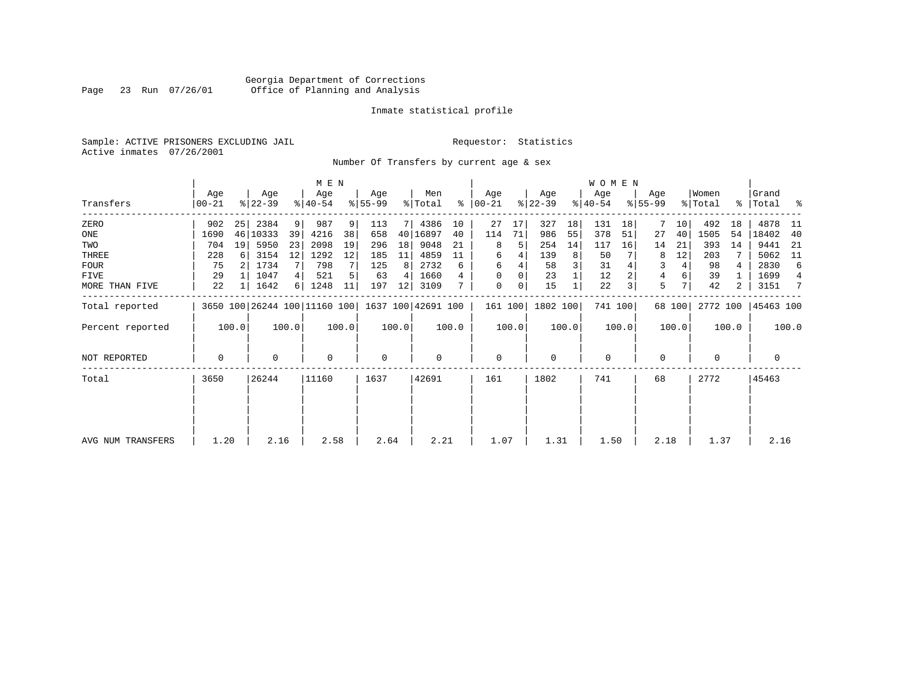Georgia Department of Corrections
Office of Planning and Analysis

Inmate statistical profile

Sample: ACTIVE PRISONERS EXCLUDING JAIL

Requestor: Statistics

Active inmates 07/26/2001

Number Of Transfers by current age & sex

| Transfers | MEN Age 00-21 | % | Age 22-39 | % | Age 40-54 | % | Age 55-99 | % | Men Total | % | WOMEN Age 00-21 | % | Age 22-39 | % | Age 40-54 | % | Age 55-99 | % | Women Total | % | Grand Total | % |
|---|---|---|---|---|---|---|---|---|---|---|---|---|---|---|---|---|---|---|---|---|---|---|
| ZERO | 902 | 25 | 2384 | 9 | 987 | 9 | 113 | 7 | 4386 | 10 | 27 | 17 | 327 | 18 | 131 | 18 | 7 | 10 | 492 | 18 | 4878 | 11 |
| ONE | 1690 | 46 | 10333 | 39 | 4216 | 38 | 658 | 40 | 16897 | 40 | 114 | 71 | 986 | 55 | 378 | 51 | 27 | 40 | 1505 | 54 | 18402 | 40 |
| TWO | 704 | 19 | 5950 | 23 | 2098 | 19 | 296 | 18 | 9048 | 21 | 8 | 5 | 254 | 14 | 117 | 16 | 14 | 21 | 393 | 14 | 9441 | 21 |
| THREE | 228 | 6 | 3154 | 12 | 1292 | 12 | 185 | 11 | 4859 | 11 | 6 | 4 | 139 | 8 | 50 | 7 | 8 | 12 | 203 | 7 | 5062 | 11 |
| FOUR | 75 | 2 | 1734 | 7 | 798 | 7 | 125 | 8 | 2732 | 6 | 6 | 4 | 58 | 3 | 31 | 4 | 3 | 4 | 98 | 4 | 2830 | 6 |
| FIVE | 29 | 1 | 1047 | 4 | 521 | 5 | 63 | 4 | 1660 | 4 | 0 | 0 | 23 | 1 | 12 | 2 | 4 | 6 | 39 | 1 | 1699 | 4 |
| MORE THAN FIVE | 22 | 1 | 1642 | 6 | 1248 | 11 | 197 | 12 | 3109 | 7 | 0 | 0 | 15 | 1 | 22 | 3 | 5 | 7 | 42 | 2 | 3151 | 7 |
| Total reported | 3650 | 100 | 26244 | 100 | 11160 | 100 | 1637 | 100 | 42691 | 100 | 161 | 100 | 1802 | 100 | 741 | 100 | 68 | 100 | 2772 | 100 | 45463 | 100 |
| Percent reported | | 100.0 | | 100.0 | | 100.0 | | 100.0 | | 100.0 | | 100.0 | | 100.0 | | 100.0 | | 100.0 | | 100.0 | | 100.0 |
| NOT REPORTED | 0 | | 0 | | 0 | | 0 | | 0 | | 0 | | 0 | | 0 | | 0 | | 0 | | 0 | |
| Total | 3650 | | 26244 | | 11160 | | 1637 | | 42691 | | 161 | | 1802 | | 741 | | 68 | | 2772 | | 45463 | |
| AVG NUM TRANSFERS | 1.20 | | 2.16 | | 2.58 | | 2.64 | | 2.21 | | 1.07 | | 1.31 | | 1.50 | | 2.18 | | 1.37 | | 2.16 | |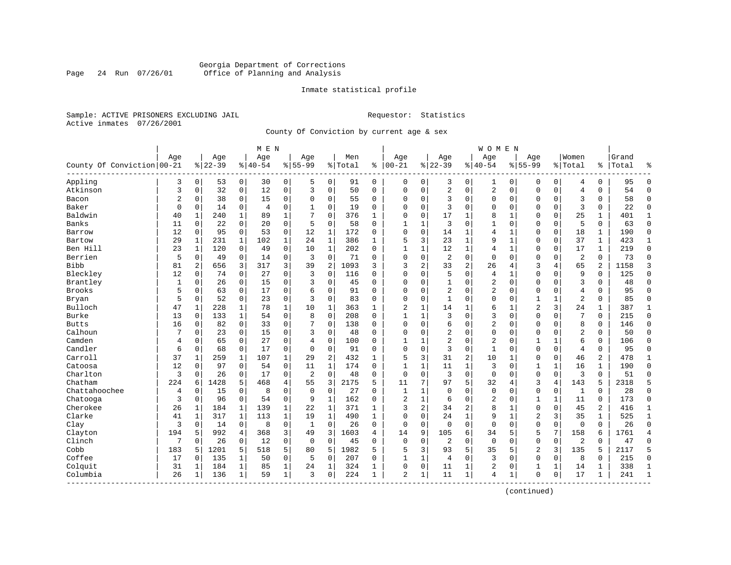Georgia Department of Corrections
Office of Planning and Analysis

Inmate statistical profile

Sample: ACTIVE PRISONERS EXCLUDING JAIL

Requestor: Statistics

Active inmates 07/26/2001

County Of Conviction by current age & sex

| County Of Conviction | MEN Age 00-21 | % | Age 22-39 | % | Age 40-54 | % | Age 55-99 | % | Men Total | % | WOMEN Age 00-21 | % | Age 22-39 | % | Age 40-54 | % | Age 55-99 | % | Women Total | % | Grand Total | % |
|---|---|---|---|---|---|---|---|---|---|---|---|---|---|---|---|---|---|---|---|---|---|---|
| Appling | 3 | 0 | 53 | 0 | 30 | 0 | 5 | 0 | 91 | 0 | 0 | 0 | 3 | 0 | 1 | 0 | 0 | 0 | 4 | 0 | 95 | 0 |
| Atkinson | 3 | 0 | 32 | 0 | 12 | 0 | 3 | 0 | 50 | 0 | 0 | 0 | 2 | 0 | 2 | 0 | 0 | 0 | 4 | 0 | 54 | 0 |
| Bacon | 2 | 0 | 38 | 0 | 15 | 0 | 0 | 0 | 55 | 0 | 0 | 0 | 3 | 0 | 0 | 0 | 0 | 0 | 3 | 0 | 58 | 0 |
| Baker | 0 | 0 | 14 | 0 | 4 | 0 | 1 | 0 | 19 | 0 | 0 | 0 | 3 | 0 | 0 | 0 | 0 | 0 | 3 | 0 | 22 | 0 |
| Baldwin | 40 | 1 | 240 | 1 | 89 | 1 | 7 | 0 | 376 | 1 | 0 | 0 | 17 | 1 | 8 | 1 | 0 | 0 | 25 | 1 | 401 | 1 |
| Banks | 11 | 0 | 22 | 0 | 20 | 0 | 5 | 0 | 58 | 0 | 1 | 1 | 3 | 0 | 1 | 0 | 0 | 0 | 5 | 0 | 63 | 0 |
| Barrow | 12 | 0 | 95 | 0 | 53 | 0 | 12 | 1 | 172 | 0 | 0 | 0 | 14 | 1 | 4 | 1 | 0 | 0 | 18 | 1 | 190 | 0 |
| Bartow | 29 | 1 | 231 | 1 | 102 | 1 | 24 | 1 | 386 | 1 | 5 | 3 | 23 | 1 | 9 | 1 | 0 | 0 | 37 | 1 | 423 | 1 |
| Ben Hill | 23 | 1 | 120 | 0 | 49 | 0 | 10 | 1 | 202 | 0 | 1 | 1 | 12 | 1 | 4 | 1 | 0 | 0 | 17 | 1 | 219 | 0 |
| Berrien | 5 | 0 | 49 | 0 | 14 | 0 | 3 | 0 | 71 | 0 | 0 | 0 | 2 | 0 | 0 | 0 | 0 | 0 | 2 | 0 | 73 | 0 |
| Bibb | 81 | 2 | 656 | 3 | 317 | 3 | 39 | 2 | 1093 | 3 | 3 | 2 | 33 | 2 | 26 | 4 | 3 | 4 | 65 | 2 | 1158 | 3 |
| Bleckley | 12 | 0 | 74 | 0 | 27 | 0 | 3 | 0 | 116 | 0 | 0 | 0 | 5 | 0 | 4 | 1 | 0 | 0 | 9 | 0 | 125 | 0 |
| Brantley | 1 | 0 | 26 | 0 | 15 | 0 | 3 | 0 | 45 | 0 | 0 | 0 | 1 | 0 | 2 | 0 | 0 | 0 | 3 | 0 | 48 | 0 |
| Brooks | 5 | 0 | 63 | 0 | 17 | 0 | 6 | 0 | 91 | 0 | 0 | 0 | 2 | 0 | 2 | 0 | 0 | 0 | 4 | 0 | 95 | 0 |
| Bryan | 5 | 0 | 52 | 0 | 23 | 0 | 3 | 0 | 83 | 0 | 0 | 0 | 1 | 0 | 0 | 0 | 1 | 1 | 2 | 0 | 85 | 0 |
| Bulloch | 47 | 1 | 228 | 1 | 78 | 1 | 10 | 1 | 363 | 1 | 2 | 1 | 14 | 1 | 6 | 1 | 2 | 3 | 24 | 1 | 387 | 1 |
| Burke | 13 | 0 | 133 | 1 | 54 | 0 | 8 | 0 | 208 | 0 | 1 | 1 | 3 | 0 | 3 | 0 | 0 | 0 | 7 | 0 | 215 | 0 |
| Butts | 16 | 0 | 82 | 0 | 33 | 0 | 7 | 0 | 138 | 0 | 0 | 0 | 6 | 0 | 2 | 0 | 0 | 0 | 8 | 0 | 146 | 0 |
| Calhoun | 7 | 0 | 23 | 0 | 15 | 0 | 3 | 0 | 48 | 0 | 0 | 0 | 2 | 0 | 0 | 0 | 0 | 0 | 2 | 0 | 50 | 0 |
| Camden | 4 | 0 | 65 | 0 | 27 | 0 | 4 | 0 | 100 | 0 | 1 | 1 | 2 | 0 | 2 | 0 | 1 | 1 | 6 | 0 | 106 | 0 |
| Candler | 6 | 0 | 68 | 0 | 17 | 0 | 0 | 0 | 91 | 0 | 0 | 0 | 3 | 0 | 1 | 0 | 0 | 0 | 4 | 0 | 95 | 0 |
| Carroll | 37 | 1 | 259 | 1 | 107 | 1 | 29 | 2 | 432 | 1 | 5 | 3 | 31 | 2 | 10 | 1 | 0 | 0 | 46 | 2 | 478 | 1 |
| Catoosa | 12 | 0 | 97 | 0 | 54 | 0 | 11 | 1 | 174 | 0 | 1 | 1 | 11 | 1 | 3 | 0 | 1 | 1 | 16 | 1 | 190 | 0 |
| Charlton | 3 | 0 | 26 | 0 | 17 | 0 | 2 | 0 | 48 | 0 | 0 | 0 | 3 | 0 | 0 | 0 | 0 | 0 | 3 | 0 | 51 | 0 |
| Chatham | 224 | 6 | 1428 | 5 | 468 | 4 | 55 | 3 | 2175 | 5 | 11 | 7 | 97 | 5 | 32 | 4 | 3 | 4 | 143 | 5 | 2318 | 5 |
| Chattahoochee | 4 | 0 | 15 | 0 | 8 | 0 | 0 | 0 | 27 | 0 | 1 | 1 | 0 | 0 | 0 | 0 | 0 | 0 | 1 | 0 | 28 | 0 |
| Chatooga | 3 | 0 | 96 | 0 | 54 | 0 | 9 | 1 | 162 | 0 | 2 | 1 | 6 | 0 | 2 | 0 | 1 | 1 | 11 | 0 | 173 | 0 |
| Cherokee | 26 | 1 | 184 | 1 | 139 | 1 | 22 | 1 | 371 | 1 | 3 | 2 | 34 | 2 | 8 | 1 | 0 | 0 | 45 | 2 | 416 | 1 |
| Clarke | 41 | 1 | 317 | 1 | 113 | 1 | 19 | 1 | 490 | 1 | 0 | 0 | 24 | 1 | 9 | 1 | 2 | 3 | 35 | 1 | 525 | 1 |
| Clay | 3 | 0 | 14 | 0 | 8 | 0 | 1 | 0 | 26 | 0 | 0 | 0 | 0 | 0 | 0 | 0 | 0 | 0 | 0 | 0 | 26 | 0 |
| Clayton | 194 | 5 | 992 | 4 | 368 | 3 | 49 | 3 | 1603 | 4 | 14 | 9 | 105 | 6 | 34 | 5 | 5 | 7 | 158 | 6 | 1761 | 4 |
| Clinch | 7 | 0 | 26 | 0 | 12 | 0 | 0 | 0 | 45 | 0 | 0 | 0 | 2 | 0 | 0 | 0 | 0 | 0 | 2 | 0 | 47 | 0 |
| Cobb | 183 | 5 | 1201 | 5 | 518 | 5 | 80 | 5 | 1982 | 5 | 5 | 3 | 93 | 5 | 35 | 5 | 2 | 3 | 135 | 5 | 2117 | 5 |
| Coffee | 17 | 0 | 135 | 1 | 50 | 0 | 5 | 0 | 207 | 0 | 1 | 1 | 4 | 0 | 3 | 0 | 0 | 0 | 8 | 0 | 215 | 0 |
| Colquit | 31 | 1 | 184 | 1 | 85 | 1 | 24 | 1 | 324 | 1 | 0 | 0 | 11 | 1 | 2 | 0 | 1 | 1 | 14 | 1 | 338 | 1 |
| Columbia | 26 | 1 | 136 | 1 | 59 | 1 | 3 | 0 | 224 | 1 | 2 | 1 | 11 | 1 | 4 | 1 | 0 | 0 | 17 | 1 | 241 | 1 |

(continued)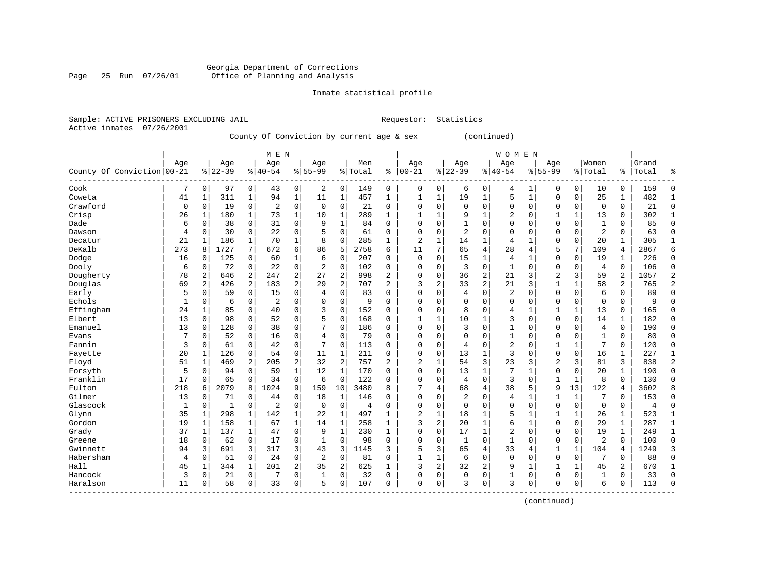Georgia Department of Corrections
Office of Planning and Analysis

Inmate statistical profile

Sample: ACTIVE PRISONERS EXCLUDING JAIL                Requestor: Statistics
Active inmates 07/26/2001

County Of Conviction by current age & sex (continued)

| County Of Conviction | MEN Age 00-21 | % | Age 22-39 | % | Age 40-54 | % | Age 55-99 | % | Men Total | % | WOMEN Age 00-21 | % | Age 22-39 | % | Age 40-54 | % | Age 55-99 | % | Women Total | % | Grand Total | % |
|---|---|---|---|---|---|---|---|---|---|---|---|---|---|---|---|---|---|---|---|---|---|---|
| Cook | 7 | 0 | 97 | 0 | 43 | 0 | 2 | 0 | 149 | 0 | 0 | 0 | 6 | 0 | 4 | 1 | 0 | 0 | 10 | 0 | 159 | 0 |
| Coweta | 41 | 1 | 311 | 1 | 94 | 1 | 11 | 1 | 457 | 1 | 1 | 1 | 19 | 1 | 5 | 1 | 0 | 0 | 25 | 1 | 482 | 1 |
| Crawford | 0 | 0 | 19 | 0 | 2 | 0 | 0 | 0 | 21 | 0 | 0 | 0 | 0 | 0 | 0 | 0 | 0 | 0 | 0 | 0 | 21 | 0 |
| Crisp | 26 | 1 | 180 | 1 | 73 | 1 | 10 | 1 | 289 | 1 | 1 | 1 | 9 | 1 | 2 | 0 | 1 | 1 | 13 | 0 | 302 | 1 |
| Dade | 6 | 0 | 38 | 0 | 31 | 0 | 9 | 1 | 84 | 0 | 0 | 0 | 1 | 0 | 0 | 0 | 0 | 0 | 1 | 0 | 85 | 0 |
| Dawson | 4 | 0 | 30 | 0 | 22 | 0 | 5 | 0 | 61 | 0 | 0 | 0 | 2 | 0 | 0 | 0 | 0 | 0 | 2 | 0 | 63 | 0 |
| Decatur | 21 | 1 | 186 | 1 | 70 | 1 | 8 | 0 | 285 | 1 | 2 | 1 | 14 | 1 | 4 | 1 | 0 | 0 | 20 | 1 | 305 | 1 |
| DeKalb | 273 | 8 | 1727 | 7 | 672 | 6 | 86 | 5 | 2758 | 6 | 11 | 7 | 65 | 4 | 28 | 4 | 5 | 7 | 109 | 4 | 2867 | 6 |
| Dodge | 16 | 0 | 125 | 0 | 60 | 1 | 6 | 0 | 207 | 0 | 0 | 0 | 15 | 1 | 4 | 1 | 0 | 0 | 19 | 1 | 226 | 0 |
| Dooly | 6 | 0 | 72 | 0 | 22 | 0 | 2 | 0 | 102 | 0 | 0 | 0 | 3 | 0 | 1 | 0 | 0 | 0 | 4 | 0 | 106 | 0 |
| Dougherty | 78 | 2 | 646 | 2 | 247 | 2 | 27 | 2 | 998 | 2 | 0 | 0 | 36 | 2 | 21 | 3 | 2 | 3 | 59 | 2 | 1057 | 2 |
| Douglas | 69 | 2 | 426 | 2 | 183 | 2 | 29 | 2 | 707 | 2 | 3 | 2 | 33 | 2 | 21 | 3 | 1 | 1 | 58 | 2 | 765 | 2 |
| Early | 5 | 0 | 59 | 0 | 15 | 0 | 4 | 0 | 83 | 0 | 0 | 0 | 4 | 0 | 2 | 0 | 0 | 0 | 6 | 0 | 89 | 0 |
| Echols | 1 | 0 | 6 | 0 | 2 | 0 | 0 | 0 | 9 | 0 | 0 | 0 | 0 | 0 | 0 | 0 | 0 | 0 | 0 | 0 | 9 | 0 |
| Effingham | 24 | 1 | 85 | 0 | 40 | 0 | 3 | 0 | 152 | 0 | 0 | 0 | 8 | 0 | 4 | 1 | 1 | 1 | 13 | 0 | 165 | 0 |
| Elbert | 13 | 0 | 98 | 0 | 52 | 0 | 5 | 0 | 168 | 0 | 1 | 1 | 10 | 1 | 3 | 0 | 0 | 0 | 14 | 1 | 182 | 0 |
| Emanuel | 13 | 0 | 128 | 0 | 38 | 0 | 7 | 0 | 186 | 0 | 0 | 0 | 3 | 0 | 1 | 0 | 0 | 0 | 4 | 0 | 190 | 0 |
| Evans | 7 | 0 | 52 | 0 | 16 | 0 | 4 | 0 | 79 | 0 | 0 | 0 | 0 | 0 | 1 | 0 | 0 | 0 | 1 | 0 | 80 | 0 |
| Fannin | 3 | 0 | 61 | 0 | 42 | 0 | 7 | 0 | 113 | 0 | 0 | 0 | 4 | 0 | 2 | 0 | 1 | 1 | 7 | 0 | 120 | 0 |
| Fayette | 20 | 1 | 126 | 0 | 54 | 0 | 11 | 1 | 211 | 0 | 0 | 0 | 13 | 1 | 3 | 0 | 0 | 0 | 16 | 1 | 227 | 1 |
| Floyd | 51 | 1 | 469 | 2 | 205 | 2 | 32 | 2 | 757 | 2 | 2 | 1 | 54 | 3 | 23 | 3 | 2 | 3 | 81 | 3 | 838 | 2 |
| Forsyth | 5 | 0 | 94 | 0 | 59 | 1 | 12 | 1 | 170 | 0 | 0 | 0 | 13 | 1 | 7 | 1 | 0 | 0 | 20 | 1 | 190 | 0 |
| Franklin | 17 | 0 | 65 | 0 | 34 | 0 | 6 | 0 | 122 | 0 | 0 | 0 | 4 | 0 | 3 | 0 | 1 | 1 | 8 | 0 | 130 | 0 |
| Fulton | 218 | 6 | 2079 | 8 | 1024 | 9 | 159 | 10 | 3480 | 8 | 7 | 4 | 68 | 4 | 38 | 5 | 9 | 13 | 122 | 4 | 3602 | 8 |
| Gilmer | 13 | 0 | 71 | 0 | 44 | 0 | 18 | 1 | 146 | 0 | 0 | 0 | 2 | 0 | 4 | 1 | 1 | 1 | 7 | 0 | 153 | 0 |
| Glascock | 1 | 0 | 1 | 0 | 2 | 0 | 0 | 0 | 4 | 0 | 0 | 0 | 0 | 0 | 0 | 0 | 0 | 0 | 0 | 0 | 4 | 0 |
| Glynn | 35 | 1 | 298 | 1 | 142 | 1 | 22 | 1 | 497 | 1 | 2 | 1 | 18 | 1 | 5 | 1 | 1 | 1 | 26 | 1 | 523 | 1 |
| Gordon | 19 | 1 | 158 | 1 | 67 | 1 | 14 | 1 | 258 | 1 | 3 | 2 | 20 | 1 | 6 | 1 | 0 | 0 | 29 | 1 | 287 | 1 |
| Grady | 37 | 1 | 137 | 1 | 47 | 0 | 9 | 1 | 230 | 1 | 0 | 0 | 17 | 1 | 2 | 0 | 0 | 0 | 19 | 1 | 249 | 1 |
| Greene | 18 | 0 | 62 | 0 | 17 | 0 | 1 | 0 | 98 | 0 | 0 | 0 | 1 | 0 | 1 | 0 | 0 | 0 | 2 | 0 | 100 | 0 |
| Gwinnett | 94 | 3 | 691 | 3 | 317 | 3 | 43 | 3 | 1145 | 3 | 5 | 3 | 65 | 4 | 33 | 4 | 1 | 1 | 104 | 4 | 1249 | 3 |
| Habersham | 4 | 0 | 51 | 0 | 24 | 0 | 2 | 0 | 81 | 0 | 1 | 1 | 6 | 0 | 0 | 0 | 0 | 0 | 7 | 0 | 88 | 0 |
| Hall | 45 | 1 | 344 | 1 | 201 | 2 | 35 | 2 | 625 | 1 | 3 | 2 | 32 | 2 | 9 | 1 | 1 | 1 | 45 | 2 | 670 | 1 |
| Hancock | 3 | 0 | 21 | 0 | 7 | 0 | 1 | 0 | 32 | 0 | 0 | 0 | 0 | 0 | 1 | 0 | 0 | 0 | 1 | 0 | 33 | 0 |
| Haralson | 11 | 0 | 58 | 0 | 33 | 0 | 5 | 0 | 107 | 0 | 0 | 0 | 3 | 0 | 3 | 0 | 0 | 0 | 6 | 0 | 113 | 0 |

(continued)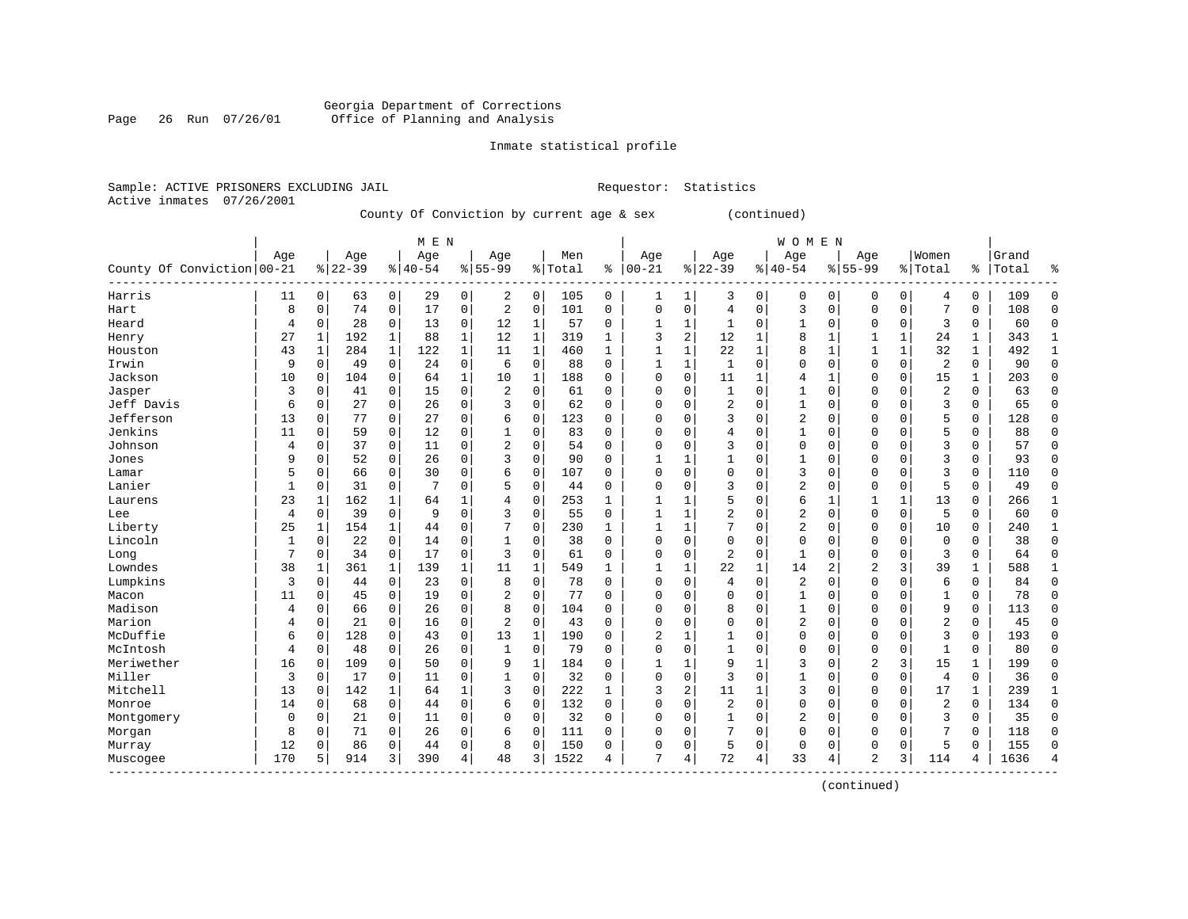Georgia Department of Corrections
Office of Planning and Analysis

Inmate statistical profile

Sample: ACTIVE PRISONERS EXCLUDING JAIL
Active inmates 07/26/2001

Requestor: Statistics

County Of Conviction by current age & sex (continued)

| County Of Conviction | MEN Age 00-21 | % | Age 22-39 | % | Age 40-54 | % | Age 55-99 | % | Men Total | % | WOMEN Age 00-21 | % | Age 22-39 | % | Age 40-54 | % | Age 55-99 | % | Women Total | % | Grand Total | % |
|---|---|---|---|---|---|---|---|---|---|---|---|---|---|---|---|---|---|---|---|---|---|---|
| Harris | 11 | 0 | 63 | 0 | 29 | 0 | 2 | 0 | 105 | 0 | 1 | 1 | 3 | 0 | 0 | 0 | 0 | 0 | 4 | 0 | 109 | 0 |
| Hart | 8 | 0 | 74 | 0 | 17 | 0 | 2 | 0 | 101 | 0 | 0 | 0 | 4 | 0 | 3 | 0 | 0 | 0 | 7 | 0 | 108 | 0 |
| Heard | 4 | 0 | 28 | 0 | 13 | 0 | 12 | 1 | 57 | 0 | 1 | 1 | 1 | 0 | 1 | 0 | 0 | 0 | 3 | 0 | 60 | 0 |
| Henry | 27 | 1 | 192 | 1 | 88 | 1 | 12 | 1 | 319 | 1 | 3 | 2 | 12 | 1 | 8 | 1 | 1 | 1 | 24 | 1 | 343 | 1 |
| Houston | 43 | 1 | 284 | 1 | 122 | 1 | 11 | 1 | 460 | 1 | 1 | 1 | 22 | 1 | 8 | 1 | 1 | 1 | 32 | 1 | 492 | 1 |
| Irwin | 9 | 0 | 49 | 0 | 24 | 0 | 6 | 0 | 88 | 0 | 1 | 1 | 1 | 0 | 0 | 0 | 0 | 0 | 2 | 0 | 90 | 0 |
| Jackson | 10 | 0 | 104 | 0 | 64 | 1 | 10 | 1 | 188 | 0 | 0 | 0 | 11 | 1 | 4 | 1 | 0 | 0 | 15 | 1 | 203 | 0 |
| Jasper | 3 | 0 | 41 | 0 | 15 | 0 | 2 | 0 | 61 | 0 | 0 | 0 | 1 | 0 | 1 | 0 | 0 | 0 | 2 | 0 | 63 | 0 |
| Jeff Davis | 6 | 0 | 27 | 0 | 26 | 0 | 3 | 0 | 62 | 0 | 0 | 0 | 2 | 0 | 1 | 0 | 0 | 0 | 3 | 0 | 65 | 0 |
| Jefferson | 13 | 0 | 77 | 0 | 27 | 0 | 6 | 0 | 123 | 0 | 0 | 0 | 3 | 0 | 2 | 0 | 0 | 0 | 5 | 0 | 128 | 0 |
| Jenkins | 11 | 0 | 59 | 0 | 12 | 0 | 1 | 0 | 83 | 0 | 0 | 0 | 4 | 0 | 1 | 0 | 0 | 0 | 5 | 0 | 88 | 0 |
| Johnson | 4 | 0 | 37 | 0 | 11 | 0 | 2 | 0 | 54 | 0 | 0 | 0 | 3 | 0 | 0 | 0 | 0 | 0 | 3 | 0 | 57 | 0 |
| Jones | 9 | 0 | 52 | 0 | 26 | 0 | 3 | 0 | 90 | 0 | 1 | 1 | 1 | 0 | 1 | 0 | 0 | 0 | 3 | 0 | 93 | 0 |
| Lamar | 5 | 0 | 66 | 0 | 30 | 0 | 6 | 0 | 107 | 0 | 0 | 0 | 0 | 0 | 3 | 0 | 0 | 0 | 3 | 0 | 110 | 0 |
| Lanier | 1 | 0 | 31 | 0 | 7 | 0 | 5 | 0 | 44 | 0 | 0 | 0 | 3 | 0 | 2 | 0 | 0 | 0 | 5 | 0 | 49 | 0 |
| Laurens | 23 | 1 | 162 | 1 | 64 | 1 | 4 | 0 | 253 | 1 | 1 | 1 | 5 | 0 | 6 | 1 | 1 | 1 | 13 | 0 | 266 | 1 |
| Lee | 4 | 0 | 39 | 0 | 9 | 0 | 3 | 0 | 55 | 0 | 1 | 1 | 2 | 0 | 2 | 0 | 0 | 0 | 5 | 0 | 60 | 0 |
| Liberty | 25 | 1 | 154 | 1 | 44 | 0 | 7 | 0 | 230 | 1 | 1 | 1 | 7 | 0 | 2 | 0 | 0 | 0 | 10 | 0 | 240 | 1 |
| Lincoln | 1 | 0 | 22 | 0 | 14 | 0 | 1 | 0 | 38 | 0 | 0 | 0 | 0 | 0 | 0 | 0 | 0 | 0 | 0 | 0 | 38 | 0 |
| Long | 7 | 0 | 34 | 0 | 17 | 0 | 3 | 0 | 61 | 0 | 0 | 0 | 2 | 0 | 1 | 0 | 0 | 0 | 3 | 0 | 64 | 0 |
| Lowndes | 38 | 1 | 361 | 1 | 139 | 1 | 11 | 1 | 549 | 1 | 1 | 1 | 22 | 1 | 14 | 2 | 2 | 3 | 39 | 1 | 588 | 1 |
| Lumpkins | 3 | 0 | 44 | 0 | 23 | 0 | 8 | 0 | 78 | 0 | 0 | 0 | 4 | 0 | 2 | 0 | 0 | 0 | 6 | 0 | 84 | 0 |
| Macon | 11 | 0 | 45 | 0 | 19 | 0 | 2 | 0 | 77 | 0 | 0 | 0 | 0 | 0 | 1 | 0 | 0 | 0 | 1 | 0 | 78 | 0 |
| Madison | 4 | 0 | 66 | 0 | 26 | 0 | 8 | 0 | 104 | 0 | 0 | 0 | 8 | 0 | 1 | 0 | 0 | 0 | 9 | 0 | 113 | 0 |
| Marion | 4 | 0 | 21 | 0 | 16 | 0 | 2 | 0 | 43 | 0 | 0 | 0 | 0 | 0 | 2 | 0 | 0 | 0 | 2 | 0 | 45 | 0 |
| McDuffie | 6 | 0 | 128 | 0 | 43 | 0 | 13 | 1 | 190 | 0 | 2 | 1 | 1 | 0 | 0 | 0 | 0 | 0 | 3 | 0 | 193 | 0 |
| McIntosh | 4 | 0 | 48 | 0 | 26 | 0 | 1 | 0 | 79 | 0 | 0 | 0 | 1 | 0 | 0 | 0 | 0 | 0 | 1 | 0 | 80 | 0 |
| Meriwether | 16 | 0 | 109 | 0 | 50 | 0 | 9 | 1 | 184 | 0 | 1 | 1 | 9 | 1 | 3 | 0 | 2 | 3 | 15 | 1 | 199 | 0 |
| Miller | 3 | 0 | 17 | 0 | 11 | 0 | 1 | 0 | 32 | 0 | 0 | 0 | 3 | 0 | 1 | 0 | 0 | 0 | 4 | 0 | 36 | 0 |
| Mitchell | 13 | 0 | 142 | 1 | 64 | 1 | 3 | 0 | 222 | 1 | 3 | 2 | 11 | 1 | 3 | 0 | 0 | 0 | 17 | 1 | 239 | 1 |
| Monroe | 14 | 0 | 68 | 0 | 44 | 0 | 6 | 0 | 132 | 0 | 0 | 0 | 2 | 0 | 0 | 0 | 0 | 0 | 2 | 0 | 134 | 0 |
| Montgomery | 0 | 0 | 21 | 0 | 11 | 0 | 0 | 0 | 32 | 0 | 0 | 0 | 1 | 0 | 2 | 0 | 0 | 0 | 3 | 0 | 35 | 0 |
| Morgan | 8 | 0 | 71 | 0 | 26 | 0 | 6 | 0 | 111 | 0 | 0 | 0 | 7 | 0 | 0 | 0 | 0 | 0 | 7 | 0 | 118 | 0 |
| Murray | 12 | 0 | 86 | 0 | 44 | 0 | 8 | 0 | 150 | 0 | 0 | 0 | 5 | 0 | 0 | 0 | 0 | 0 | 5 | 0 | 155 | 0 |
| Muscogee | 170 | 5 | 914 | 3 | 390 | 4 | 48 | 3 | 1522 | 4 | 7 | 4 | 72 | 4 | 33 | 4 | 2 | 3 | 114 | 4 | 1636 | 4 |

(continued)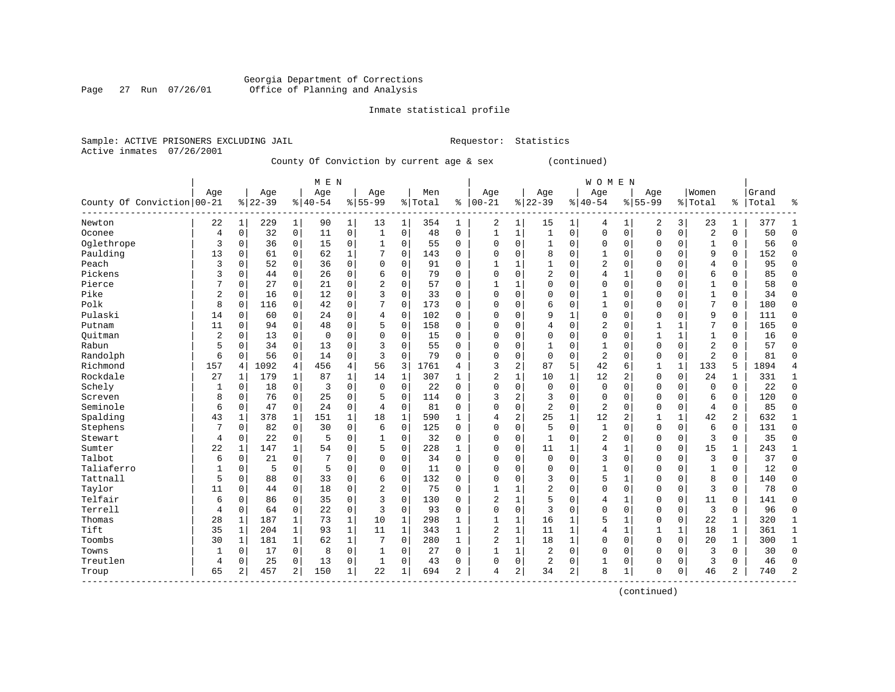Georgia Department of Corrections
Office of Planning and Analysis

Inmate statistical profile

Sample: ACTIVE PRISONERS EXCLUDING JAIL                                   Requestor: Statistics
Active inmates 07/26/2001

County Of Conviction by current age & sex (continued)

| County Of Conviction | MEN Age 00-21 | % | Age 22-39 | % | Age 40-54 | % | Age 55-99 | % | Men Total | % | WOMEN Age 00-21 | % | Age 22-39 | % | Age 40-54 | % | Age 55-99 | % | Women Total | % | Grand Total | % |
|---|---|---|---|---|---|---|---|---|---|---|---|---|---|---|---|---|---|---|---|---|---|---|
| Newton | 22 | 1 | 229 | 1 | 90 | 1 | 13 | 1 | 354 | 1 | 2 | 1 | 15 | 1 | 4 | 1 | 2 | 3 | 23 | 1 | 377 | 1 |
| Oconee | 4 | 0 | 32 | 0 | 11 | 0 | 1 | 0 | 48 | 0 | 1 | 1 | 1 | 0 | 0 | 0 | 0 | 0 | 2 | 0 | 50 | 0 |
| Oglethrope | 3 | 0 | 36 | 0 | 15 | 0 | 1 | 0 | 55 | 0 | 0 | 0 | 1 | 0 | 0 | 0 | 0 | 0 | 1 | 0 | 56 | 0 |
| Paulding | 13 | 0 | 61 | 0 | 62 | 1 | 7 | 0 | 143 | 0 | 0 | 0 | 8 | 0 | 1 | 0 | 0 | 0 | 9 | 0 | 152 | 0 |
| Peach | 3 | 0 | 52 | 0 | 36 | 0 | 0 | 0 | 91 | 0 | 1 | 1 | 1 | 0 | 2 | 0 | 0 | 0 | 4 | 0 | 95 | 0 |
| Pickens | 3 | 0 | 44 | 0 | 26 | 0 | 6 | 0 | 79 | 0 | 0 | 0 | 2 | 0 | 4 | 1 | 0 | 0 | 6 | 0 | 85 | 0 |
| Pierce | 7 | 0 | 27 | 0 | 21 | 0 | 2 | 0 | 57 | 0 | 1 | 1 | 0 | 0 | 0 | 0 | 0 | 0 | 1 | 0 | 58 | 0 |
| Pike | 2 | 0 | 16 | 0 | 12 | 0 | 3 | 0 | 33 | 0 | 0 | 0 | 0 | 0 | 1 | 0 | 0 | 0 | 1 | 0 | 34 | 0 |
| Polk | 8 | 0 | 116 | 0 | 42 | 0 | 7 | 0 | 173 | 0 | 0 | 0 | 6 | 0 | 1 | 0 | 0 | 0 | 7 | 0 | 180 | 0 |
| Pulaski | 14 | 0 | 60 | 0 | 24 | 0 | 4 | 0 | 102 | 0 | 0 | 0 | 9 | 1 | 0 | 0 | 0 | 0 | 9 | 0 | 111 | 0 |
| Putnam | 11 | 0 | 94 | 0 | 48 | 0 | 5 | 0 | 158 | 0 | 0 | 0 | 4 | 0 | 2 | 0 | 1 | 1 | 7 | 0 | 165 | 0 |
| Quitman | 2 | 0 | 13 | 0 | 0 | 0 | 0 | 0 | 15 | 0 | 0 | 0 | 0 | 0 | 0 | 0 | 1 | 1 | 1 | 0 | 16 | 0 |
| Rabun | 5 | 0 | 34 | 0 | 13 | 0 | 3 | 0 | 55 | 0 | 0 | 0 | 1 | 0 | 1 | 0 | 0 | 0 | 2 | 0 | 57 | 0 |
| Randolph | 6 | 0 | 56 | 0 | 14 | 0 | 3 | 0 | 79 | 0 | 0 | 0 | 0 | 0 | 2 | 0 | 0 | 0 | 2 | 0 | 81 | 0 |
| Richmond | 157 | 4 | 1092 | 4 | 456 | 4 | 56 | 3 | 1761 | 4 | 3 | 2 | 87 | 5 | 42 | 6 | 1 | 1 | 133 | 5 | 1894 | 4 |
| Rockdale | 27 | 1 | 179 | 1 | 87 | 1 | 14 | 1 | 307 | 1 | 2 | 1 | 10 | 1 | 12 | 2 | 0 | 0 | 24 | 1 | 331 | 1 |
| Schely | 1 | 0 | 18 | 0 | 3 | 0 | 0 | 0 | 22 | 0 | 0 | 0 | 0 | 0 | 0 | 0 | 0 | 0 | 0 | 0 | 22 | 0 |
| Screven | 8 | 0 | 76 | 0 | 25 | 0 | 5 | 0 | 114 | 0 | 3 | 2 | 3 | 0 | 0 | 0 | 0 | 0 | 6 | 0 | 120 | 0 |
| Seminole | 6 | 0 | 47 | 0 | 24 | 0 | 4 | 0 | 81 | 0 | 0 | 0 | 2 | 0 | 2 | 0 | 0 | 0 | 4 | 0 | 85 | 0 |
| Spalding | 43 | 1 | 378 | 1 | 151 | 1 | 18 | 1 | 590 | 1 | 4 | 2 | 25 | 1 | 12 | 2 | 1 | 1 | 42 | 2 | 632 | 1 |
| Stephens | 7 | 0 | 82 | 0 | 30 | 0 | 6 | 0 | 125 | 0 | 0 | 0 | 5 | 0 | 1 | 0 | 0 | 0 | 6 | 0 | 131 | 0 |
| Stewart | 4 | 0 | 22 | 0 | 5 | 0 | 1 | 0 | 32 | 0 | 0 | 0 | 1 | 0 | 2 | 0 | 0 | 0 | 3 | 0 | 35 | 0 |
| Sumter | 22 | 1 | 147 | 1 | 54 | 0 | 5 | 0 | 228 | 1 | 0 | 0 | 11 | 1 | 4 | 1 | 0 | 0 | 15 | 1 | 243 | 1 |
| Talbot | 6 | 0 | 21 | 0 | 7 | 0 | 0 | 0 | 34 | 0 | 0 | 0 | 0 | 0 | 3 | 0 | 0 | 0 | 3 | 0 | 37 | 0 |
| Taliaferro | 1 | 0 | 5 | 0 | 5 | 0 | 0 | 0 | 11 | 0 | 0 | 0 | 0 | 0 | 1 | 0 | 0 | 0 | 1 | 0 | 12 | 0 |
| Tattnall | 5 | 0 | 88 | 0 | 33 | 0 | 6 | 0 | 132 | 0 | 0 | 0 | 3 | 0 | 5 | 1 | 0 | 0 | 8 | 0 | 140 | 0 |
| Taylor | 11 | 0 | 44 | 0 | 18 | 0 | 2 | 0 | 75 | 0 | 1 | 1 | 2 | 0 | 0 | 0 | 0 | 0 | 3 | 0 | 78 | 0 |
| Telfair | 6 | 0 | 86 | 0 | 35 | 0 | 3 | 0 | 130 | 0 | 2 | 1 | 5 | 0 | 4 | 1 | 0 | 0 | 11 | 0 | 141 | 0 |
| Terrell | 4 | 0 | 64 | 0 | 22 | 0 | 3 | 0 | 93 | 0 | 0 | 0 | 3 | 0 | 0 | 0 | 0 | 0 | 3 | 0 | 96 | 0 |
| Thomas | 28 | 1 | 187 | 1 | 73 | 1 | 10 | 1 | 298 | 1 | 1 | 1 | 16 | 1 | 5 | 1 | 0 | 0 | 22 | 1 | 320 | 1 |
| Tift | 35 | 1 | 204 | 1 | 93 | 1 | 11 | 1 | 343 | 1 | 2 | 1 | 11 | 1 | 4 | 1 | 1 | 1 | 18 | 1 | 361 | 1 |
| Toombs | 30 | 1 | 181 | 1 | 62 | 1 | 7 | 0 | 280 | 1 | 2 | 1 | 18 | 1 | 0 | 0 | 0 | 0 | 20 | 1 | 300 | 1 |
| Towns | 1 | 0 | 17 | 0 | 8 | 0 | 1 | 0 | 27 | 0 | 1 | 1 | 2 | 0 | 0 | 0 | 0 | 0 | 3 | 0 | 30 | 0 |
| Treutlen | 4 | 0 | 25 | 0 | 13 | 0 | 1 | 0 | 43 | 0 | 0 | 0 | 2 | 0 | 1 | 0 | 0 | 0 | 3 | 0 | 46 | 0 |
| Troup | 65 | 2 | 457 | 2 | 150 | 1 | 22 | 1 | 694 | 2 | 4 | 2 | 34 | 2 | 8 | 1 | 0 | 0 | 46 | 2 | 740 | 2 |

(continued)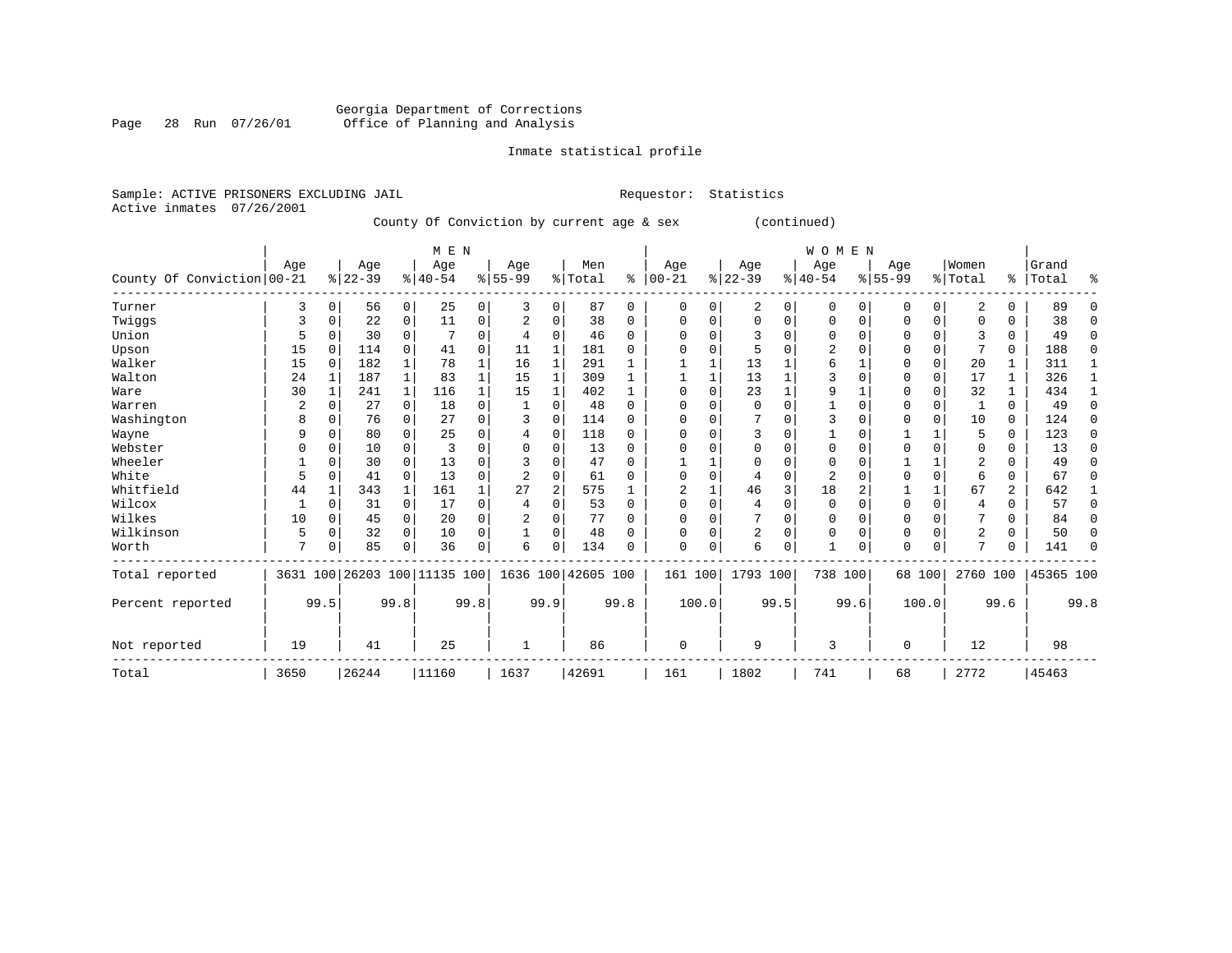Georgia Department of Corrections
Office of Planning and Analysis

Inmate statistical profile

Sample: ACTIVE PRISONERS EXCLUDING JAIL    Requestor: Statistics
Active inmates 07/26/2001

County Of Conviction by current age & sex (continued)

| County Of Conviction | MEN Age 00-21 | % | Age 22-39 | % | Age 40-54 | % | Age 55-99 | % | Men Total | % | WOMEN Age 00-21 | % | Age 22-39 | % | Age 40-54 | % | Age 55-99 | % | Women Total | % | Grand Total | % |
|---|---|---|---|---|---|---|---|---|---|---|---|---|---|---|---|---|---|---|---|---|---|---|
| Turner | 3 | 0 | 56 | 0 | 25 | 0 | 3 | 0 | 87 | 0 | 0 | 0 | 2 | 0 | 0 | 0 | 0 | 0 | 2 | 0 | 89 | 0 |
| Twiggs | 3 | 0 | 22 | 0 | 11 | 0 | 2 | 0 | 38 | 0 | 0 | 0 | 0 | 0 | 0 | 0 | 0 | 0 | 0 | 0 | 38 | 0 |
| Union | 5 | 0 | 30 | 0 | 7 | 0 | 4 | 0 | 46 | 0 | 0 | 0 | 3 | 0 | 0 | 0 | 0 | 0 | 3 | 0 | 49 | 0 |
| Upson | 15 | 0 | 114 | 0 | 41 | 0 | 11 | 1 | 181 | 0 | 0 | 0 | 5 | 0 | 2 | 0 | 0 | 0 | 7 | 0 | 188 | 0 |
| Walker | 15 | 0 | 182 | 1 | 78 | 1 | 16 | 1 | 291 | 1 | 1 | 1 | 13 | 1 | 6 | 1 | 0 | 0 | 20 | 1 | 311 | 1 |
| Walton | 24 | 1 | 187 | 1 | 83 | 1 | 15 | 1 | 309 | 1 | 1 | 1 | 13 | 1 | 3 | 0 | 0 | 0 | 17 | 1 | 326 | 1 |
| Ware | 30 | 1 | 241 | 1 | 116 | 1 | 15 | 1 | 402 | 1 | 0 | 0 | 23 | 1 | 9 | 1 | 0 | 0 | 32 | 1 | 434 | 1 |
| Warren | 2 | 0 | 27 | 0 | 18 | 0 | 1 | 0 | 48 | 0 | 0 | 0 | 0 | 0 | 1 | 0 | 0 | 0 | 1 | 0 | 49 | 0 |
| Washington | 8 | 0 | 76 | 0 | 27 | 0 | 3 | 0 | 114 | 0 | 0 | 0 | 7 | 0 | 3 | 0 | 0 | 0 | 10 | 0 | 124 | 0 |
| Wayne | 9 | 0 | 80 | 0 | 25 | 0 | 4 | 0 | 118 | 0 | 0 | 0 | 3 | 0 | 1 | 0 | 1 | 1 | 5 | 0 | 123 | 0 |
| Webster | 0 | 0 | 10 | 0 | 3 | 0 | 0 | 0 | 13 | 0 | 0 | 0 | 0 | 0 | 0 | 0 | 0 | 0 | 0 | 0 | 13 | 0 |
| Wheeler | 1 | 0 | 30 | 0 | 13 | 0 | 3 | 0 | 47 | 0 | 1 | 1 | 0 | 0 | 0 | 0 | 1 | 1 | 2 | 0 | 49 | 0 |
| White | 5 | 0 | 41 | 0 | 13 | 0 | 2 | 0 | 61 | 0 | 0 | 0 | 4 | 0 | 2 | 0 | 0 | 0 | 6 | 0 | 67 | 0 |
| Whitfield | 44 | 1 | 343 | 1 | 161 | 1 | 27 | 2 | 575 | 1 | 2 | 1 | 46 | 3 | 18 | 2 | 1 | 1 | 67 | 2 | 642 | 1 |
| Wilcox | 1 | 0 | 31 | 0 | 17 | 0 | 4 | 0 | 53 | 0 | 0 | 0 | 4 | 0 | 0 | 0 | 0 | 0 | 4 | 0 | 57 | 0 |
| Wilkes | 10 | 0 | 45 | 0 | 20 | 0 | 2 | 0 | 77 | 0 | 0 | 0 | 7 | 0 | 0 | 0 | 0 | 0 | 7 | 0 | 84 | 0 |
| Wilkinson | 5 | 0 | 32 | 0 | 10 | 0 | 1 | 0 | 48 | 0 | 0 | 0 | 2 | 0 | 0 | 0 | 0 | 0 | 2 | 0 | 50 | 0 |
| Worth | 7 | 0 | 85 | 0 | 36 | 0 | 6 | 0 | 134 | 0 | 0 | 0 | 6 | 0 | 1 | 0 | 0 | 0 | 7 | 0 | 141 | 0 |
| Total reported | 3631 | 100 | 26203 | 100 | 11135 | 100 | 1636 | 100 | 42605 | 100 | 161 | 100 | 1793 | 100 | 738 | 100 | 68 | 100 | 2760 | 100 | 45365 | 100 |
| Percent reported | | 99.5 | | 99.8 | | 99.8 | | 99.9 | | 99.8 | | 100.0 | | 99.5 | | 99.6 | | 100.0 | | 99.6 | | 99.8 |
| Not reported | 19 | | 41 | | 25 | | 1 | | 86 | | 0 | | 9 | | 3 | | 0 | | 12 | | 98 | |
| Total | 3650 | | 26244 | | 11160 | | 1637 | | 42691 | | 161 | | 1802 | | 741 | | 68 | | 2772 | | 45463 | |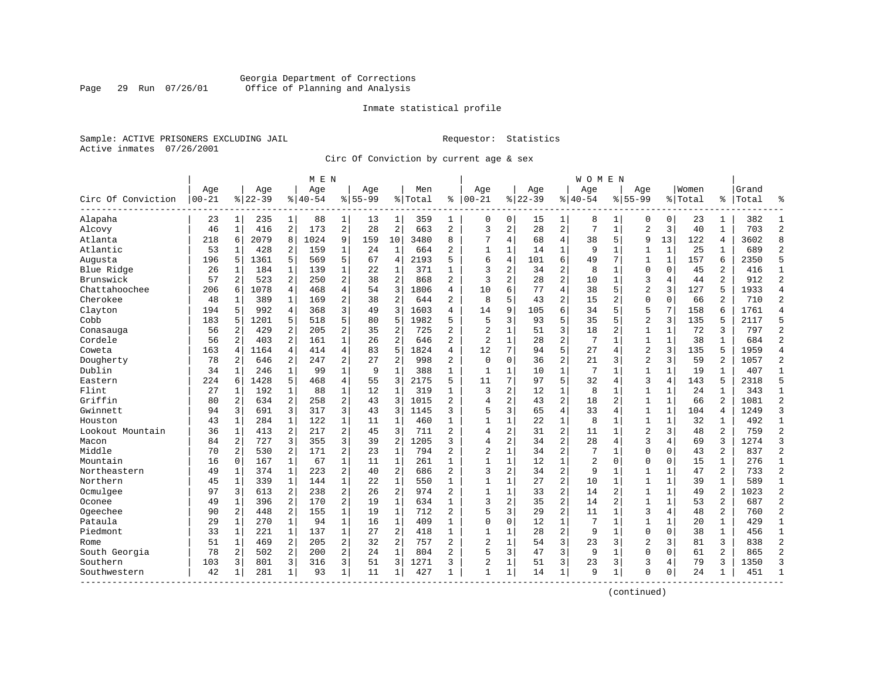Georgia Department of Corrections
Office of Planning and Analysis

Inmate statistical profile

Sample: ACTIVE PRISONERS EXCLUDING JAIL

Requestor: Statistics

Active inmates 07/26/2001

Circ Of Conviction by current age & sex

| Circ Of Conviction | MEN Age 00-21 | % | Age 22-39 | % | Age 40-54 | % | Age 55-99 | % | Men Total | % | WOMEN Age 00-21 | % | Age 22-39 | % | Age 40-54 | % | Age 55-99 | % | Women Total | % | Grand Total | % |
|---|---|---|---|---|---|---|---|---|---|---|---|---|---|---|---|---|---|---|---|---|---|---|
| Alapaha | 23 | 1 | 235 | 1 | 88 | 1 | 13 | 1 | 359 | 1 | 0 | 0 | 15 | 1 | 8 | 1 | 0 | 0 | 23 | 1 | 382 | 1 |
| Alcovy | 46 | 1 | 416 | 2 | 173 | 2 | 28 | 2 | 663 | 2 | 3 | 2 | 28 | 2 | 7 | 1 | 2 | 3 | 40 | 1 | 703 | 2 |
| Atlanta | 218 | 6 | 2079 | 8 | 1024 | 9 | 159 | 10 | 3480 | 8 | 7 | 4 | 68 | 4 | 38 | 5 | 9 | 13 | 122 | 4 | 3602 | 8 |
| Atlantic | 53 | 1 | 428 | 2 | 159 | 1 | 24 | 1 | 664 | 2 | 1 | 1 | 14 | 1 | 9 | 1 | 1 | 1 | 25 | 1 | 689 | 2 |
| Augusta | 196 | 5 | 1361 | 5 | 569 | 5 | 67 | 4 | 2193 | 5 | 6 | 4 | 101 | 6 | 49 | 7 | 1 | 1 | 157 | 6 | 2350 | 5 |
| Blue Ridge | 26 | 1 | 184 | 1 | 139 | 1 | 22 | 1 | 371 | 1 | 3 | 2 | 34 | 2 | 8 | 1 | 0 | 0 | 45 | 2 | 416 | 1 |
| Brunswick | 57 | 2 | 523 | 2 | 250 | 2 | 38 | 2 | 868 | 2 | 3 | 2 | 28 | 2 | 10 | 1 | 3 | 4 | 44 | 2 | 912 | 2 |
| Chattahoochee | 206 | 6 | 1078 | 4 | 468 | 4 | 54 | 3 | 1806 | 4 | 10 | 6 | 77 | 4 | 38 | 5 | 2 | 3 | 127 | 5 | 1933 | 4 |
| Cherokee | 48 | 1 | 389 | 1 | 169 | 2 | 38 | 2 | 644 | 2 | 8 | 5 | 43 | 2 | 15 | 2 | 0 | 0 | 66 | 2 | 710 | 2 |
| Clayton | 194 | 5 | 992 | 4 | 368 | 3 | 49 | 3 | 1603 | 4 | 14 | 9 | 105 | 6 | 34 | 5 | 5 | 7 | 158 | 6 | 1761 | 4 |
| Cobb | 183 | 5 | 1201 | 5 | 518 | 5 | 80 | 5 | 1982 | 5 | 5 | 3 | 93 | 5 | 35 | 5 | 2 | 3 | 135 | 5 | 2117 | 5 |
| Conasauga | 56 | 2 | 429 | 2 | 205 | 2 | 35 | 2 | 725 | 2 | 2 | 1 | 51 | 3 | 18 | 2 | 1 | 1 | 72 | 3 | 797 | 2 |
| Cordele | 56 | 2 | 403 | 2 | 161 | 1 | 26 | 2 | 646 | 2 | 2 | 1 | 28 | 2 | 7 | 1 | 1 | 1 | 38 | 1 | 684 | 2 |
| Coweta | 163 | 4 | 1164 | 4 | 414 | 4 | 83 | 5 | 1824 | 4 | 12 | 7 | 94 | 5 | 27 | 4 | 2 | 3 | 135 | 5 | 1959 | 4 |
| Dougherty | 78 | 2 | 646 | 2 | 247 | 2 | 27 | 2 | 998 | 2 | 0 | 0 | 36 | 2 | 21 | 3 | 2 | 3 | 59 | 2 | 1057 | 2 |
| Dublin | 34 | 1 | 246 | 1 | 99 | 1 | 9 | 1 | 388 | 1 | 1 | 1 | 10 | 1 | 7 | 1 | 1 | 1 | 19 | 1 | 407 | 1 |
| Eastern | 224 | 6 | 1428 | 5 | 468 | 4 | 55 | 3 | 2175 | 5 | 11 | 7 | 97 | 5 | 32 | 4 | 3 | 4 | 143 | 5 | 2318 | 5 |
| Flint | 27 | 1 | 192 | 1 | 88 | 1 | 12 | 1 | 319 | 1 | 3 | 2 | 12 | 1 | 8 | 1 | 1 | 1 | 24 | 1 | 343 | 1 |
| Griffin | 80 | 2 | 634 | 2 | 258 | 2 | 43 | 3 | 1015 | 2 | 4 | 2 | 43 | 2 | 18 | 2 | 1 | 1 | 66 | 2 | 1081 | 2 |
| Gwinnett | 94 | 3 | 691 | 3 | 317 | 3 | 43 | 3 | 1145 | 3 | 5 | 3 | 65 | 4 | 33 | 4 | 1 | 1 | 104 | 4 | 1249 | 3 |
| Houston | 43 | 1 | 284 | 1 | 122 | 1 | 11 | 1 | 460 | 1 | 1 | 1 | 22 | 1 | 8 | 1 | 1 | 1 | 32 | 1 | 492 | 1 |
| Lookout Mountain | 36 | 1 | 413 | 2 | 217 | 2 | 45 | 3 | 711 | 2 | 4 | 2 | 31 | 2 | 11 | 1 | 2 | 3 | 48 | 2 | 759 | 2 |
| Macon | 84 | 2 | 727 | 3 | 355 | 3 | 39 | 2 | 1205 | 3 | 4 | 2 | 34 | 2 | 28 | 4 | 3 | 4 | 69 | 3 | 1274 | 3 |
| Middle | 70 | 2 | 530 | 2 | 171 | 2 | 23 | 1 | 794 | 2 | 2 | 1 | 34 | 2 | 7 | 1 | 0 | 0 | 43 | 2 | 837 | 2 |
| Mountain | 16 | 0 | 167 | 1 | 67 | 1 | 11 | 1 | 261 | 1 | 1 | 1 | 12 | 1 | 2 | 0 | 0 | 0 | 15 | 1 | 276 | 1 |
| Northeastern | 49 | 1 | 374 | 1 | 223 | 2 | 40 | 2 | 686 | 2 | 3 | 2 | 34 | 2 | 9 | 1 | 1 | 1 | 47 | 2 | 733 | 2 |
| Northern | 45 | 1 | 339 | 1 | 144 | 1 | 22 | 1 | 550 | 1 | 1 | 1 | 27 | 2 | 10 | 1 | 1 | 1 | 39 | 1 | 589 | 1 |
| Ocmulgee | 97 | 3 | 613 | 2 | 238 | 2 | 26 | 2 | 974 | 2 | 1 | 1 | 33 | 2 | 14 | 2 | 1 | 1 | 49 | 2 | 1023 | 2 |
| Oconee | 49 | 1 | 396 | 2 | 170 | 2 | 19 | 1 | 634 | 1 | 3 | 2 | 35 | 2 | 14 | 2 | 1 | 1 | 53 | 2 | 687 | 2 |
| Ogeechee | 90 | 2 | 448 | 2 | 155 | 1 | 19 | 1 | 712 | 2 | 5 | 3 | 29 | 2 | 11 | 1 | 3 | 4 | 48 | 2 | 760 | 2 |
| Pataula | 29 | 1 | 270 | 1 | 94 | 1 | 16 | 1 | 409 | 1 | 0 | 0 | 12 | 1 | 7 | 1 | 1 | 1 | 20 | 1 | 429 | 1 |
| Piedmont | 33 | 1 | 221 | 1 | 137 | 1 | 27 | 2 | 418 | 1 | 1 | 1 | 28 | 2 | 9 | 1 | 0 | 0 | 38 | 1 | 456 | 1 |
| Rome | 51 | 1 | 469 | 2 | 205 | 2 | 32 | 2 | 757 | 2 | 2 | 1 | 54 | 3 | 23 | 3 | 2 | 3 | 81 | 3 | 838 | 2 |
| South Georgia | 78 | 2 | 502 | 2 | 200 | 2 | 24 | 1 | 804 | 2 | 5 | 3 | 47 | 3 | 9 | 1 | 0 | 0 | 61 | 2 | 865 | 2 |
| Southern | 103 | 3 | 801 | 3 | 316 | 3 | 51 | 3 | 1271 | 3 | 2 | 1 | 51 | 3 | 23 | 3 | 3 | 4 | 79 | 3 | 1350 | 3 |
| Southwestern | 42 | 1 | 281 | 1 | 93 | 1 | 11 | 1 | 427 | 1 | 1 | 1 | 14 | 1 | 9 | 1 | 0 | 0 | 24 | 1 | 451 | 1 |

(continued)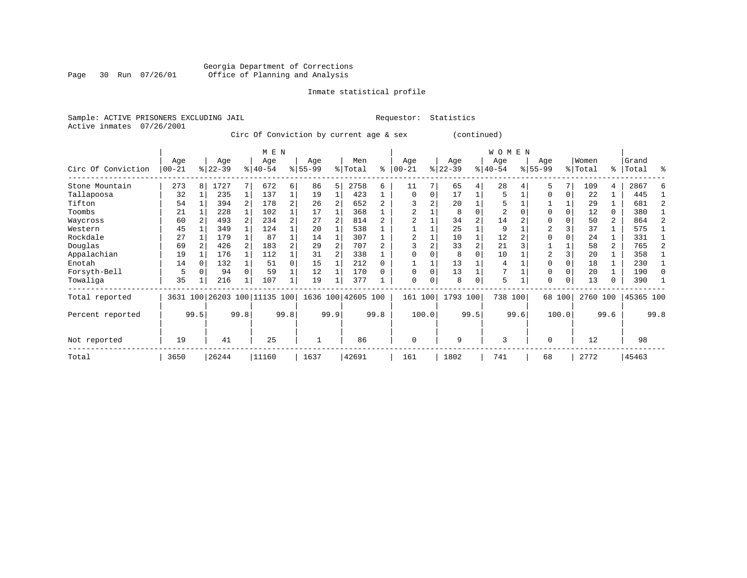Georgia Department of Corrections
Office of Planning and Analysis

Inmate statistical profile

Sample: ACTIVE PRISONERS EXCLUDING JAIL    Requestor: Statistics
Active inmates 07/26/2001

Circ Of Conviction by current age & sex (continued)

| Circ Of Conviction | MEN Age 00-21 | % | Age 22-39 | % | Age 40-54 | % | Age 55-99 | % | Men Total | % | WOMEN Age 00-21 | % | Age 22-39 | % | Age 40-54 | % | Age 55-99 | % | Women Total | % | Grand Total | % |
|---|---|---|---|---|---|---|---|---|---|---|---|---|---|---|---|---|---|---|---|---|---|---|
| Stone Mountain | 273 | 8 | 1727 | 7 | 672 | 6 | 86 | 5 | 2758 | 6 | 11 | 7 | 65 | 4 | 28 | 4 | 5 | 7 | 109 | 4 | 2867 | 6 |
| Tallapoosa | 32 | 1 | 235 | 1 | 137 | 1 | 19 | 1 | 423 | 1 | 0 | 0 | 17 | 1 | 5 | 1 | 0 | 0 | 22 | 1 | 445 | 1 |
| Tifton | 54 | 1 | 394 | 2 | 178 | 2 | 26 | 2 | 652 | 2 | 3 | 2 | 20 | 1 | 5 | 1 | 1 | 1 | 29 | 1 | 681 | 2 |
| Toombs | 21 | 1 | 228 | 1 | 102 | 1 | 17 | 1 | 368 | 1 | 2 | 1 | 8 | 0 | 2 | 0 | 0 | 0 | 12 | 0 | 380 | 1 |
| Waycross | 60 | 2 | 493 | 2 | 234 | 2 | 27 | 2 | 814 | 2 | 2 | 1 | 34 | 2 | 14 | 2 | 0 | 0 | 50 | 2 | 864 | 2 |
| Western | 45 | 1 | 349 | 1 | 124 | 1 | 20 | 1 | 538 | 1 | 1 | 1 | 25 | 1 | 9 | 1 | 2 | 3 | 37 | 1 | 575 | 1 |
| Rockdale | 27 | 1 | 179 | 1 | 87 | 1 | 14 | 1 | 307 | 1 | 2 | 1 | 10 | 1 | 12 | 2 | 0 | 0 | 24 | 1 | 331 | 1 |
| Douglas | 69 | 2 | 426 | 2 | 183 | 2 | 29 | 2 | 707 | 2 | 3 | 2 | 33 | 2 | 21 | 3 | 1 | 1 | 58 | 2 | 765 | 2 |
| Appalachian | 19 | 1 | 176 | 1 | 112 | 1 | 31 | 2 | 338 | 1 | 0 | 0 | 8 | 0 | 10 | 1 | 2 | 3 | 20 | 1 | 358 | 1 |
| Enotah | 14 | 0 | 132 | 1 | 51 | 0 | 15 | 1 | 212 | 0 | 1 | 1 | 13 | 1 | 4 | 1 | 0 | 0 | 18 | 1 | 230 | 1 |
| Forsyth-Bell | 5 | 0 | 94 | 0 | 59 | 1 | 12 | 1 | 170 | 0 | 0 | 0 | 13 | 1 | 7 | 1 | 0 | 0 | 20 | 1 | 190 | 0 |
| Towaliga | 35 | 1 | 216 | 1 | 107 | 1 | 19 | 1 | 377 | 1 | 0 | 0 | 8 | 0 | 5 | 1 | 0 | 0 | 13 | 0 | 390 | 1 |
| Total reported | 3631 | 100 | 26203 | 100 | 11135 | 100 | 1636 | 100 | 42605 | 100 | 161 | 100 | 1793 | 100 | 738 | 100 | 68 | 100 | 2760 | 100 | 45365 | 100 |
| Percent reported | | 99.5 | | 99.8 | | 99.8 | | 99.9 | | 99.8 | | 100.0 | | 99.5 | | 99.6 | | 100.0 | | 99.6 | | 99.8 |
| Not reported | 19 | | 41 | | 25 | | 1 | | 86 | | 0 | | 9 | | 3 | | 0 | | 12 | | 98 | |
| Total | 3650 | | 26244 | | 11160 | | 1637 | | 42691 | | 161 | | 1802 | | 741 | | 68 | | 2772 | | 45463 | |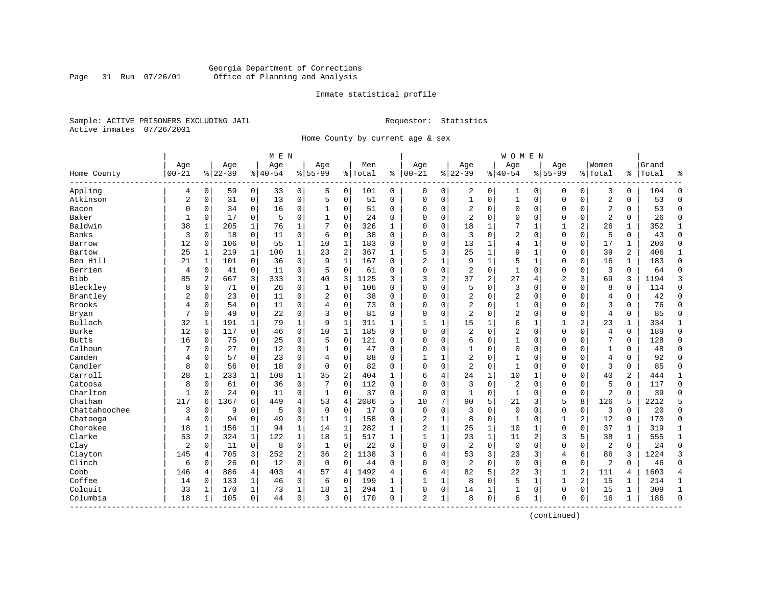Georgia Department of Corrections
Office of Planning and Analysis

Inmate statistical profile

Sample: ACTIVE PRISONERS EXCLUDING JAIL

Requestor: Statistics

Active inmates 07/26/2001

Home County by current age & sex

| Home County | MEN Age 00-21 | % | Age 22-39 | % | Age 40-54 | % | Age 55-99 | % | Men Total | % | WOMEN Age 00-21 | % | Age 22-39 | % | Age 40-54 | % | Age 55-99 | % | Women Total | % | Grand Total | % |
|---|---|---|---|---|---|---|---|---|---|---|---|---|---|---|---|---|---|---|---|---|---|---|
| Appling | 4 | 0 | 59 | 0 | 33 | 0 | 5 | 0 | 101 | 0 | 0 | 0 | 2 | 0 | 1 | 0 | 0 | 0 | 3 | 0 | 104 | 0 |
| Atkinson | 2 | 0 | 31 | 0 | 13 | 0 | 5 | 0 | 51 | 0 | 0 | 0 | 1 | 0 | 1 | 0 | 0 | 0 | 2 | 0 | 53 | 0 |
| Bacon | 0 | 0 | 34 | 0 | 16 | 0 | 1 | 0 | 51 | 0 | 0 | 0 | 2 | 0 | 0 | 0 | 0 | 0 | 2 | 0 | 53 | 0 |
| Baker | 1 | 0 | 17 | 0 | 5 | 0 | 1 | 0 | 24 | 0 | 0 | 0 | 2 | 0 | 0 | 0 | 0 | 0 | 2 | 0 | 26 | 0 |
| Baldwin | 38 | 1 | 205 | 1 | 76 | 1 | 7 | 0 | 326 | 1 | 0 | 0 | 18 | 1 | 7 | 1 | 1 | 2 | 26 | 1 | 352 | 1 |
| Banks | 3 | 0 | 18 | 0 | 11 | 0 | 6 | 0 | 38 | 0 | 0 | 0 | 3 | 0 | 2 | 0 | 0 | 0 | 5 | 0 | 43 | 0 |
| Barrow | 12 | 0 | 106 | 0 | 55 | 1 | 10 | 1 | 183 | 0 | 0 | 0 | 13 | 1 | 4 | 1 | 0 | 0 | 17 | 1 | 200 | 0 |
| Bartow | 25 | 1 | 219 | 1 | 100 | 1 | 23 | 2 | 367 | 1 | 5 | 3 | 25 | 1 | 9 | 1 | 0 | 0 | 39 | 2 | 406 | 1 |
| Ben Hill | 21 | 1 | 101 | 0 | 36 | 0 | 9 | 1 | 167 | 0 | 2 | 1 | 9 | 1 | 5 | 1 | 0 | 0 | 16 | 1 | 183 | 0 |
| Berrien | 4 | 0 | 41 | 0 | 11 | 0 | 5 | 0 | 61 | 0 | 0 | 0 | 2 | 0 | 1 | 0 | 0 | 0 | 3 | 0 | 64 | 0 |
| Bibb | 85 | 2 | 667 | 3 | 333 | 3 | 40 | 3 | 1125 | 3 | 3 | 2 | 37 | 2 | 27 | 4 | 2 | 3 | 69 | 3 | 1194 | 3 |
| Bleckley | 8 | 0 | 71 | 0 | 26 | 0 | 1 | 0 | 106 | 0 | 0 | 0 | 5 | 0 | 3 | 0 | 0 | 0 | 8 | 0 | 114 | 0 |
| Brantley | 2 | 0 | 23 | 0 | 11 | 0 | 2 | 0 | 38 | 0 | 0 | 0 | 2 | 0 | 2 | 0 | 0 | 0 | 4 | 0 | 42 | 0 |
| Brooks | 4 | 0 | 54 | 0 | 11 | 0 | 4 | 0 | 73 | 0 | 0 | 0 | 2 | 0 | 1 | 0 | 0 | 0 | 3 | 0 | 76 | 0 |
| Bryan | 7 | 0 | 49 | 0 | 22 | 0 | 3 | 0 | 81 | 0 | 0 | 0 | 2 | 0 | 2 | 0 | 0 | 0 | 4 | 0 | 85 | 0 |
| Bulloch | 32 | 1 | 191 | 1 | 79 | 1 | 9 | 1 | 311 | 1 | 1 | 1 | 15 | 1 | 6 | 1 | 1 | 2 | 23 | 1 | 334 | 1 |
| Burke | 12 | 0 | 117 | 0 | 46 | 0 | 10 | 1 | 185 | 0 | 0 | 0 | 2 | 0 | 2 | 0 | 0 | 0 | 4 | 0 | 189 | 0 |
| Butts | 16 | 0 | 75 | 0 | 25 | 0 | 5 | 0 | 121 | 0 | 0 | 0 | 6 | 0 | 1 | 0 | 0 | 0 | 7 | 0 | 128 | 0 |
| Calhoun | 7 | 0 | 27 | 0 | 12 | 0 | 1 | 0 | 47 | 0 | 0 | 0 | 1 | 0 | 0 | 0 | 0 | 0 | 1 | 0 | 48 | 0 |
| Camden | 4 | 0 | 57 | 0 | 23 | 0 | 4 | 0 | 88 | 0 | 1 | 1 | 2 | 0 | 1 | 0 | 0 | 0 | 4 | 0 | 92 | 0 |
| Candler | 8 | 0 | 56 | 0 | 18 | 0 | 0 | 0 | 82 | 0 | 0 | 0 | 2 | 0 | 1 | 0 | 0 | 0 | 3 | 0 | 85 | 0 |
| Carroll | 28 | 1 | 233 | 1 | 108 | 1 | 35 | 2 | 404 | 1 | 6 | 4 | 24 | 1 | 10 | 1 | 0 | 0 | 40 | 2 | 444 | 1 |
| Catoosa | 8 | 0 | 61 | 0 | 36 | 0 | 7 | 0 | 112 | 0 | 0 | 0 | 3 | 0 | 2 | 0 | 0 | 0 | 5 | 0 | 117 | 0 |
| Charlton | 1 | 0 | 24 | 0 | 11 | 0 | 1 | 0 | 37 | 0 | 0 | 0 | 1 | 0 | 1 | 0 | 0 | 0 | 2 | 0 | 39 | 0 |
| Chatham | 217 | 6 | 1367 | 6 | 449 | 4 | 53 | 4 | 2086 | 5 | 10 | 7 | 90 | 5 | 21 | 3 | 5 | 8 | 126 | 5 | 2212 | 5 |
| Chattahoochee | 3 | 0 | 9 | 0 | 5 | 0 | 0 | 0 | 17 | 0 | 0 | 0 | 3 | 0 | 0 | 0 | 0 | 0 | 3 | 0 | 20 | 0 |
| Chatooga | 4 | 0 | 94 | 0 | 49 | 0 | 11 | 1 | 158 | 0 | 2 | 1 | 8 | 0 | 1 | 0 | 1 | 2 | 12 | 0 | 170 | 0 |
| Cherokee | 18 | 1 | 156 | 1 | 94 | 1 | 14 | 1 | 282 | 1 | 2 | 1 | 25 | 1 | 10 | 1 | 0 | 0 | 37 | 1 | 319 | 1 |
| Clarke | 53 | 2 | 324 | 1 | 122 | 1 | 18 | 1 | 517 | 1 | 1 | 1 | 23 | 1 | 11 | 2 | 3 | 5 | 38 | 1 | 555 | 1 |
| Clay | 2 | 0 | 11 | 0 | 8 | 0 | 1 | 0 | 22 | 0 | 0 | 0 | 2 | 0 | 0 | 0 | 0 | 0 | 2 | 0 | 24 | 0 |
| Clayton | 145 | 4 | 705 | 3 | 252 | 2 | 36 | 2 | 1138 | 3 | 6 | 4 | 53 | 3 | 23 | 3 | 4 | 6 | 86 | 3 | 1224 | 3 |
| Clinch | 6 | 0 | 26 | 0 | 12 | 0 | 0 | 0 | 44 | 0 | 0 | 0 | 2 | 0 | 0 | 0 | 0 | 0 | 2 | 0 | 46 | 0 |
| Cobb | 146 | 4 | 886 | 4 | 403 | 4 | 57 | 4 | 1492 | 4 | 6 | 4 | 82 | 5 | 22 | 3 | 1 | 2 | 111 | 4 | 1603 | 4 |
| Coffee | 14 | 0 | 133 | 1 | 46 | 0 | 6 | 0 | 199 | 1 | 1 | 1 | 8 | 0 | 5 | 1 | 1 | 2 | 15 | 1 | 214 | 1 |
| Colquit | 33 | 1 | 170 | 1 | 73 | 1 | 18 | 1 | 294 | 1 | 0 | 0 | 14 | 1 | 1 | 0 | 0 | 0 | 15 | 1 | 309 | 1 |
| Columbia | 18 | 1 | 105 | 0 | 44 | 0 | 3 | 0 | 170 | 0 | 2 | 1 | 8 | 0 | 6 | 1 | 0 | 0 | 16 | 1 | 186 | 0 |

(continued)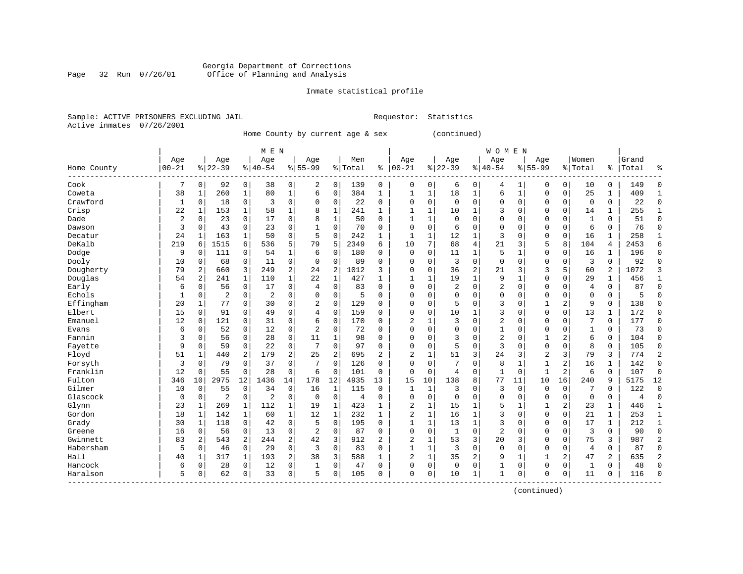Georgia Department of Corrections
Office of Planning and Analysis

Inmate statistical profile

Sample: ACTIVE PRISONERS EXCLUDING JAIL        Requestor: Statistics
Active inmates 07/26/2001

Home County by current age & sex (continued)

| Home County | MEN Age 00-21 | % | Age 22-39 | % | Age 40-54 | % | Age 55-99 | % | Men Total | % | WOMEN Age 00-21 | % | Age 22-39 | % | Age 40-54 | % | Age 55-99 | % | Women Total | % | Grand Total | % |
|---|---|---|---|---|---|---|---|---|---|---|---|---|---|---|---|---|---|---|---|---|---|---|
| Cook | 7 | 0 | 92 | 0 | 38 | 0 | 2 | 0 | 139 | 0 | 0 | 0 | 6 | 0 | 4 | 1 | 0 | 0 | 10 | 0 | 149 | 0 |
| Coweta | 38 | 1 | 260 | 1 | 80 | 1 | 6 | 0 | 384 | 1 | 1 | 1 | 18 | 1 | 6 | 1 | 0 | 0 | 25 | 1 | 409 | 1 |
| Crawford | 1 | 0 | 18 | 0 | 3 | 0 | 0 | 0 | 22 | 0 | 0 | 0 | 0 | 0 | 0 | 0 | 0 | 0 | 0 | 0 | 22 | 0 |
| Crisp | 22 | 1 | 153 | 1 | 58 | 1 | 8 | 1 | 241 | 1 | 1 | 1 | 10 | 1 | 3 | 0 | 0 | 0 | 14 | 1 | 255 | 1 |
| Dade | 2 | 0 | 23 | 0 | 17 | 0 | 8 | 1 | 50 | 0 | 1 | 1 | 0 | 0 | 0 | 0 | 0 | 0 | 1 | 0 | 51 | 0 |
| Dawson | 3 | 0 | 43 | 0 | 23 | 0 | 1 | 0 | 70 | 0 | 0 | 0 | 6 | 0 | 0 | 0 | 0 | 0 | 6 | 0 | 76 | 0 |
| Decatur | 24 | 1 | 163 | 1 | 50 | 0 | 5 | 0 | 242 | 1 | 1 | 1 | 12 | 1 | 3 | 0 | 0 | 0 | 16 | 1 | 258 | 1 |
| DeKalb | 219 | 6 | 1515 | 6 | 536 | 5 | 79 | 5 | 2349 | 6 | 10 | 7 | 68 | 4 | 21 | 3 | 5 | 8 | 104 | 4 | 2453 | 6 |
| Dodge | 9 | 0 | 111 | 0 | 54 | 1 | 6 | 0 | 180 | 0 | 0 | 0 | 11 | 1 | 5 | 1 | 0 | 0 | 16 | 1 | 196 | 0 |
| Dooly | 10 | 0 | 68 | 0 | 11 | 0 | 0 | 0 | 89 | 0 | 0 | 0 | 3 | 0 | 0 | 0 | 0 | 0 | 3 | 0 | 92 | 0 |
| Dougherty | 79 | 2 | 660 | 3 | 249 | 2 | 24 | 2 | 1012 | 3 | 0 | 0 | 36 | 2 | 21 | 3 | 3 | 5 | 60 | 2 | 1072 | 3 |
| Douglas | 54 | 2 | 241 | 1 | 110 | 1 | 22 | 1 | 427 | 1 | 1 | 1 | 19 | 1 | 9 | 1 | 0 | 0 | 29 | 1 | 456 | 1 |
| Early | 6 | 0 | 56 | 0 | 17 | 0 | 4 | 0 | 83 | 0 | 0 | 0 | 2 | 0 | 2 | 0 | 0 | 0 | 4 | 0 | 87 | 0 |
| Echols | 1 | 0 | 2 | 0 | 2 | 0 | 0 | 0 | 5 | 0 | 0 | 0 | 0 | 0 | 0 | 0 | 0 | 0 | 0 | 0 | 5 | 0 |
| Effingham | 20 | 1 | 77 | 0 | 30 | 0 | 2 | 0 | 129 | 0 | 0 | 0 | 5 | 0 | 3 | 0 | 1 | 2 | 9 | 0 | 138 | 0 |
| Elbert | 15 | 0 | 91 | 0 | 49 | 0 | 4 | 0 | 159 | 0 | 0 | 0 | 10 | 1 | 3 | 0 | 0 | 0 | 13 | 1 | 172 | 0 |
| Emanuel | 12 | 0 | 121 | 0 | 31 | 0 | 6 | 0 | 170 | 0 | 2 | 1 | 3 | 0 | 2 | 0 | 0 | 0 | 7 | 0 | 177 | 0 |
| Evans | 6 | 0 | 52 | 0 | 12 | 0 | 2 | 0 | 72 | 0 | 0 | 0 | 0 | 0 | 1 | 0 | 0 | 0 | 1 | 0 | 73 | 0 |
| Fannin | 3 | 0 | 56 | 0 | 28 | 0 | 11 | 1 | 98 | 0 | 0 | 0 | 3 | 0 | 2 | 0 | 1 | 2 | 6 | 0 | 104 | 0 |
| Fayette | 9 | 0 | 59 | 0 | 22 | 0 | 7 | 0 | 97 | 0 | 0 | 0 | 5 | 0 | 3 | 0 | 0 | 0 | 8 | 0 | 105 | 0 |
| Floyd | 51 | 1 | 440 | 2 | 179 | 2 | 25 | 2 | 695 | 2 | 2 | 1 | 51 | 3 | 24 | 3 | 2 | 3 | 79 | 3 | 774 | 2 |
| Forsyth | 3 | 0 | 79 | 0 | 37 | 0 | 7 | 0 | 126 | 0 | 0 | 0 | 7 | 0 | 8 | 1 | 1 | 2 | 16 | 1 | 142 | 0 |
| Franklin | 12 | 0 | 55 | 0 | 28 | 0 | 6 | 0 | 101 | 0 | 0 | 0 | 4 | 0 | 1 | 0 | 1 | 2 | 6 | 0 | 107 | 0 |
| Fulton | 346 | 10 | 2975 | 12 | 1436 | 14 | 178 | 12 | 4935 | 13 | 15 | 10 | 138 | 8 | 77 | 11 | 10 | 16 | 240 | 9 | 5175 | 12 |
| Gilmer | 10 | 0 | 55 | 0 | 34 | 0 | 16 | 1 | 115 | 0 | 1 | 1 | 3 | 0 | 3 | 0 | 0 | 0 | 7 | 0 | 122 | 0 |
| Glascock | 0 | 0 | 2 | 0 | 2 | 0 | 0 | 0 | 4 | 0 | 0 | 0 | 0 | 0 | 0 | 0 | 0 | 0 | 0 | 0 | 4 | 0 |
| Glynn | 23 | 1 | 269 | 1 | 112 | 1 | 19 | 1 | 423 | 1 | 2 | 1 | 15 | 1 | 5 | 1 | 1 | 2 | 23 | 1 | 446 | 1 |
| Gordon | 18 | 1 | 142 | 1 | 60 | 1 | 12 | 1 | 232 | 1 | 2 | 1 | 16 | 1 | 3 | 0 | 0 | 0 | 21 | 1 | 253 | 1 |
| Grady | 30 | 1 | 118 | 0 | 42 | 0 | 5 | 0 | 195 | 0 | 1 | 1 | 13 | 1 | 3 | 0 | 0 | 0 | 17 | 1 | 212 | 1 |
| Greene | 16 | 0 | 56 | 0 | 13 | 0 | 2 | 0 | 87 | 0 | 0 | 0 | 1 | 0 | 2 | 0 | 0 | 0 | 3 | 0 | 90 | 0 |
| Gwinnett | 83 | 2 | 543 | 2 | 244 | 2 | 42 | 3 | 912 | 2 | 2 | 1 | 53 | 3 | 20 | 3 | 0 | 0 | 75 | 3 | 987 | 2 |
| Habersham | 5 | 0 | 46 | 0 | 29 | 0 | 3 | 0 | 83 | 0 | 1 | 1 | 3 | 0 | 0 | 0 | 0 | 0 | 4 | 0 | 87 | 0 |
| Hall | 40 | 1 | 317 | 1 | 193 | 2 | 38 | 3 | 588 | 1 | 2 | 1 | 35 | 2 | 9 | 1 | 1 | 2 | 47 | 2 | 635 | 2 |
| Hancock | 6 | 0 | 28 | 0 | 12 | 0 | 1 | 0 | 47 | 0 | 0 | 0 | 0 | 0 | 1 | 0 | 0 | 0 | 1 | 0 | 48 | 0 |
| Haralson | 5 | 0 | 62 | 0 | 33 | 0 | 5 | 0 | 105 | 0 | 0 | 0 | 10 | 1 | 1 | 0 | 0 | 0 | 11 | 0 | 116 | 0 |

(continued)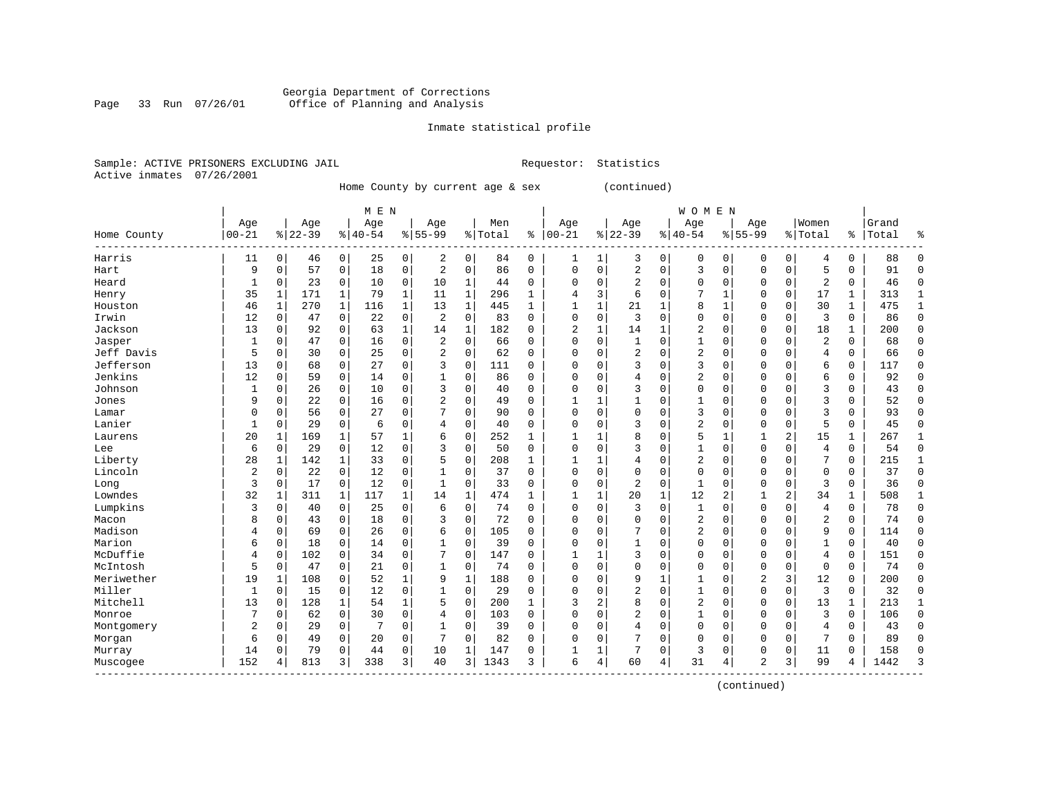Georgia Department of Corrections
Office of Planning and Analysis

Inmate statistical profile

Sample: ACTIVE PRISONERS EXCLUDING JAIL    Requestor: Statistics
Active inmates 07/26/2001

Home County by current age & sex (continued)

| Home County | MEN Age 00-21 | % | Age 22-39 | % | Age 40-54 | % | Age 55-99 | % | Men Total | % | WOMEN Age 00-21 | % | Age 22-39 | % | Age 40-54 | % | Age 55-99 | % | Women Total | % | Grand Total | % |
|---|---|---|---|---|---|---|---|---|---|---|---|---|---|---|---|---|---|---|---|---|---|---|
| Harris | 11 | 0 | 46 | 0 | 25 | 0 | 2 | 0 | 84 | 0 | 1 | 1 | 3 | 0 | 0 | 0 | 0 | 0 | 4 | 0 | 88 | 0 |
| Hart | 9 | 0 | 57 | 0 | 18 | 0 | 2 | 0 | 86 | 0 | 0 | 0 | 2 | 0 | 3 | 0 | 0 | 0 | 5 | 0 | 91 | 0 |
| Heard | 1 | 0 | 23 | 0 | 10 | 0 | 10 | 1 | 44 | 0 | 0 | 0 | 2 | 0 | 0 | 0 | 0 | 0 | 2 | 0 | 46 | 0 |
| Henry | 35 | 1 | 171 | 1 | 79 | 1 | 11 | 1 | 296 | 1 | 4 | 3 | 6 | 0 | 7 | 1 | 0 | 0 | 17 | 1 | 313 | 1 |
| Houston | 46 | 1 | 270 | 1 | 116 | 1 | 13 | 1 | 445 | 1 | 1 | 1 | 21 | 1 | 8 | 1 | 0 | 0 | 30 | 1 | 475 | 1 |
| Irwin | 12 | 0 | 47 | 0 | 22 | 0 | 2 | 0 | 83 | 0 | 0 | 0 | 3 | 0 | 0 | 0 | 0 | 0 | 3 | 0 | 86 | 0 |
| Jackson | 13 | 0 | 92 | 0 | 63 | 1 | 14 | 1 | 182 | 0 | 2 | 1 | 14 | 1 | 2 | 0 | 0 | 0 | 18 | 1 | 200 | 0 |
| Jasper | 1 | 0 | 47 | 0 | 16 | 0 | 2 | 0 | 66 | 0 | 0 | 0 | 1 | 0 | 1 | 0 | 0 | 0 | 2 | 0 | 68 | 0 |
| Jeff Davis | 5 | 0 | 30 | 0 | 25 | 0 | 2 | 0 | 62 | 0 | 0 | 0 | 2 | 0 | 2 | 0 | 0 | 0 | 4 | 0 | 66 | 0 |
| Jefferson | 13 | 0 | 68 | 0 | 27 | 0 | 3 | 0 | 111 | 0 | 0 | 0 | 3 | 0 | 3 | 0 | 0 | 0 | 6 | 0 | 117 | 0 |
| Jenkins | 12 | 0 | 59 | 0 | 14 | 0 | 1 | 0 | 86 | 0 | 0 | 0 | 4 | 0 | 2 | 0 | 0 | 0 | 6 | 0 | 92 | 0 |
| Johnson | 1 | 0 | 26 | 0 | 10 | 0 | 3 | 0 | 40 | 0 | 0 | 0 | 3 | 0 | 0 | 0 | 0 | 0 | 3 | 0 | 43 | 0 |
| Jones | 9 | 0 | 22 | 0 | 16 | 0 | 2 | 0 | 49 | 0 | 1 | 1 | 1 | 0 | 1 | 0 | 0 | 0 | 3 | 0 | 52 | 0 |
| Lamar | 0 | 0 | 56 | 0 | 27 | 0 | 7 | 0 | 90 | 0 | 0 | 0 | 0 | 0 | 3 | 0 | 0 | 0 | 3 | 0 | 93 | 0 |
| Lanier | 1 | 0 | 29 | 0 | 6 | 0 | 4 | 0 | 40 | 0 | 0 | 0 | 3 | 0 | 2 | 0 | 0 | 0 | 5 | 0 | 45 | 0 |
| Laurens | 20 | 1 | 169 | 1 | 57 | 1 | 6 | 0 | 252 | 1 | 1 | 1 | 8 | 0 | 5 | 1 | 1 | 2 | 15 | 1 | 267 | 1 |
| Lee | 6 | 0 | 29 | 0 | 12 | 0 | 3 | 0 | 50 | 0 | 0 | 0 | 3 | 0 | 1 | 0 | 0 | 0 | 4 | 0 | 54 | 0 |
| Liberty | 28 | 1 | 142 | 1 | 33 | 0 | 5 | 0 | 208 | 1 | 1 | 1 | 4 | 0 | 2 | 0 | 0 | 0 | 7 | 0 | 215 | 1 |
| Lincoln | 2 | 0 | 22 | 0 | 12 | 0 | 1 | 0 | 37 | 0 | 0 | 0 | 0 | 0 | 0 | 0 | 0 | 0 | 0 | 0 | 37 | 0 |
| Long | 3 | 0 | 17 | 0 | 12 | 0 | 1 | 0 | 33 | 0 | 0 | 0 | 2 | 0 | 1 | 0 | 0 | 0 | 3 | 0 | 36 | 0 |
| Lowndes | 32 | 1 | 311 | 1 | 117 | 1 | 14 | 1 | 474 | 1 | 1 | 1 | 20 | 1 | 12 | 2 | 1 | 2 | 34 | 1 | 508 | 1 |
| Lumpkins | 3 | 0 | 40 | 0 | 25 | 0 | 6 | 0 | 74 | 0 | 0 | 0 | 3 | 0 | 1 | 0 | 0 | 0 | 4 | 0 | 78 | 0 |
| Macon | 8 | 0 | 43 | 0 | 18 | 0 | 3 | 0 | 72 | 0 | 0 | 0 | 0 | 0 | 2 | 0 | 0 | 0 | 2 | 0 | 74 | 0 |
| Madison | 4 | 0 | 69 | 0 | 26 | 0 | 6 | 0 | 105 | 0 | 0 | 0 | 7 | 0 | 2 | 0 | 0 | 0 | 9 | 0 | 114 | 0 |
| Marion | 6 | 0 | 18 | 0 | 14 | 0 | 1 | 0 | 39 | 0 | 0 | 0 | 1 | 0 | 0 | 0 | 0 | 0 | 1 | 0 | 40 | 0 |
| McDuffie | 4 | 0 | 102 | 0 | 34 | 0 | 7 | 0 | 147 | 0 | 1 | 1 | 3 | 0 | 0 | 0 | 0 | 0 | 4 | 0 | 151 | 0 |
| McIntosh | 5 | 0 | 47 | 0 | 21 | 0 | 1 | 0 | 74 | 0 | 0 | 0 | 0 | 0 | 0 | 0 | 0 | 0 | 0 | 0 | 74 | 0 |
| Meriwether | 19 | 1 | 108 | 0 | 52 | 1 | 9 | 1 | 188 | 0 | 0 | 0 | 9 | 1 | 1 | 0 | 2 | 3 | 12 | 0 | 200 | 0 |
| Miller | 1 | 0 | 15 | 0 | 12 | 0 | 1 | 0 | 29 | 0 | 0 | 0 | 2 | 0 | 1 | 0 | 0 | 0 | 3 | 0 | 32 | 0 |
| Mitchell | 13 | 0 | 128 | 1 | 54 | 1 | 5 | 0 | 200 | 1 | 3 | 2 | 8 | 0 | 2 | 0 | 0 | 0 | 13 | 1 | 213 | 1 |
| Monroe | 7 | 0 | 62 | 0 | 30 | 0 | 4 | 0 | 103 | 0 | 0 | 0 | 2 | 0 | 1 | 0 | 0 | 0 | 3 | 0 | 106 | 0 |
| Montgomery | 2 | 0 | 29 | 0 | 7 | 0 | 1 | 0 | 39 | 0 | 0 | 0 | 4 | 0 | 0 | 0 | 0 | 0 | 4 | 0 | 43 | 0 |
| Morgan | 6 | 0 | 49 | 0 | 20 | 0 | 7 | 0 | 82 | 0 | 0 | 0 | 7 | 0 | 0 | 0 | 0 | 0 | 7 | 0 | 89 | 0 |
| Murray | 14 | 0 | 79 | 0 | 44 | 0 | 10 | 1 | 147 | 0 | 1 | 1 | 7 | 0 | 3 | 0 | 0 | 0 | 11 | 0 | 158 | 0 |
| Muscogee | 152 | 4 | 813 | 3 | 338 | 3 | 40 | 3 | 1343 | 3 | 6 | 4 | 60 | 4 | 31 | 4 | 2 | 3 | 99 | 4 | 1442 | 3 |

(continued)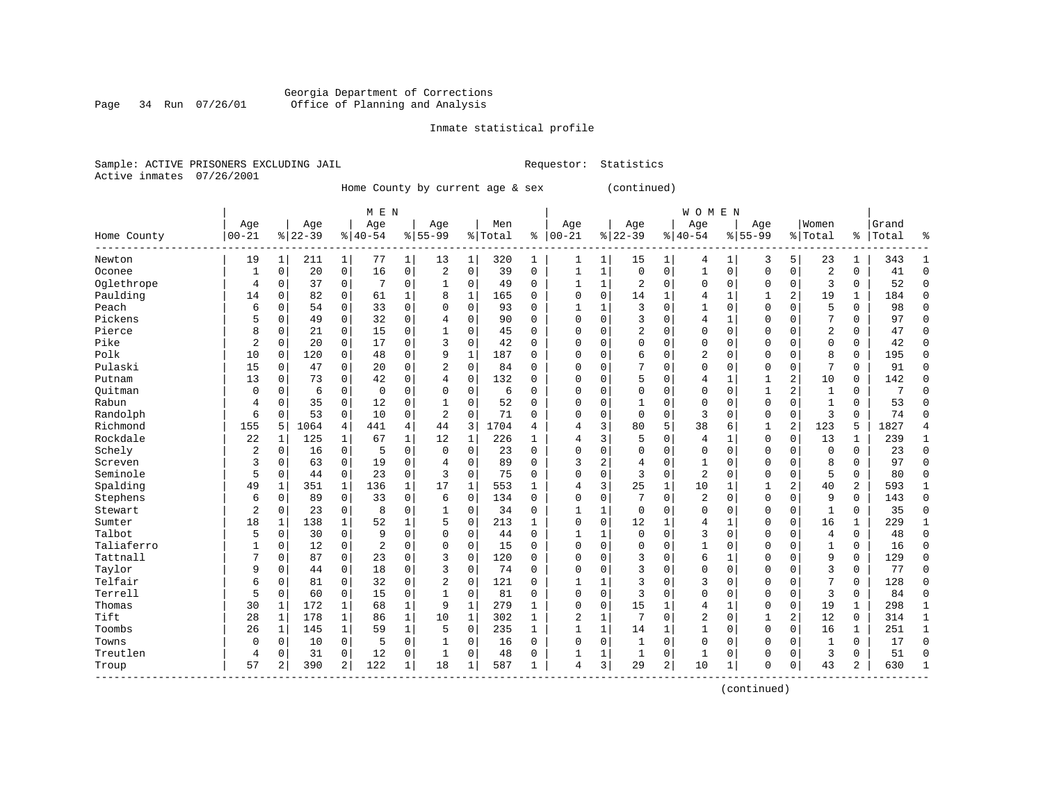Georgia Department of Corrections
Office of Planning and Analysis

Inmate statistical profile

Sample: ACTIVE PRISONERS EXCLUDING JAIL                    Requestor: Statistics
Active inmates 07/26/2001

Home County by current age & sex (continued)

| Home County | MEN Age 00-21 | % | Age 22-39 | % | Age 40-54 | % | Age 55-99 | % | Men Total | % | WOMEN Age 00-21 | % | Age 22-39 | % | Age 40-54 | % | Age 55-99 | % | Women Total | % | Grand Total | % |
|---|---|---|---|---|---|---|---|---|---|---|---|---|---|---|---|---|---|---|---|---|---|---|
| Newton | 19 | 1 | 211 | 1 | 77 | 1 | 13 | 1 | 320 | 1 | 1 | 1 | 15 | 1 | 4 | 1 | 3 | 5 | 23 | 1 | 343 | 1 |
| Oconee | 1 | 0 | 20 | 0 | 16 | 0 | 2 | 0 | 39 | 0 | 1 | 1 | 0 | 0 | 1 | 0 | 0 | 0 | 2 | 0 | 41 | 0 |
| Oglethrope | 4 | 0 | 37 | 0 | 7 | 0 | 1 | 0 | 49 | 0 | 1 | 1 | 2 | 0 | 0 | 0 | 0 | 0 | 3 | 0 | 52 | 0 |
| Paulding | 14 | 0 | 82 | 0 | 61 | 1 | 8 | 1 | 165 | 0 | 0 | 0 | 14 | 1 | 4 | 1 | 1 | 2 | 19 | 1 | 184 | 0 |
| Peach | 6 | 0 | 54 | 0 | 33 | 0 | 0 | 0 | 93 | 0 | 1 | 1 | 3 | 0 | 1 | 0 | 0 | 0 | 5 | 0 | 98 | 0 |
| Pickens | 5 | 0 | 49 | 0 | 32 | 0 | 4 | 0 | 90 | 0 | 0 | 0 | 3 | 0 | 4 | 1 | 0 | 0 | 7 | 0 | 97 | 0 |
| Pierce | 8 | 0 | 21 | 0 | 15 | 0 | 1 | 0 | 45 | 0 | 0 | 0 | 2 | 0 | 0 | 0 | 0 | 0 | 2 | 0 | 47 | 0 |
| Pike | 2 | 0 | 20 | 0 | 17 | 0 | 3 | 0 | 42 | 0 | 0 | 0 | 0 | 0 | 0 | 0 | 0 | 0 | 0 | 0 | 42 | 0 |
| Polk | 10 | 0 | 120 | 0 | 48 | 0 | 9 | 1 | 187 | 0 | 0 | 0 | 6 | 0 | 2 | 0 | 0 | 0 | 8 | 0 | 195 | 0 |
| Pulaski | 15 | 0 | 47 | 0 | 20 | 0 | 2 | 0 | 84 | 0 | 0 | 0 | 7 | 0 | 0 | 0 | 0 | 0 | 7 | 0 | 91 | 0 |
| Putnam | 13 | 0 | 73 | 0 | 42 | 0 | 4 | 0 | 132 | 0 | 0 | 0 | 5 | 0 | 4 | 1 | 1 | 2 | 10 | 0 | 142 | 0 |
| Quitman | 0 | 0 | 6 | 0 | 0 | 0 | 0 | 0 | 6 | 0 | 0 | 0 | 0 | 0 | 0 | 0 | 1 | 2 | 1 | 0 | 7 | 0 |
| Rabun | 4 | 0 | 35 | 0 | 12 | 0 | 1 | 0 | 52 | 0 | 0 | 0 | 1 | 0 | 0 | 0 | 0 | 0 | 1 | 0 | 53 | 0 |
| Randolph | 6 | 0 | 53 | 0 | 10 | 0 | 2 | 0 | 71 | 0 | 0 | 0 | 0 | 0 | 3 | 0 | 0 | 0 | 3 | 0 | 74 | 0 |
| Richmond | 155 | 5 | 1064 | 4 | 441 | 4 | 44 | 3 | 1704 | 4 | 4 | 3 | 80 | 5 | 38 | 6 | 1 | 2 | 123 | 5 | 1827 | 4 |
| Rockdale | 22 | 1 | 125 | 1 | 67 | 1 | 12 | 1 | 226 | 1 | 4 | 3 | 5 | 0 | 4 | 1 | 0 | 0 | 13 | 1 | 239 | 1 |
| Schely | 2 | 0 | 16 | 0 | 5 | 0 | 0 | 0 | 23 | 0 | 0 | 0 | 0 | 0 | 0 | 0 | 0 | 0 | 0 | 0 | 23 | 0 |
| Screven | 3 | 0 | 63 | 0 | 19 | 0 | 4 | 0 | 89 | 0 | 3 | 2 | 4 | 0 | 1 | 0 | 0 | 0 | 8 | 0 | 97 | 0 |
| Seminole | 5 | 0 | 44 | 0 | 23 | 0 | 3 | 0 | 75 | 0 | 0 | 0 | 3 | 0 | 2 | 0 | 0 | 0 | 5 | 0 | 80 | 0 |
| Spalding | 49 | 1 | 351 | 1 | 136 | 1 | 17 | 1 | 553 | 1 | 4 | 3 | 25 | 1 | 10 | 1 | 1 | 2 | 40 | 2 | 593 | 1 |
| Stephens | 6 | 0 | 89 | 0 | 33 | 0 | 6 | 0 | 134 | 0 | 0 | 0 | 7 | 0 | 2 | 0 | 0 | 0 | 9 | 0 | 143 | 0 |
| Stewart | 2 | 0 | 23 | 0 | 8 | 0 | 1 | 0 | 34 | 0 | 1 | 1 | 0 | 0 | 0 | 0 | 0 | 0 | 1 | 0 | 35 | 0 |
| Sumter | 18 | 1 | 138 | 1 | 52 | 1 | 5 | 0 | 213 | 1 | 0 | 0 | 12 | 1 | 4 | 1 | 0 | 0 | 16 | 1 | 229 | 1 |
| Talbot | 5 | 0 | 30 | 0 | 9 | 0 | 0 | 0 | 44 | 0 | 1 | 1 | 0 | 0 | 3 | 0 | 0 | 0 | 4 | 0 | 48 | 0 |
| Taliaferro | 1 | 0 | 12 | 0 | 2 | 0 | 0 | 0 | 15 | 0 | 0 | 0 | 0 | 0 | 1 | 0 | 0 | 0 | 1 | 0 | 16 | 0 |
| Tattnall | 7 | 0 | 87 | 0 | 23 | 0 | 3 | 0 | 120 | 0 | 0 | 0 | 3 | 0 | 6 | 1 | 0 | 0 | 9 | 0 | 129 | 0 |
| Taylor | 9 | 0 | 44 | 0 | 18 | 0 | 3 | 0 | 74 | 0 | 0 | 0 | 3 | 0 | 0 | 0 | 0 | 0 | 3 | 0 | 77 | 0 |
| Telfair | 6 | 0 | 81 | 0 | 32 | 0 | 2 | 0 | 121 | 0 | 1 | 1 | 3 | 0 | 3 | 0 | 0 | 0 | 7 | 0 | 128 | 0 |
| Terrell | 5 | 0 | 60 | 0 | 15 | 0 | 1 | 0 | 81 | 0 | 0 | 0 | 3 | 0 | 0 | 0 | 0 | 0 | 3 | 0 | 84 | 0 |
| Thomas | 30 | 1 | 172 | 1 | 68 | 1 | 9 | 1 | 279 | 1 | 0 | 0 | 15 | 1 | 4 | 1 | 0 | 0 | 19 | 1 | 298 | 1 |
| Tift | 28 | 1 | 178 | 1 | 86 | 1 | 10 | 1 | 302 | 1 | 2 | 1 | 7 | 0 | 2 | 0 | 1 | 2 | 12 | 0 | 314 | 1 |
| Toombs | 26 | 1 | 145 | 1 | 59 | 1 | 5 | 0 | 235 | 1 | 1 | 1 | 14 | 1 | 1 | 0 | 0 | 0 | 16 | 1 | 251 | 1 |
| Towns | 0 | 0 | 10 | 0 | 5 | 0 | 1 | 0 | 16 | 0 | 0 | 0 | 1 | 0 | 0 | 0 | 0 | 0 | 1 | 0 | 17 | 0 |
| Treutlen | 4 | 0 | 31 | 0 | 12 | 0 | 1 | 0 | 48 | 0 | 1 | 1 | 1 | 0 | 1 | 0 | 0 | 0 | 3 | 0 | 51 | 0 |
| Troup | 57 | 2 | 390 | 2 | 122 | 1 | 18 | 1 | 587 | 1 | 4 | 3 | 29 | 2 | 10 | 1 | 0 | 0 | 43 | 2 | 630 | 1 |

(continued)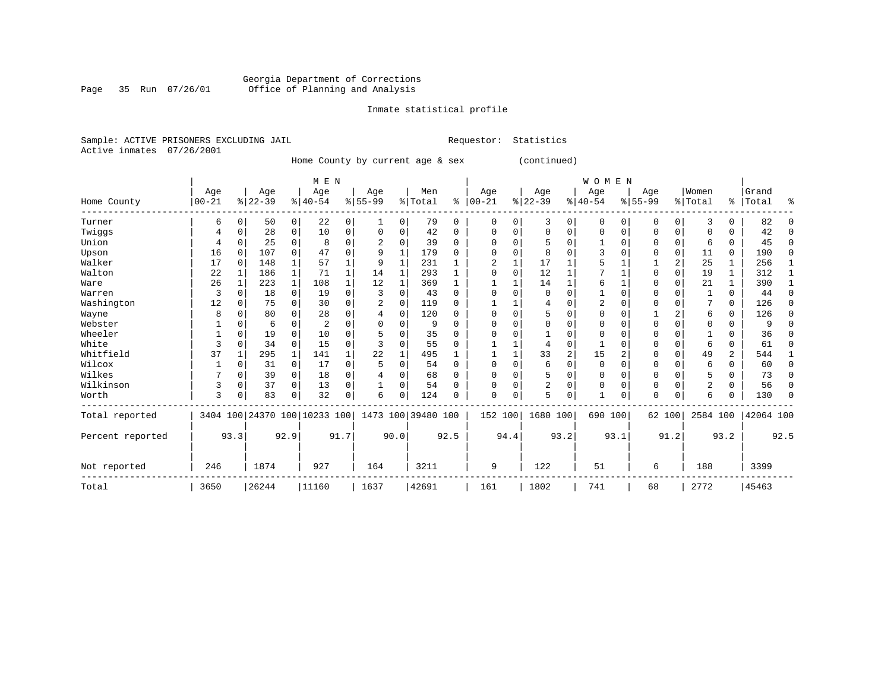Georgia Department of Corrections
Office of Planning and Analysis

Inmate statistical profile

Sample: ACTIVE PRISONERS EXCLUDING JAIL                                   Requestor: Statistics
Active inmates 07/26/2001

Home County by current age & sex (continued)

| Home County | MEN Age 00-21 | % | Age 22-39 | % | Age 40-54 | % | Age 55-99 | % | Men Total | % | WOMEN Age 00-21 | % | Age 22-39 | % | Age 40-54 | % | Age 55-99 | % | Women Total | % | Grand Total | % |
|---|---|---|---|---|---|---|---|---|---|---|---|---|---|---|---|---|---|---|---|---|---|---|
| Turner | 6 | 0 | 50 | 0 | 22 | 0 | 1 | 0 | 79 | 0 | 0 | 0 | 3 | 0 | 0 | 0 | 0 | 0 | 3 | 0 | 82 | 0 |
| Twiggs | 4 | 0 | 28 | 0 | 10 | 0 | 0 | 0 | 42 | 0 | 0 | 0 | 0 | 0 | 0 | 0 | 0 | 0 | 0 | 0 | 42 | 0 |
| Union | 4 | 0 | 25 | 0 | 8 | 0 | 2 | 0 | 39 | 0 | 0 | 0 | 5 | 0 | 1 | 0 | 0 | 0 | 6 | 0 | 45 | 0 |
| Upson | 16 | 0 | 107 | 0 | 47 | 0 | 9 | 1 | 179 | 0 | 0 | 0 | 8 | 0 | 3 | 0 | 0 | 0 | 11 | 0 | 190 | 0 |
| Walker | 17 | 0 | 148 | 1 | 57 | 1 | 9 | 1 | 231 | 1 | 2 | 1 | 17 | 1 | 5 | 1 | 1 | 2 | 25 | 1 | 256 | 1 |
| Walton | 22 | 1 | 186 | 1 | 71 | 1 | 14 | 1 | 293 | 1 | 0 | 0 | 12 | 1 | 7 | 1 | 0 | 0 | 19 | 1 | 312 | 1 |
| Ware | 26 | 1 | 223 | 1 | 108 | 1 | 12 | 1 | 369 | 1 | 1 | 1 | 14 | 1 | 6 | 1 | 0 | 0 | 21 | 1 | 390 | 1 |
| Warren | 3 | 0 | 18 | 0 | 19 | 0 | 3 | 0 | 43 | 0 | 0 | 0 | 0 | 0 | 1 | 0 | 0 | 0 | 1 | 0 | 44 | 0 |
| Washington | 12 | 0 | 75 | 0 | 30 | 0 | 2 | 0 | 119 | 0 | 1 | 1 | 4 | 0 | 2 | 0 | 0 | 0 | 7 | 0 | 126 | 0 |
| Wayne | 8 | 0 | 80 | 0 | 28 | 0 | 4 | 0 | 120 | 0 | 0 | 0 | 5 | 0 | 0 | 0 | 1 | 2 | 6 | 0 | 126 | 0 |
| Webster | 1 | 0 | 6 | 0 | 2 | 0 | 0 | 0 | 9 | 0 | 0 | 0 | 0 | 0 | 0 | 0 | 0 | 0 | 0 | 0 | 9 | 0 |
| Wheeler | 1 | 0 | 19 | 0 | 10 | 0 | 5 | 0 | 35 | 0 | 0 | 0 | 1 | 0 | 0 | 0 | 0 | 0 | 1 | 0 | 36 | 0 |
| White | 3 | 0 | 34 | 0 | 15 | 0 | 3 | 0 | 55 | 0 | 1 | 1 | 4 | 0 | 1 | 0 | 0 | 0 | 6 | 0 | 61 | 0 |
| Whitfield | 37 | 1 | 295 | 1 | 141 | 1 | 22 | 1 | 495 | 1 | 1 | 1 | 33 | 2 | 15 | 2 | 0 | 0 | 49 | 2 | 544 | 1 |
| Wilcox | 1 | 0 | 31 | 0 | 17 | 0 | 5 | 0 | 54 | 0 | 0 | 0 | 6 | 0 | 0 | 0 | 0 | 0 | 6 | 0 | 60 | 0 |
| Wilkes | 7 | 0 | 39 | 0 | 18 | 0 | 4 | 0 | 68 | 0 | 0 | 0 | 5 | 0 | 0 | 0 | 0 | 0 | 5 | 0 | 73 | 0 |
| Wilkinson | 3 | 0 | 37 | 0 | 13 | 0 | 1 | 0 | 54 | 0 | 0 | 0 | 2 | 0 | 0 | 0 | 0 | 0 | 2 | 0 | 56 | 0 |
| Worth | 3 | 0 | 83 | 0 | 32 | 0 | 6 | 0 | 124 | 0 | 0 | 0 | 5 | 0 | 1 | 0 | 0 | 0 | 6 | 0 | 130 | 0 |
| Total reported | 3404 | 100 | 24370 | 100 | 10233 | 100 | 1473 | 100 | 39480 | 100 | 152 | 100 | 1680 | 100 | 690 | 100 | 62 | 100 | 2584 | 100 | 42064 | 100 |
| Percent reported | | 93.3 | | 92.9 | | 91.7 | | 90.0 | | 92.5 | | 94.4 | | 93.2 | | 93.1 | | 91.2 | | 93.2 | | 92.5 |
| Not reported | 246 | | 1874 | | 927 | | 164 | | 3211 | | 9 | | 122 | | 51 | | 6 | | 188 | | 3399 | |
| Total | 3650 | | 26244 | | 11160 | | 1637 | | 42691 | | 161 | | 1802 | | 741 | | 68 | | 2772 | | 45463 | |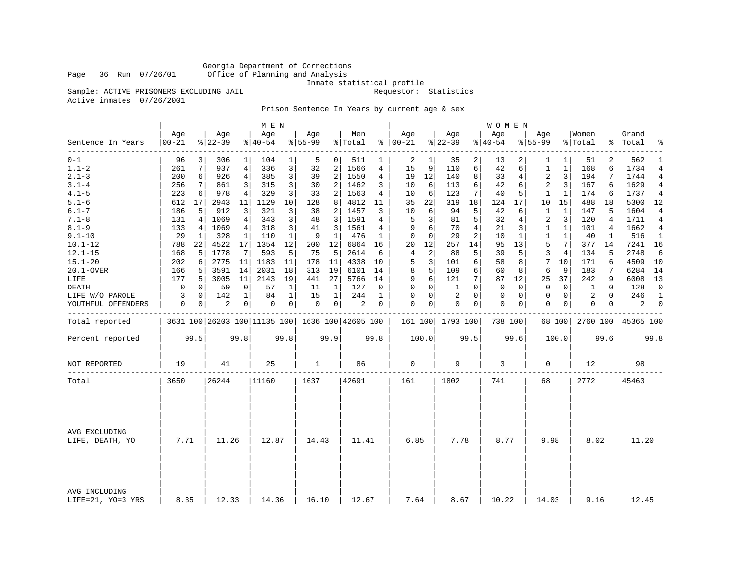Georgia Department of Corrections
Office of Planning and Analysis
Inmate statistical profile

Sample: ACTIVE PRISONERS EXCLUDING JAIL — Requestor: Statistics
Active inmates 07/26/2001

Prison Sentence In Years by current age & sex

| Sentence In Years | MEN Age 00-21 | % | Age 22-39 | % | Age 40-54 | % | Age 55-99 | % | Men Total | % | WOMEN Age 00-21 | % | Age 22-39 | % | Age 40-54 | % | Age 55-99 | % | Women Total | % | Grand Total | % |
|---|---|---|---|---|---|---|---|---|---|---|---|---|---|---|---|---|---|---|---|---|---|---|
| 0-1 | 96 | 3 | 306 | 1 | 104 | 1 | 5 | 0 | 511 | 1 | 2 | 1 | 35 | 2 | 13 | 2 | 1 | 1 | 51 | 2 | 562 | 1 |
| 1.1-2 | 261 | 7 | 937 | 4 | 336 | 3 | 32 | 2 | 1566 | 4 | 15 | 9 | 110 | 6 | 42 | 6 | 1 | 1 | 168 | 6 | 1734 | 4 |
| 2.1-3 | 200 | 6 | 926 | 4 | 385 | 3 | 39 | 2 | 1550 | 4 | 19 | 12 | 140 | 8 | 33 | 4 | 2 | 3 | 194 | 7 | 1744 | 4 |
| 3.1-4 | 256 | 7 | 861 | 3 | 315 | 3 | 30 | 2 | 1462 | 3 | 10 | 6 | 113 | 6 | 42 | 6 | 2 | 3 | 167 | 6 | 1629 | 4 |
| 4.1-5 | 223 | 6 | 978 | 4 | 329 | 3 | 33 | 2 | 1563 | 4 | 10 | 6 | 123 | 7 | 40 | 5 | 1 | 1 | 174 | 6 | 1737 | 4 |
| 5.1-6 | 612 | 17 | 2943 | 11 | 1129 | 10 | 128 | 8 | 4812 | 11 | 35 | 22 | 319 | 18 | 124 | 17 | 10 | 15 | 488 | 18 | 5300 | 12 |
| 6.1-7 | 186 | 5 | 912 | 3 | 321 | 3 | 38 | 2 | 1457 | 3 | 10 | 6 | 94 | 5 | 42 | 6 | 1 | 1 | 147 | 5 | 1604 | 4 |
| 7.1-8 | 131 | 4 | 1069 | 4 | 343 | 3 | 48 | 3 | 1591 | 4 | 5 | 3 | 81 | 5 | 32 | 4 | 2 | 3 | 120 | 4 | 1711 | 4 |
| 8.1-9 | 133 | 4 | 1069 | 4 | 318 | 3 | 41 | 3 | 1561 | 4 | 9 | 6 | 70 | 4 | 21 | 3 | 1 | 1 | 101 | 4 | 1662 | 4 |
| 9.1-10 | 29 | 1 | 328 | 1 | 110 | 1 | 9 | 1 | 476 | 1 | 0 | 0 | 29 | 2 | 10 | 1 | 1 | 1 | 40 | 1 | 516 | 1 |
| 10.1-12 | 788 | 22 | 4522 | 17 | 1354 | 12 | 200 | 12 | 6864 | 16 | 20 | 12 | 257 | 14 | 95 | 13 | 5 | 7 | 377 | 14 | 7241 | 16 |
| 12.1-15 | 168 | 5 | 1778 | 7 | 593 | 5 | 75 | 5 | 2614 | 6 | 4 | 2 | 88 | 5 | 39 | 5 | 3 | 4 | 134 | 5 | 2748 | 6 |
| 15.1-20 | 202 | 6 | 2775 | 11 | 1183 | 11 | 178 | 11 | 4338 | 10 | 5 | 3 | 101 | 6 | 58 | 8 | 7 | 10 | 171 | 6 | 4509 | 10 |
| 20.1-OVER | 166 | 5 | 3591 | 14 | 2031 | 18 | 313 | 19 | 6101 | 14 | 8 | 5 | 109 | 6 | 60 | 8 | 6 | 9 | 183 | 7 | 6284 | 14 |
| LIFE | 177 | 5 | 3005 | 11 | 2143 | 19 | 441 | 27 | 5766 | 14 | 9 | 6 | 121 | 7 | 87 | 12 | 25 | 37 | 242 | 9 | 6008 | 13 |
| DEATH | 0 | 0 | 59 | 0 | 57 | 1 | 11 | 1 | 127 | 0 | 0 | 0 | 1 | 0 | 0 | 0 | 0 | 0 | 1 | 0 | 128 | 0 |
| LIFE W/O PAROLE | 3 | 0 | 142 | 1 | 84 | 1 | 15 | 1 | 244 | 1 | 0 | 0 | 2 | 0 | 0 | 0 | 0 | 0 | 2 | 0 | 246 | 1 |
| YOUTHFUL OFFENDERS | 0 | 0 | 2 | 0 | 0 | 0 | 0 | 0 | 2 | 0 | 0 | 0 | 0 | 0 | 0 | 0 | 0 | 0 | 0 | 0 | 2 | 0 |
| Total reported | 3631 | 100 | 26203 | 100 | 11135 | 100 | 1636 | 100 | 42605 | 100 | 161 | 100 | 1793 | 100 | 738 | 100 | 68 | 100 | 2760 | 100 | 45365 | 100 |
| Percent reported | | 99.5 | | 99.8 | | 99.8 | | 99.9 | | 99.8 | | 100.0 | | 99.5 | | 99.6 | | 100.0 | | 99.6 | | 99.8 |
| NOT REPORTED | 19 | | 41 | | 25 | | 1 | | 86 | | 0 | | 9 | | 3 | | 0 | | 12 | | 98 | |
| Total | 3650 | | 26244 | | 11160 | | 1637 | | 42691 | | 161 | | 1802 | | 741 | | 68 | | 2772 | | 45463 | |
| AVG EXCLUDING LIFE, DEATH, YO | 7.71 | | 11.26 | | 12.87 | | 14.43 | | 11.41 | | 6.85 | | 7.78 | | 8.77 | | 9.98 | | 8.02 | | 11.20 | |
| AVG INCLUDING LIFE=21, YO=3 YRS | 8.35 | | 12.33 | | 14.36 | | 16.10 | | 12.67 | | 7.64 | | 8.67 | | 10.22 | | 14.03 | | 9.16 | | 12.45 | |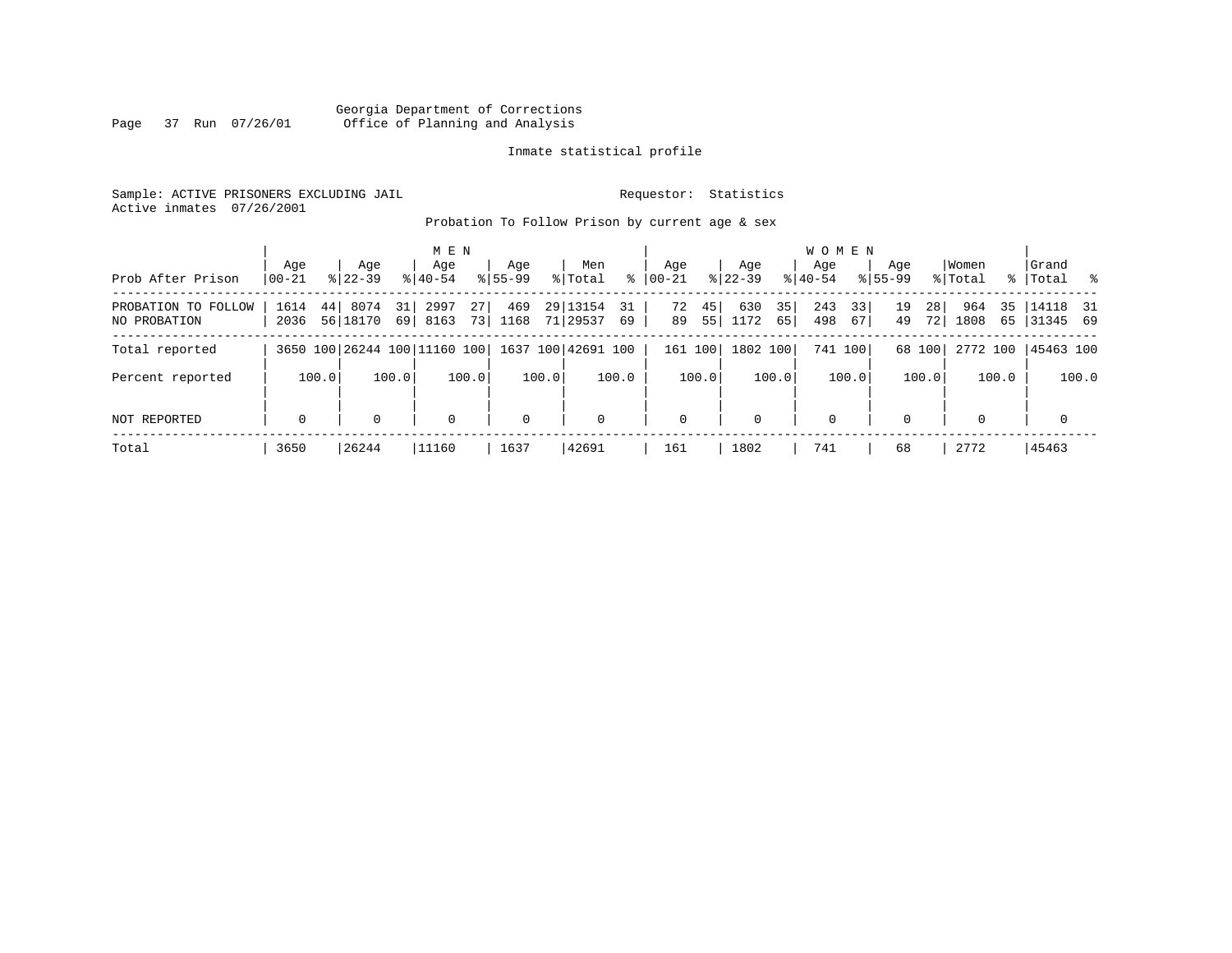Georgia Department of Corrections
Office of Planning and Analysis

Inmate statistical profile

Sample: ACTIVE PRISONERS EXCLUDING JAIL

Requestor: Statistics

Active inmates 07/26/2001

Probation To Follow Prison by current age & sex

| Prob After Prison | MEN Age 00-21 | % | Age 22-39 | % | Age 40-54 | % | Age 55-99 | % | Men Total | % | WOMEN Age 00-21 | % | Age 22-39 | % | Age 40-54 | % | Age 55-99 | % | Women Total | % | Grand Total | % |
|---|---|---|---|---|---|---|---|---|---|---|---|---|---|---|---|---|---|---|---|---|---|---|
| PROBATION TO FOLLOW | 1614 | 44 | 8074 | 31 | 2997 | 27 | 469 | 29 | 13154 | 31 | 72 | 45 | 630 | 35 | 243 | 33 | 19 | 28 | 964 | 35 | 14118 | 31 |
| NO PROBATION | 2036 | 56 | 18170 | 69 | 8163 | 73 | 1168 | 71 | 29537 | 69 | 89 | 55 | 1172 | 65 | 498 | 67 | 49 | 72 | 1808 | 65 | 31345 | 69 |
| Total reported | 3650 | 100 | 26244 | 100 | 11160 | 100 | 1637 | 100 | 42691 | 100 | 161 | 100 | 1802 | 100 | 741 | 100 | 68 | 100 | 2772 | 100 | 45463 | 100 |
| Percent reported | | 100.0 | | 100.0 | | 100.0 | | 100.0 | | 100.0 | | 100.0 | | 100.0 | | 100.0 | | 100.0 | | 100.0 | | 100.0 |
| NOT REPORTED | 0 | | 0 | | 0 | | 0 | | 0 | | 0 | | 0 | | 0 | | 0 | | 0 | | 0 | |
| Total | 3650 | | 26244 | | 11160 | | 1637 | | 42691 | | 161 | | 1802 | | 741 | | 68 | | 2772 | | 45463 | |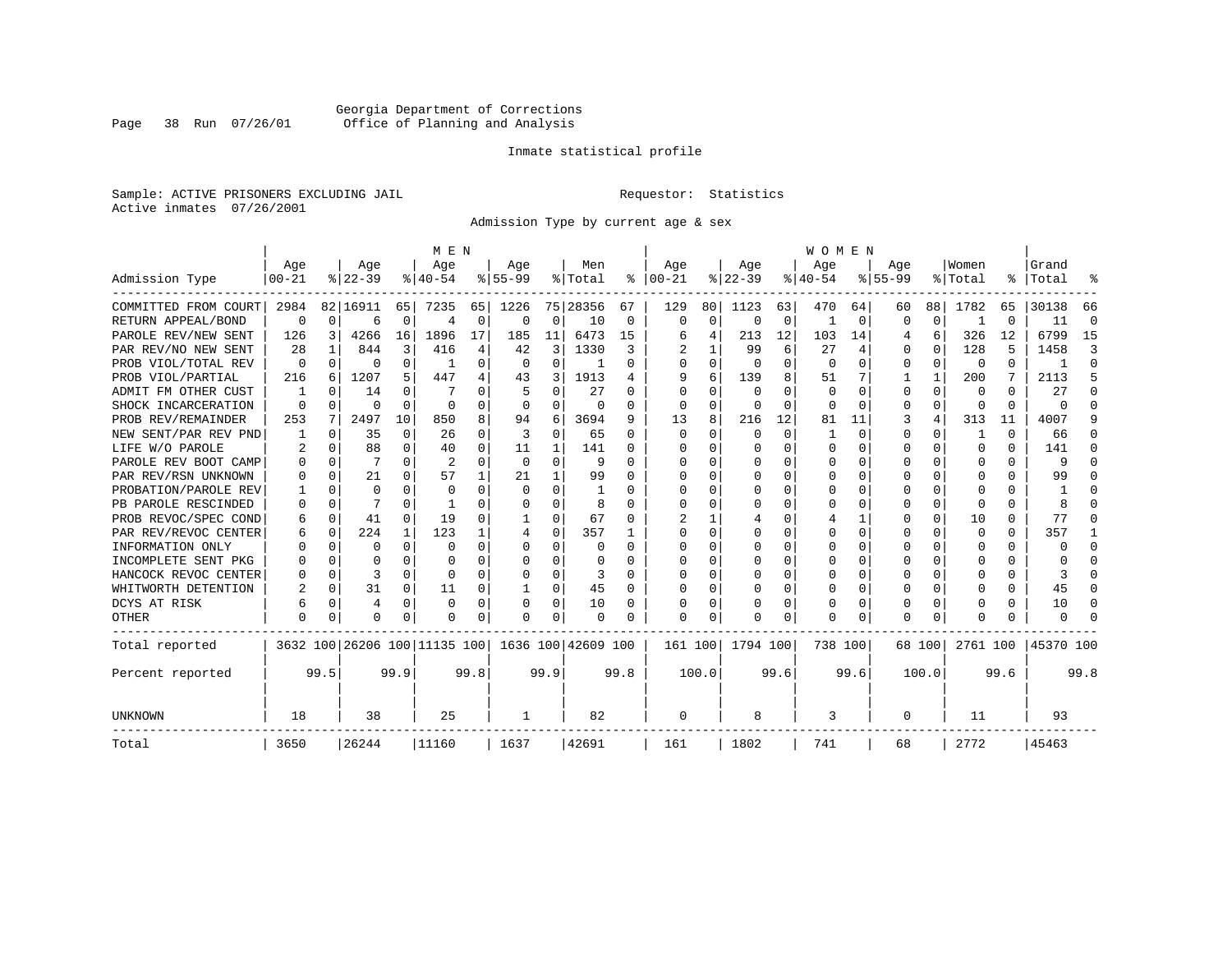Georgia Department of Corrections
Office of Planning and Analysis

Inmate statistical profile

Sample: ACTIVE PRISONERS EXCLUDING JAIL

Requestor: Statistics

Active inmates 07/26/2001

Admission Type by current age & sex

| Admission Type | MEN Age 00-21 | % | Age 22-39 | % | Age 40-54 | % | Age 55-99 | % | Men Total | % | WOMEN Age 00-21 | % | Age 22-39 | % | Age 40-54 | % | Age 55-99 | % | Women Total | % | Grand Total | % |
|---|---|---|---|---|---|---|---|---|---|---|---|---|---|---|---|---|---|---|---|---|---|---|
| COMMITTED FROM COURT | 2984 | 82 | 16911 | 65 | 7235 | 65 | 1226 | 75 | 28356 | 67 | 129 | 80 | 1123 | 63 | 470 | 64 | 60 | 88 | 1782 | 65 | 30138 | 66 |
| RETURN APPEAL/BOND | 0 | 0 | 6 | 0 | 4 | 0 | 0 | 0 | 10 | 0 | 0 | 0 | 0 | 0 | 1 | 0 | 0 | 0 | 1 | 0 | 11 | 0 |
| PAROLE REV/NEW SENT | 126 | 3 | 4266 | 16 | 1896 | 17 | 185 | 11 | 6473 | 15 | 6 | 4 | 213 | 12 | 103 | 14 | 4 | 6 | 326 | 12 | 6799 | 15 |
| PAR REV/NO NEW SENT | 28 | 1 | 844 | 3 | 416 | 4 | 42 | 3 | 1330 | 3 | 2 | 1 | 99 | 6 | 27 | 4 | 0 | 0 | 128 | 5 | 1458 | 3 |
| PROB VIOL/TOTAL REV | 0 | 0 | 0 | 0 | 1 | 0 | 0 | 0 | 1 | 0 | 0 | 0 | 0 | 0 | 0 | 0 | 0 | 0 | 0 | 0 | 1 | 0 |
| PROB VIOL/PARTIAL | 216 | 6 | 1207 | 5 | 447 | 4 | 43 | 3 | 1913 | 4 | 9 | 6 | 139 | 8 | 51 | 7 | 1 | 1 | 200 | 7 | 2113 | 5 |
| ADMIT FM OTHER CUST | 1 | 0 | 14 | 0 | 7 | 0 | 5 | 0 | 27 | 0 | 0 | 0 | 0 | 0 | 0 | 0 | 0 | 0 | 0 | 0 | 27 | 0 |
| SHOCK INCARCERATION | 0 | 0 | 0 | 0 | 0 | 0 | 0 | 0 | 0 | 0 | 0 | 0 | 0 | 0 | 0 | 0 | 0 | 0 | 0 | 0 | 0 | 0 |
| PROB REV/REMAINDER | 253 | 7 | 2497 | 10 | 850 | 8 | 94 | 6 | 3694 | 9 | 13 | 8 | 216 | 12 | 81 | 11 | 3 | 4 | 313 | 11 | 4007 | 9 |
| NEW SENT/PAR REV PND | 1 | 0 | 35 | 0 | 26 | 0 | 3 | 0 | 65 | 0 | 0 | 0 | 0 | 0 | 1 | 0 | 0 | 0 | 1 | 0 | 66 | 0 |
| LIFE W/O PAROLE | 2 | 0 | 88 | 0 | 40 | 0 | 11 | 1 | 141 | 0 | 0 | 0 | 0 | 0 | 0 | 0 | 0 | 0 | 0 | 0 | 141 | 0 |
| PAROLE REV BOOT CAMP | 0 | 0 | 7 | 0 | 2 | 0 | 0 | 0 | 9 | 0 | 0 | 0 | 0 | 0 | 0 | 0 | 0 | 0 | 0 | 0 | 9 | 0 |
| PAR REV/RSN UNKNOWN | 0 | 0 | 21 | 0 | 57 | 1 | 21 | 1 | 99 | 0 | 0 | 0 | 0 | 0 | 0 | 0 | 0 | 0 | 0 | 0 | 99 | 0 |
| PROBATION/PAROLE REV | 1 | 0 | 0 | 0 | 0 | 0 | 0 | 0 | 1 | 0 | 0 | 0 | 0 | 0 | 0 | 0 | 0 | 0 | 0 | 0 | 1 | 0 |
| PB PAROLE RESCINDED | 0 | 0 | 7 | 0 | 1 | 0 | 0 | 0 | 8 | 0 | 0 | 0 | 0 | 0 | 0 | 0 | 0 | 0 | 0 | 0 | 8 | 0 |
| PROB REVOC/SPEC COND | 6 | 0 | 41 | 0 | 19 | 0 | 1 | 0 | 67 | 0 | 2 | 1 | 4 | 0 | 4 | 1 | 0 | 0 | 10 | 0 | 77 | 0 |
| PAR REV/REVOC CENTER | 6 | 0 | 224 | 1 | 123 | 1 | 4 | 0 | 357 | 1 | 0 | 0 | 0 | 0 | 0 | 0 | 0 | 0 | 0 | 0 | 357 | 1 |
| INFORMATION ONLY | 0 | 0 | 0 | 0 | 0 | 0 | 0 | 0 | 0 | 0 | 0 | 0 | 0 | 0 | 0 | 0 | 0 | 0 | 0 | 0 | 0 | 0 |
| INCOMPLETE SENT PKG | 0 | 0 | 0 | 0 | 0 | 0 | 0 | 0 | 0 | 0 | 0 | 0 | 0 | 0 | 0 | 0 | 0 | 0 | 0 | 0 | 0 | 0 |
| HANCOCK REVOC CENTER | 0 | 0 | 3 | 0 | 0 | 0 | 0 | 0 | 3 | 0 | 0 | 0 | 0 | 0 | 0 | 0 | 0 | 0 | 0 | 0 | 3 | 0 |
| WHITWORTH DETENTION | 2 | 0 | 31 | 0 | 11 | 0 | 1 | 0 | 45 | 0 | 0 | 0 | 0 | 0 | 0 | 0 | 0 | 0 | 0 | 0 | 45 | 0 |
| DCYS AT RISK | 6 | 0 | 4 | 0 | 0 | 0 | 0 | 0 | 10 | 0 | 0 | 0 | 0 | 0 | 0 | 0 | 0 | 0 | 0 | 0 | 10 | 0 |
| OTHER | 0 | 0 | 0 | 0 | 0 | 0 | 0 | 0 | 0 | 0 | 0 | 0 | 0 | 0 | 0 | 0 | 0 | 0 | 0 | 0 | 0 | 0 |
| Total reported | 3632 | 100 | 26206 | 100 | 11135 | 100 | 1636 | 100 | 42609 | 100 | 161 | 100 | 1794 | 100 | 738 | 100 | 68 | 100 | 2761 | 100 | 45370 | 100 |
| Percent reported | | 99.5 | | 99.9 | | 99.8 | | 99.9 | | 99.8 | | 100.0 | | 99.6 | | 99.6 | | 100.0 | | 99.6 | | 99.8 |
| UNKNOWN | 18 | | 38 | | 25 | | 1 | | 82 | | 0 | | 8 | | 3 | | 0 | | 11 | | 93 | |
| Total | 3650 | | 26244 | | 11160 | | 1637 | | 42691 | | 161 | | 1802 | | 741 | | 68 | | 2772 | | 45463 | |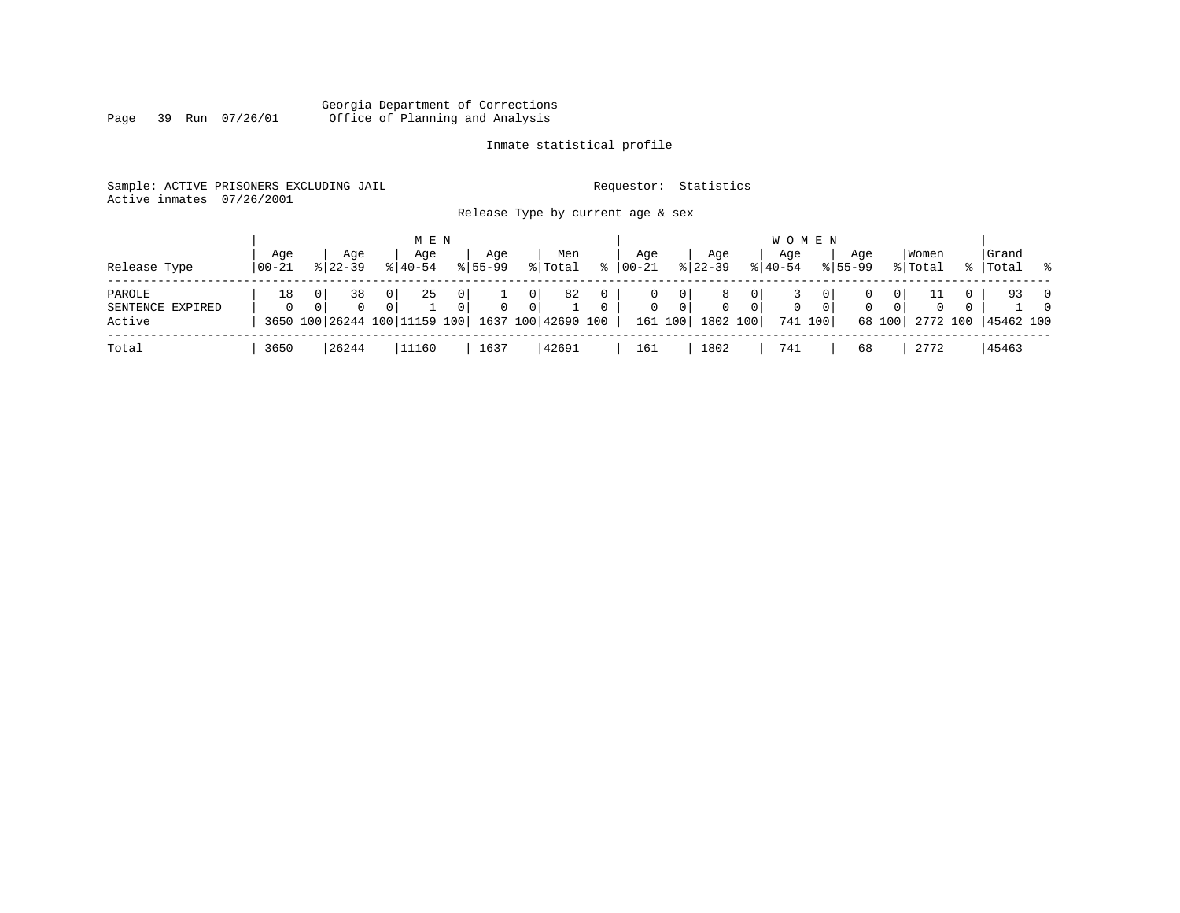Georgia Department of Corrections
Office of Planning and Analysis

Inmate statistical profile

Sample: ACTIVE PRISONERS EXCLUDING JAIL

Requestor: Statistics

Active inmates 07/26/2001

Release Type by current age & sex

| Release Type | MEN Age 00-21 | % | Age 22-39 | % | Age 40-54 | % | Age 55-99 | % | Men Total | % | WOMEN Age 00-21 | % | Age 22-39 | % | Age 40-54 | % | Age 55-99 | % | Women Total | % | Grand Total | % |
|---|---|---|---|---|---|---|---|---|---|---|---|---|---|---|---|---|---|---|---|---|---|---|
| PAROLE | 18 | 0 | 38 | 0 | 25 | 0 | 1 | 0 | 82 | 0 | 0 | 0 | 8 | 0 | 3 | 0 | 0 | 0 | 11 | 0 | 93 | 0 |
| SENTENCE EXPIRED | 0 | 0 | 0 | 0 | 1 | 0 | 0 | 0 | 1 | 0 | 0 | 0 | 0 | 0 | 0 | 0 | 0 | 0 | 0 | 0 | 1 | 0 |
| Active | 3650 | 100 | 26244 | 100 | 11159 | 100 | 1637 | 100 | 42690 | 100 | 161 | 100 | 1802 | 100 | 741 | 100 | 68 | 100 | 2772 | 100 | 45462 | 100 |
| Total | 3650 | | 26244 | | 11160 | | 1637 | | 42691 | | 161 | | 1802 | | 741 | | 68 | | 2772 | | 45463 | |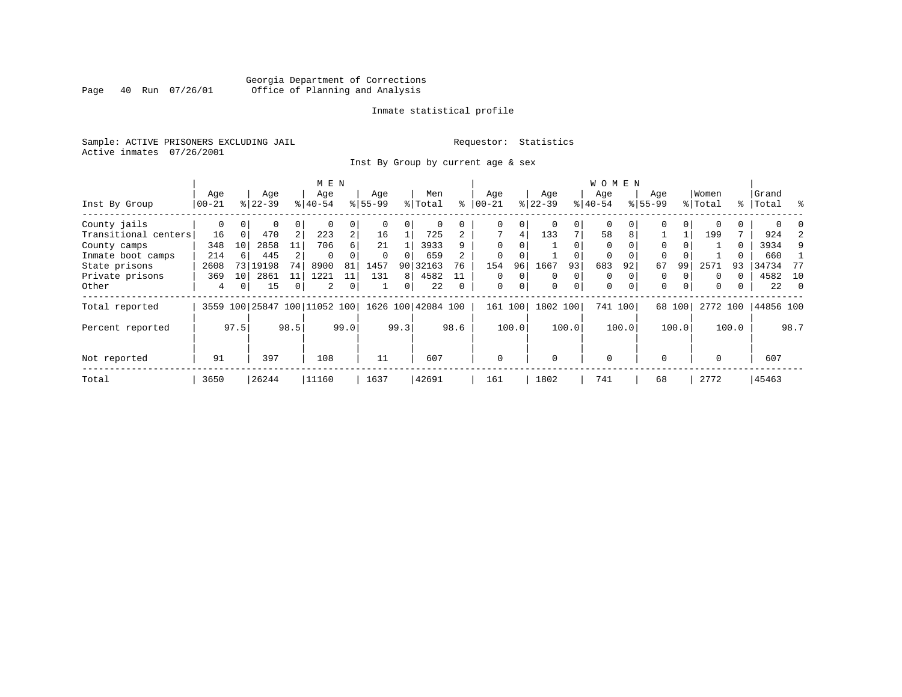Georgia Department of Corrections
Office of Planning and Analysis

Inmate statistical profile

Sample: ACTIVE PRISONERS EXCLUDING JAIL
Active inmates 07/26/2001

Requestor: Statistics

Inst By Group by current age & sex

| Inst By Group | MEN Age 00-21 | % | Age 22-39 | % | Age 40-54 | % | Age 55-99 | % | Men Total | % | WOMEN Age 00-21 | % | Age 22-39 | % | Age 40-54 | % | Age 55-99 | % | Women Total | % | Grand Total | % |
|---|---|---|---|---|---|---|---|---|---|---|---|---|---|---|---|---|---|---|---|---|---|---|
| County jails | 0 | 0 | 0 | 0 | 0 | 0 | 0 | 0 | 0 | 0 | 0 | 0 | 0 | 0 | 0 | 0 | 0 | 0 | 0 | 0 | 0 | 0 |
| Transitional centers | 16 | 0 | 470 | 2 | 223 | 2 | 16 | 1 | 725 | 2 | 7 | 4 | 133 | 7 | 58 | 8 | 1 | 1 | 199 | 7 | 924 | 2 |
| County camps | 348 | 10 | 2858 | 11 | 706 | 6 | 21 | 1 | 3933 | 9 | 0 | 0 | 1 | 0 | 0 | 0 | 0 | 0 | 1 | 0 | 3934 | 9 |
| Inmate boot camps | 214 | 6 | 445 | 2 | 0 | 0 | 0 | 0 | 659 | 2 | 0 | 0 | 1 | 0 | 0 | 0 | 0 | 0 | 1 | 0 | 660 | 1 |
| State prisons | 2608 | 73 | 19198 | 74 | 8900 | 81 | 1457 | 90 | 32163 | 76 | 154 | 96 | 1667 | 93 | 683 | 92 | 67 | 99 | 2571 | 93 | 34734 | 77 |
| Private prisons | 369 | 10 | 2861 | 11 | 1221 | 11 | 131 | 8 | 4582 | 11 | 0 | 0 | 0 | 0 | 0 | 0 | 0 | 0 | 0 | 0 | 4582 | 10 |
| Other | 4 | 0 | 15 | 0 | 2 | 0 | 1 | 0 | 22 | 0 | 0 | 0 | 0 | 0 | 0 | 0 | 0 | 0 | 0 | 0 | 22 | 0 |
| Total reported | 3559 | 100 | 25847 | 100 | 11052 | 100 | 1626 | 100 | 42084 | 100 | 161 | 100 | 1802 | 100 | 741 | 100 | 68 | 100 | 2772 | 100 | 44856 | 100 |
| Percent reported | | 97.5 | | 98.5 | | 99.0 | | 99.3 | | 98.6 | | 100.0 | | 100.0 | | 100.0 | | 100.0 | | 100.0 | | 98.7 |
| Not reported | 91 | | 397 | | 108 | | 11 | | 607 | | 0 | | 0 | | 0 | | 0 | | 0 | | 607 | |
| Total | 3650 | | 26244 | | 11160 | | 1637 | | 42691 | | 161 | | 1802 | | 741 | | 68 | | 2772 | | 45463 | |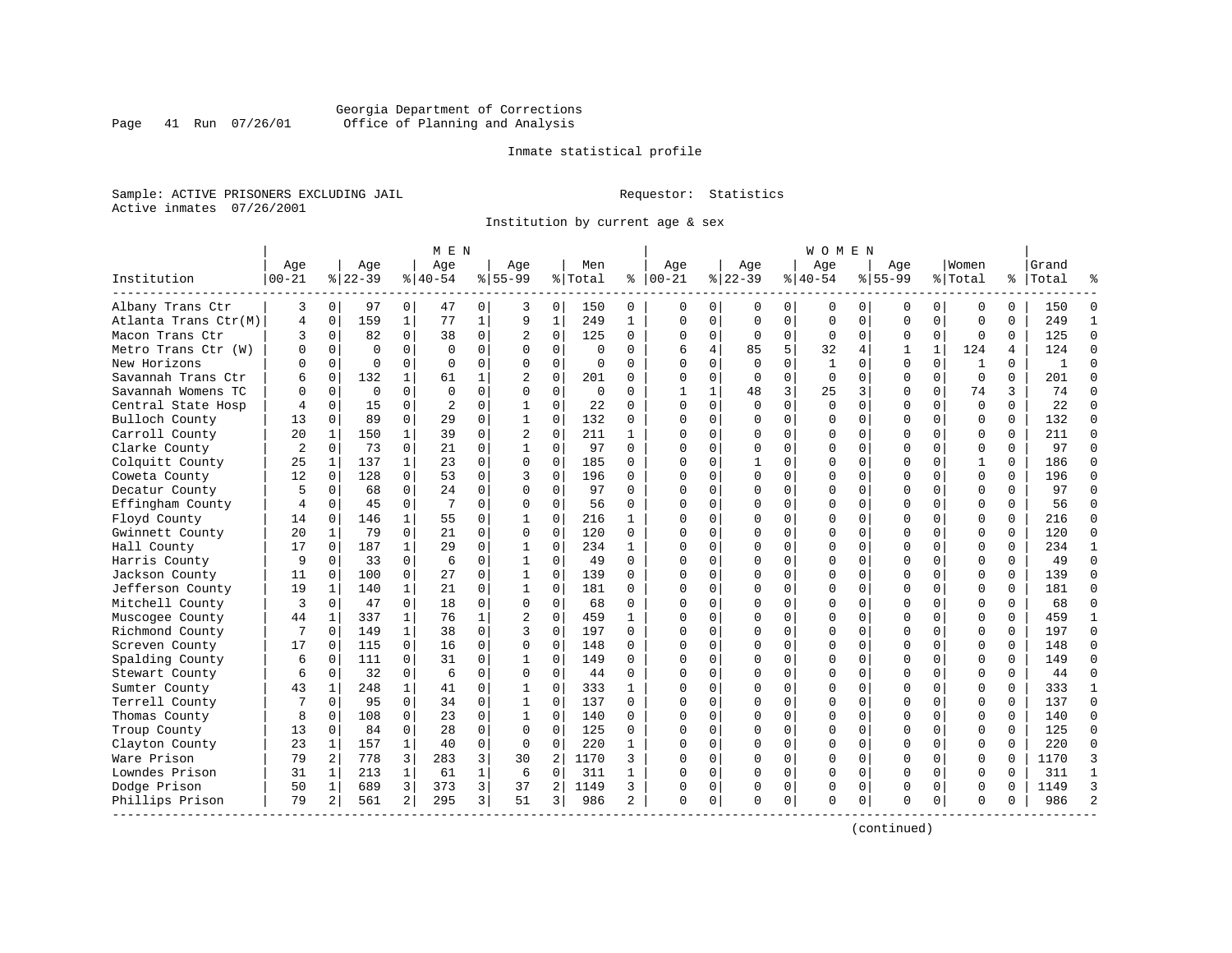Georgia Department of Corrections
Office of Planning and Analysis

Inmate statistical profile

Sample: ACTIVE PRISONERS EXCLUDING JAIL    Requestor: Statistics
Active inmates 07/26/2001

Institution by current age & sex

| Institution | MEN Age 00-21 | % | Age 22-39 | % | Age 40-54 | % | Age 55-99 | % | Men Total | % | WOMEN Age 00-21 | % | Age 22-39 | % | Age 40-54 | % | Age 55-99 | % | Women Total | % | Grand Total | % |
|---|---|---|---|---|---|---|---|---|---|---|---|---|---|---|---|---|---|---|---|---|---|---|
| Albany Trans Ctr | 3 | 0 | 97 | 0 | 47 | 0 | 3 | 0 | 150 | 0 | 0 | 0 | 0 | 0 | 0 | 0 | 0 | 0 | 0 | 0 | 150 | 0 |
| Atlanta Trans Ctr(M) | 4 | 0 | 159 | 1 | 77 | 1 | 9 | 1 | 249 | 1 | 0 | 0 | 0 | 0 | 0 | 0 | 0 | 0 | 0 | 0 | 249 | 1 |
| Macon Trans Ctr | 3 | 0 | 82 | 0 | 38 | 0 | 2 | 0 | 125 | 0 | 0 | 0 | 0 | 0 | 0 | 0 | 0 | 0 | 0 | 0 | 125 | 0 |
| Metro Trans Ctr (W) | 0 | 0 | 0 | 0 | 0 | 0 | 0 | 0 | 0 | 0 | 6 | 4 | 85 | 5 | 32 | 4 | 1 | 1 | 124 | 4 | 124 | 0 |
| New Horizons | 0 | 0 | 0 | 0 | 0 | 0 | 0 | 0 | 0 | 0 | 0 | 0 | 0 | 0 | 1 | 0 | 0 | 0 | 1 | 0 | 1 | 0 |
| Savannah Trans Ctr | 6 | 0 | 132 | 1 | 61 | 1 | 2 | 0 | 201 | 0 | 0 | 0 | 0 | 0 | 0 | 0 | 0 | 0 | 0 | 0 | 201 | 0 |
| Savannah Womens TC | 0 | 0 | 0 | 0 | 0 | 0 | 0 | 0 | 0 | 0 | 1 | 1 | 48 | 3 | 25 | 3 | 0 | 0 | 74 | 3 | 74 | 0 |
| Central State Hosp | 4 | 0 | 15 | 0 | 2 | 0 | 1 | 0 | 22 | 0 | 0 | 0 | 0 | 0 | 0 | 0 | 0 | 0 | 0 | 0 | 22 | 0 |
| Bulloch County | 13 | 0 | 89 | 0 | 29 | 0 | 1 | 0 | 132 | 0 | 0 | 0 | 0 | 0 | 0 | 0 | 0 | 0 | 0 | 0 | 132 | 0 |
| Carroll County | 20 | 1 | 150 | 1 | 39 | 0 | 2 | 0 | 211 | 1 | 0 | 0 | 0 | 0 | 0 | 0 | 0 | 0 | 0 | 0 | 211 | 0 |
| Clarke County | 2 | 0 | 73 | 0 | 21 | 0 | 1 | 0 | 97 | 0 | 0 | 0 | 0 | 0 | 0 | 0 | 0 | 0 | 0 | 0 | 97 | 0 |
| Colquitt County | 25 | 1 | 137 | 1 | 23 | 0 | 0 | 0 | 185 | 0 | 0 | 0 | 1 | 0 | 0 | 0 | 0 | 0 | 1 | 0 | 186 | 0 |
| Coweta County | 12 | 0 | 128 | 0 | 53 | 0 | 3 | 0 | 196 | 0 | 0 | 0 | 0 | 0 | 0 | 0 | 0 | 0 | 0 | 0 | 196 | 0 |
| Decatur County | 5 | 0 | 68 | 0 | 24 | 0 | 0 | 0 | 97 | 0 | 0 | 0 | 0 | 0 | 0 | 0 | 0 | 0 | 0 | 0 | 97 | 0 |
| Effingham County | 4 | 0 | 45 | 0 | 7 | 0 | 0 | 0 | 56 | 0 | 0 | 0 | 0 | 0 | 0 | 0 | 0 | 0 | 0 | 0 | 56 | 0 |
| Floyd County | 14 | 0 | 146 | 1 | 55 | 0 | 1 | 0 | 216 | 1 | 0 | 0 | 0 | 0 | 0 | 0 | 0 | 0 | 0 | 0 | 216 | 0 |
| Gwinnett County | 20 | 1 | 79 | 0 | 21 | 0 | 0 | 0 | 120 | 0 | 0 | 0 | 0 | 0 | 0 | 0 | 0 | 0 | 0 | 0 | 120 | 0 |
| Hall County | 17 | 0 | 187 | 1 | 29 | 0 | 1 | 0 | 234 | 1 | 0 | 0 | 0 | 0 | 0 | 0 | 0 | 0 | 0 | 0 | 234 | 1 |
| Harris County | 9 | 0 | 33 | 0 | 6 | 0 | 1 | 0 | 49 | 0 | 0 | 0 | 0 | 0 | 0 | 0 | 0 | 0 | 0 | 0 | 49 | 0 |
| Jackson County | 11 | 0 | 100 | 0 | 27 | 0 | 1 | 0 | 139 | 0 | 0 | 0 | 0 | 0 | 0 | 0 | 0 | 0 | 0 | 0 | 139 | 0 |
| Jefferson County | 19 | 1 | 140 | 1 | 21 | 0 | 1 | 0 | 181 | 0 | 0 | 0 | 0 | 0 | 0 | 0 | 0 | 0 | 0 | 0 | 181 | 0 |
| Mitchell County | 3 | 0 | 47 | 0 | 18 | 0 | 0 | 0 | 68 | 0 | 0 | 0 | 0 | 0 | 0 | 0 | 0 | 0 | 0 | 0 | 68 | 0 |
| Muscogee County | 44 | 1 | 337 | 1 | 76 | 1 | 2 | 0 | 459 | 1 | 0 | 0 | 0 | 0 | 0 | 0 | 0 | 0 | 0 | 0 | 459 | 1 |
| Richmond County | 7 | 0 | 149 | 1 | 38 | 0 | 3 | 0 | 197 | 0 | 0 | 0 | 0 | 0 | 0 | 0 | 0 | 0 | 0 | 0 | 197 | 0 |
| Screven County | 17 | 0 | 115 | 0 | 16 | 0 | 0 | 0 | 148 | 0 | 0 | 0 | 0 | 0 | 0 | 0 | 0 | 0 | 0 | 0 | 148 | 0 |
| Spalding County | 6 | 0 | 111 | 0 | 31 | 0 | 1 | 0 | 149 | 0 | 0 | 0 | 0 | 0 | 0 | 0 | 0 | 0 | 0 | 0 | 149 | 0 |
| Stewart County | 6 | 0 | 32 | 0 | 6 | 0 | 0 | 0 | 44 | 0 | 0 | 0 | 0 | 0 | 0 | 0 | 0 | 0 | 0 | 0 | 44 | 0 |
| Sumter County | 43 | 1 | 248 | 1 | 41 | 0 | 1 | 0 | 333 | 1 | 0 | 0 | 0 | 0 | 0 | 0 | 0 | 0 | 0 | 0 | 333 | 1 |
| Terrell County | 7 | 0 | 95 | 0 | 34 | 0 | 1 | 0 | 137 | 0 | 0 | 0 | 0 | 0 | 0 | 0 | 0 | 0 | 0 | 0 | 137 | 0 |
| Thomas County | 8 | 0 | 108 | 0 | 23 | 0 | 1 | 0 | 140 | 0 | 0 | 0 | 0 | 0 | 0 | 0 | 0 | 0 | 0 | 0 | 140 | 0 |
| Troup County | 13 | 0 | 84 | 0 | 28 | 0 | 0 | 0 | 125 | 0 | 0 | 0 | 0 | 0 | 0 | 0 | 0 | 0 | 0 | 0 | 125 | 0 |
| Clayton County | 23 | 1 | 157 | 1 | 40 | 0 | 0 | 0 | 220 | 1 | 0 | 0 | 0 | 0 | 0 | 0 | 0 | 0 | 0 | 0 | 220 | 0 |
| Ware Prison | 79 | 2 | 778 | 3 | 283 | 3 | 30 | 2 | 1170 | 3 | 0 | 0 | 0 | 0 | 0 | 0 | 0 | 0 | 0 | 0 | 1170 | 3 |
| Lowndes Prison | 31 | 1 | 213 | 1 | 61 | 1 | 6 | 0 | 311 | 1 | 0 | 0 | 0 | 0 | 0 | 0 | 0 | 0 | 0 | 0 | 311 | 1 |
| Dodge Prison | 50 | 1 | 689 | 3 | 373 | 3 | 37 | 2 | 1149 | 3 | 0 | 0 | 0 | 0 | 0 | 0 | 0 | 0 | 0 | 0 | 1149 | 3 |
| Phillips Prison | 79 | 2 | 561 | 2 | 295 | 3 | 51 | 3 | 986 | 2 | 0 | 0 | 0 | 0 | 0 | 0 | 0 | 0 | 0 | 0 | 986 | 2 |

(continued)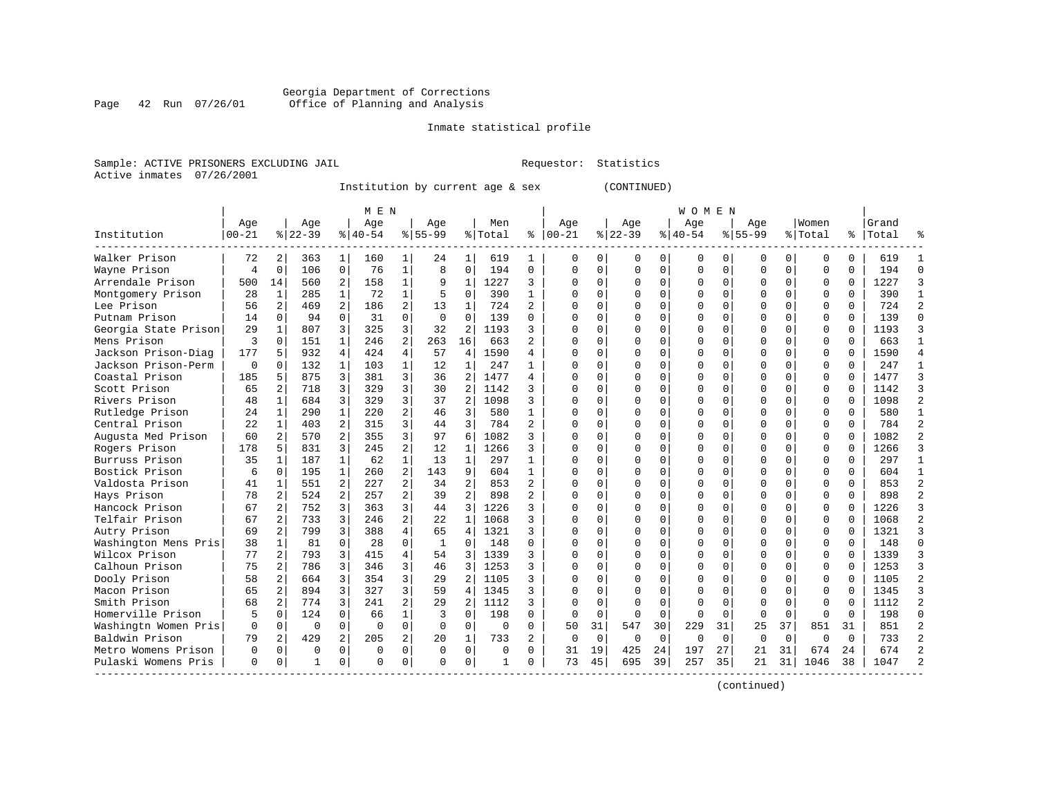Georgia Department of Corrections
Office of Planning and Analysis

Inmate statistical profile

Sample: ACTIVE PRISONERS EXCLUDING JAIL    Requestor: Statistics
Active inmates 07/26/2001

Institution by current age & sex (CONTINUED)

| Institution | MEN Age 00-21 | % | Age 22-39 | % | Age 40-54 | % | Age 55-99 | % | Men Total | % | WOMEN Age 00-21 | % | Age 22-39 | % | Age 40-54 | % | Age 55-99 | % | Women Total | % | Grand Total | % |
|---|---|---|---|---|---|---|---|---|---|---|---|---|---|---|---|---|---|---|---|---|---|---|
| Walker Prison | 72 | 2 | 363 | 1 | 160 | 1 | 24 | 1 | 619 | 1 | 0 | 0 | 0 | 0 | 0 | 0 | 0 | 0 | 0 | 0 | 619 | 1 |
| Wayne Prison | 4 | 0 | 106 | 0 | 76 | 1 | 8 | 0 | 194 | 0 | 0 | 0 | 0 | 0 | 0 | 0 | 0 | 0 | 0 | 0 | 194 | 0 |
| Arrendale Prison | 500 | 14 | 560 | 2 | 158 | 1 | 9 | 1 | 1227 | 3 | 0 | 0 | 0 | 0 | 0 | 0 | 0 | 0 | 0 | 0 | 1227 | 3 |
| Montgomery Prison | 28 | 1 | 285 | 1 | 72 | 1 | 5 | 0 | 390 | 1 | 0 | 0 | 0 | 0 | 0 | 0 | 0 | 0 | 0 | 0 | 390 | 1 |
| Lee Prison | 56 | 2 | 469 | 2 | 186 | 2 | 13 | 1 | 724 | 2 | 0 | 0 | 0 | 0 | 0 | 0 | 0 | 0 | 0 | 0 | 724 | 2 |
| Putnam Prison | 14 | 0 | 94 | 0 | 31 | 0 | 0 | 0 | 139 | 0 | 0 | 0 | 0 | 0 | 0 | 0 | 0 | 0 | 0 | 0 | 139 | 0 |
| Georgia State Prison | 29 | 1 | 807 | 3 | 325 | 3 | 32 | 2 | 1193 | 3 | 0 | 0 | 0 | 0 | 0 | 0 | 0 | 0 | 0 | 0 | 1193 | 3 |
| Mens Prison | 3 | 0 | 151 | 1 | 246 | 2 | 263 | 16 | 663 | 2 | 0 | 0 | 0 | 0 | 0 | 0 | 0 | 0 | 0 | 0 | 663 | 1 |
| Jackson Prison-Diag | 177 | 5 | 932 | 4 | 424 | 4 | 57 | 4 | 1590 | 4 | 0 | 0 | 0 | 0 | 0 | 0 | 0 | 0 | 0 | 0 | 1590 | 4 |
| Jackson Prison-Perm | 0 | 0 | 132 | 1 | 103 | 1 | 12 | 1 | 247 | 1 | 0 | 0 | 0 | 0 | 0 | 0 | 0 | 0 | 0 | 0 | 247 | 1 |
| Coastal Prison | 185 | 5 | 875 | 3 | 381 | 3 | 36 | 2 | 1477 | 4 | 0 | 0 | 0 | 0 | 0 | 0 | 0 | 0 | 0 | 0 | 1477 | 3 |
| Scott Prison | 65 | 2 | 718 | 3 | 329 | 3 | 30 | 2 | 1142 | 3 | 0 | 0 | 0 | 0 | 0 | 0 | 0 | 0 | 0 | 0 | 1142 | 3 |
| Rivers Prison | 48 | 1 | 684 | 3 | 329 | 3 | 37 | 2 | 1098 | 3 | 0 | 0 | 0 | 0 | 0 | 0 | 0 | 0 | 0 | 0 | 1098 | 2 |
| Rutledge Prison | 24 | 1 | 290 | 1 | 220 | 2 | 46 | 3 | 580 | 1 | 0 | 0 | 0 | 0 | 0 | 0 | 0 | 0 | 0 | 0 | 580 | 1 |
| Central Prison | 22 | 1 | 403 | 2 | 315 | 3 | 44 | 3 | 784 | 2 | 0 | 0 | 0 | 0 | 0 | 0 | 0 | 0 | 0 | 0 | 784 | 2 |
| Augusta Med Prison | 60 | 2 | 570 | 2 | 355 | 3 | 97 | 6 | 1082 | 3 | 0 | 0 | 0 | 0 | 0 | 0 | 0 | 0 | 0 | 0 | 1082 | 2 |
| Rogers Prison | 178 | 5 | 831 | 3 | 245 | 2 | 12 | 1 | 1266 | 3 | 0 | 0 | 0 | 0 | 0 | 0 | 0 | 0 | 0 | 0 | 1266 | 3 |
| Burruss Prison | 35 | 1 | 187 | 1 | 62 | 1 | 13 | 1 | 297 | 1 | 0 | 0 | 0 | 0 | 0 | 0 | 0 | 0 | 0 | 0 | 297 | 1 |
| Bostick Prison | 6 | 0 | 195 | 1 | 260 | 2 | 143 | 9 | 604 | 1 | 0 | 0 | 0 | 0 | 0 | 0 | 0 | 0 | 0 | 0 | 604 | 1 |
| Valdosta Prison | 41 | 1 | 551 | 2 | 227 | 2 | 34 | 2 | 853 | 2 | 0 | 0 | 0 | 0 | 0 | 0 | 0 | 0 | 0 | 0 | 853 | 2 |
| Hays Prison | 78 | 2 | 524 | 2 | 257 | 2 | 39 | 2 | 898 | 2 | 0 | 0 | 0 | 0 | 0 | 0 | 0 | 0 | 0 | 0 | 898 | 2 |
| Hancock Prison | 67 | 2 | 752 | 3 | 363 | 3 | 44 | 3 | 1226 | 3 | 0 | 0 | 0 | 0 | 0 | 0 | 0 | 0 | 0 | 0 | 1226 | 3 |
| Telfair Prison | 67 | 2 | 733 | 3 | 246 | 2 | 22 | 1 | 1068 | 3 | 0 | 0 | 0 | 0 | 0 | 0 | 0 | 0 | 0 | 0 | 1068 | 2 |
| Autry Prison | 69 | 2 | 799 | 3 | 388 | 4 | 65 | 4 | 1321 | 3 | 0 | 0 | 0 | 0 | 0 | 0 | 0 | 0 | 0 | 0 | 1321 | 3 |
| Washington Mens Pris | 38 | 1 | 81 | 0 | 28 | 0 | 1 | 0 | 148 | 0 | 0 | 0 | 0 | 0 | 0 | 0 | 0 | 0 | 0 | 0 | 148 | 0 |
| Wilcox Prison | 77 | 2 | 793 | 3 | 415 | 4 | 54 | 3 | 1339 | 3 | 0 | 0 | 0 | 0 | 0 | 0 | 0 | 0 | 0 | 0 | 1339 | 3 |
| Calhoun Prison | 75 | 2 | 786 | 3 | 346 | 3 | 46 | 3 | 1253 | 3 | 0 | 0 | 0 | 0 | 0 | 0 | 0 | 0 | 0 | 0 | 1253 | 3 |
| Dooly Prison | 58 | 2 | 664 | 3 | 354 | 3 | 29 | 2 | 1105 | 3 | 0 | 0 | 0 | 0 | 0 | 0 | 0 | 0 | 0 | 0 | 1105 | 2 |
| Macon Prison | 65 | 2 | 894 | 3 | 327 | 3 | 59 | 4 | 1345 | 3 | 0 | 0 | 0 | 0 | 0 | 0 | 0 | 0 | 0 | 0 | 1345 | 3 |
| Smith Prison | 68 | 2 | 774 | 3 | 241 | 2 | 29 | 2 | 1112 | 3 | 0 | 0 | 0 | 0 | 0 | 0 | 0 | 0 | 0 | 0 | 1112 | 2 |
| Homerville Prison | 5 | 0 | 124 | 0 | 66 | 1 | 3 | 0 | 198 | 0 | 0 | 0 | 0 | 0 | 0 | 0 | 0 | 0 | 0 | 0 | 198 | 0 |
| Washingtn Women Pris | 0 | 0 | 0 | 0 | 0 | 0 | 0 | 0 | 0 | 0 | 50 | 31 | 547 | 30 | 229 | 31 | 25 | 37 | 851 | 31 | 851 | 2 |
| Baldwin Prison | 79 | 2 | 429 | 2 | 205 | 2 | 20 | 1 | 733 | 2 | 0 | 0 | 0 | 0 | 0 | 0 | 0 | 0 | 0 | 0 | 733 | 2 |
| Metro Womens Prison | 0 | 0 | 0 | 0 | 0 | 0 | 0 | 0 | 0 | 0 | 31 | 19 | 425 | 24 | 197 | 27 | 21 | 31 | 674 | 24 | 674 | 2 |
| Pulaski Womens Pris | 0 | 0 | 1 | 0 | 0 | 0 | 0 | 0 | 1 | 0 | 73 | 45 | 695 | 39 | 257 | 35 | 21 | 31 | 1046 | 38 | 1047 | 2 |

(continued)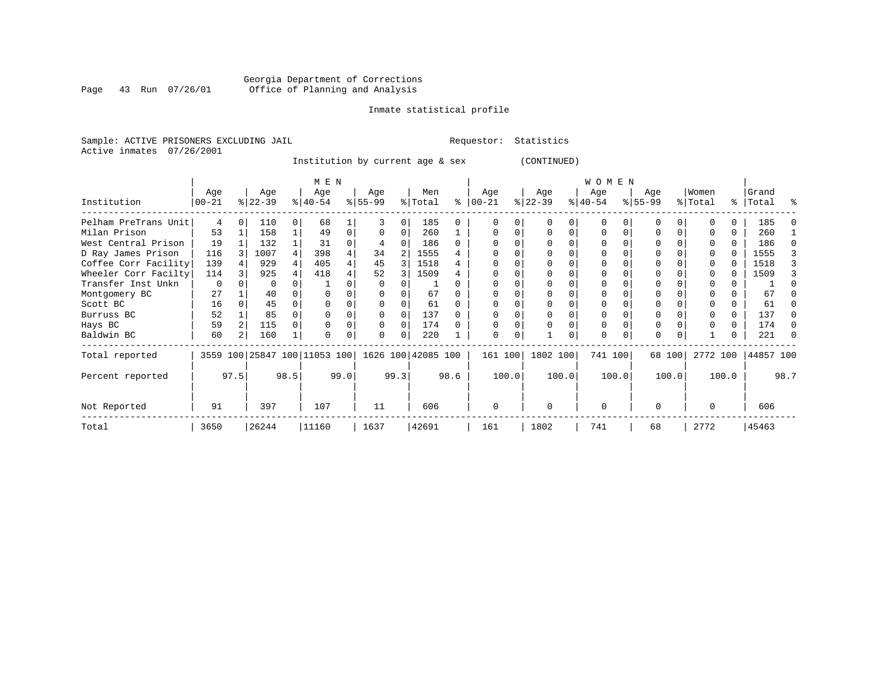Georgia Department of Corrections
Office of Planning and Analysis

Inmate statistical profile

Sample: ACTIVE PRISONERS EXCLUDING JAIL

Requestor: Statistics

Active inmates 07/26/2001

Institution by current age & sex (CONTINUED)

| Institution | MEN Age 00-21 | % | Age 22-39 | % | Age 40-54 | % | Age 55-99 | % | Men Total | % | WOMEN Age 00-21 | % | Age 22-39 | % | Age 40-54 | % | Age 55-99 | % | Women Total | % | Grand Total | % |
|---|---|---|---|---|---|---|---|---|---|---|---|---|---|---|---|---|---|---|---|---|---|---|
| Pelham PreTrans Unit | 4 | 0 | 110 | 0 | 68 | 1 | 3 | 0 | 185 | 0 | 0 | 0 | 0 | 0 | 0 | 0 | 0 | 0 | 0 | 0 | 185 | 0 |
| Milan Prison | 53 | 1 | 158 | 1 | 49 | 0 | 0 | 0 | 260 | 1 | 0 | 0 | 0 | 0 | 0 | 0 | 0 | 0 | 0 | 0 | 260 | 1 |
| West Central Prison | 19 | 1 | 132 | 1 | 31 | 0 | 4 | 0 | 186 | 0 | 0 | 0 | 0 | 0 | 0 | 0 | 0 | 0 | 0 | 0 | 186 | 0 |
| D Ray James Prison | 116 | 3 | 1007 | 4 | 398 | 4 | 34 | 2 | 1555 | 4 | 0 | 0 | 0 | 0 | 0 | 0 | 0 | 0 | 0 | 0 | 1555 | 3 |
| Coffee Corr Facility | 139 | 4 | 929 | 4 | 405 | 4 | 45 | 3 | 1518 | 4 | 0 | 0 | 0 | 0 | 0 | 0 | 0 | 0 | 0 | 0 | 1518 | 3 |
| Wheeler Corr Facilty | 114 | 3 | 925 | 4 | 418 | 4 | 52 | 3 | 1509 | 4 | 0 | 0 | 0 | 0 | 0 | 0 | 0 | 0 | 0 | 0 | 1509 | 3 |
| Transfer Inst Unkn | 0 | 0 | 0 | 0 | 1 | 0 | 0 | 0 | 1 | 0 | 0 | 0 | 0 | 0 | 0 | 0 | 0 | 0 | 0 | 0 | 1 | 0 |
| Montgomery BC | 27 | 1 | 40 | 0 | 0 | 0 | 0 | 0 | 67 | 0 | 0 | 0 | 0 | 0 | 0 | 0 | 0 | 0 | 0 | 0 | 67 | 0 |
| Scott BC | 16 | 0 | 45 | 0 | 0 | 0 | 0 | 0 | 61 | 0 | 0 | 0 | 0 | 0 | 0 | 0 | 0 | 0 | 0 | 0 | 61 | 0 |
| Burruss BC | 52 | 1 | 85 | 0 | 0 | 0 | 0 | 0 | 137 | 0 | 0 | 0 | 0 | 0 | 0 | 0 | 0 | 0 | 0 | 0 | 137 | 0 |
| Hays BC | 59 | 2 | 115 | 0 | 0 | 0 | 0 | 0 | 174 | 0 | 0 | 0 | 0 | 0 | 0 | 0 | 0 | 0 | 0 | 0 | 174 | 0 |
| Baldwin BC | 60 | 2 | 160 | 1 | 0 | 0 | 0 | 0 | 220 | 1 | 0 | 0 | 1 | 0 | 0 | 0 | 0 | 0 | 1 | 0 | 221 | 0 |
| Total reported | 3559 | 100 | 25847 | 100 | 11053 | 100 | 1626 | 100 | 42085 | 100 | 161 | 100 | 1802 | 100 | 741 | 100 | 68 | 100 | 2772 | 100 | 44857 | 100 |
| Percent reported | | 97.5 | | 98.5 | | 99.0 | | 99.3 | | 98.6 | | 100.0 | | 100.0 | | 100.0 | | 100.0 | | 100.0 | | 98.7 |
| Not Reported | 91 | | 397 | | 107 | | 11 | | 606 | | 0 | | 0 | | 0 | | 0 | | 0 | | 606 | |
| Total | 3650 | | 26244 | | 11160 | | 1637 | | 42691 | | 161 | | 1802 | | 741 | | 68 | | 2772 | | 45463 | |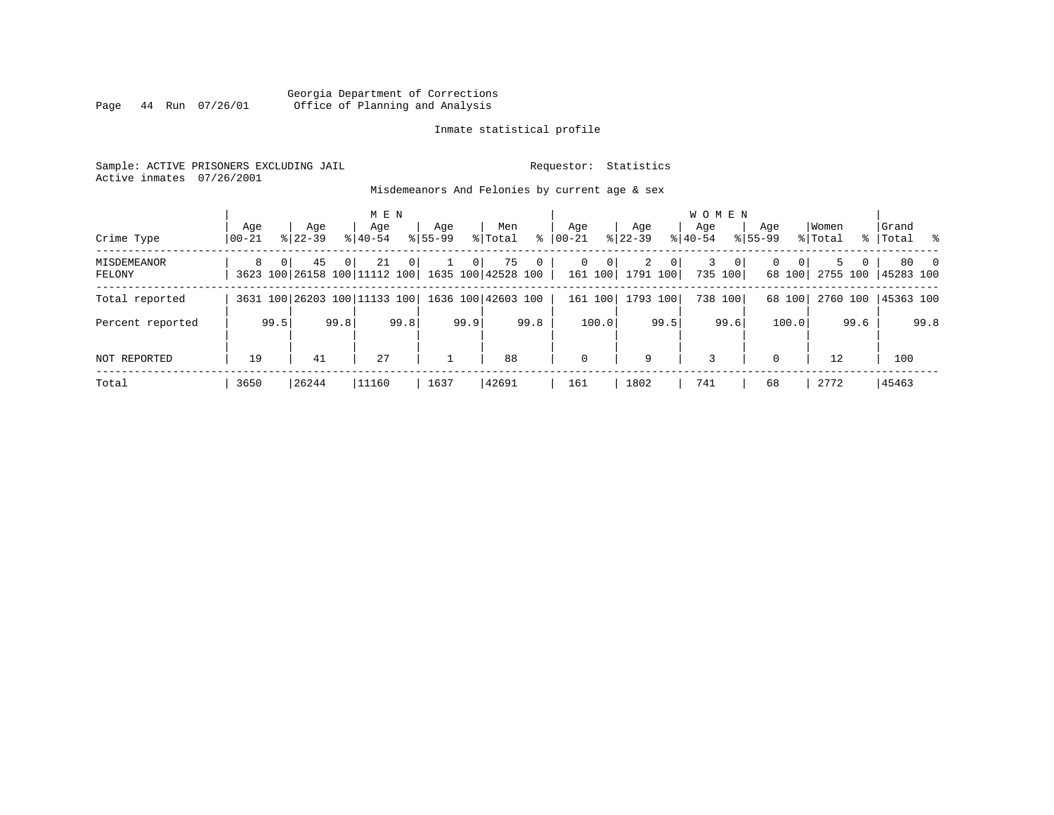Georgia Department of Corrections
Office of Planning and Analysis

Inmate statistical profile

Sample: ACTIVE PRISONERS EXCLUDING JAIL    Requestor: Statistics
Active inmates 07/26/2001

Misdemeanors And Felonies by current age & sex

| | MEN | | | | | | | | | | WOMEN | | | | | | | | | | | |
|---|---|---|---|---|---|---|---|---|---|---|---|---|---|---|---|---|---|---|---|---|---|---|
| Crime Type | Age 00-21 | % | Age 22-39 | % | Age 40-54 | % | Age 55-99 | % | Men Total | % | Age 00-21 | % | Age 22-39 | % | Age 40-54 | % | Age 55-99 | % | Women Total | % | Grand Total | % |
| MISDEMEANOR | 8 | 0 | 45 | 0 | 21 | 0 | 1 | 0 | 75 | 0 | 0 | 0 | 2 | 0 | 3 | 0 | 0 | 0 | 5 | 0 | 80 | 0 |
| FELONY | 3623 | 100 | 26158 | 100 | 11112 | 100 | 1635 | 100 | 42528 | 100 | 161 | 100 | 1791 | 100 | 735 | 100 | 68 | 100 | 2755 | 100 | 45283 | 100 |
| Total reported | 3631 | 100 | 26203 | 100 | 11133 | 100 | 1636 | 100 | 42603 | 100 | 161 | 100 | 1793 | 100 | 738 | 100 | 68 | 100 | 2760 | 100 | 45363 | 100 |
| Percent reported | | 99.5 | | 99.8 | | 99.8 | | 99.9 | | 99.8 | | 100.0 | | 99.5 | | 99.6 | | 100.0 | | 99.6 | | 99.8 |
| NOT REPORTED | 19 | | 41 | | 27 | | 1 | | 88 | | 0 | | 9 | | 3 | | 0 | | 12 | | 100 | |
| Total | 3650 | | 26244 | | 11160 | | 1637 | | 42691 | | 161 | | 1802 | | 741 | | 68 | | 2772 | | 45463 | |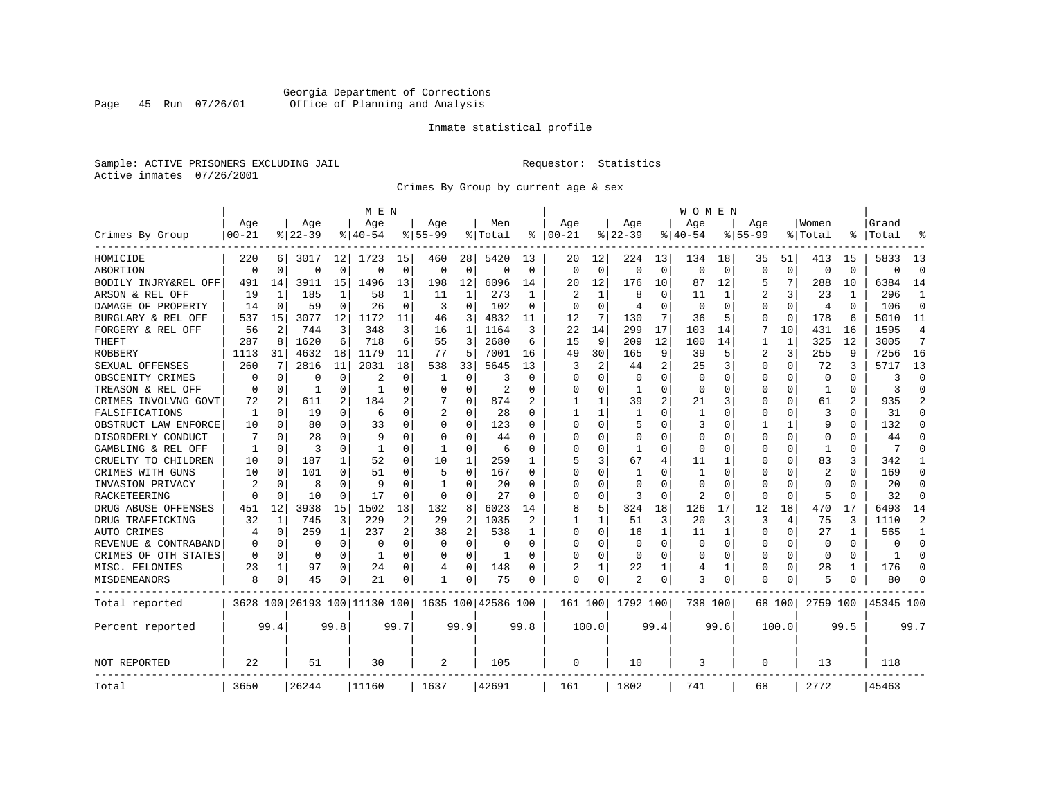Georgia Department of Corrections
Office of Planning and Analysis

Inmate statistical profile

Sample: ACTIVE PRISONERS EXCLUDING JAIL

Requestor: Statistics

Active inmates 07/26/2001

Crimes By Group by current age & sex

| Crimes By Group | MEN Age 00-21 | % | Age 22-39 | % | Age 40-54 | % | Age 55-99 | % | Men Total | % | WOMEN Age 00-21 | % | Age 22-39 | % | Age 40-54 | % | Age 55-99 | % | Women Total | % | Grand Total | % |
|---|---|---|---|---|---|---|---|---|---|---|---|---|---|---|---|---|---|---|---|---|---|---|
| HOMICIDE | 220 | 6 | 3017 | 12 | 1723 | 15 | 460 | 28 | 5420 | 13 | 20 | 12 | 224 | 13 | 134 | 18 | 35 | 51 | 413 | 15 | 5833 | 13 |
| ABORTION | 0 | 0 | 0 | 0 | 0 | 0 | 0 | 0 | 0 | 0 | 0 | 0 | 0 | 0 | 0 | 0 | 0 | 0 | 0 | 0 | 0 | 0 |
| BODILY INJRY&REL OFF | 491 | 14 | 3911 | 15 | 1496 | 13 | 198 | 12 | 6096 | 14 | 20 | 12 | 176 | 10 | 87 | 12 | 5 | 7 | 288 | 10 | 6384 | 14 |
| ARSON & REL OFF | 19 | 1 | 185 | 1 | 58 | 1 | 11 | 1 | 273 | 1 | 2 | 1 | 8 | 0 | 11 | 1 | 2 | 3 | 23 | 1 | 296 | 1 |
| DAMAGE OF PROPERTY | 14 | 0 | 59 | 0 | 26 | 0 | 3 | 0 | 102 | 0 | 0 | 0 | 4 | 0 | 0 | 0 | 0 | 0 | 4 | 0 | 106 | 0 |
| BURGLARY & REL OFF | 537 | 15 | 3077 | 12 | 1172 | 11 | 46 | 3 | 4832 | 11 | 12 | 7 | 130 | 7 | 36 | 5 | 0 | 0 | 178 | 6 | 5010 | 11 |
| FORGERY & REL OFF | 56 | 2 | 744 | 3 | 348 | 3 | 16 | 1 | 1164 | 3 | 22 | 14 | 299 | 17 | 103 | 14 | 7 | 10 | 431 | 16 | 1595 | 4 |
| THEFT | 287 | 8 | 1620 | 6 | 718 | 6 | 55 | 3 | 2680 | 6 | 15 | 9 | 209 | 12 | 100 | 14 | 1 | 1 | 325 | 12 | 3005 | 7 |
| ROBBERY | 1113 | 31 | 4632 | 18 | 1179 | 11 | 77 | 5 | 7001 | 16 | 49 | 30 | 165 | 9 | 39 | 5 | 2 | 3 | 255 | 9 | 7256 | 16 |
| SEXUAL OFFENSES | 260 | 7 | 2816 | 11 | 2031 | 18 | 538 | 33 | 5645 | 13 | 3 | 2 | 44 | 2 | 25 | 3 | 0 | 0 | 72 | 3 | 5717 | 13 |
| OBSCENITY CRIMES | 0 | 0 | 0 | 0 | 2 | 0 | 1 | 0 | 3 | 0 | 0 | 0 | 0 | 0 | 0 | 0 | 0 | 0 | 0 | 0 | 3 | 0 |
| TREASON & REL OFF | 0 | 0 | 1 | 0 | 1 | 0 | 0 | 0 | 2 | 0 | 0 | 0 | 1 | 0 | 0 | 0 | 0 | 0 | 1 | 0 | 3 | 0 |
| CRIMES INVOLVNG GOVT | 72 | 2 | 611 | 2 | 184 | 2 | 7 | 0 | 874 | 2 | 1 | 1 | 39 | 2 | 21 | 3 | 0 | 0 | 61 | 2 | 935 | 2 |
| FALSIFICATIONS | 1 | 0 | 19 | 0 | 6 | 0 | 2 | 0 | 28 | 0 | 1 | 1 | 1 | 0 | 1 | 0 | 0 | 0 | 3 | 0 | 31 | 0 |
| OBSTRUCT LAW ENFORCE | 10 | 0 | 80 | 0 | 33 | 0 | 0 | 0 | 123 | 0 | 0 | 0 | 5 | 0 | 3 | 0 | 1 | 1 | 9 | 0 | 132 | 0 |
| DISORDERLY CONDUCT | 7 | 0 | 28 | 0 | 9 | 0 | 0 | 0 | 44 | 0 | 0 | 0 | 0 | 0 | 0 | 0 | 0 | 0 | 0 | 0 | 44 | 0 |
| GAMBLING & REL OFF | 1 | 0 | 3 | 0 | 1 | 0 | 1 | 0 | 6 | 0 | 0 | 0 | 1 | 0 | 0 | 0 | 0 | 0 | 1 | 0 | 7 | 0 |
| CRUELTY TO CHILDREN | 10 | 0 | 187 | 1 | 52 | 0 | 10 | 1 | 259 | 1 | 5 | 3 | 67 | 4 | 11 | 1 | 0 | 0 | 83 | 3 | 342 | 1 |
| CRIMES WITH GUNS | 10 | 0 | 101 | 0 | 51 | 0 | 5 | 0 | 167 | 0 | 0 | 0 | 1 | 0 | 1 | 0 | 0 | 0 | 2 | 0 | 169 | 0 |
| INVASION PRIVACY | 2 | 0 | 8 | 0 | 9 | 0 | 1 | 0 | 20 | 0 | 0 | 0 | 0 | 0 | 0 | 0 | 0 | 0 | 0 | 0 | 20 | 0 |
| RACKETEERING | 0 | 0 | 10 | 0 | 17 | 0 | 0 | 0 | 27 | 0 | 0 | 0 | 3 | 0 | 2 | 0 | 0 | 0 | 5 | 0 | 32 | 0 |
| DRUG ABUSE OFFENSES | 451 | 12 | 3938 | 15 | 1502 | 13 | 132 | 8 | 6023 | 14 | 8 | 5 | 324 | 18 | 126 | 17 | 12 | 18 | 470 | 17 | 6493 | 14 |
| DRUG TRAFFICKING | 32 | 1 | 745 | 3 | 229 | 2 | 29 | 2 | 1035 | 2 | 1 | 1 | 51 | 3 | 20 | 3 | 3 | 4 | 75 | 3 | 1110 | 2 |
| AUTO CRIMES | 4 | 0 | 259 | 1 | 237 | 2 | 38 | 2 | 538 | 1 | 0 | 0 | 16 | 1 | 11 | 1 | 0 | 0 | 27 | 1 | 565 | 1 |
| REVENUE & CONTRABAND | 0 | 0 | 0 | 0 | 0 | 0 | 0 | 0 | 0 | 0 | 0 | 0 | 0 | 0 | 0 | 0 | 0 | 0 | 0 | 0 | 0 | 0 |
| CRIMES OF OTH STATES | 0 | 0 | 0 | 0 | 1 | 0 | 0 | 0 | 1 | 0 | 0 | 0 | 0 | 0 | 0 | 0 | 0 | 0 | 0 | 0 | 1 | 0 |
| MISC. FELONIES | 23 | 1 | 97 | 0 | 24 | 0 | 4 | 0 | 148 | 0 | 2 | 1 | 22 | 1 | 4 | 1 | 0 | 0 | 28 | 1 | 176 | 0 |
| MISDEMEANORS | 8 | 0 | 45 | 0 | 21 | 0 | 1 | 0 | 75 | 0 | 0 | 0 | 2 | 0 | 3 | 0 | 0 | 0 | 5 | 0 | 80 | 0 |
| Total reported | 3628 | 100 | 26193 | 100 | 11130 | 100 | 1635 | 100 | 42586 | 100 | 161 | 100 | 1792 | 100 | 738 | 100 | 68 | 100 | 2759 | 100 | 45345 | 100 |
| Percent reported | | 99.4 | | 99.8 | | 99.7 | | 99.9 | | 99.8 | | 100.0 | | 99.4 | | 99.6 | | 100.0 | | 99.5 | | 99.7 |
| NOT REPORTED | 22 | | 51 | | 30 | | 2 | | 105 | | 0 | | 10 | | 3 | | 0 | | 13 | | 118 | |
| Total | 3650 | | 26244 | | 11160 | | 1637 | | 42691 | | 161 | | 1802 | | 741 | | 68 | | 2772 | | 45463 | |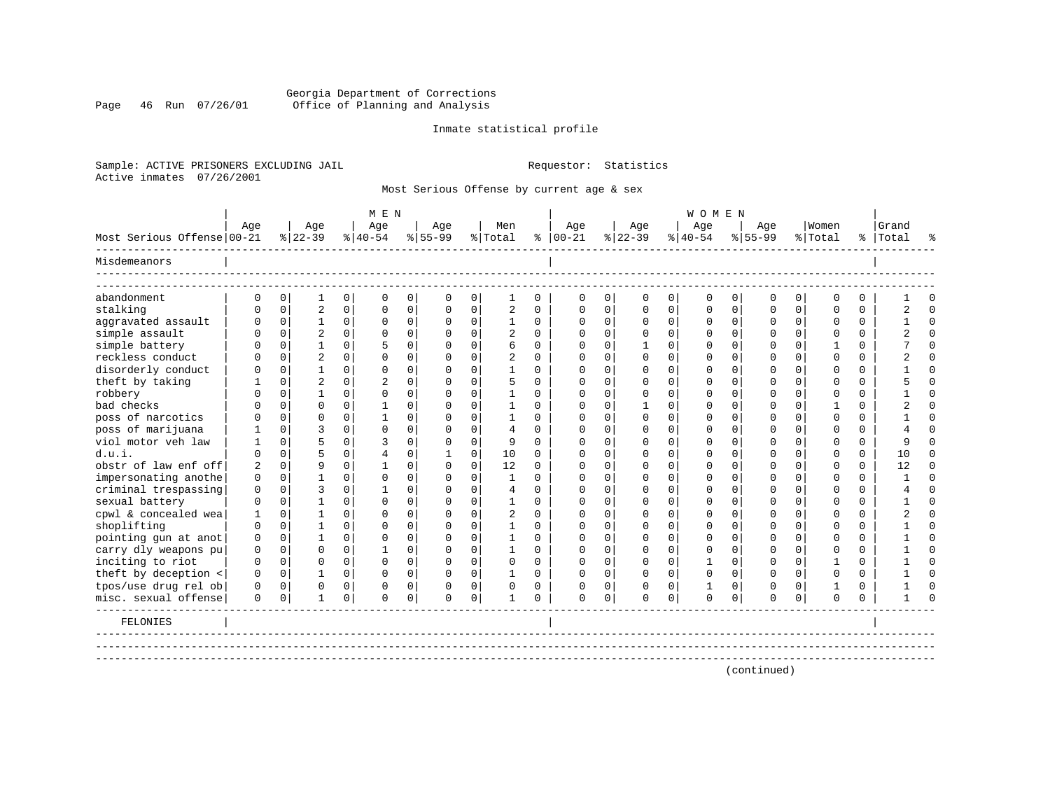Georgia Department of Corrections
Office of Planning and Analysis

Inmate statistical profile

Sample: ACTIVE PRISONERS EXCLUDING JAIL    Requestor: Statistics
Active inmates 07/26/2001

Most Serious Offense by current age & sex

| Most Serious Offense | MEN Age 00-21 | % | Age 22-39 | % | Age 40-54 | % | Age 55-99 | % | Men Total | % | WOMEN Age 00-21 | % | Age 22-39 | % | Age 40-54 | % | Age 55-99 | % | Women Total | % | Grand Total | % |
|---|---|---|---|---|---|---|---|---|---|---|---|---|---|---|---|---|---|---|---|---|---|---|
| **Misdemeanors** | | | | | | | | | | | | | | | | | | | | | | |
| abandonment | 0 | 0 | 1 | 0 | 0 | 0 | 0 | 0 | 1 | 0 | 0 | 0 | 0 | 0 | 0 | 0 | 0 | 0 | 0 | 0 | 1 | 0 |
| stalking | 0 | 0 | 2 | 0 | 0 | 0 | 0 | 0 | 2 | 0 | 0 | 0 | 0 | 0 | 0 | 0 | 0 | 0 | 0 | 0 | 2 | 0 |
| aggravated assault | 0 | 0 | 1 | 0 | 0 | 0 | 0 | 0 | 1 | 0 | 0 | 0 | 0 | 0 | 0 | 0 | 0 | 0 | 0 | 0 | 1 | 0 |
| simple assault | 0 | 0 | 2 | 0 | 0 | 0 | 0 | 0 | 2 | 0 | 0 | 0 | 0 | 0 | 0 | 0 | 0 | 0 | 0 | 0 | 2 | 0 |
| simple battery | 0 | 0 | 1 | 0 | 5 | 0 | 0 | 0 | 6 | 0 | 0 | 0 | 1 | 0 | 0 | 0 | 0 | 0 | 1 | 0 | 7 | 0 |
| reckless conduct | 0 | 0 | 2 | 0 | 0 | 0 | 0 | 0 | 2 | 0 | 0 | 0 | 0 | 0 | 0 | 0 | 0 | 0 | 0 | 0 | 2 | 0 |
| disorderly conduct | 0 | 0 | 1 | 0 | 0 | 0 | 0 | 0 | 1 | 0 | 0 | 0 | 0 | 0 | 0 | 0 | 0 | 0 | 0 | 0 | 1 | 0 |
| theft by taking | 1 | 0 | 2 | 0 | 2 | 0 | 0 | 0 | 5 | 0 | 0 | 0 | 0 | 0 | 0 | 0 | 0 | 0 | 0 | 0 | 5 | 0 |
| robbery | 0 | 0 | 1 | 0 | 0 | 0 | 0 | 0 | 1 | 0 | 0 | 0 | 0 | 0 | 0 | 0 | 0 | 0 | 0 | 0 | 1 | 0 |
| bad checks | 0 | 0 | 0 | 0 | 1 | 0 | 0 | 0 | 1 | 0 | 0 | 0 | 1 | 0 | 0 | 0 | 0 | 0 | 1 | 0 | 2 | 0 |
| poss of narcotics | 0 | 0 | 0 | 0 | 1 | 0 | 0 | 0 | 1 | 0 | 0 | 0 | 0 | 0 | 0 | 0 | 0 | 0 | 0 | 0 | 1 | 0 |
| poss of marijuana | 1 | 0 | 3 | 0 | 0 | 0 | 0 | 0 | 4 | 0 | 0 | 0 | 0 | 0 | 0 | 0 | 0 | 0 | 0 | 0 | 4 | 0 |
| viol motor veh law | 1 | 0 | 5 | 0 | 3 | 0 | 0 | 0 | 9 | 0 | 0 | 0 | 0 | 0 | 0 | 0 | 0 | 0 | 0 | 0 | 9 | 0 |
| d.u.i. | 0 | 0 | 5 | 0 | 4 | 0 | 1 | 0 | 10 | 0 | 0 | 0 | 0 | 0 | 0 | 0 | 0 | 0 | 0 | 0 | 10 | 0 |
| obstr of law enf off | 2 | 0 | 9 | 0 | 1 | 0 | 0 | 0 | 12 | 0 | 0 | 0 | 0 | 0 | 0 | 0 | 0 | 0 | 0 | 0 | 12 | 0 |
| impersonating anothe | 0 | 0 | 1 | 0 | 0 | 0 | 0 | 0 | 1 | 0 | 0 | 0 | 0 | 0 | 0 | 0 | 0 | 0 | 0 | 0 | 1 | 0 |
| criminal trespassing | 0 | 0 | 3 | 0 | 1 | 0 | 0 | 0 | 4 | 0 | 0 | 0 | 0 | 0 | 0 | 0 | 0 | 0 | 0 | 0 | 4 | 0 |
| sexual battery | 0 | 0 | 1 | 0 | 0 | 0 | 0 | 0 | 1 | 0 | 0 | 0 | 0 | 0 | 0 | 0 | 0 | 0 | 0 | 0 | 1 | 0 |
| cpwl & concealed wea | 1 | 0 | 1 | 0 | 0 | 0 | 0 | 0 | 2 | 0 | 0 | 0 | 0 | 0 | 0 | 0 | 0 | 0 | 0 | 0 | 2 | 0 |
| shoplifting | 0 | 0 | 1 | 0 | 0 | 0 | 0 | 0 | 1 | 0 | 0 | 0 | 0 | 0 | 0 | 0 | 0 | 0 | 0 | 0 | 1 | 0 |
| pointing gun at anot | 0 | 0 | 1 | 0 | 0 | 0 | 0 | 0 | 1 | 0 | 0 | 0 | 0 | 0 | 0 | 0 | 0 | 0 | 0 | 0 | 1 | 0 |
| carry dly weapons pu | 0 | 0 | 0 | 0 | 1 | 0 | 0 | 0 | 1 | 0 | 0 | 0 | 0 | 0 | 0 | 0 | 0 | 0 | 0 | 0 | 1 | 0 |
| inciting to riot | 0 | 0 | 0 | 0 | 0 | 0 | 0 | 0 | 0 | 0 | 0 | 0 | 0 | 0 | 1 | 0 | 0 | 0 | 1 | 0 | 1 | 0 |
| theft by deception < | 0 | 0 | 1 | 0 | 0 | 0 | 0 | 0 | 1 | 0 | 0 | 0 | 0 | 0 | 0 | 0 | 0 | 0 | 0 | 0 | 1 | 0 |
| tpos/use drug rel ob | 0 | 0 | 0 | 0 | 0 | 0 | 0 | 0 | 0 | 0 | 0 | 0 | 0 | 0 | 1 | 0 | 0 | 0 | 1 | 0 | 1 | 0 |
| misc. sexual offense | 0 | 0 | 1 | 0 | 0 | 0 | 0 | 0 | 1 | 0 | 0 | 0 | 0 | 0 | 0 | 0 | 0 | 0 | 0 | 0 | 1 | 0 |
| **FELONIES** | | | | | | | | | | | | | | | | | | | | | | |

(continued)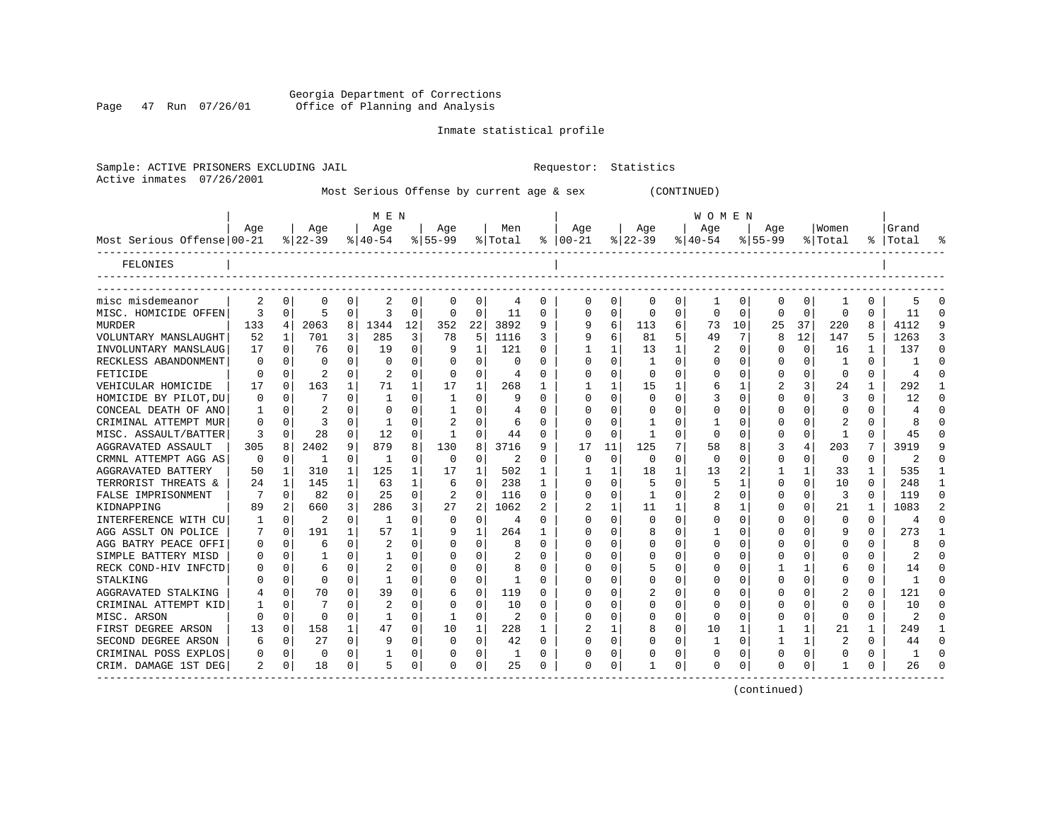Georgia Department of Corrections
Office of Planning and Analysis

Inmate statistical profile

Sample: ACTIVE PRISONERS EXCLUDING JAIL　　　　Requestor: Statistics
Active inmates 07/26/2001

Most Serious Offense by current age & sex　　　(CONTINUED)

| Most Serious Offense | MEN Age 00-21 | % | Age 22-39 | % | Age 40-54 | % | Age 55-99 | % | Men Total | % | WOMEN Age 00-21 | % | Age 22-39 | % | Age 40-54 | % | Age 55-99 | % | Women Total | % | Grand Total | % |
|---|---|---|---|---|---|---|---|---|---|---|---|---|---|---|---|---|---|---|---|---|---|---|
| FELONIES | | | | | | | | | | | | | | | | | | | | | | |
| misc misdemeanor | 2 | 0 | 0 | 0 | 2 | 0 | 0 | 0 | 4 | 0 | 0 | 0 | 0 | 0 | 1 | 0 | 0 | 0 | 1 | 0 | 5 | 0 |
| MISC. HOMICIDE OFFEN | 3 | 0 | 5 | 0 | 3 | 0 | 0 | 0 | 11 | 0 | 0 | 0 | 0 | 0 | 0 | 0 | 0 | 0 | 0 | 0 | 11 | 0 |
| MURDER | 133 | 4 | 2063 | 8 | 1344 | 12 | 352 | 22 | 3892 | 9 | 9 | 6 | 113 | 6 | 73 | 10 | 25 | 37 | 220 | 8 | 4112 | 9 |
| VOLUNTARY MANSLAUGHT | 52 | 1 | 701 | 3 | 285 | 3 | 78 | 5 | 1116 | 3 | 9 | 6 | 81 | 5 | 49 | 7 | 8 | 12 | 147 | 5 | 1263 | 3 |
| INVOLUNTARY MANSLAUG | 17 | 0 | 76 | 0 | 19 | 0 | 9 | 1 | 121 | 0 | 1 | 1 | 13 | 1 | 2 | 0 | 0 | 0 | 16 | 1 | 137 | 0 |
| RECKLESS ABANDONMENT | 0 | 0 | 0 | 0 | 0 | 0 | 0 | 0 | 0 | 0 | 0 | 0 | 1 | 0 | 0 | 0 | 0 | 0 | 1 | 0 | 1 | 0 |
| FETICIDE | 0 | 0 | 2 | 0 | 2 | 0 | 0 | 0 | 4 | 0 | 0 | 0 | 0 | 0 | 0 | 0 | 0 | 0 | 0 | 0 | 4 | 0 |
| VEHICULAR HOMICIDE | 17 | 0 | 163 | 1 | 71 | 1 | 17 | 1 | 268 | 1 | 1 | 1 | 15 | 1 | 6 | 1 | 2 | 3 | 24 | 1 | 292 | 1 |
| HOMICIDE BY PILOT,DU | 0 | 0 | 7 | 0 | 1 | 0 | 1 | 0 | 9 | 0 | 0 | 0 | 0 | 0 | 3 | 0 | 0 | 0 | 3 | 0 | 12 | 0 |
| CONCEAL DEATH OF ANO | 1 | 0 | 2 | 0 | 0 | 0 | 1 | 0 | 4 | 0 | 0 | 0 | 0 | 0 | 0 | 0 | 0 | 0 | 0 | 0 | 4 | 0 |
| CRIMINAL ATTEMPT MUR | 0 | 0 | 3 | 0 | 1 | 0 | 2 | 0 | 6 | 0 | 0 | 0 | 1 | 0 | 1 | 0 | 0 | 0 | 2 | 0 | 8 | 0 |
| MISC. ASSAULT/BATTER | 3 | 0 | 28 | 0 | 12 | 0 | 1 | 0 | 44 | 0 | 0 | 0 | 1 | 0 | 0 | 0 | 0 | 0 | 1 | 0 | 45 | 0 |
| AGGRAVATED ASSAULT | 305 | 8 | 2402 | 9 | 879 | 8 | 130 | 8 | 3716 | 9 | 17 | 11 | 125 | 7 | 58 | 8 | 3 | 4 | 203 | 7 | 3919 | 9 |
| CRMNL ATTEMPT AGG AS | 0 | 0 | 1 | 0 | 1 | 0 | 0 | 0 | 2 | 0 | 0 | 0 | 0 | 0 | 0 | 0 | 0 | 0 | 0 | 0 | 2 | 0 |
| AGGRAVATED BATTERY | 50 | 1 | 310 | 1 | 125 | 1 | 17 | 1 | 502 | 1 | 1 | 1 | 18 | 1 | 13 | 2 | 1 | 1 | 33 | 1 | 535 | 1 |
| TERRORIST THREATS & | 24 | 1 | 145 | 1 | 63 | 1 | 6 | 0 | 238 | 1 | 0 | 0 | 5 | 0 | 5 | 1 | 0 | 0 | 10 | 0 | 248 | 1 |
| FALSE IMPRISONMENT | 7 | 0 | 82 | 0 | 25 | 0 | 2 | 0 | 116 | 0 | 0 | 0 | 1 | 0 | 2 | 0 | 0 | 0 | 3 | 0 | 119 | 0 |
| KIDNAPPING | 89 | 2 | 660 | 3 | 286 | 3 | 27 | 2 | 1062 | 2 | 2 | 1 | 11 | 1 | 8 | 1 | 0 | 0 | 21 | 1 | 1083 | 2 |
| INTERFERENCE WITH CU | 1 | 0 | 2 | 0 | 1 | 0 | 0 | 0 | 4 | 0 | 0 | 0 | 0 | 0 | 0 | 0 | 0 | 0 | 0 | 0 | 4 | 0 |
| AGG ASSLT ON POLICE | 7 | 0 | 191 | 1 | 57 | 1 | 9 | 1 | 264 | 1 | 0 | 0 | 8 | 0 | 1 | 0 | 0 | 0 | 9 | 0 | 273 | 1 |
| AGG BATRY PEACE OFFI | 0 | 0 | 6 | 0 | 2 | 0 | 0 | 0 | 8 | 0 | 0 | 0 | 0 | 0 | 0 | 0 | 0 | 0 | 0 | 0 | 8 | 0 |
| SIMPLE BATTERY MISD | 0 | 0 | 1 | 0 | 1 | 0 | 0 | 0 | 2 | 0 | 0 | 0 | 0 | 0 | 0 | 0 | 0 | 0 | 0 | 0 | 2 | 0 |
| RECK COND-HIV INFCTD | 0 | 0 | 6 | 0 | 2 | 0 | 0 | 0 | 8 | 0 | 0 | 0 | 5 | 0 | 0 | 0 | 1 | 1 | 6 | 0 | 14 | 0 |
| STALKING | 0 | 0 | 0 | 0 | 1 | 0 | 0 | 0 | 1 | 0 | 0 | 0 | 0 | 0 | 0 | 0 | 0 | 0 | 0 | 0 | 1 | 0 |
| AGGRAVATED STALKING | 4 | 0 | 70 | 0 | 39 | 0 | 6 | 0 | 119 | 0 | 0 | 0 | 2 | 0 | 0 | 0 | 0 | 0 | 2 | 0 | 121 | 0 |
| CRIMINAL ATTEMPT KID | 1 | 0 | 7 | 0 | 2 | 0 | 0 | 0 | 10 | 0 | 0 | 0 | 0 | 0 | 0 | 0 | 0 | 0 | 0 | 0 | 10 | 0 |
| MISC. ARSON | 0 | 0 | 0 | 0 | 1 | 0 | 1 | 0 | 2 | 0 | 0 | 0 | 0 | 0 | 0 | 0 | 0 | 0 | 0 | 0 | 2 | 0 |
| FIRST DEGREE ARSON | 13 | 0 | 158 | 1 | 47 | 0 | 10 | 1 | 228 | 1 | 2 | 1 | 8 | 0 | 10 | 1 | 1 | 1 | 21 | 1 | 249 | 1 |
| SECOND DEGREE ARSON | 6 | 0 | 27 | 0 | 9 | 0 | 0 | 0 | 42 | 0 | 0 | 0 | 0 | 0 | 1 | 0 | 1 | 1 | 2 | 0 | 44 | 0 |
| CRIMINAL POSS EXPLOS | 0 | 0 | 0 | 0 | 1 | 0 | 0 | 0 | 1 | 0 | 0 | 0 | 0 | 0 | 0 | 0 | 0 | 0 | 0 | 0 | 1 | 0 |
| CRIM. DAMAGE 1ST DEG | 2 | 0 | 18 | 0 | 5 | 0 | 0 | 0 | 25 | 0 | 0 | 0 | 1 | 0 | 0 | 0 | 0 | 0 | 1 | 0 | 26 | 0 |

(continued)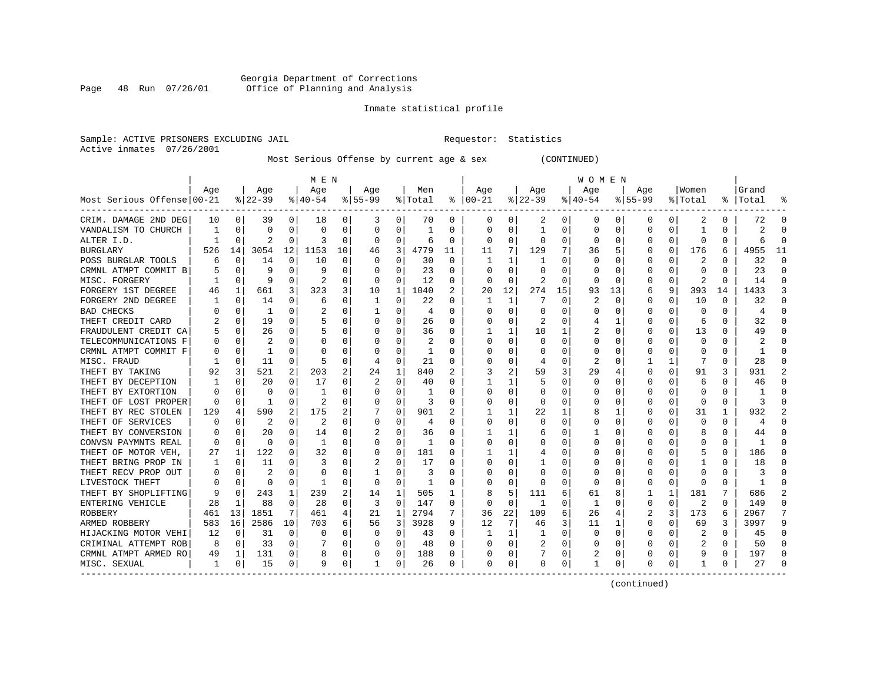Georgia Department of Corrections
Office of Planning and Analysis

Inmate statistical profile

Sample: ACTIVE PRISONERS EXCLUDING JAIL    Requestor: Statistics
Active inmates 07/26/2001

Most Serious Offense by current age & sex (CONTINUED)

| Most Serious Offense | MEN Age 00-21 | % | Age 22-39 | % | Age 40-54 | % | Age 55-99 | % | Men Total | % | WOMEN Age 00-21 | % | Age 22-39 | % | Age 40-54 | % | Age 55-99 | % | Women Total | % | Grand Total | % |
|---|---|---|---|---|---|---|---|---|---|---|---|---|---|---|---|---|---|---|---|---|---|---|
| CRIM. DAMAGE 2ND DEG | 10 | 0 | 39 | 0 | 18 | 0 | 3 | 0 | 70 | 0 | 0 | 0 | 2 | 0 | 0 | 0 | 0 | 0 | 2 | 0 | 72 | 0 |
| VANDALISM TO CHURCH | 1 | 0 | 0 | 0 | 0 | 0 | 0 | 0 | 1 | 0 | 0 | 0 | 1 | 0 | 0 | 0 | 0 | 0 | 1 | 0 | 2 | 0 |
| ALTER I.D. | 1 | 0 | 2 | 0 | 3 | 0 | 0 | 0 | 6 | 0 | 0 | 0 | 0 | 0 | 0 | 0 | 0 | 0 | 0 | 0 | 6 | 0 |
| BURGLARY | 526 | 14 | 3054 | 12 | 1153 | 10 | 46 | 3 | 4779 | 11 | 11 | 7 | 129 | 7 | 36 | 5 | 0 | 0 | 176 | 6 | 4955 | 11 |
| POSS BURGLAR TOOLS | 6 | 0 | 14 | 0 | 10 | 0 | 0 | 0 | 30 | 0 | 1 | 1 | 1 | 0 | 0 | 0 | 0 | 0 | 2 | 0 | 32 | 0 |
| CRMNL ATMPT COMMIT B | 5 | 0 | 9 | 0 | 9 | 0 | 0 | 0 | 23 | 0 | 0 | 0 | 0 | 0 | 0 | 0 | 0 | 0 | 0 | 0 | 23 | 0 |
| MISC. FORGERY | 1 | 0 | 9 | 0 | 2 | 0 | 0 | 0 | 12 | 0 | 0 | 0 | 2 | 0 | 0 | 0 | 0 | 0 | 2 | 0 | 14 | 0 |
| FORGERY 1ST DEGREE | 46 | 1 | 661 | 3 | 323 | 3 | 10 | 1 | 1040 | 2 | 20 | 12 | 274 | 15 | 93 | 13 | 6 | 9 | 393 | 14 | 1433 | 3 |
| FORGERY 2ND DEGREE | 1 | 0 | 14 | 0 | 6 | 0 | 1 | 0 | 22 | 0 | 1 | 1 | 7 | 0 | 2 | 0 | 0 | 0 | 10 | 0 | 32 | 0 |
| BAD CHECKS | 0 | 0 | 1 | 0 | 2 | 0 | 1 | 0 | 4 | 0 | 0 | 0 | 0 | 0 | 0 | 0 | 0 | 0 | 0 | 0 | 4 | 0 |
| THEFT CREDIT CARD | 2 | 0 | 19 | 0 | 5 | 0 | 0 | 0 | 26 | 0 | 0 | 0 | 2 | 0 | 4 | 1 | 0 | 0 | 6 | 0 | 32 | 0 |
| FRAUDULENT CREDIT CA | 5 | 0 | 26 | 0 | 5 | 0 | 0 | 0 | 36 | 0 | 1 | 1 | 10 | 1 | 2 | 0 | 0 | 0 | 13 | 0 | 49 | 0 |
| TELECOMMUNICATIONS F | 0 | 0 | 2 | 0 | 0 | 0 | 0 | 0 | 2 | 0 | 0 | 0 | 0 | 0 | 0 | 0 | 0 | 0 | 0 | 0 | 2 | 0 |
| CRMNL ATMPT COMMIT F | 0 | 0 | 1 | 0 | 0 | 0 | 0 | 0 | 1 | 0 | 0 | 0 | 0 | 0 | 0 | 0 | 0 | 0 | 0 | 0 | 1 | 0 |
| MISC. FRAUD | 1 | 0 | 11 | 0 | 5 | 0 | 4 | 0 | 21 | 0 | 0 | 0 | 4 | 0 | 2 | 0 | 1 | 1 | 7 | 0 | 28 | 0 |
| THEFT BY TAKING | 92 | 3 | 521 | 2 | 203 | 2 | 24 | 1 | 840 | 2 | 3 | 2 | 59 | 3 | 29 | 4 | 0 | 0 | 91 | 3 | 931 | 2 |
| THEFT BY DECEPTION | 1 | 0 | 20 | 0 | 17 | 0 | 2 | 0 | 40 | 0 | 1 | 1 | 5 | 0 | 0 | 0 | 0 | 0 | 6 | 0 | 46 | 0 |
| THEFT BY EXTORTION | 0 | 0 | 0 | 0 | 1 | 0 | 0 | 0 | 1 | 0 | 0 | 0 | 0 | 0 | 0 | 0 | 0 | 0 | 0 | 0 | 1 | 0 |
| THEFT OF LOST PROPER | 0 | 0 | 1 | 0 | 2 | 0 | 0 | 0 | 3 | 0 | 0 | 0 | 0 | 0 | 0 | 0 | 0 | 0 | 0 | 0 | 3 | 0 |
| THEFT BY REC STOLEN | 129 | 4 | 590 | 2 | 175 | 2 | 7 | 0 | 901 | 2 | 1 | 1 | 22 | 1 | 8 | 1 | 0 | 0 | 31 | 1 | 932 | 2 |
| THEFT OF SERVICES | 0 | 0 | 2 | 0 | 2 | 0 | 0 | 0 | 4 | 0 | 0 | 0 | 0 | 0 | 0 | 0 | 0 | 0 | 0 | 0 | 4 | 0 |
| THEFT BY CONVERSION | 0 | 0 | 20 | 0 | 14 | 0 | 2 | 0 | 36 | 0 | 1 | 1 | 6 | 0 | 1 | 0 | 0 | 0 | 8 | 0 | 44 | 0 |
| CONVSN PAYMNTS REAL | 0 | 0 | 0 | 0 | 1 | 0 | 0 | 0 | 1 | 0 | 0 | 0 | 0 | 0 | 0 | 0 | 0 | 0 | 0 | 0 | 1 | 0 |
| THEFT OF MOTOR VEH, | 27 | 1 | 122 | 0 | 32 | 0 | 0 | 0 | 181 | 0 | 1 | 1 | 4 | 0 | 0 | 0 | 0 | 0 | 5 | 0 | 186 | 0 |
| THEFT BRING PROP IN | 1 | 0 | 11 | 0 | 3 | 0 | 2 | 0 | 17 | 0 | 0 | 0 | 1 | 0 | 0 | 0 | 0 | 0 | 1 | 0 | 18 | 0 |
| THEFT RECV PROP OUT | 0 | 0 | 2 | 0 | 0 | 0 | 1 | 0 | 3 | 0 | 0 | 0 | 0 | 0 | 0 | 0 | 0 | 0 | 0 | 0 | 3 | 0 |
| LIVESTOCK THEFT | 0 | 0 | 0 | 0 | 1 | 0 | 0 | 0 | 1 | 0 | 0 | 0 | 0 | 0 | 0 | 0 | 0 | 0 | 0 | 0 | 1 | 0 |
| THEFT BY SHOPLIFTING | 9 | 0 | 243 | 1 | 239 | 2 | 14 | 1 | 505 | 1 | 8 | 5 | 111 | 6 | 61 | 8 | 1 | 1 | 181 | 7 | 686 | 2 |
| ENTERING VEHICLE | 28 | 1 | 88 | 0 | 28 | 0 | 3 | 0 | 147 | 0 | 0 | 0 | 1 | 0 | 1 | 0 | 0 | 0 | 2 | 0 | 149 | 0 |
| ROBBERY | 461 | 13 | 1851 | 7 | 461 | 4 | 21 | 1 | 2794 | 7 | 36 | 22 | 109 | 6 | 26 | 4 | 2 | 3 | 173 | 6 | 2967 | 7 |
| ARMED ROBBERY | 583 | 16 | 2586 | 10 | 703 | 6 | 56 | 3 | 3928 | 9 | 12 | 7 | 46 | 3 | 11 | 1 | 0 | 0 | 69 | 3 | 3997 | 9 |
| HIJACKING MOTOR VEHI | 12 | 0 | 31 | 0 | 0 | 0 | 0 | 0 | 43 | 0 | 1 | 1 | 1 | 0 | 0 | 0 | 0 | 0 | 2 | 0 | 45 | 0 |
| CRIMINAL ATTEMPT ROB | 8 | 0 | 33 | 0 | 7 | 0 | 0 | 0 | 48 | 0 | 0 | 0 | 2 | 0 | 0 | 0 | 0 | 0 | 2 | 0 | 50 | 0 |
| CRMNL ATMPT ARMED RO | 49 | 1 | 131 | 0 | 8 | 0 | 0 | 0 | 188 | 0 | 0 | 0 | 7 | 0 | 2 | 0 | 0 | 0 | 9 | 0 | 197 | 0 |
| MISC. SEXUAL | 1 | 0 | 15 | 0 | 9 | 0 | 1 | 0 | 26 | 0 | 0 | 0 | 0 | 0 | 1 | 0 | 0 | 0 | 1 | 0 | 27 | 0 |

(continued)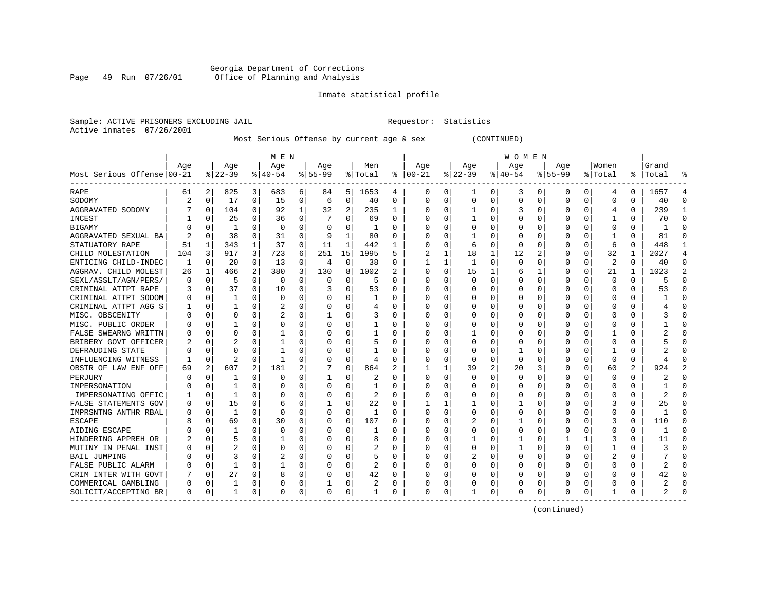Georgia Department of Corrections
Office of Planning and Analysis

Inmate statistical profile

Sample: ACTIVE PRISONERS EXCLUDING JAIL                    Requestor: Statistics
Active inmates 07/26/2001

Most Serious Offense by current age & sex (CONTINUED)

| Most Serious Offense | MEN Age 00-21 | % | Age 22-39 | % | Age 40-54 | % | Age 55-99 | % | Men Total | % | WOMEN Age 00-21 | % | Age 22-39 | % | Age 40-54 | % | Age 55-99 | % | Women Total | % | Grand Total | % |
|---|---|---|---|---|---|---|---|---|---|---|---|---|---|---|---|---|---|---|---|---|---|---|
| RAPE | 61 | 2 | 825 | 3 | 683 | 6 | 84 | 5 | 1653 | 4 | 0 | 0 | 1 | 0 | 3 | 0 | 0 | 0 | 4 | 0 | 1657 | 4 |
| SODOMY | 2 | 0 | 17 | 0 | 15 | 0 | 6 | 0 | 40 | 0 | 0 | 0 | 0 | 0 | 0 | 0 | 0 | 0 | 0 | 0 | 40 | 0 |
| AGGRAVATED SODOMY | 7 | 0 | 104 | 0 | 92 | 1 | 32 | 2 | 235 | 1 | 0 | 0 | 1 | 0 | 3 | 0 | 0 | 0 | 4 | 0 | 239 | 1 |
| INCEST | 1 | 0 | 25 | 0 | 36 | 0 | 7 | 0 | 69 | 0 | 0 | 0 | 1 | 0 | 0 | 0 | 0 | 0 | 1 | 0 | 70 | 0 |
| BIGAMY | 0 | 0 | 1 | 0 | 0 | 0 | 0 | 0 | 1 | 0 | 0 | 0 | 0 | 0 | 0 | 0 | 0 | 0 | 0 | 0 | 1 | 0 |
| AGGRAVATED SEXUAL BA | 2 | 0 | 38 | 0 | 31 | 0 | 9 | 1 | 80 | 0 | 0 | 0 | 1 | 0 | 0 | 0 | 0 | 0 | 1 | 0 | 81 | 0 |
| STATUTORY RAPE | 51 | 1 | 343 | 1 | 37 | 0 | 11 | 1 | 442 | 1 | 0 | 0 | 6 | 0 | 0 | 0 | 0 | 0 | 6 | 0 | 448 | 1 |
| CHILD MOLESTATION | 104 | 3 | 917 | 3 | 723 | 6 | 251 | 15 | 1995 | 5 | 2 | 1 | 18 | 1 | 12 | 2 | 0 | 0 | 32 | 1 | 2027 | 4 |
| ENTICING CHILD-INDEC | 1 | 0 | 20 | 0 | 13 | 0 | 4 | 0 | 38 | 0 | 1 | 1 | 1 | 0 | 0 | 0 | 0 | 0 | 2 | 0 | 40 | 0 |
| AGGRAV. CHILD MOLEST | 26 | 1 | 466 | 2 | 380 | 3 | 130 | 8 | 1002 | 2 | 0 | 0 | 15 | 1 | 6 | 1 | 0 | 0 | 21 | 1 | 1023 | 2 |
| SEXL/ASSLT/AGN/PERS/ | 0 | 0 | 5 | 0 | 0 | 0 | 0 | 0 | 5 | 0 | 0 | 0 | 0 | 0 | 0 | 0 | 0 | 0 | 0 | 0 | 5 | 0 |
| CRIMINAL ATTPT RAPE | 3 | 0 | 37 | 0 | 10 | 0 | 3 | 0 | 53 | 0 | 0 | 0 | 0 | 0 | 0 | 0 | 0 | 0 | 0 | 0 | 53 | 0 |
| CRIMINAL ATTPT SODOM | 0 | 0 | 1 | 0 | 0 | 0 | 0 | 0 | 1 | 0 | 0 | 0 | 0 | 0 | 0 | 0 | 0 | 0 | 0 | 0 | 1 | 0 |
| CRIMINAL ATTPT AGG S | 1 | 0 | 1 | 0 | 2 | 0 | 0 | 0 | 4 | 0 | 0 | 0 | 0 | 0 | 0 | 0 | 0 | 0 | 0 | 0 | 4 | 0 |
| MISC. OBSCENITY | 0 | 0 | 0 | 0 | 2 | 0 | 1 | 0 | 3 | 0 | 0 | 0 | 0 | 0 | 0 | 0 | 0 | 0 | 0 | 0 | 3 | 0 |
| MISC. PUBLIC ORDER | 0 | 0 | 1 | 0 | 0 | 0 | 0 | 0 | 1 | 0 | 0 | 0 | 0 | 0 | 0 | 0 | 0 | 0 | 0 | 0 | 1 | 0 |
| FALSE SWEARNG WRITTN | 0 | 0 | 0 | 0 | 1 | 0 | 0 | 0 | 1 | 0 | 0 | 0 | 1 | 0 | 0 | 0 | 0 | 0 | 1 | 0 | 2 | 0 |
| BRIBERY GOVT OFFICER | 2 | 0 | 2 | 0 | 1 | 0 | 0 | 0 | 5 | 0 | 0 | 0 | 0 | 0 | 0 | 0 | 0 | 0 | 0 | 0 | 5 | 0 |
| DEFRAUDING STATE | 0 | 0 | 0 | 0 | 1 | 0 | 0 | 0 | 1 | 0 | 0 | 0 | 0 | 0 | 1 | 0 | 0 | 0 | 1 | 0 | 2 | 0 |
| INFLUENCING WITNESS | 1 | 0 | 2 | 0 | 1 | 0 | 0 | 0 | 4 | 0 | 0 | 0 | 0 | 0 | 0 | 0 | 0 | 0 | 0 | 0 | 4 | 0 |
| OBSTR OF LAW ENF OFF | 69 | 2 | 607 | 2 | 181 | 2 | 7 | 0 | 864 | 2 | 1 | 1 | 39 | 2 | 20 | 3 | 0 | 0 | 60 | 2 | 924 | 2 |
| PERJURY | 0 | 0 | 1 | 0 | 0 | 0 | 1 | 0 | 2 | 0 | 0 | 0 | 0 | 0 | 0 | 0 | 0 | 0 | 0 | 0 | 2 | 0 |
| IMPERSONATION | 0 | 0 | 1 | 0 | 0 | 0 | 0 | 0 | 1 | 0 | 0 | 0 | 0 | 0 | 0 | 0 | 0 | 0 | 0 | 0 | 1 | 0 |
| IMPERSONATING OFFIC | 1 | 0 | 1 | 0 | 0 | 0 | 0 | 0 | 2 | 0 | 0 | 0 | 0 | 0 | 0 | 0 | 0 | 0 | 0 | 0 | 2 | 0 |
| FALSE STATEMENTS GOV | 0 | 0 | 15 | 0 | 6 | 0 | 1 | 0 | 22 | 0 | 1 | 1 | 1 | 0 | 1 | 0 | 0 | 0 | 3 | 0 | 25 | 0 |
| IMPRSNTNG ANTHR RBAL | 0 | 0 | 1 | 0 | 0 | 0 | 0 | 0 | 1 | 0 | 0 | 0 | 0 | 0 | 0 | 0 | 0 | 0 | 0 | 0 | 1 | 0 |
| ESCAPE | 8 | 0 | 69 | 0 | 30 | 0 | 0 | 0 | 107 | 0 | 0 | 0 | 2 | 0 | 1 | 0 | 0 | 0 | 3 | 0 | 110 | 0 |
| AIDING ESCAPE | 0 | 0 | 1 | 0 | 0 | 0 | 0 | 0 | 1 | 0 | 0 | 0 | 0 | 0 | 0 | 0 | 0 | 0 | 0 | 0 | 1 | 0 |
| HINDERING APPREH OR | 2 | 0 | 5 | 0 | 1 | 0 | 0 | 0 | 8 | 0 | 0 | 0 | 1 | 0 | 1 | 0 | 1 | 1 | 3 | 0 | 11 | 0 |
| MUTINY IN PENAL INST | 0 | 0 | 2 | 0 | 0 | 0 | 0 | 0 | 2 | 0 | 0 | 0 | 0 | 0 | 1 | 0 | 0 | 0 | 1 | 0 | 3 | 0 |
| BAIL JUMPING | 0 | 0 | 3 | 0 | 2 | 0 | 0 | 0 | 5 | 0 | 0 | 0 | 2 | 0 | 0 | 0 | 0 | 0 | 2 | 0 | 7 | 0 |
| FALSE PUBLIC ALARM | 0 | 0 | 1 | 0 | 1 | 0 | 0 | 0 | 2 | 0 | 0 | 0 | 0 | 0 | 0 | 0 | 0 | 0 | 0 | 0 | 2 | 0 |
| CRIM INTER WITH GOVT | 7 | 0 | 27 | 0 | 8 | 0 | 0 | 0 | 42 | 0 | 0 | 0 | 0 | 0 | 0 | 0 | 0 | 0 | 0 | 0 | 42 | 0 |
| COMMERICAL GAMBLING | 0 | 0 | 1 | 0 | 0 | 0 | 1 | 0 | 2 | 0 | 0 | 0 | 0 | 0 | 0 | 0 | 0 | 0 | 0 | 0 | 2 | 0 |
| SOLICIT/ACCEPTING BR | 0 | 0 | 1 | 0 | 0 | 0 | 0 | 0 | 1 | 0 | 0 | 0 | 1 | 0 | 0 | 0 | 0 | 0 | 1 | 0 | 2 | 0 |

(continued)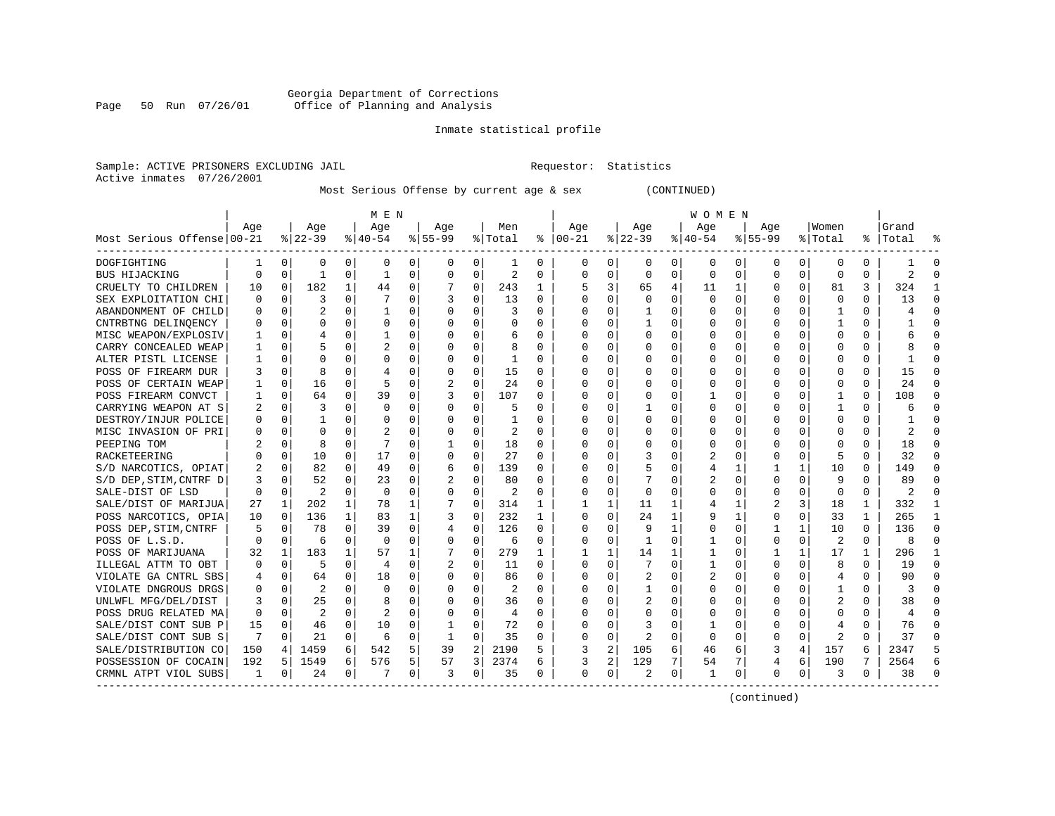Georgia Department of Corrections
Office of Planning and Analysis

Inmate statistical profile

Sample: ACTIVE PRISONERS EXCLUDING JAIL                                Requestor: Statistics
Active inmates 07/26/2001

Most Serious Offense by current age & sex (CONTINUED)

| Most Serious Offense | MEN Age 00-21 | % | Age 22-39 | % | Age 40-54 | % | Age 55-99 | % | Men Total | % | WOMEN Age 00-21 | % | Age 22-39 | % | Age 40-54 | % | Age 55-99 | % | Women Total | % | Grand Total | % |
|---|---|---|---|---|---|---|---|---|---|---|---|---|---|---|---|---|---|---|---|---|---|---|
| DOGFIGHTING | 1 | 0 | 0 | 0 | 0 | 0 | 0 | 0 | 1 | 0 | 0 | 0 | 0 | 0 | 0 | 0 | 0 | 0 | 0 | 0 | 1 | 0 |
| BUS HIJACKING | 0 | 0 | 1 | 0 | 1 | 0 | 0 | 0 | 2 | 0 | 0 | 0 | 0 | 0 | 0 | 0 | 0 | 0 | 0 | 0 | 2 | 0 |
| CRUELTY TO CHILDREN | 10 | 0 | 182 | 1 | 44 | 0 | 7 | 0 | 243 | 1 | 5 | 3 | 65 | 4 | 11 | 1 | 0 | 0 | 81 | 3 | 324 | 1 |
| SEX EXPLOITATION CHI | 0 | 0 | 3 | 0 | 7 | 0 | 3 | 0 | 13 | 0 | 0 | 0 | 0 | 0 | 0 | 0 | 0 | 0 | 0 | 0 | 13 | 0 |
| ABANDONMENT OF CHILD | 0 | 0 | 2 | 0 | 1 | 0 | 0 | 0 | 3 | 0 | 0 | 0 | 1 | 0 | 0 | 0 | 0 | 0 | 1 | 0 | 4 | 0 |
| CNTRBTNG DELINQENCY | 0 | 0 | 0 | 0 | 0 | 0 | 0 | 0 | 0 | 0 | 0 | 0 | 1 | 0 | 0 | 0 | 0 | 0 | 1 | 0 | 1 | 0 |
| MISC WEAPON/EXPLOSIV | 1 | 0 | 4 | 0 | 1 | 0 | 0 | 0 | 6 | 0 | 0 | 0 | 0 | 0 | 0 | 0 | 0 | 0 | 0 | 0 | 6 | 0 |
| CARRY CONCEALED WEAP | 1 | 0 | 5 | 0 | 2 | 0 | 0 | 0 | 8 | 0 | 0 | 0 | 0 | 0 | 0 | 0 | 0 | 0 | 0 | 0 | 8 | 0 |
| ALTER PISTL LICENSE | 1 | 0 | 0 | 0 | 0 | 0 | 0 | 0 | 1 | 0 | 0 | 0 | 0 | 0 | 0 | 0 | 0 | 0 | 0 | 0 | 1 | 0 |
| POSS OF FIREARM DUR | 3 | 0 | 8 | 0 | 4 | 0 | 0 | 0 | 15 | 0 | 0 | 0 | 0 | 0 | 0 | 0 | 0 | 0 | 0 | 0 | 15 | 0 |
| POSS OF CERTAIN WEAP | 1 | 0 | 16 | 0 | 5 | 0 | 2 | 0 | 24 | 0 | 0 | 0 | 0 | 0 | 0 | 0 | 0 | 0 | 0 | 0 | 24 | 0 |
| POSS FIREARM CONVCT | 1 | 0 | 64 | 0 | 39 | 0 | 3 | 0 | 107 | 0 | 0 | 0 | 0 | 0 | 1 | 0 | 0 | 0 | 1 | 0 | 108 | 0 |
| CARRYING WEAPON AT S | 2 | 0 | 3 | 0 | 0 | 0 | 0 | 0 | 5 | 0 | 0 | 0 | 1 | 0 | 0 | 0 | 0 | 0 | 1 | 0 | 6 | 0 |
| DESTROY/INJUR POLICE | 0 | 0 | 1 | 0 | 0 | 0 | 0 | 0 | 1 | 0 | 0 | 0 | 0 | 0 | 0 | 0 | 0 | 0 | 0 | 0 | 1 | 0 |
| MISC INVASION OF PRI | 0 | 0 | 0 | 0 | 2 | 0 | 0 | 0 | 2 | 0 | 0 | 0 | 0 | 0 | 0 | 0 | 0 | 0 | 0 | 0 | 2 | 0 |
| PEEPING TOM | 2 | 0 | 8 | 0 | 7 | 0 | 1 | 0 | 18 | 0 | 0 | 0 | 0 | 0 | 0 | 0 | 0 | 0 | 0 | 0 | 18 | 0 |
| RACKETEERING | 0 | 0 | 10 | 0 | 17 | 0 | 0 | 0 | 27 | 0 | 0 | 0 | 3 | 0 | 2 | 0 | 0 | 0 | 5 | 0 | 32 | 0 |
| S/D NARCOTICS, OPIAT | 2 | 0 | 82 | 0 | 49 | 0 | 6 | 0 | 139 | 0 | 0 | 0 | 5 | 0 | 4 | 1 | 1 | 1 | 10 | 0 | 149 | 0 |
| S/D DEP,STIM,CNTRF D | 3 | 0 | 52 | 0 | 23 | 0 | 2 | 0 | 80 | 0 | 0 | 0 | 7 | 0 | 2 | 0 | 0 | 0 | 9 | 0 | 89 | 0 |
| SALE-DIST OF LSD | 0 | 0 | 2 | 0 | 0 | 0 | 0 | 0 | 2 | 0 | 0 | 0 | 0 | 0 | 0 | 0 | 0 | 0 | 0 | 0 | 2 | 0 |
| SALE/DIST OF MARIJUA | 27 | 1 | 202 | 1 | 78 | 1 | 7 | 0 | 314 | 1 | 1 | 1 | 11 | 1 | 4 | 1 | 2 | 3 | 18 | 1 | 332 | 1 |
| POSS NARCOTICS, OPIA | 10 | 0 | 136 | 1 | 83 | 1 | 3 | 0 | 232 | 1 | 0 | 0 | 24 | 1 | 9 | 1 | 0 | 0 | 33 | 1 | 265 | 1 |
| POSS DEP,STIM,CNTRF | 5 | 0 | 78 | 0 | 39 | 0 | 4 | 0 | 126 | 0 | 0 | 0 | 9 | 1 | 0 | 0 | 1 | 1 | 10 | 0 | 136 | 0 |
| POSS OF L.S.D. | 0 | 0 | 6 | 0 | 0 | 0 | 0 | 0 | 6 | 0 | 0 | 0 | 1 | 0 | 1 | 0 | 0 | 0 | 2 | 0 | 8 | 0 |
| POSS OF MARIJUANA | 32 | 1 | 183 | 1 | 57 | 1 | 7 | 0 | 279 | 1 | 1 | 1 | 14 | 1 | 1 | 0 | 1 | 1 | 17 | 1 | 296 | 1 |
| ILLEGAL ATTM TO OBT | 0 | 0 | 5 | 0 | 4 | 0 | 2 | 0 | 11 | 0 | 0 | 0 | 7 | 0 | 1 | 0 | 0 | 0 | 8 | 0 | 19 | 0 |
| VIOLATE GA CNTRL SBS | 4 | 0 | 64 | 0 | 18 | 0 | 0 | 0 | 86 | 0 | 0 | 0 | 2 | 0 | 2 | 0 | 0 | 0 | 4 | 0 | 90 | 0 |
| VIOLATE DNGROUS DRGS | 0 | 0 | 2 | 0 | 0 | 0 | 0 | 0 | 2 | 0 | 0 | 0 | 1 | 0 | 0 | 0 | 0 | 0 | 1 | 0 | 3 | 0 |
| UNLWFL MFG/DEL/DIST | 3 | 0 | 25 | 0 | 8 | 0 | 0 | 0 | 36 | 0 | 0 | 0 | 2 | 0 | 0 | 0 | 0 | 0 | 2 | 0 | 38 | 0 |
| POSS DRUG RELATED MA | 0 | 0 | 2 | 0 | 2 | 0 | 0 | 0 | 4 | 0 | 0 | 0 | 0 | 0 | 0 | 0 | 0 | 0 | 0 | 0 | 4 | 0 |
| SALE/DIST CONT SUB P | 15 | 0 | 46 | 0 | 10 | 0 | 1 | 0 | 72 | 0 | 0 | 0 | 3 | 0 | 1 | 0 | 0 | 0 | 4 | 0 | 76 | 0 |
| SALE/DIST CONT SUB S | 7 | 0 | 21 | 0 | 6 | 0 | 1 | 0 | 35 | 0 | 0 | 0 | 2 | 0 | 0 | 0 | 0 | 0 | 2 | 0 | 37 | 0 |
| SALE/DISTRIBUTION CO | 150 | 4 | 1459 | 6 | 542 | 5 | 39 | 2 | 2190 | 5 | 3 | 2 | 105 | 6 | 46 | 6 | 3 | 4 | 157 | 6 | 2347 | 5 |
| POSSESSION OF COCAIN | 192 | 5 | 1549 | 6 | 576 | 5 | 57 | 3 | 2374 | 6 | 3 | 2 | 129 | 7 | 54 | 7 | 4 | 6 | 190 | 7 | 2564 | 6 |
| CRMNL ATPT VIOL SUBS | 1 | 0 | 24 | 0 | 7 | 0 | 3 | 0 | 35 | 0 | 0 | 0 | 2 | 0 | 1 | 0 | 0 | 0 | 3 | 0 | 38 | 0 |

(continued)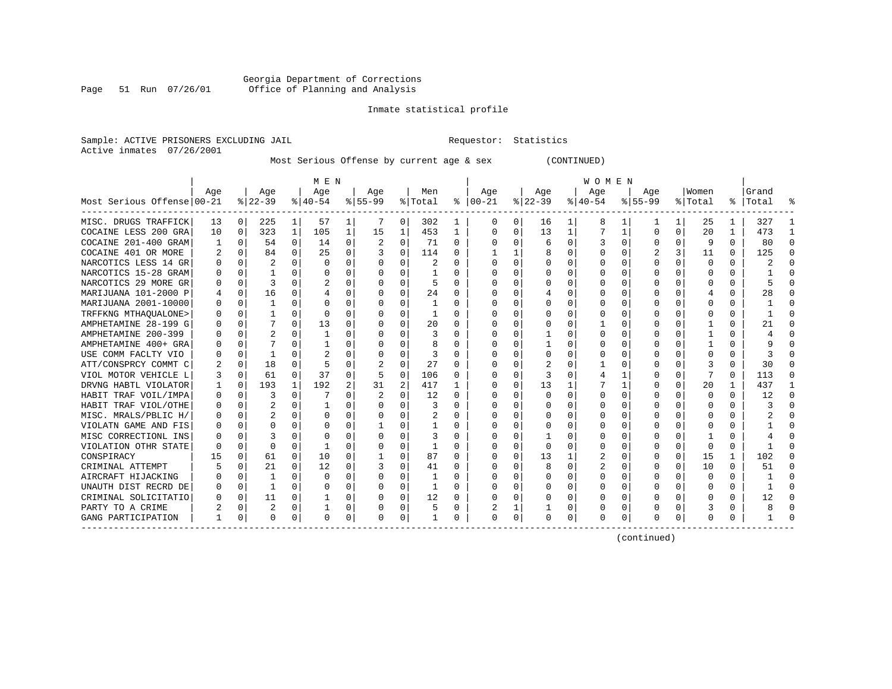Georgia Department of Corrections
Office of Planning and Analysis

Inmate statistical profile

Sample: ACTIVE PRISONERS EXCLUDING JAIL    Requestor: Statistics
Active inmates 07/26/2001

Most Serious Offense by current age & sex (CONTINUED)

| | MEN | | | | | | | | | | WOMEN | | | | | | | | | | | |
|---|---|---|---|---|---|---|---|---|---|---|---|---|---|---|---|---|---|---|---|---|---|---|
| Most Serious Offense | Age 00-21 | % | Age 22-39 | % | Age 40-54 | % | Age 55-99 | % | Men Total | % | Age 00-21 | % | Age 22-39 | % | Age 40-54 | % | Age 55-99 | % | Women Total | % | Grand Total | % |
| MISC. DRUGS TRAFFICK | 13 | 0 | 225 | 1 | 57 | 1 | 7 | 0 | 302 | 1 | 0 | 0 | 16 | 1 | 8 | 1 | 1 | 1 | 25 | 1 | 327 | 1 |
| COCAINE LESS 200 GRA | 10 | 0 | 323 | 1 | 105 | 1 | 15 | 1 | 453 | 1 | 0 | 0 | 13 | 1 | 7 | 1 | 0 | 0 | 20 | 1 | 473 | 1 |
| COCAINE 201-400 GRAM | 1 | 0 | 54 | 0 | 14 | 0 | 2 | 0 | 71 | 0 | 0 | 0 | 6 | 0 | 3 | 0 | 0 | 0 | 9 | 0 | 80 | 0 |
| COCAINE 401 OR MORE | 2 | 0 | 84 | 0 | 25 | 0 | 3 | 0 | 114 | 0 | 1 | 1 | 8 | 0 | 0 | 0 | 2 | 3 | 11 | 0 | 125 | 0 |
| NARCOTICS LESS 14 GR | 0 | 0 | 2 | 0 | 0 | 0 | 0 | 0 | 2 | 0 | 0 | 0 | 0 | 0 | 0 | 0 | 0 | 0 | 0 | 0 | 2 | 0 |
| NARCOTICS 15-28 GRAM | 0 | 0 | 1 | 0 | 0 | 0 | 0 | 0 | 1 | 0 | 0 | 0 | 0 | 0 | 0 | 0 | 0 | 0 | 0 | 0 | 1 | 0 |
| NARCOTICS 29 MORE GR | 0 | 0 | 3 | 0 | 2 | 0 | 0 | 0 | 5 | 0 | 0 | 0 | 0 | 0 | 0 | 0 | 0 | 0 | 0 | 0 | 5 | 0 |
| MARIJUANA 101-2000 P | 4 | 0 | 16 | 0 | 4 | 0 | 0 | 0 | 24 | 0 | 0 | 0 | 4 | 0 | 0 | 0 | 0 | 0 | 4 | 0 | 28 | 0 |
| MARIJUANA 2001-10000 | 0 | 0 | 1 | 0 | 0 | 0 | 0 | 0 | 1 | 0 | 0 | 0 | 0 | 0 | 0 | 0 | 0 | 0 | 0 | 0 | 1 | 0 |
| TRFFKNG MTHAQUALONE> | 0 | 0 | 1 | 0 | 0 | 0 | 0 | 0 | 1 | 0 | 0 | 0 | 0 | 0 | 0 | 0 | 0 | 0 | 0 | 0 | 1 | 0 |
| AMPHETAMINE 28-199 G | 0 | 0 | 7 | 0 | 13 | 0 | 0 | 0 | 20 | 0 | 0 | 0 | 0 | 0 | 1 | 0 | 0 | 0 | 1 | 0 | 21 | 0 |
| AMPHETAMINE 200-399 | 0 | 0 | 2 | 0 | 1 | 0 | 0 | 0 | 3 | 0 | 0 | 0 | 1 | 0 | 0 | 0 | 0 | 0 | 1 | 0 | 4 | 0 |
| AMPHETAMINE 400+ GRA | 0 | 0 | 7 | 0 | 1 | 0 | 0 | 0 | 8 | 0 | 0 | 0 | 1 | 0 | 0 | 0 | 0 | 0 | 1 | 0 | 9 | 0 |
| USE COMM FACLTY VIO | 0 | 0 | 1 | 0 | 2 | 0 | 0 | 0 | 3 | 0 | 0 | 0 | 0 | 0 | 0 | 0 | 0 | 0 | 0 | 0 | 3 | 0 |
| ATT/CONSPRCY COMMT C | 2 | 0 | 18 | 0 | 5 | 0 | 2 | 0 | 27 | 0 | 0 | 0 | 2 | 0 | 1 | 0 | 0 | 0 | 3 | 0 | 30 | 0 |
| VIOL MOTOR VEHICLE L | 3 | 0 | 61 | 0 | 37 | 0 | 5 | 0 | 106 | 0 | 0 | 0 | 3 | 0 | 4 | 1 | 0 | 0 | 7 | 0 | 113 | 0 |
| DRVNG HABTL VIOLATOR | 1 | 0 | 193 | 1 | 192 | 2 | 31 | 2 | 417 | 1 | 0 | 0 | 13 | 1 | 7 | 1 | 0 | 0 | 20 | 1 | 437 | 1 |
| HABIT TRAF VOIL/IMPA | 0 | 0 | 3 | 0 | 7 | 0 | 2 | 0 | 12 | 0 | 0 | 0 | 0 | 0 | 0 | 0 | 0 | 0 | 0 | 0 | 12 | 0 |
| HABIT TRAF VIOL/OTHE | 0 | 0 | 2 | 0 | 1 | 0 | 0 | 0 | 3 | 0 | 0 | 0 | 0 | 0 | 0 | 0 | 0 | 0 | 0 | 0 | 3 | 0 |
| MISC. MRALS/PBLIC H/ | 0 | 0 | 2 | 0 | 0 | 0 | 0 | 0 | 2 | 0 | 0 | 0 | 0 | 0 | 0 | 0 | 0 | 0 | 0 | 0 | 2 | 0 |
| VIOLATN GAME AND FIS | 0 | 0 | 0 | 0 | 0 | 0 | 1 | 0 | 1 | 0 | 0 | 0 | 0 | 0 | 0 | 0 | 0 | 0 | 0 | 0 | 1 | 0 |
| MISC CORRECTIONL INS | 0 | 0 | 3 | 0 | 0 | 0 | 0 | 0 | 3 | 0 | 0 | 0 | 1 | 0 | 0 | 0 | 0 | 0 | 1 | 0 | 4 | 0 |
| VIOLATION OTHR STATE | 0 | 0 | 0 | 0 | 1 | 0 | 0 | 0 | 1 | 0 | 0 | 0 | 0 | 0 | 0 | 0 | 0 | 0 | 0 | 0 | 1 | 0 |
| CONSPIRACY | 15 | 0 | 61 | 0 | 10 | 0 | 1 | 0 | 87 | 0 | 0 | 0 | 13 | 1 | 2 | 0 | 0 | 0 | 15 | 1 | 102 | 0 |
| CRIMINAL ATTEMPT | 5 | 0 | 21 | 0 | 12 | 0 | 3 | 0 | 41 | 0 | 0 | 0 | 8 | 0 | 2 | 0 | 0 | 0 | 10 | 0 | 51 | 0 |
| AIRCRAFT HIJACKING | 0 | 0 | 1 | 0 | 0 | 0 | 0 | 0 | 1 | 0 | 0 | 0 | 0 | 0 | 0 | 0 | 0 | 0 | 0 | 0 | 1 | 0 |
| UNAUTH DIST RECRD DE | 0 | 0 | 1 | 0 | 0 | 0 | 0 | 0 | 1 | 0 | 0 | 0 | 0 | 0 | 0 | 0 | 0 | 0 | 0 | 0 | 1 | 0 |
| CRIMINAL SOLICITATIO | 0 | 0 | 11 | 0 | 1 | 0 | 0 | 0 | 12 | 0 | 0 | 0 | 0 | 0 | 0 | 0 | 0 | 0 | 0 | 0 | 12 | 0 |
| PARTY TO A CRIME | 2 | 0 | 2 | 0 | 1 | 0 | 0 | 0 | 5 | 0 | 2 | 1 | 1 | 0 | 0 | 0 | 0 | 0 | 3 | 0 | 8 | 0 |
| GANG PARTICIPATION | 1 | 0 | 0 | 0 | 0 | 0 | 0 | 0 | 1 | 0 | 0 | 0 | 0 | 0 | 0 | 0 | 0 | 0 | 0 | 0 | 1 | 0 |

(continued)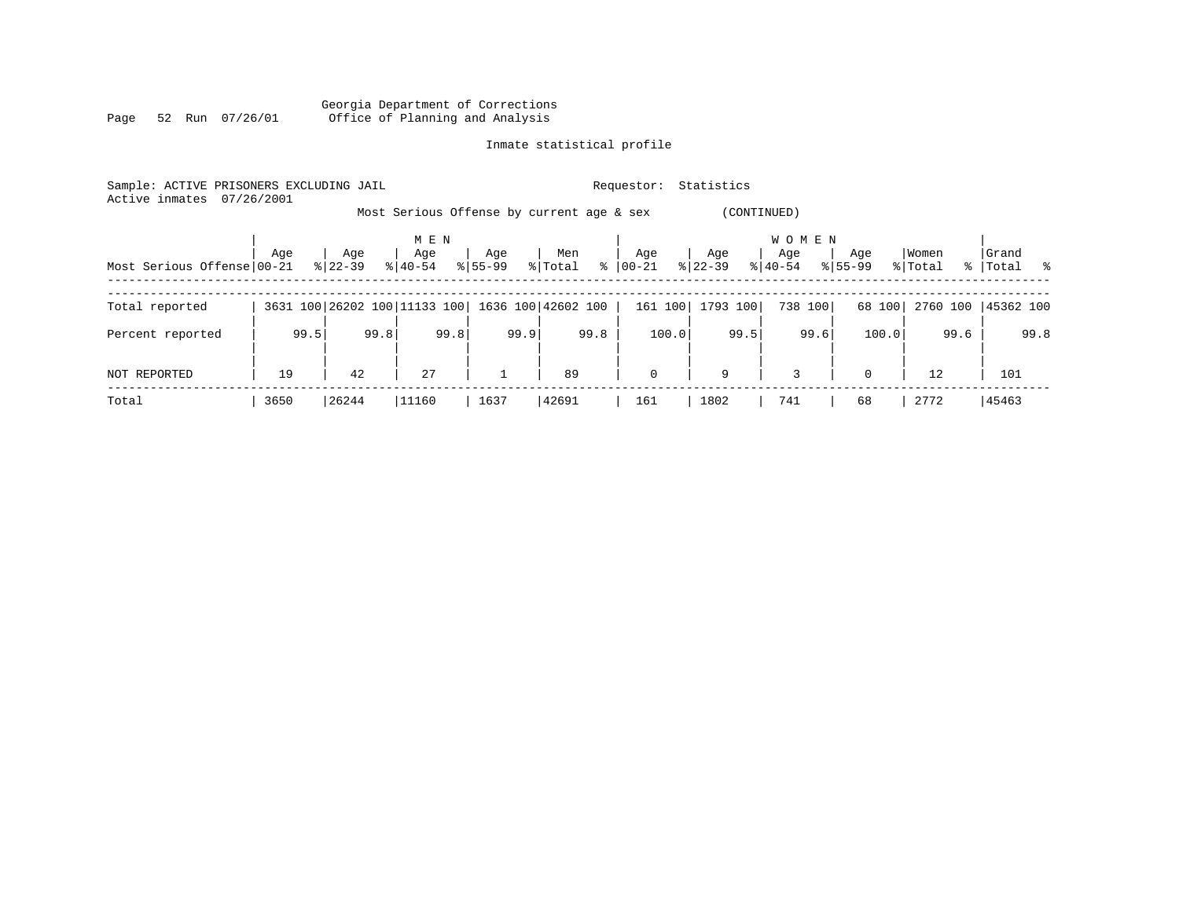Georgia Department of Corrections
Office of Planning and Analysis

Inmate statistical profile

Sample: ACTIVE PRISONERS EXCLUDING JAIL    Requestor: Statistics
Active inmates 07/26/2001

Most Serious Offense by current age & sex (CONTINUED)

| | MEN | | | | | | | | | | WOMEN | | | | | | | | | | Grand | |
|---|---|---|---|---|---|---|---|---|---|---|---|---|---|---|---|---|---|---|---|---|---|---|
| Most Serious Offense | Age 00-21 | % | Age 22-39 | % | Age 40-54 | % | Age 55-99 | % | Men Total | % | Age 00-21 | % | Age 22-39 | % | Age 40-54 | % | Age 55-99 | % | Women Total | % | Total | % |
| Total reported | 3631 | 100 | 26202 | 100 | 11133 | 100 | 1636 | 100 | 42602 | 100 | 161 | 100 | 1793 | 100 | 738 | 100 | 68 | 100 | 2760 | 100 | 45362 | 100 |
| Percent reported | | 99.5 | | 99.8 | | 99.8 | | 99.9 | | 99.8 | | 100.0 | | 99.5 | | 99.6 | | 100.0 | | 99.6 | | 99.8 |
| NOT REPORTED | 19 | | 42 | | 27 | | 1 | | 89 | | 0 | | 9 | | 3 | | 0 | | 12 | | 101 | |
| Total | 3650 | | 26244 | | 11160 | | 1637 | | 42691 | | 161 | | 1802 | | 741 | | 68 | | 2772 | | 45463 | |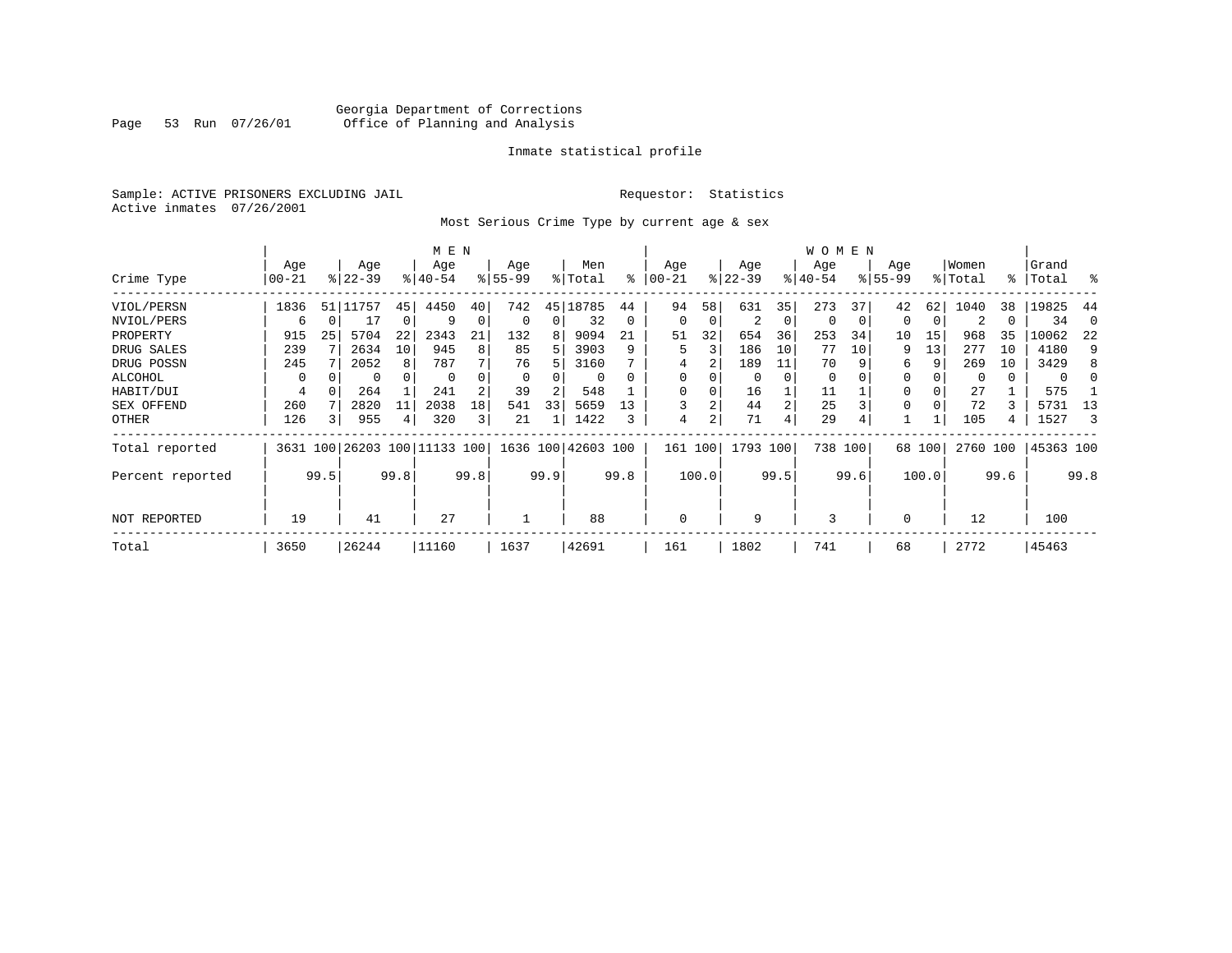Georgia Department of Corrections
Office of Planning and Analysis

Inmate statistical profile

Sample: ACTIVE PRISONERS EXCLUDING JAIL          Requestor: Statistics
Active inmates 07/26/2001

Most Serious Crime Type by current age & sex

| | MEN | | | | | | | | | | WOMEN | | | | | | | | | | | |
|---|---|---|---|---|---|---|---|---|---|---|---|---|---|---|---|---|---|---|---|---|---|---|
| Crime Type | Age 00-21 | % | Age 22-39 | % | Age 40-54 | % | Age 55-99 | % | Men Total | % | Age 00-21 | % | Age 22-39 | % | Age 40-54 | % | Age 55-99 | % | Women Total | % | Grand Total | % |
| VIOL/PERSN | 1836 | 51 | 11757 | 45 | 4450 | 40 | 742 | 45 | 18785 | 44 | 94 | 58 | 631 | 35 | 273 | 37 | 42 | 62 | 1040 | 38 | 19825 | 44 |
| NVIOL/PERS | 6 | 0 | 17 | 0 | 9 | 0 | 0 | 0 | 32 | 0 | 0 | 0 | 2 | 0 | 0 | 0 | 0 | 0 | 2 | 0 | 34 | 0 |
| PROPERTY | 915 | 25 | 5704 | 22 | 2343 | 21 | 132 | 8 | 9094 | 21 | 51 | 32 | 654 | 36 | 253 | 34 | 10 | 15 | 968 | 35 | 10062 | 22 |
| DRUG SALES | 239 | 7 | 2634 | 10 | 945 | 8 | 85 | 5 | 3903 | 9 | 5 | 3 | 186 | 10 | 77 | 10 | 9 | 13 | 277 | 10 | 4180 | 9 |
| DRUG POSSN | 245 | 7 | 2052 | 8 | 787 | 7 | 76 | 5 | 3160 | 7 | 4 | 2 | 189 | 11 | 70 | 9 | 6 | 9 | 269 | 10 | 3429 | 8 |
| ALCOHOL | 0 | 0 | 0 | 0 | 0 | 0 | 0 | 0 | 0 | 0 | 0 | 0 | 0 | 0 | 0 | 0 | 0 | 0 | 0 | 0 | 0 | 0 |
| HABIT/DUI | 4 | 0 | 264 | 1 | 241 | 2 | 39 | 2 | 548 | 1 | 0 | 0 | 16 | 1 | 11 | 1 | 0 | 0 | 27 | 1 | 575 | 1 |
| SEX OFFEND | 260 | 7 | 2820 | 11 | 2038 | 18 | 541 | 33 | 5659 | 13 | 3 | 2 | 44 | 2 | 25 | 3 | 0 | 0 | 72 | 3 | 5731 | 13 |
| OTHER | 126 | 3 | 955 | 4 | 320 | 3 | 21 | 1 | 1422 | 3 | 4 | 2 | 71 | 4 | 29 | 4 | 1 | 1 | 105 | 4 | 1527 | 3 |
| Total reported | 3631 | 100 | 26203 | 100 | 11133 | 100 | 1636 | 100 | 42603 | 100 | 161 | 100 | 1793 | 100 | 738 | 100 | 68 | 100 | 2760 | 100 | 45363 | 100 |
| Percent reported | | 99.5 | | 99.8 | | 99.8 | | 99.9 | | 99.8 | | 100.0 | | 99.5 | | 99.6 | | 100.0 | | 99.6 | | 99.8 |
| NOT REPORTED | 19 | | 41 | | 27 | | 1 | | 88 | | 0 | | 9 | | 3 | | 0 | | 12 | | 100 | |
| Total | 3650 | | 26244 | | 11160 | | 1637 | | 42691 | | 161 | | 1802 | | 741 | | 68 | | 2772 | | 45463 | |